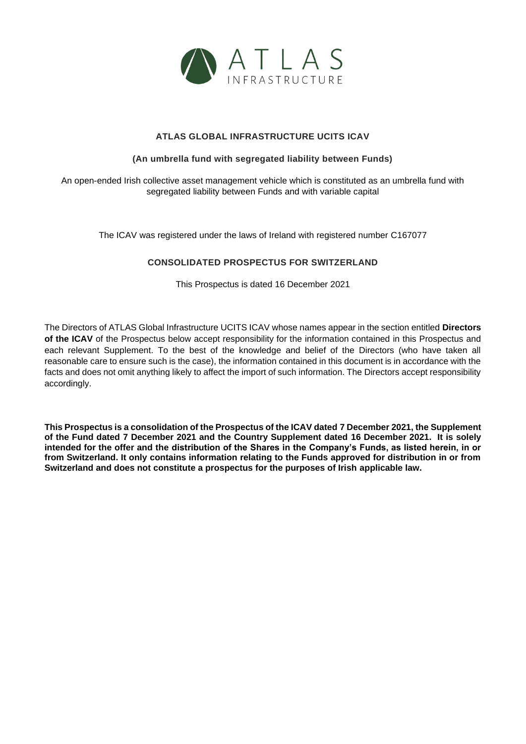ATLAS
INFRASTRUCTURE

**ATLAS GLOBAL INFRASTRUCTURE UCITS ICAV**

**(An umbrella fund with segregated liability between Funds)**

An open-ended Irish collective asset management vehicle which is constituted as an umbrella fund with segregated liability between Funds and with variable capital

The ICAV was registered under the laws of Ireland with registered number C167077

**CONSOLIDATED PROSPECTUS FOR SWITZERLAND**

This Prospectus is dated 16 December 2021

The Directors of ATLAS Global Infrastructure UCITS ICAV whose names appear in the section entitled **Directors of the ICAV** of the Prospectus below accept responsibility for the information contained in this Prospectus and each relevant Supplement. To the best of the knowledge and belief of the Directors (who have taken all reasonable care to ensure such is the case), the information contained in this document is in accordance with the facts and does not omit anything likely to affect the import of such information. The Directors accept responsibility accordingly.

**This Prospectus is a consolidation of the Prospectus of the ICAV dated 7 December 2021, the Supplement of the Fund dated 7 December 2021 and the Country Supplement dated 16 December 2021. It is solely intended for the offer and the distribution of the Shares in the Company's Funds, as listed herein, in or from Switzerland. It only contains information relating to the Funds approved for distribution in or from Switzerland and does not constitute a prospectus for the purposes of Irish applicable law.**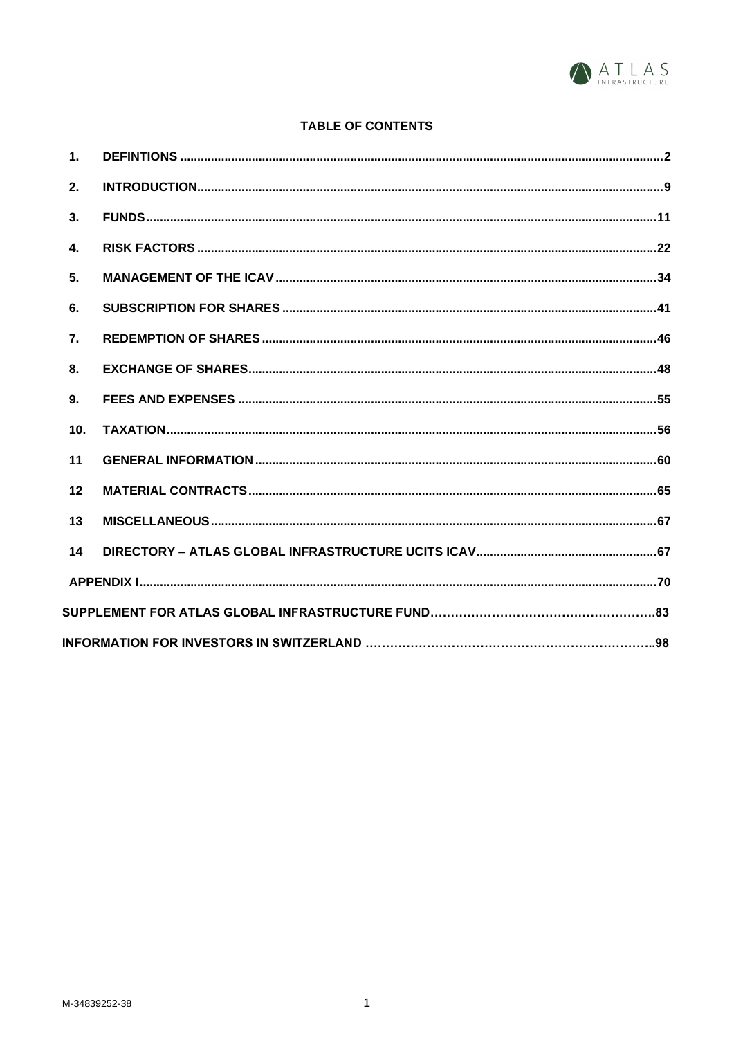## TABLE OF CONTENTS

| | | |
|---|---|---|
| 1. | DEFINTIONS | 2 |
| 2. | INTRODUCTION | 9 |
| 3. | FUNDS | 11 |
| 4. | RISK FACTORS | 22 |
| 5. | MANAGEMENT OF THE ICAV | 34 |
| 6. | SUBSCRIPTION FOR SHARES | 41 |
| 7. | REDEMPTION OF SHARES | 46 |
| 8. | EXCHANGE OF SHARES | 48 |
| 9. | FEES AND EXPENSES | 55 |
| 10. | TAXATION | 56 |
| 11 | GENERAL INFORMATION | 60 |
| 12 | MATERIAL CONTRACTS | 65 |
| 13 | MISCELLANEOUS | 67 |
| 14 | DIRECTORY – ATLAS GLOBAL INFRASTRUCTURE UCITS ICAV | 67 |
| | APPENDIX I | 70 |
| | SUPPLEMENT FOR ATLAS GLOBAL INFRASTRUCTURE FUND | 83 |
| | INFORMATION FOR INVESTORS IN SWITZERLAND | 98 |

M-34839252-38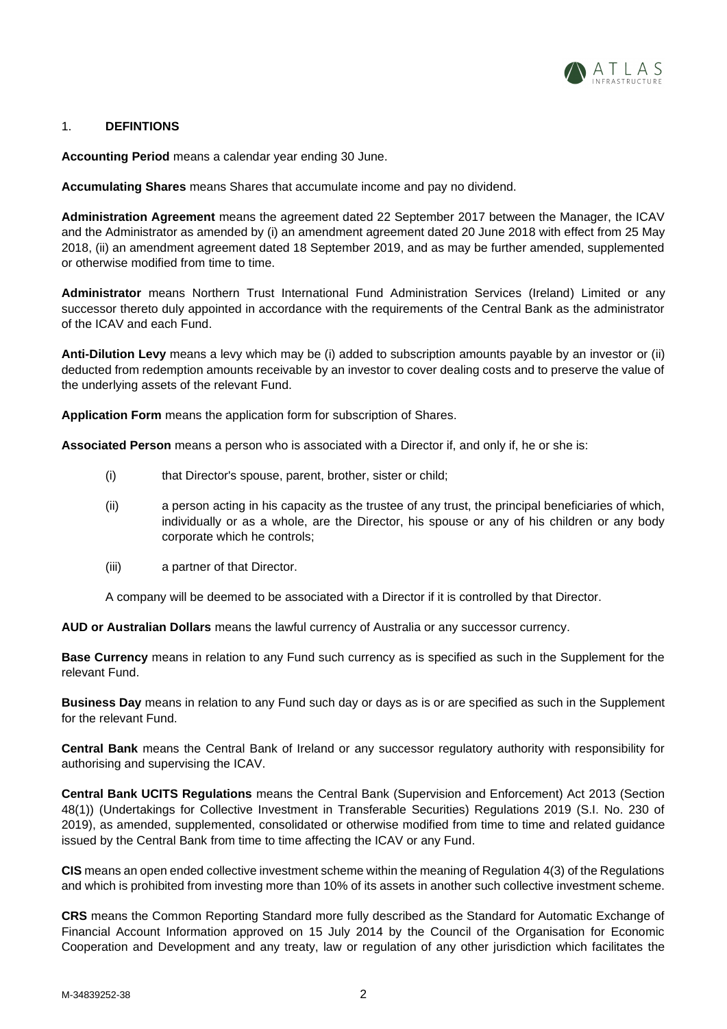## 1. DEFINTIONS

**Accounting Period** means a calendar year ending 30 June.

**Accumulating Shares** means Shares that accumulate income and pay no dividend.

**Administration Agreement** means the agreement dated 22 September 2017 between the Manager, the ICAV and the Administrator as amended by (i) an amendment agreement dated 20 June 2018 with effect from 25 May 2018, (ii) an amendment agreement dated 18 September 2019, and as may be further amended, supplemented or otherwise modified from time to time.

**Administrator** means Northern Trust International Fund Administration Services (Ireland) Limited or any successor thereto duly appointed in accordance with the requirements of the Central Bank as the administrator of the ICAV and each Fund.

**Anti-Dilution Levy** means a levy which may be (i) added to subscription amounts payable by an investor or (ii) deducted from redemption amounts receivable by an investor to cover dealing costs and to preserve the value of the underlying assets of the relevant Fund.

**Application Form** means the application form for subscription of Shares.

**Associated Person** means a person who is associated with a Director if, and only if, he or she is:

(i) that Director's spouse, parent, brother, sister or child;

(ii) a person acting in his capacity as the trustee of any trust, the principal beneficiaries of which, individually or as a whole, are the Director, his spouse or any of his children or any body corporate which he controls;

(iii) a partner of that Director.

A company will be deemed to be associated with a Director if it is controlled by that Director.

**AUD or Australian Dollars** means the lawful currency of Australia or any successor currency.

**Base Currency** means in relation to any Fund such currency as is specified as such in the Supplement for the relevant Fund.

**Business Day** means in relation to any Fund such day or days as is or are specified as such in the Supplement for the relevant Fund.

**Central Bank** means the Central Bank of Ireland or any successor regulatory authority with responsibility for authorising and supervising the ICAV.

**Central Bank UCITS Regulations** means the Central Bank (Supervision and Enforcement) Act 2013 (Section 48(1)) (Undertakings for Collective Investment in Transferable Securities) Regulations 2019 (S.I. No. 230 of 2019), as amended, supplemented, consolidated or otherwise modified from time to time and related guidance issued by the Central Bank from time to time affecting the ICAV or any Fund.

**CIS** means an open ended collective investment scheme within the meaning of Regulation 4(3) of the Regulations and which is prohibited from investing more than 10% of its assets in another such collective investment scheme.

**CRS** means the Common Reporting Standard more fully described as the Standard for Automatic Exchange of Financial Account Information approved on 15 July 2014 by the Council of the Organisation for Economic Cooperation and Development and any treaty, law or regulation of any other jurisdiction which facilitates the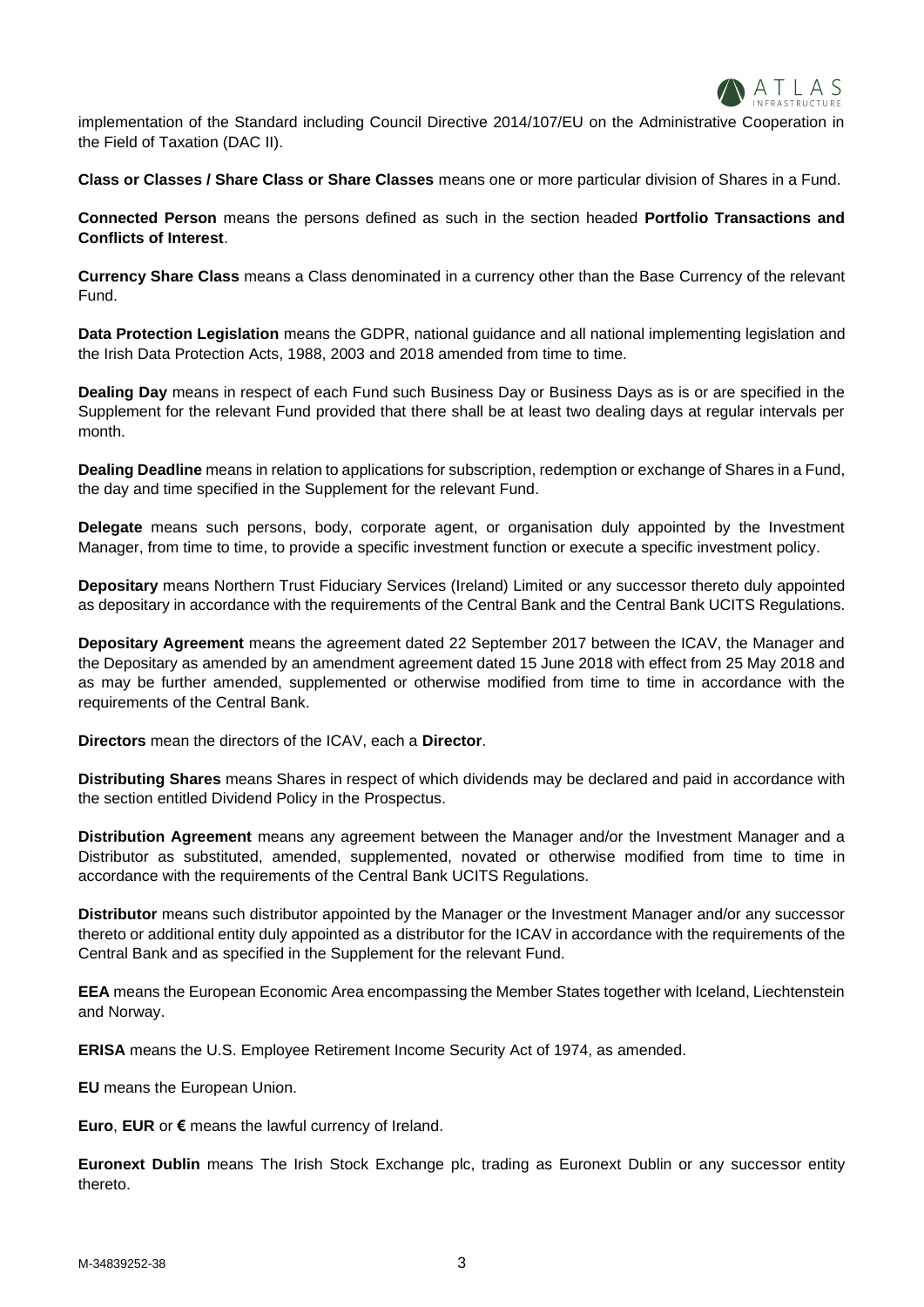implementation of the Standard including Council Directive 2014/107/EU on the Administrative Cooperation in the Field of Taxation (DAC II).

**Class or Classes / Share Class or Share Classes** means one or more particular division of Shares in a Fund.

**Connected Person** means the persons defined as such in the section headed **Portfolio Transactions and Conflicts of Interest**.

**Currency Share Class** means a Class denominated in a currency other than the Base Currency of the relevant Fund.

**Data Protection Legislation** means the GDPR, national guidance and all national implementing legislation and the Irish Data Protection Acts, 1988, 2003 and 2018 amended from time to time.

**Dealing Day** means in respect of each Fund such Business Day or Business Days as is or are specified in the Supplement for the relevant Fund provided that there shall be at least two dealing days at regular intervals per month.

**Dealing Deadline** means in relation to applications for subscription, redemption or exchange of Shares in a Fund, the day and time specified in the Supplement for the relevant Fund.

**Delegate** means such persons, body, corporate agent, or organisation duly appointed by the Investment Manager, from time to time, to provide a specific investment function or execute a specific investment policy.

**Depositary** means Northern Trust Fiduciary Services (Ireland) Limited or any successor thereto duly appointed as depositary in accordance with the requirements of the Central Bank and the Central Bank UCITS Regulations.

**Depositary Agreement** means the agreement dated 22 September 2017 between the ICAV, the Manager and the Depositary as amended by an amendment agreement dated 15 June 2018 with effect from 25 May 2018 and as may be further amended, supplemented or otherwise modified from time to time in accordance with the requirements of the Central Bank.

**Directors** mean the directors of the ICAV, each a **Director**.

**Distributing Shares** means Shares in respect of which dividends may be declared and paid in accordance with the section entitled Dividend Policy in the Prospectus.

**Distribution Agreement** means any agreement between the Manager and/or the Investment Manager and a Distributor as substituted, amended, supplemented, novated or otherwise modified from time to time in accordance with the requirements of the Central Bank UCITS Regulations.

**Distributor** means such distributor appointed by the Manager or the Investment Manager and/or any successor thereto or additional entity duly appointed as a distributor for the ICAV in accordance with the requirements of the Central Bank and as specified in the Supplement for the relevant Fund.

**EEA** means the European Economic Area encompassing the Member States together with Iceland, Liechtenstein and Norway.

**ERISA** means the U.S. Employee Retirement Income Security Act of 1974, as amended.

**EU** means the European Union.

**Euro**, **EUR** or **€** means the lawful currency of Ireland.

**Euronext Dublin** means The Irish Stock Exchange plc, trading as Euronext Dublin or any successor entity thereto.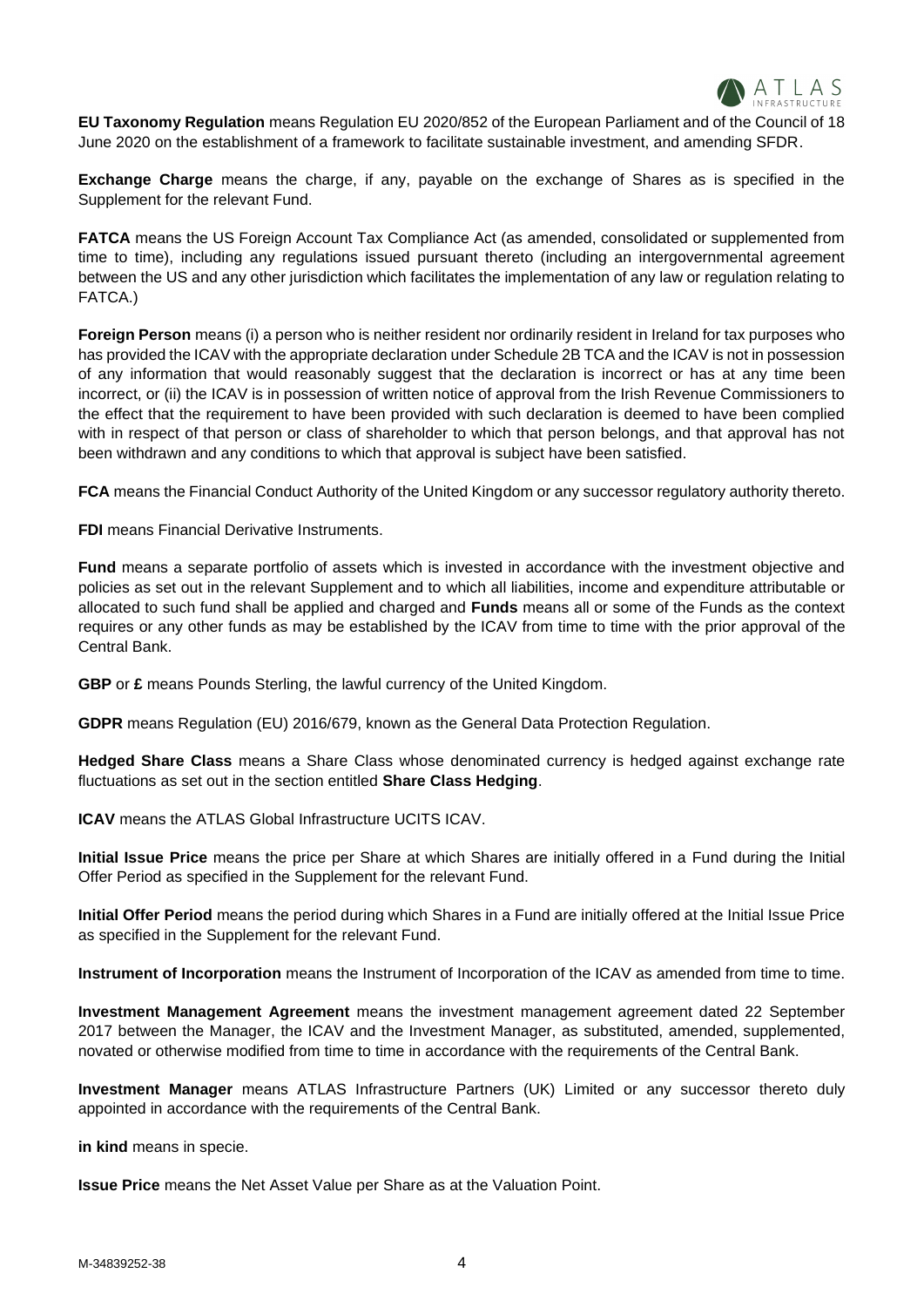**EU Taxonomy Regulation** means Regulation EU 2020/852 of the European Parliament and of the Council of 18 June 2020 on the establishment of a framework to facilitate sustainable investment, and amending SFDR.

**Exchange Charge** means the charge, if any, payable on the exchange of Shares as is specified in the Supplement for the relevant Fund.

**FATCA** means the US Foreign Account Tax Compliance Act (as amended, consolidated or supplemented from time to time), including any regulations issued pursuant thereto (including an intergovernmental agreement between the US and any other jurisdiction which facilitates the implementation of any law or regulation relating to FATCA.)

**Foreign Person** means (i) a person who is neither resident nor ordinarily resident in Ireland for tax purposes who has provided the ICAV with the appropriate declaration under Schedule 2B TCA and the ICAV is not in possession of any information that would reasonably suggest that the declaration is incorrect or has at any time been incorrect, or (ii) the ICAV is in possession of written notice of approval from the Irish Revenue Commissioners to the effect that the requirement to have been provided with such declaration is deemed to have been complied with in respect of that person or class of shareholder to which that person belongs, and that approval has not been withdrawn and any conditions to which that approval is subject have been satisfied.

**FCA** means the Financial Conduct Authority of the United Kingdom or any successor regulatory authority thereto.

**FDI** means Financial Derivative Instruments.

**Fund** means a separate portfolio of assets which is invested in accordance with the investment objective and policies as set out in the relevant Supplement and to which all liabilities, income and expenditure attributable or allocated to such fund shall be applied and charged and **Funds** means all or some of the Funds as the context requires or any other funds as may be established by the ICAV from time to time with the prior approval of the Central Bank.

**GBP** or **£** means Pounds Sterling, the lawful currency of the United Kingdom.

**GDPR** means Regulation (EU) 2016/679, known as the General Data Protection Regulation.

**Hedged Share Class** means a Share Class whose denominated currency is hedged against exchange rate fluctuations as set out in the section entitled **Share Class Hedging**.

**ICAV** means the ATLAS Global Infrastructure UCITS ICAV.

**Initial Issue Price** means the price per Share at which Shares are initially offered in a Fund during the Initial Offer Period as specified in the Supplement for the relevant Fund.

**Initial Offer Period** means the period during which Shares in a Fund are initially offered at the Initial Issue Price as specified in the Supplement for the relevant Fund.

**Instrument of Incorporation** means the Instrument of Incorporation of the ICAV as amended from time to time.

**Investment Management Agreement** means the investment management agreement dated 22 September 2017 between the Manager, the ICAV and the Investment Manager, as substituted, amended, supplemented, novated or otherwise modified from time to time in accordance with the requirements of the Central Bank.

**Investment Manager** means ATLAS Infrastructure Partners (UK) Limited or any successor thereto duly appointed in accordance with the requirements of the Central Bank.

**in kind** means in specie.

**Issue Price** means the Net Asset Value per Share as at the Valuation Point.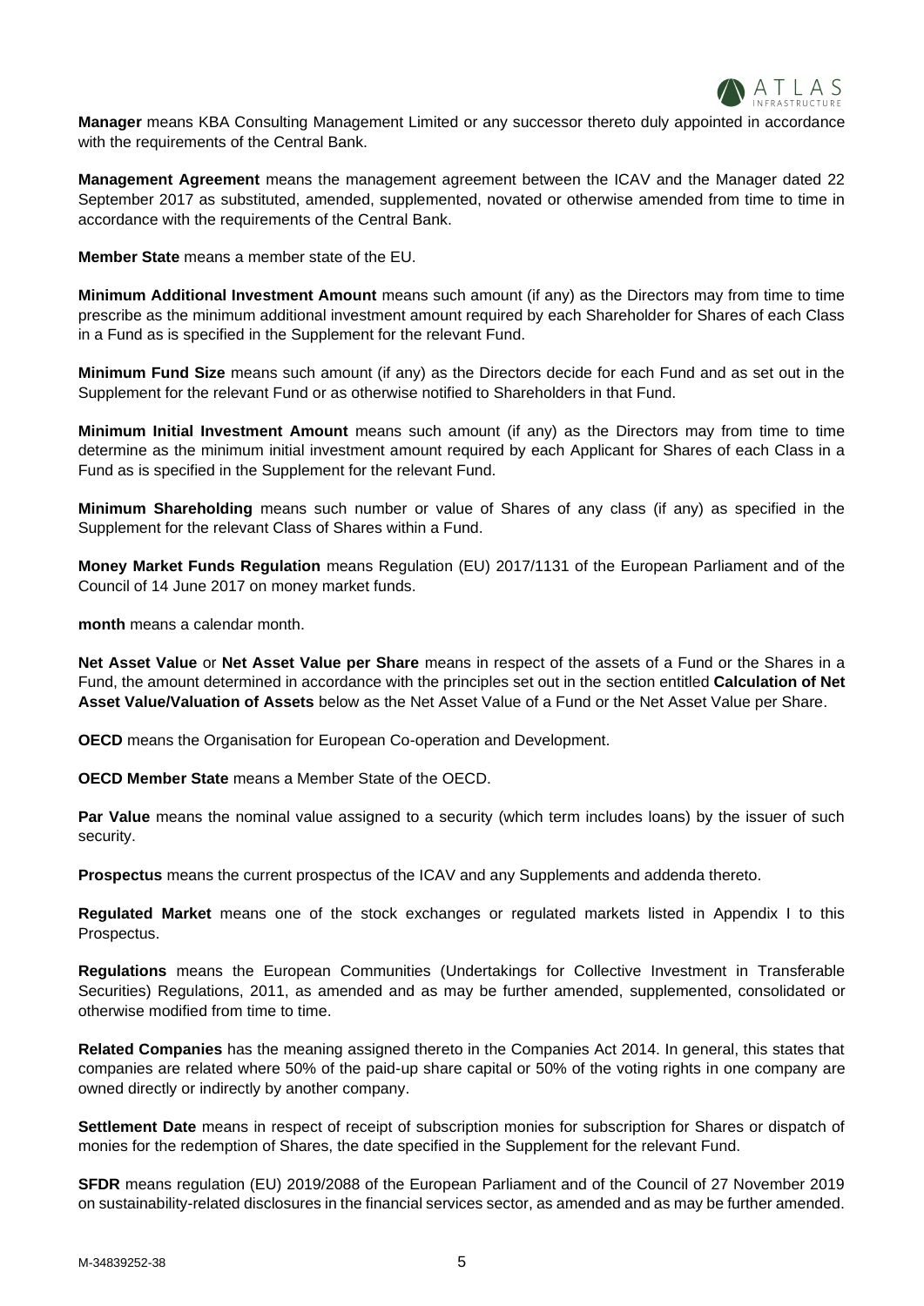**Manager** means KBA Consulting Management Limited or any successor thereto duly appointed in accordance with the requirements of the Central Bank.

**Management Agreement** means the management agreement between the ICAV and the Manager dated 22 September 2017 as substituted, amended, supplemented, novated or otherwise amended from time to time in accordance with the requirements of the Central Bank.

**Member State** means a member state of the EU.

**Minimum Additional Investment Amount** means such amount (if any) as the Directors may from time to time prescribe as the minimum additional investment amount required by each Shareholder for Shares of each Class in a Fund as is specified in the Supplement for the relevant Fund.

**Minimum Fund Size** means such amount (if any) as the Directors decide for each Fund and as set out in the Supplement for the relevant Fund or as otherwise notified to Shareholders in that Fund.

**Minimum Initial Investment Amount** means such amount (if any) as the Directors may from time to time determine as the minimum initial investment amount required by each Applicant for Shares of each Class in a Fund as is specified in the Supplement for the relevant Fund.

**Minimum Shareholding** means such number or value of Shares of any class (if any) as specified in the Supplement for the relevant Class of Shares within a Fund.

**Money Market Funds Regulation** means Regulation (EU) 2017/1131 of the European Parliament and of the Council of 14 June 2017 on money market funds.

**month** means a calendar month.

**Net Asset Value** or **Net Asset Value per Share** means in respect of the assets of a Fund or the Shares in a Fund, the amount determined in accordance with the principles set out in the section entitled **Calculation of Net Asset Value/Valuation of Assets** below as the Net Asset Value of a Fund or the Net Asset Value per Share.

**OECD** means the Organisation for European Co-operation and Development.

**OECD Member State** means a Member State of the OECD.

**Par Value** means the nominal value assigned to a security (which term includes loans) by the issuer of such security.

**Prospectus** means the current prospectus of the ICAV and any Supplements and addenda thereto.

**Regulated Market** means one of the stock exchanges or regulated markets listed in Appendix I to this Prospectus.

**Regulations** means the European Communities (Undertakings for Collective Investment in Transferable Securities) Regulations, 2011, as amended and as may be further amended, supplemented, consolidated or otherwise modified from time to time.

**Related Companies** has the meaning assigned thereto in the Companies Act 2014. In general, this states that companies are related where 50% of the paid-up share capital or 50% of the voting rights in one company are owned directly or indirectly by another company.

**Settlement Date** means in respect of receipt of subscription monies for subscription for Shares or dispatch of monies for the redemption of Shares, the date specified in the Supplement for the relevant Fund.

**SFDR** means regulation (EU) 2019/2088 of the European Parliament and of the Council of 27 November 2019 on sustainability-related disclosures in the financial services sector, as amended and as may be further amended.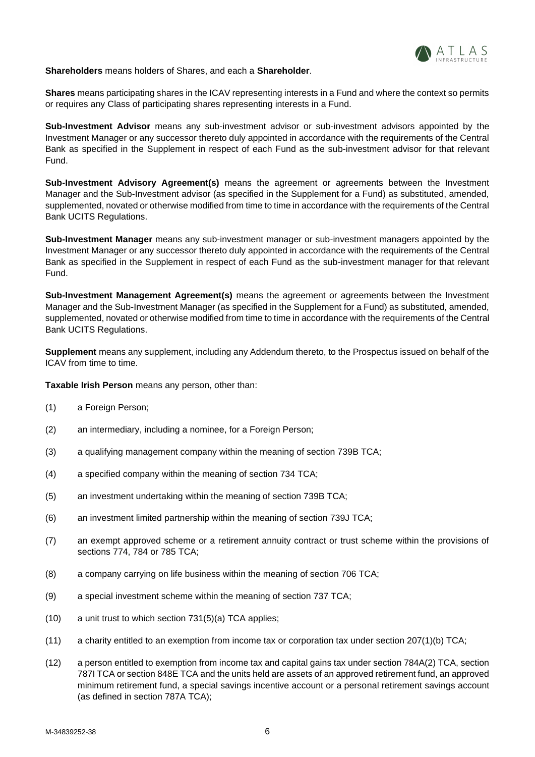**Shareholders** means holders of Shares, and each a **Shareholder**.

**Shares** means participating shares in the ICAV representing interests in a Fund and where the context so permits or requires any Class of participating shares representing interests in a Fund.

**Sub-Investment Advisor** means any sub-investment advisor or sub-investment advisors appointed by the Investment Manager or any successor thereto duly appointed in accordance with the requirements of the Central Bank as specified in the Supplement in respect of each Fund as the sub-investment advisor for that relevant Fund.

**Sub-Investment Advisory Agreement(s)** means the agreement or agreements between the Investment Manager and the Sub-Investment advisor (as specified in the Supplement for a Fund) as substituted, amended, supplemented, novated or otherwise modified from time to time in accordance with the requirements of the Central Bank UCITS Regulations.

**Sub-Investment Manager** means any sub-investment manager or sub-investment managers appointed by the Investment Manager or any successor thereto duly appointed in accordance with the requirements of the Central Bank as specified in the Supplement in respect of each Fund as the sub-investment manager for that relevant Fund.

**Sub-Investment Management Agreement(s)** means the agreement or agreements between the Investment Manager and the Sub-Investment Manager (as specified in the Supplement for a Fund) as substituted, amended, supplemented, novated or otherwise modified from time to time in accordance with the requirements of the Central Bank UCITS Regulations.

**Supplement** means any supplement, including any Addendum thereto, to the Prospectus issued on behalf of the ICAV from time to time.

**Taxable Irish Person** means any person, other than:

(1) a Foreign Person;

(2) an intermediary, including a nominee, for a Foreign Person;

(3) a qualifying management company within the meaning of section 739B TCA;

(4) a specified company within the meaning of section 734 TCA;

(5) an investment undertaking within the meaning of section 739B TCA;

(6) an investment limited partnership within the meaning of section 739J TCA;

(7) an exempt approved scheme or a retirement annuity contract or trust scheme within the provisions of sections 774, 784 or 785 TCA;

(8) a company carrying on life business within the meaning of section 706 TCA;

(9) a special investment scheme within the meaning of section 737 TCA;

(10) a unit trust to which section 731(5)(a) TCA applies;

(11) a charity entitled to an exemption from income tax or corporation tax under section 207(1)(b) TCA;

(12) a person entitled to exemption from income tax and capital gains tax under section 784A(2) TCA, section 787I TCA or section 848E TCA and the units held are assets of an approved retirement fund, an approved minimum retirement fund, a special savings incentive account or a personal retirement savings account (as defined in section 787A TCA);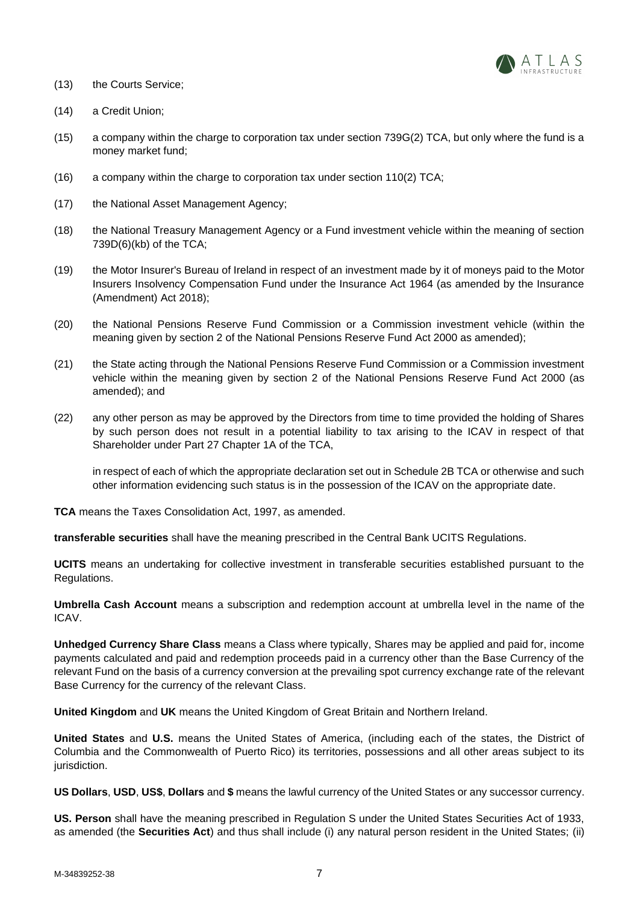(13) the Courts Service;

(14) a Credit Union;

(15) a company within the charge to corporation tax under section 739G(2) TCA, but only where the fund is a money market fund;

(16) a company within the charge to corporation tax under section 110(2) TCA;

(17) the National Asset Management Agency;

(18) the National Treasury Management Agency or a Fund investment vehicle within the meaning of section 739D(6)(kb) of the TCA;

(19) the Motor Insurer's Bureau of Ireland in respect of an investment made by it of moneys paid to the Motor Insurers Insolvency Compensation Fund under the Insurance Act 1964 (as amended by the Insurance (Amendment) Act 2018);

(20) the National Pensions Reserve Fund Commission or a Commission investment vehicle (within the meaning given by section 2 of the National Pensions Reserve Fund Act 2000 as amended);

(21) the State acting through the National Pensions Reserve Fund Commission or a Commission investment vehicle within the meaning given by section 2 of the National Pensions Reserve Fund Act 2000 (as amended); and

(22) any other person as may be approved by the Directors from time to time provided the holding of Shares by such person does not result in a potential liability to tax arising to the ICAV in respect of that Shareholder under Part 27 Chapter 1A of the TCA,

in respect of each of which the appropriate declaration set out in Schedule 2B TCA or otherwise and such other information evidencing such status is in the possession of the ICAV on the appropriate date.

**TCA** means the Taxes Consolidation Act, 1997, as amended.

**transferable securities** shall have the meaning prescribed in the Central Bank UCITS Regulations.

**UCITS** means an undertaking for collective investment in transferable securities established pursuant to the Regulations.

**Umbrella Cash Account** means a subscription and redemption account at umbrella level in the name of the ICAV.

**Unhedged Currency Share Class** means a Class where typically, Shares may be applied and paid for, income payments calculated and paid and redemption proceeds paid in a currency other than the Base Currency of the relevant Fund on the basis of a currency conversion at the prevailing spot currency exchange rate of the relevant Base Currency for the currency of the relevant Class.

**United Kingdom** and **UK** means the United Kingdom of Great Britain and Northern Ireland.

**United States** and **U.S.** means the United States of America, (including each of the states, the District of Columbia and the Commonwealth of Puerto Rico) its territories, possessions and all other areas subject to its jurisdiction.

**US Dollars**, **USD**, **US$**, **Dollars** and **$** means the lawful currency of the United States or any successor currency.

**US. Person** shall have the meaning prescribed in Regulation S under the United States Securities Act of 1933, as amended (the **Securities Act**) and thus shall include (i) any natural person resident in the United States; (ii)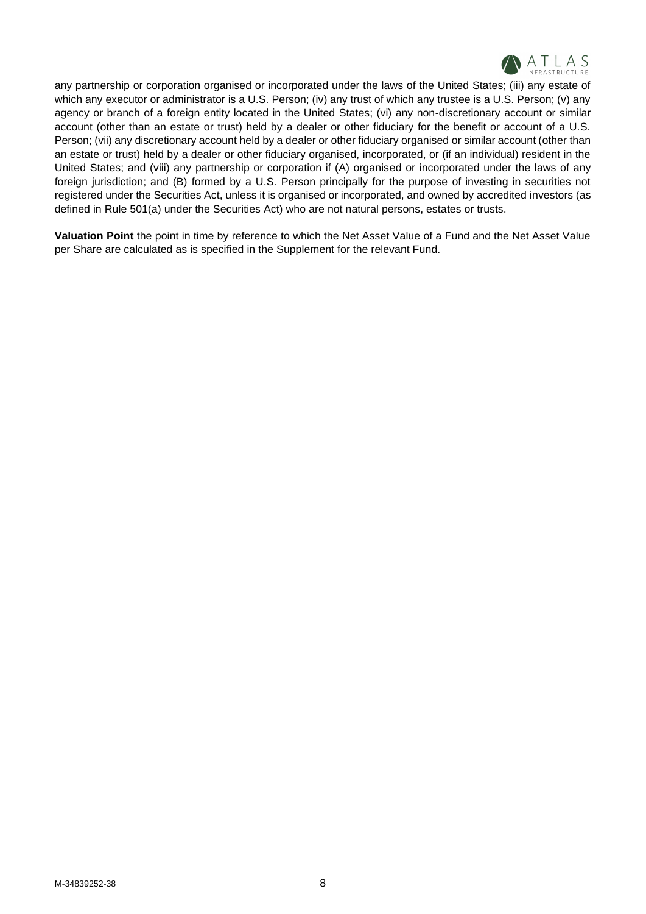any partnership or corporation organised or incorporated under the laws of the United States; (iii) any estate of which any executor or administrator is a U.S. Person; (iv) any trust of which any trustee is a U.S. Person; (v) any agency or branch of a foreign entity located in the United States; (vi) any non-discretionary account or similar account (other than an estate or trust) held by a dealer or other fiduciary for the benefit or account of a U.S. Person; (vii) any discretionary account held by a dealer or other fiduciary organised or similar account (other than an estate or trust) held by a dealer or other fiduciary organised, incorporated, or (if an individual) resident in the United States; and (viii) any partnership or corporation if (A) organised or incorporated under the laws of any foreign jurisdiction; and (B) formed by a U.S. Person principally for the purpose of investing in securities not registered under the Securities Act, unless it is organised or incorporated, and owned by accredited investors (as defined in Rule 501(a) under the Securities Act) who are not natural persons, estates or trusts.

**Valuation Point** the point in time by reference to which the Net Asset Value of a Fund and the Net Asset Value per Share are calculated as is specified in the Supplement for the relevant Fund.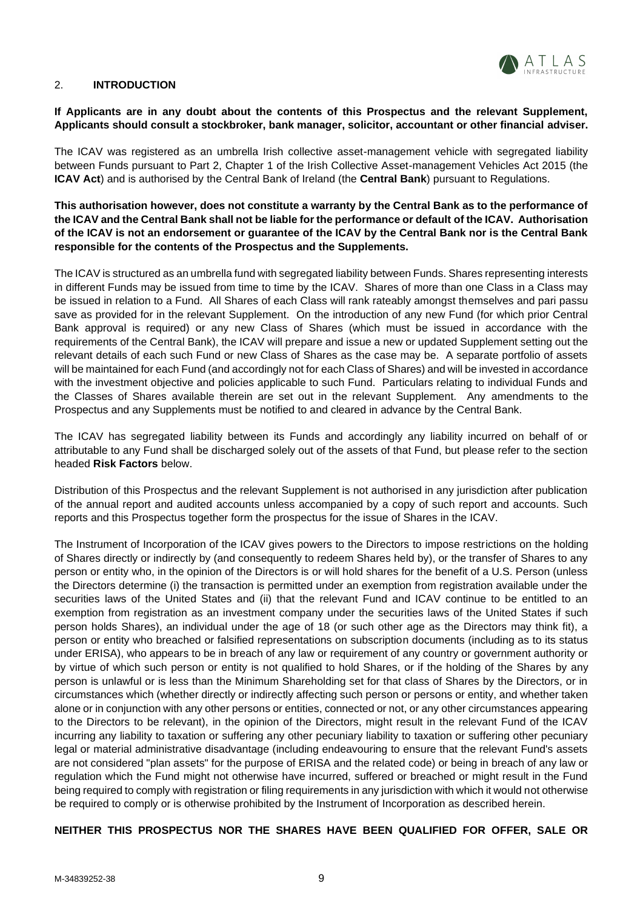## 2. **INTRODUCTION**

**If Applicants are in any doubt about the contents of this Prospectus and the relevant Supplement, Applicants should consult a stockbroker, bank manager, solicitor, accountant or other financial adviser.**

The ICAV was registered as an umbrella Irish collective asset-management vehicle with segregated liability between Funds pursuant to Part 2, Chapter 1 of the Irish Collective Asset-management Vehicles Act 2015 (the **ICAV Act**) and is authorised by the Central Bank of Ireland (the **Central Bank**) pursuant to Regulations.

**This authorisation however, does not constitute a warranty by the Central Bank as to the performance of the ICAV and the Central Bank shall not be liable for the performance or default of the ICAV. Authorisation of the ICAV is not an endorsement or guarantee of the ICAV by the Central Bank nor is the Central Bank responsible for the contents of the Prospectus and the Supplements.**

The ICAV is structured as an umbrella fund with segregated liability between Funds. Shares representing interests in different Funds may be issued from time to time by the ICAV. Shares of more than one Class in a Class may be issued in relation to a Fund. All Shares of each Class will rank rateably amongst themselves and pari passu save as provided for in the relevant Supplement. On the introduction of any new Fund (for which prior Central Bank approval is required) or any new Class of Shares (which must be issued in accordance with the requirements of the Central Bank), the ICAV will prepare and issue a new or updated Supplement setting out the relevant details of each such Fund or new Class of Shares as the case may be. A separate portfolio of assets will be maintained for each Fund (and accordingly not for each Class of Shares) and will be invested in accordance with the investment objective and policies applicable to such Fund. Particulars relating to individual Funds and the Classes of Shares available therein are set out in the relevant Supplement. Any amendments to the Prospectus and any Supplements must be notified to and cleared in advance by the Central Bank.

The ICAV has segregated liability between its Funds and accordingly any liability incurred on behalf of or attributable to any Fund shall be discharged solely out of the assets of that Fund, but please refer to the section headed **Risk Factors** below.

Distribution of this Prospectus and the relevant Supplement is not authorised in any jurisdiction after publication of the annual report and audited accounts unless accompanied by a copy of such report and accounts. Such reports and this Prospectus together form the prospectus for the issue of Shares in the ICAV.

The Instrument of Incorporation of the ICAV gives powers to the Directors to impose restrictions on the holding of Shares directly or indirectly by (and consequently to redeem Shares held by), or the transfer of Shares to any person or entity who, in the opinion of the Directors is or will hold shares for the benefit of a U.S. Person (unless the Directors determine (i) the transaction is permitted under an exemption from registration available under the securities laws of the United States and (ii) that the relevant Fund and ICAV continue to be entitled to an exemption from registration as an investment company under the securities laws of the United States if such person holds Shares), an individual under the age of 18 (or such other age as the Directors may think fit), a person or entity who breached or falsified representations on subscription documents (including as to its status under ERISA), who appears to be in breach of any law or requirement of any country or government authority or by virtue of which such person or entity is not qualified to hold Shares, or if the holding of the Shares by any person is unlawful or is less than the Minimum Shareholding set for that class of Shares by the Directors, or in circumstances which (whether directly or indirectly affecting such person or persons or entity, and whether taken alone or in conjunction with any other persons or entities, connected or not, or any other circumstances appearing to the Directors to be relevant), in the opinion of the Directors, might result in the relevant Fund of the ICAV incurring any liability to taxation or suffering any other pecuniary liability to taxation or suffering other pecuniary legal or material administrative disadvantage (including endeavouring to ensure that the relevant Fund's assets are not considered "plan assets" for the purpose of ERISA and the related code) or being in breach of any law or regulation which the Fund might not otherwise have incurred, suffered or breached or might result in the Fund being required to comply with registration or filing requirements in any jurisdiction with which it would not otherwise be required to comply or is otherwise prohibited by the Instrument of Incorporation as described herein.

**NEITHER THIS PROSPECTUS NOR THE SHARES HAVE BEEN QUALIFIED FOR OFFER, SALE OR**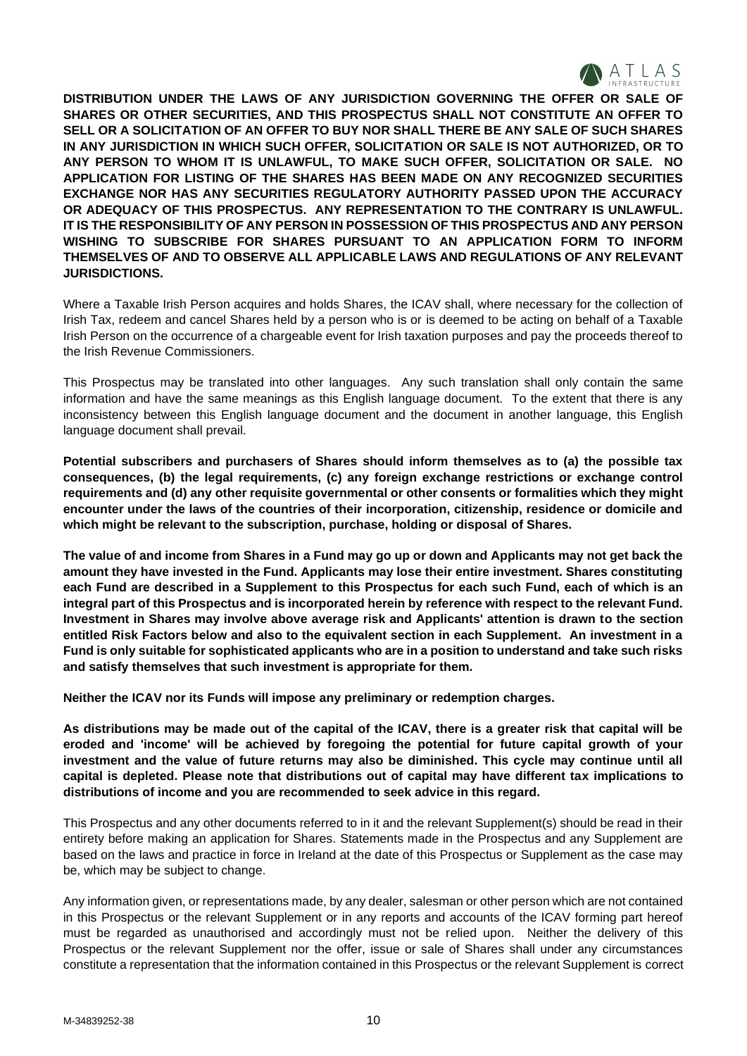**DISTRIBUTION UNDER THE LAWS OF ANY JURISDICTION GOVERNING THE OFFER OR SALE OF SHARES OR OTHER SECURITIES, AND THIS PROSPECTUS SHALL NOT CONSTITUTE AN OFFER TO SELL OR A SOLICITATION OF AN OFFER TO BUY NOR SHALL THERE BE ANY SALE OF SUCH SHARES IN ANY JURISDICTION IN WHICH SUCH OFFER, SOLICITATION OR SALE IS NOT AUTHORIZED, OR TO ANY PERSON TO WHOM IT IS UNLAWFUL, TO MAKE SUCH OFFER, SOLICITATION OR SALE. NO APPLICATION FOR LISTING OF THE SHARES HAS BEEN MADE ON ANY RECOGNIZED SECURITIES EXCHANGE NOR HAS ANY SECURITIES REGULATORY AUTHORITY PASSED UPON THE ACCURACY OR ADEQUACY OF THIS PROSPECTUS. ANY REPRESENTATION TO THE CONTRARY IS UNLAWFUL. IT IS THE RESPONSIBILITY OF ANY PERSON IN POSSESSION OF THIS PROSPECTUS AND ANY PERSON WISHING TO SUBSCRIBE FOR SHARES PURSUANT TO AN APPLICATION FORM TO INFORM THEMSELVES OF AND TO OBSERVE ALL APPLICABLE LAWS AND REGULATIONS OF ANY RELEVANT JURISDICTIONS.**

Where a Taxable Irish Person acquires and holds Shares, the ICAV shall, where necessary for the collection of Irish Tax, redeem and cancel Shares held by a person who is or is deemed to be acting on behalf of a Taxable Irish Person on the occurrence of a chargeable event for Irish taxation purposes and pay the proceeds thereof to the Irish Revenue Commissioners.

This Prospectus may be translated into other languages. Any such translation shall only contain the same information and have the same meanings as this English language document. To the extent that there is any inconsistency between this English language document and the document in another language, this English language document shall prevail.

**Potential subscribers and purchasers of Shares should inform themselves as to (a) the possible tax consequences, (b) the legal requirements, (c) any foreign exchange restrictions or exchange control requirements and (d) any other requisite governmental or other consents or formalities which they might encounter under the laws of the countries of their incorporation, citizenship, residence or domicile and which might be relevant to the subscription, purchase, holding or disposal of Shares.**

**The value of and income from Shares in a Fund may go up or down and Applicants may not get back the amount they have invested in the Fund. Applicants may lose their entire investment. Shares constituting each Fund are described in a Supplement to this Prospectus for each such Fund, each of which is an integral part of this Prospectus and is incorporated herein by reference with respect to the relevant Fund. Investment in Shares may involve above average risk and Applicants' attention is drawn to the section entitled Risk Factors below and also to the equivalent section in each Supplement. An investment in a Fund is only suitable for sophisticated applicants who are in a position to understand and take such risks and satisfy themselves that such investment is appropriate for them.**

**Neither the ICAV nor its Funds will impose any preliminary or redemption charges.**

**As distributions may be made out of the capital of the ICAV, there is a greater risk that capital will be eroded and 'income' will be achieved by foregoing the potential for future capital growth of your investment and the value of future returns may also be diminished. This cycle may continue until all capital is depleted. Please note that distributions out of capital may have different tax implications to distributions of income and you are recommended to seek advice in this regard.**

This Prospectus and any other documents referred to in it and the relevant Supplement(s) should be read in their entirety before making an application for Shares. Statements made in the Prospectus and any Supplement are based on the laws and practice in force in Ireland at the date of this Prospectus or Supplement as the case may be, which may be subject to change.

Any information given, or representations made, by any dealer, salesman or other person which are not contained in this Prospectus or the relevant Supplement or in any reports and accounts of the ICAV forming part hereof must be regarded as unauthorised and accordingly must not be relied upon. Neither the delivery of this Prospectus or the relevant Supplement nor the offer, issue or sale of Shares shall under any circumstances constitute a representation that the information contained in this Prospectus or the relevant Supplement is correct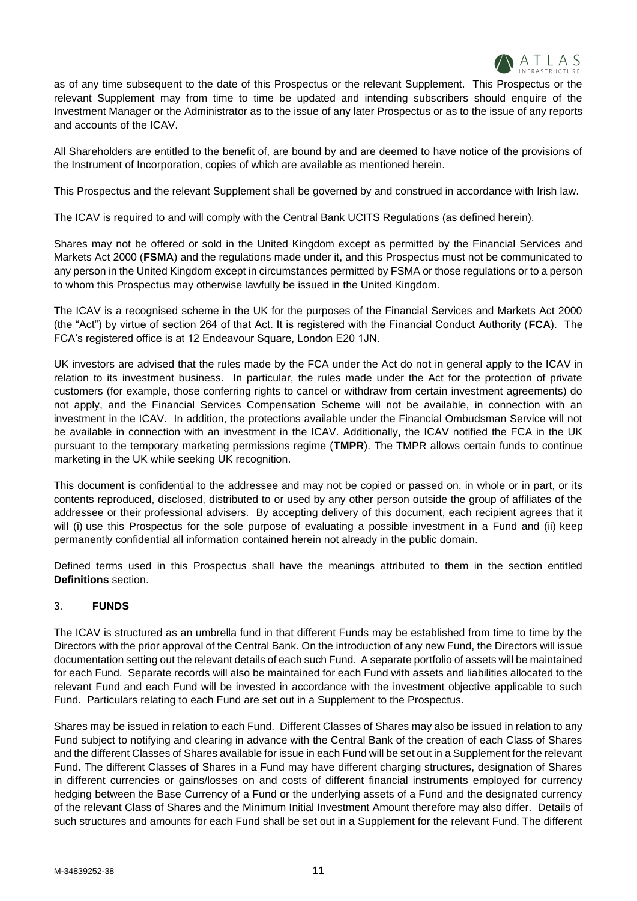as of any time subsequent to the date of this Prospectus or the relevant Supplement. This Prospectus or the relevant Supplement may from time to time be updated and intending subscribers should enquire of the Investment Manager or the Administrator as to the issue of any later Prospectus or as to the issue of any reports and accounts of the ICAV.

All Shareholders are entitled to the benefit of, are bound by and are deemed to have notice of the provisions of the Instrument of Incorporation, copies of which are available as mentioned herein.

This Prospectus and the relevant Supplement shall be governed by and construed in accordance with Irish law.

The ICAV is required to and will comply with the Central Bank UCITS Regulations (as defined herein).

Shares may not be offered or sold in the United Kingdom except as permitted by the Financial Services and Markets Act 2000 (**FSMA**) and the regulations made under it, and this Prospectus must not be communicated to any person in the United Kingdom except in circumstances permitted by FSMA or those regulations or to a person to whom this Prospectus may otherwise lawfully be issued in the United Kingdom.

The ICAV is a recognised scheme in the UK for the purposes of the Financial Services and Markets Act 2000 (the "Act") by virtue of section 264 of that Act. It is registered with the Financial Conduct Authority (**FCA**). The FCA's registered office is at 12 Endeavour Square, London E20 1JN.

UK investors are advised that the rules made by the FCA under the Act do not in general apply to the ICAV in relation to its investment business. In particular, the rules made under the Act for the protection of private customers (for example, those conferring rights to cancel or withdraw from certain investment agreements) do not apply, and the Financial Services Compensation Scheme will not be available, in connection with an investment in the ICAV. In addition, the protections available under the Financial Ombudsman Service will not be available in connection with an investment in the ICAV. Additionally, the ICAV notified the FCA in the UK pursuant to the temporary marketing permissions regime (**TMPR**). The TMPR allows certain funds to continue marketing in the UK while seeking UK recognition.

This document is confidential to the addressee and may not be copied or passed on, in whole or in part, or its contents reproduced, disclosed, distributed to or used by any other person outside the group of affiliates of the addressee or their professional advisers. By accepting delivery of this document, each recipient agrees that it will (i) use this Prospectus for the sole purpose of evaluating a possible investment in a Fund and (ii) keep permanently confidential all information contained herein not already in the public domain.

Defined terms used in this Prospectus shall have the meanings attributed to them in the section entitled **Definitions** section.

## 3. FUNDS

The ICAV is structured as an umbrella fund in that different Funds may be established from time to time by the Directors with the prior approval of the Central Bank. On the introduction of any new Fund, the Directors will issue documentation setting out the relevant details of each such Fund. A separate portfolio of assets will be maintained for each Fund. Separate records will also be maintained for each Fund with assets and liabilities allocated to the relevant Fund and each Fund will be invested in accordance with the investment objective applicable to such Fund. Particulars relating to each Fund are set out in a Supplement to the Prospectus.

Shares may be issued in relation to each Fund. Different Classes of Shares may also be issued in relation to any Fund subject to notifying and clearing in advance with the Central Bank of the creation of each Class of Shares and the different Classes of Shares available for issue in each Fund will be set out in a Supplement for the relevant Fund. The different Classes of Shares in a Fund may have different charging structures, designation of Shares in different currencies or gains/losses on and costs of different financial instruments employed for currency hedging between the Base Currency of a Fund or the underlying assets of a Fund and the designated currency of the relevant Class of Shares and the Minimum Initial Investment Amount therefore may also differ. Details of such structures and amounts for each Fund shall be set out in a Supplement for the relevant Fund. The different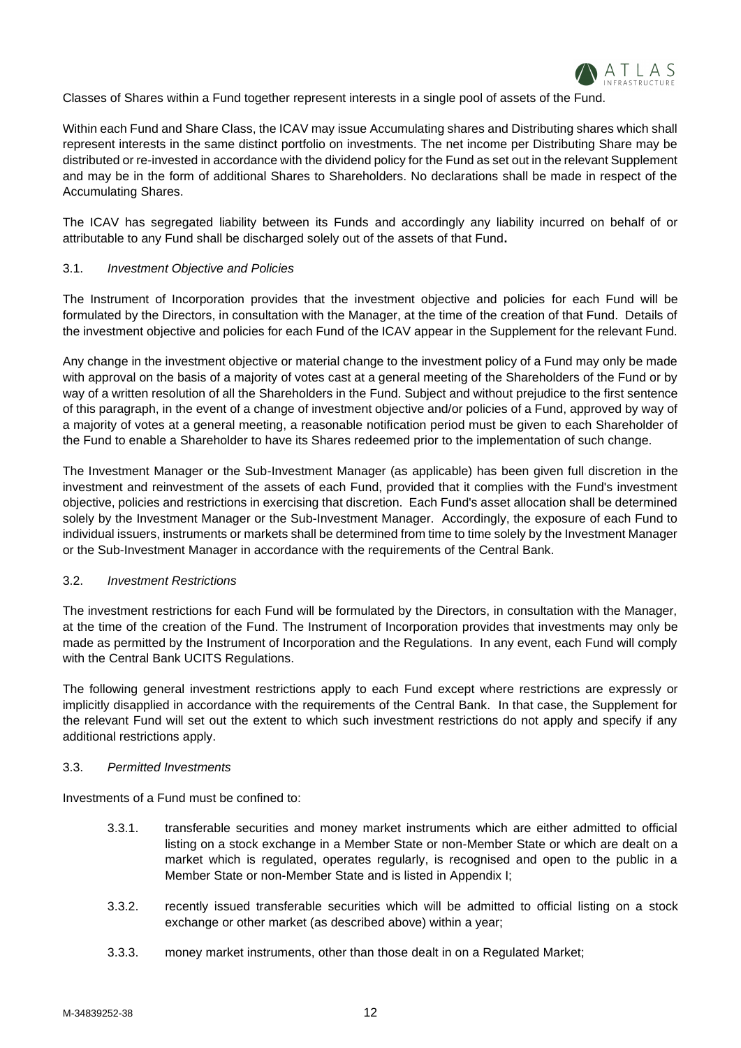Classes of Shares within a Fund together represent interests in a single pool of assets of the Fund.

Within each Fund and Share Class, the ICAV may issue Accumulating shares and Distributing shares which shall represent interests in the same distinct portfolio on investments. The net income per Distributing Share may be distributed or re-invested in accordance with the dividend policy for the Fund as set out in the relevant Supplement and may be in the form of additional Shares to Shareholders. No declarations shall be made in respect of the Accumulating Shares.

The ICAV has segregated liability between its Funds and accordingly any liability incurred on behalf of or attributable to any Fund shall be discharged solely out of the assets of that Fund**.**

### 3.1. *Investment Objective and Policies*

The Instrument of Incorporation provides that the investment objective and policies for each Fund will be formulated by the Directors, in consultation with the Manager, at the time of the creation of that Fund. Details of the investment objective and policies for each Fund of the ICAV appear in the Supplement for the relevant Fund.

Any change in the investment objective or material change to the investment policy of a Fund may only be made with approval on the basis of a majority of votes cast at a general meeting of the Shareholders of the Fund or by way of a written resolution of all the Shareholders in the Fund. Subject and without prejudice to the first sentence of this paragraph, in the event of a change of investment objective and/or policies of a Fund, approved by way of a majority of votes at a general meeting, a reasonable notification period must be given to each Shareholder of the Fund to enable a Shareholder to have its Shares redeemed prior to the implementation of such change.

The Investment Manager or the Sub-Investment Manager (as applicable) has been given full discretion in the investment and reinvestment of the assets of each Fund, provided that it complies with the Fund's investment objective, policies and restrictions in exercising that discretion. Each Fund's asset allocation shall be determined solely by the Investment Manager or the Sub-Investment Manager. Accordingly, the exposure of each Fund to individual issuers, instruments or markets shall be determined from time to time solely by the Investment Manager or the Sub-Investment Manager in accordance with the requirements of the Central Bank.

### 3.2. *Investment Restrictions*

The investment restrictions for each Fund will be formulated by the Directors, in consultation with the Manager, at the time of the creation of the Fund. The Instrument of Incorporation provides that investments may only be made as permitted by the Instrument of Incorporation and the Regulations. In any event, each Fund will comply with the Central Bank UCITS Regulations.

The following general investment restrictions apply to each Fund except where restrictions are expressly or implicitly disapplied in accordance with the requirements of the Central Bank. In that case, the Supplement for the relevant Fund will set out the extent to which such investment restrictions do not apply and specify if any additional restrictions apply.

### 3.3. *Permitted Investments*

Investments of a Fund must be confined to:

3.3.1. transferable securities and money market instruments which are either admitted to official listing on a stock exchange in a Member State or non-Member State or which are dealt on a market which is regulated, operates regularly, is recognised and open to the public in a Member State or non-Member State and is listed in Appendix I;

3.3.2. recently issued transferable securities which will be admitted to official listing on a stock exchange or other market (as described above) within a year;

3.3.3. money market instruments, other than those dealt in on a Regulated Market;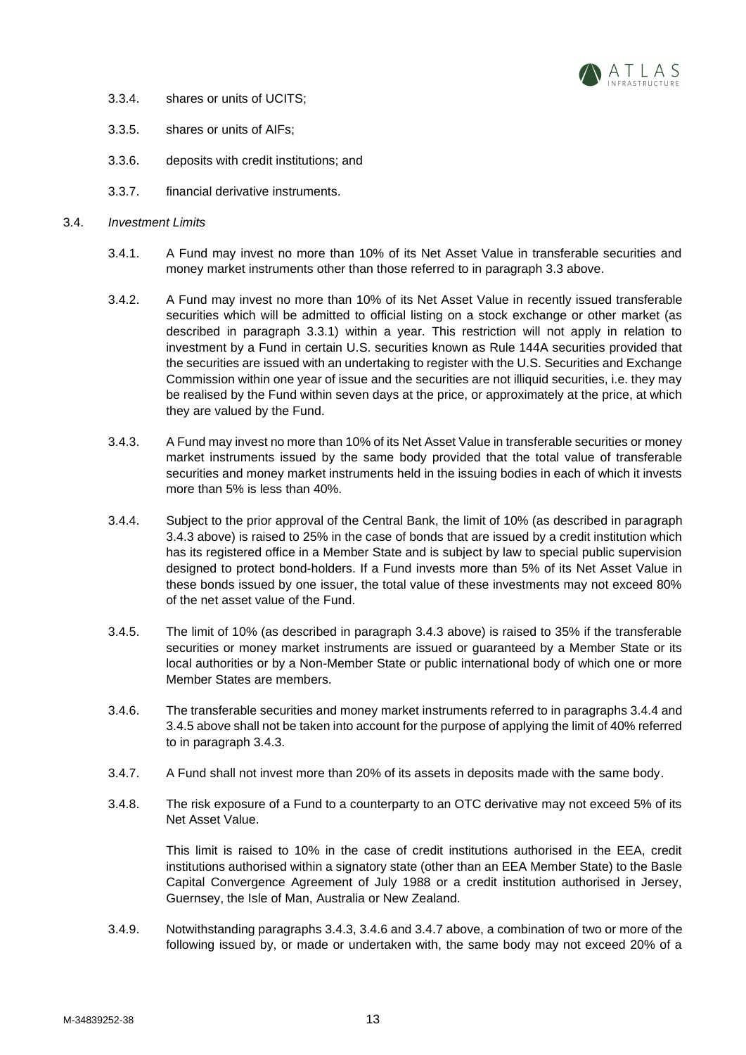3.3.4. shares or units of UCITS;

3.3.5. shares or units of AIFs;

3.3.6. deposits with credit institutions; and

3.3.7. financial derivative instruments.

3.4. *Investment Limits*

3.4.1. A Fund may invest no more than 10% of its Net Asset Value in transferable securities and money market instruments other than those referred to in paragraph 3.3 above.

3.4.2. A Fund may invest no more than 10% of its Net Asset Value in recently issued transferable securities which will be admitted to official listing on a stock exchange or other market (as described in paragraph 3.3.1) within a year. This restriction will not apply in relation to investment by a Fund in certain U.S. securities known as Rule 144A securities provided that the securities are issued with an undertaking to register with the U.S. Securities and Exchange Commission within one year of issue and the securities are not illiquid securities, i.e. they may be realised by the Fund within seven days at the price, or approximately at the price, at which they are valued by the Fund.

3.4.3. A Fund may invest no more than 10% of its Net Asset Value in transferable securities or money market instruments issued by the same body provided that the total value of transferable securities and money market instruments held in the issuing bodies in each of which it invests more than 5% is less than 40%.

3.4.4. Subject to the prior approval of the Central Bank, the limit of 10% (as described in paragraph 3.4.3 above) is raised to 25% in the case of bonds that are issued by a credit institution which has its registered office in a Member State and is subject by law to special public supervision designed to protect bond-holders. If a Fund invests more than 5% of its Net Asset Value in these bonds issued by one issuer, the total value of these investments may not exceed 80% of the net asset value of the Fund.

3.4.5. The limit of 10% (as described in paragraph 3.4.3 above) is raised to 35% if the transferable securities or money market instruments are issued or guaranteed by a Member State or its local authorities or by a Non-Member State or public international body of which one or more Member States are members.

3.4.6. The transferable securities and money market instruments referred to in paragraphs 3.4.4 and 3.4.5 above shall not be taken into account for the purpose of applying the limit of 40% referred to in paragraph 3.4.3.

3.4.7. A Fund shall not invest more than 20% of its assets in deposits made with the same body.

3.4.8. The risk exposure of a Fund to a counterparty to an OTC derivative may not exceed 5% of its Net Asset Value.

This limit is raised to 10% in the case of credit institutions authorised in the EEA, credit institutions authorised within a signatory state (other than an EEA Member State) to the Basle Capital Convergence Agreement of July 1988 or a credit institution authorised in Jersey, Guernsey, the Isle of Man, Australia or New Zealand.

3.4.9. Notwithstanding paragraphs 3.4.3, 3.4.6 and 3.4.7 above, a combination of two or more of the following issued by, or made or undertaken with, the same body may not exceed 20% of a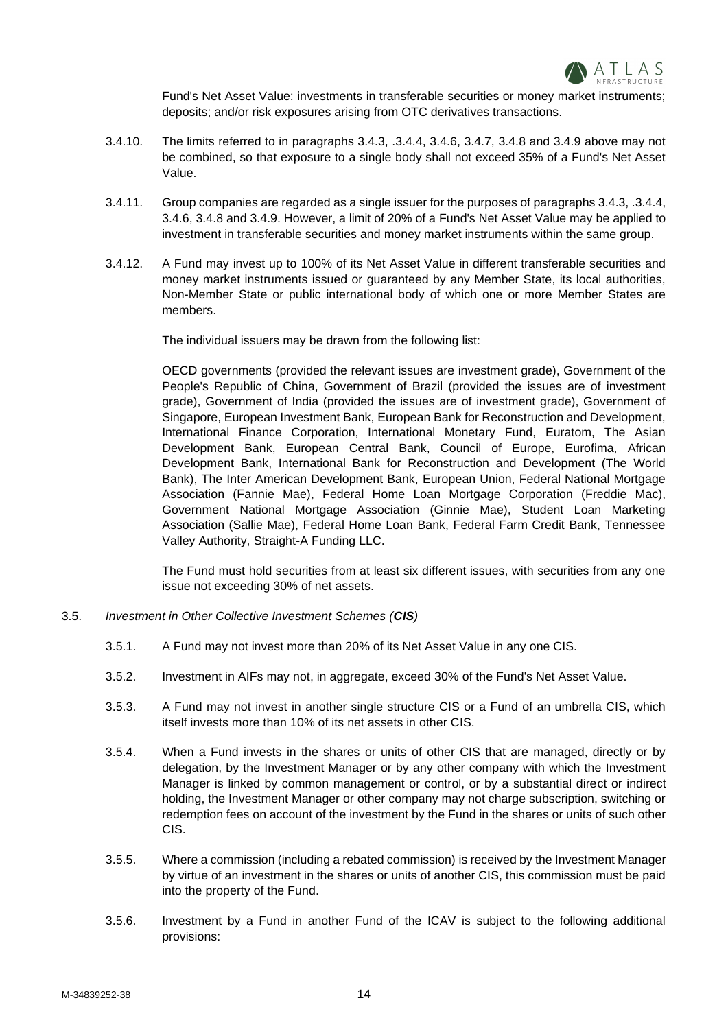Fund's Net Asset Value: investments in transferable securities or money market instruments; deposits; and/or risk exposures arising from OTC derivatives transactions.

3.4.10. The limits referred to in paragraphs 3.4.3, .3.4.4, 3.4.6, 3.4.7, 3.4.8 and 3.4.9 above may not be combined, so that exposure to a single body shall not exceed 35% of a Fund's Net Asset Value.

3.4.11. Group companies are regarded as a single issuer for the purposes of paragraphs 3.4.3, .3.4.4, 3.4.6, 3.4.8 and 3.4.9. However, a limit of 20% of a Fund's Net Asset Value may be applied to investment in transferable securities and money market instruments within the same group.

3.4.12. A Fund may invest up to 100% of its Net Asset Value in different transferable securities and money market instruments issued or guaranteed by any Member State, its local authorities, Non-Member State or public international body of which one or more Member States are members.

The individual issuers may be drawn from the following list:

OECD governments (provided the relevant issues are investment grade), Government of the People's Republic of China, Government of Brazil (provided the issues are of investment grade), Government of India (provided the issues are of investment grade), Government of Singapore, European Investment Bank, European Bank for Reconstruction and Development, International Finance Corporation, International Monetary Fund, Euratom, The Asian Development Bank, European Central Bank, Council of Europe, Eurofima, African Development Bank, International Bank for Reconstruction and Development (The World Bank), The Inter American Development Bank, European Union, Federal National Mortgage Association (Fannie Mae), Federal Home Loan Mortgage Corporation (Freddie Mac), Government National Mortgage Association (Ginnie Mae), Student Loan Marketing Association (Sallie Mae), Federal Home Loan Bank, Federal Farm Credit Bank, Tennessee Valley Authority, Straight-A Funding LLC.

The Fund must hold securities from at least six different issues, with securities from any one issue not exceeding 30% of net assets.

3.5. *Investment in Other Collective Investment Schemes (**CIS**)*

3.5.1. A Fund may not invest more than 20% of its Net Asset Value in any one CIS.

3.5.2. Investment in AIFs may not, in aggregate, exceed 30% of the Fund's Net Asset Value.

3.5.3. A Fund may not invest in another single structure CIS or a Fund of an umbrella CIS, which itself invests more than 10% of its net assets in other CIS.

3.5.4. When a Fund invests in the shares or units of other CIS that are managed, directly or by delegation, by the Investment Manager or by any other company with which the Investment Manager is linked by common management or control, or by a substantial direct or indirect holding, the Investment Manager or other company may not charge subscription, switching or redemption fees on account of the investment by the Fund in the shares or units of such other CIS.

3.5.5. Where a commission (including a rebated commission) is received by the Investment Manager by virtue of an investment in the shares or units of another CIS, this commission must be paid into the property of the Fund.

3.5.6. Investment by a Fund in another Fund of the ICAV is subject to the following additional provisions: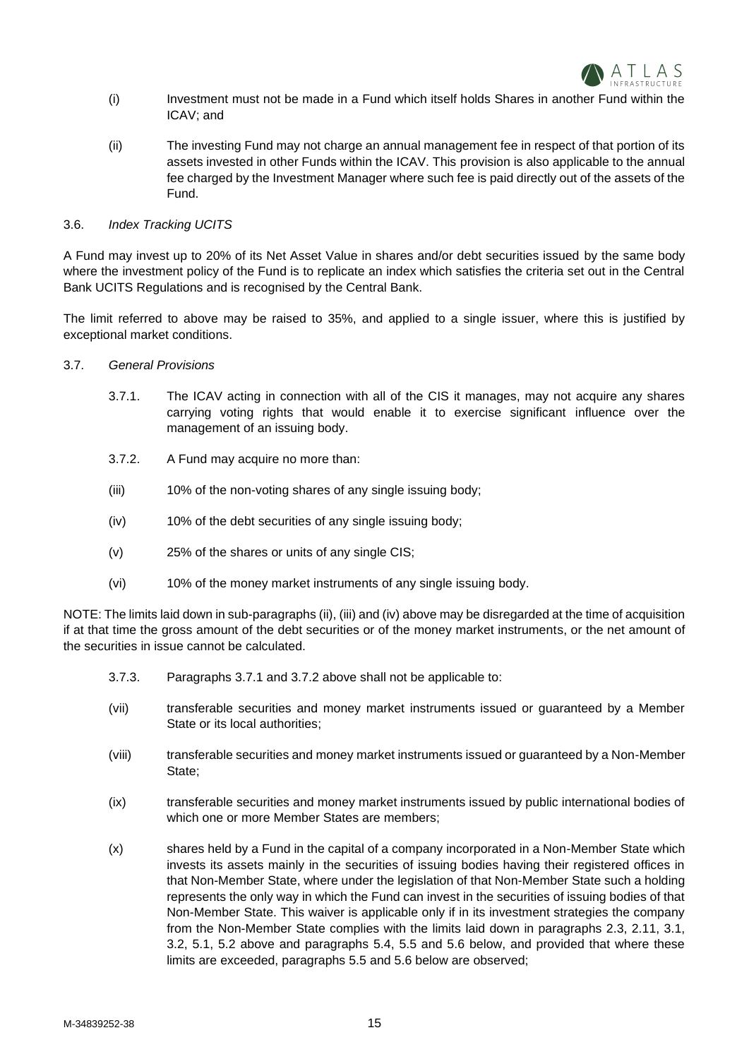(i) Investment must not be made in a Fund which itself holds Shares in another Fund within the ICAV; and

(ii) The investing Fund may not charge an annual management fee in respect of that portion of its assets invested in other Funds within the ICAV. This provision is also applicable to the annual fee charged by the Investment Manager where such fee is paid directly out of the assets of the Fund.

3.6. *Index Tracking UCITS*

A Fund may invest up to 20% of its Net Asset Value in shares and/or debt securities issued by the same body where the investment policy of the Fund is to replicate an index which satisfies the criteria set out in the Central Bank UCITS Regulations and is recognised by the Central Bank.

The limit referred to above may be raised to 35%, and applied to a single issuer, where this is justified by exceptional market conditions.

3.7. *General Provisions*

3.7.1. The ICAV acting in connection with all of the CIS it manages, may not acquire any shares carrying voting rights that would enable it to exercise significant influence over the management of an issuing body.

3.7.2. A Fund may acquire no more than:

(iii) 10% of the non-voting shares of any single issuing body;

(iv) 10% of the debt securities of any single issuing body;

(v) 25% of the shares or units of any single CIS;

(vi) 10% of the money market instruments of any single issuing body.

NOTE: The limits laid down in sub-paragraphs (ii), (iii) and (iv) above may be disregarded at the time of acquisition if at that time the gross amount of the debt securities or of the money market instruments, or the net amount of the securities in issue cannot be calculated.

3.7.3. Paragraphs 3.7.1 and 3.7.2 above shall not be applicable to:

(vii) transferable securities and money market instruments issued or guaranteed by a Member State or its local authorities;

(viii) transferable securities and money market instruments issued or guaranteed by a Non-Member State;

(ix) transferable securities and money market instruments issued by public international bodies of which one or more Member States are members;

(x) shares held by a Fund in the capital of a company incorporated in a Non-Member State which invests its assets mainly in the securities of issuing bodies having their registered offices in that Non-Member State, where under the legislation of that Non-Member State such a holding represents the only way in which the Fund can invest in the securities of issuing bodies of that Non-Member State. This waiver is applicable only if in its investment strategies the company from the Non-Member State complies with the limits laid down in paragraphs 2.3, 2.11, 3.1, 3.2, 5.1, 5.2 above and paragraphs 5.4, 5.5 and 5.6 below, and provided that where these limits are exceeded, paragraphs 5.5 and 5.6 below are observed;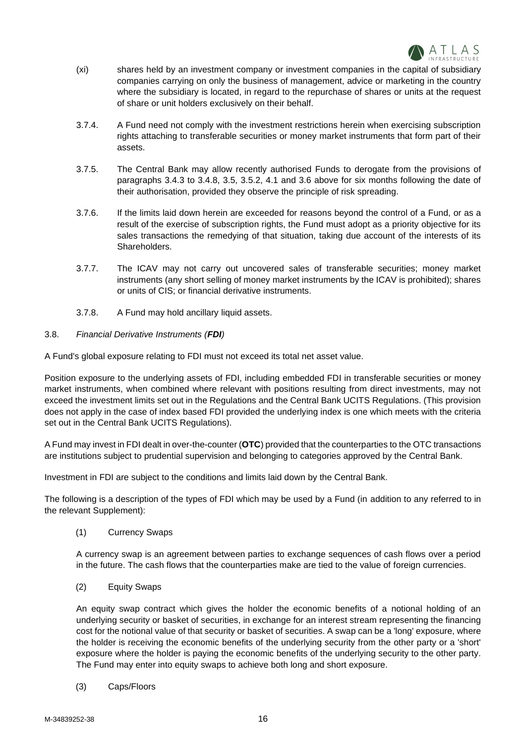(xi) shares held by an investment company or investment companies in the capital of subsidiary companies carrying on only the business of management, advice or marketing in the country where the subsidiary is located, in regard to the repurchase of shares or units at the request of share or unit holders exclusively on their behalf.

3.7.4. A Fund need not comply with the investment restrictions herein when exercising subscription rights attaching to transferable securities or money market instruments that form part of their assets.

3.7.5. The Central Bank may allow recently authorised Funds to derogate from the provisions of paragraphs 3.4.3 to 3.4.8, 3.5, 3.5.2, 4.1 and 3.6 above for six months following the date of their authorisation, provided they observe the principle of risk spreading.

3.7.6. If the limits laid down herein are exceeded for reasons beyond the control of a Fund, or as a result of the exercise of subscription rights, the Fund must adopt as a priority objective for its sales transactions the remedying of that situation, taking due account of the interests of its Shareholders.

3.7.7. The ICAV may not carry out uncovered sales of transferable securities; money market instruments (any short selling of money market instruments by the ICAV is prohibited); shares or units of CIS; or financial derivative instruments.

3.7.8. A Fund may hold ancillary liquid assets.

3.8. *Financial Derivative Instruments (**FDI**)*

A Fund's global exposure relating to FDI must not exceed its total net asset value.

Position exposure to the underlying assets of FDI, including embedded FDI in transferable securities or money market instruments, when combined where relevant with positions resulting from direct investments, may not exceed the investment limits set out in the Regulations and the Central Bank UCITS Regulations. (This provision does not apply in the case of index based FDI provided the underlying index is one which meets with the criteria set out in the Central Bank UCITS Regulations).

A Fund may invest in FDI dealt in over-the-counter (**OTC**) provided that the counterparties to the OTC transactions are institutions subject to prudential supervision and belonging to categories approved by the Central Bank.

Investment in FDI are subject to the conditions and limits laid down by the Central Bank.

The following is a description of the types of FDI which may be used by a Fund (in addition to any referred to in the relevant Supplement):

(1) Currency Swaps

A currency swap is an agreement between parties to exchange sequences of cash flows over a period in the future. The cash flows that the counterparties make are tied to the value of foreign currencies.

(2) Equity Swaps

An equity swap contract which gives the holder the economic benefits of a notional holding of an underlying security or basket of securities, in exchange for an interest stream representing the financing cost for the notional value of that security or basket of securities. A swap can be a 'long' exposure, where the holder is receiving the economic benefits of the underlying security from the other party or a 'short' exposure where the holder is paying the economic benefits of the underlying security to the other party. The Fund may enter into equity swaps to achieve both long and short exposure.

(3) Caps/Floors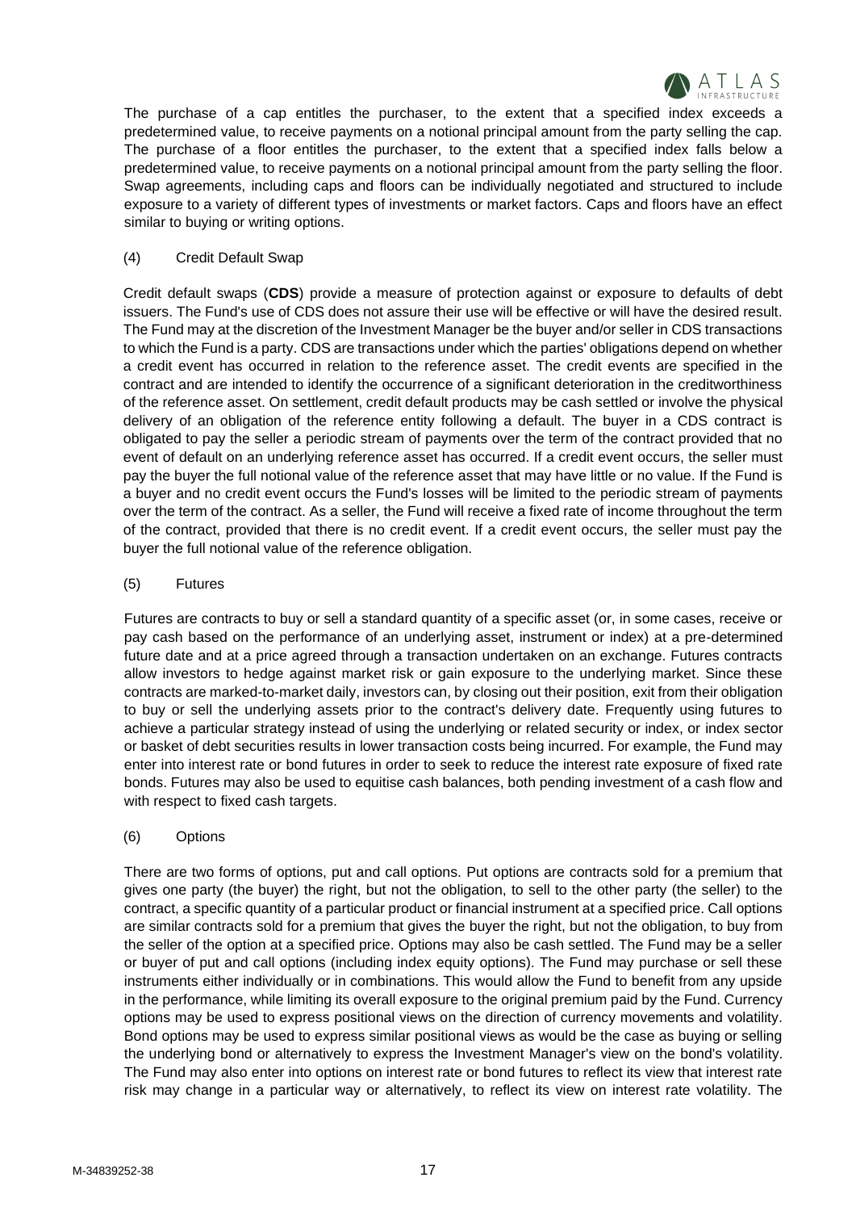The purchase of a cap entitles the purchaser, to the extent that a specified index exceeds a predetermined value, to receive payments on a notional principal amount from the party selling the cap. The purchase of a floor entitles the purchaser, to the extent that a specified index falls below a predetermined value, to receive payments on a notional principal amount from the party selling the floor. Swap agreements, including caps and floors can be individually negotiated and structured to include exposure to a variety of different types of investments or market factors. Caps and floors have an effect similar to buying or writing options.

(4) Credit Default Swap

Credit default swaps (**CDS**) provide a measure of protection against or exposure to defaults of debt issuers. The Fund's use of CDS does not assure their use will be effective or will have the desired result. The Fund may at the discretion of the Investment Manager be the buyer and/or seller in CDS transactions to which the Fund is a party. CDS are transactions under which the parties' obligations depend on whether a credit event has occurred in relation to the reference asset. The credit events are specified in the contract and are intended to identify the occurrence of a significant deterioration in the creditworthiness of the reference asset. On settlement, credit default products may be cash settled or involve the physical delivery of an obligation of the reference entity following a default. The buyer in a CDS contract is obligated to pay the seller a periodic stream of payments over the term of the contract provided that no event of default on an underlying reference asset has occurred. If a credit event occurs, the seller must pay the buyer the full notional value of the reference asset that may have little or no value. If the Fund is a buyer and no credit event occurs the Fund's losses will be limited to the periodic stream of payments over the term of the contract. As a seller, the Fund will receive a fixed rate of income throughout the term of the contract, provided that there is no credit event. If a credit event occurs, the seller must pay the buyer the full notional value of the reference obligation.

(5) Futures

Futures are contracts to buy or sell a standard quantity of a specific asset (or, in some cases, receive or pay cash based on the performance of an underlying asset, instrument or index) at a pre-determined future date and at a price agreed through a transaction undertaken on an exchange. Futures contracts allow investors to hedge against market risk or gain exposure to the underlying market. Since these contracts are marked-to-market daily, investors can, by closing out their position, exit from their obligation to buy or sell the underlying assets prior to the contract's delivery date. Frequently using futures to achieve a particular strategy instead of using the underlying or related security or index, or index sector or basket of debt securities results in lower transaction costs being incurred. For example, the Fund may enter into interest rate or bond futures in order to seek to reduce the interest rate exposure of fixed rate bonds. Futures may also be used to equitise cash balances, both pending investment of a cash flow and with respect to fixed cash targets.

(6) Options

There are two forms of options, put and call options. Put options are contracts sold for a premium that gives one party (the buyer) the right, but not the obligation, to sell to the other party (the seller) to the contract, a specific quantity of a particular product or financial instrument at a specified price. Call options are similar contracts sold for a premium that gives the buyer the right, but not the obligation, to buy from the seller of the option at a specified price. Options may also be cash settled. The Fund may be a seller or buyer of put and call options (including index equity options). The Fund may purchase or sell these instruments either individually or in combinations. This would allow the Fund to benefit from any upside in the performance, while limiting its overall exposure to the original premium paid by the Fund. Currency options may be used to express positional views on the direction of currency movements and volatility. Bond options may be used to express similar positional views as would be the case as buying or selling the underlying bond or alternatively to express the Investment Manager's view on the bond's volatility. The Fund may also enter into options on interest rate or bond futures to reflect its view that interest rate risk may change in a particular way or alternatively, to reflect its view on interest rate volatility. The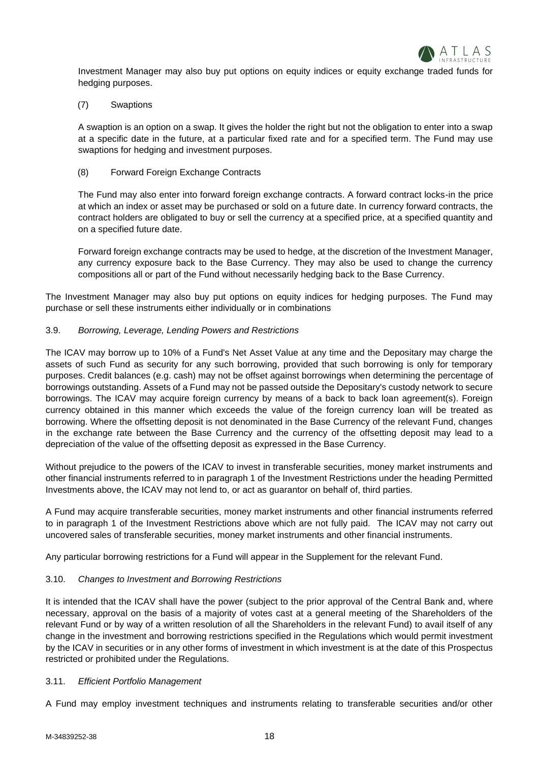Investment Manager may also buy put options on equity indices or equity exchange traded funds for hedging purposes.

(7) Swaptions

A swaption is an option on a swap. It gives the holder the right but not the obligation to enter into a swap at a specific date in the future, at a particular fixed rate and for a specified term. The Fund may use swaptions for hedging and investment purposes.

(8) Forward Foreign Exchange Contracts

The Fund may also enter into forward foreign exchange contracts. A forward contract locks-in the price at which an index or asset may be purchased or sold on a future date. In currency forward contracts, the contract holders are obligated to buy or sell the currency at a specified price, at a specified quantity and on a specified future date.

Forward foreign exchange contracts may be used to hedge, at the discretion of the Investment Manager, any currency exposure back to the Base Currency. They may also be used to change the currency compositions all or part of the Fund without necessarily hedging back to the Base Currency.

The Investment Manager may also buy put options on equity indices for hedging purposes. The Fund may purchase or sell these instruments either individually or in combinations

### 3.9. *Borrowing, Leverage, Lending Powers and Restrictions*

The ICAV may borrow up to 10% of a Fund's Net Asset Value at any time and the Depositary may charge the assets of such Fund as security for any such borrowing, provided that such borrowing is only for temporary purposes. Credit balances (e.g. cash) may not be offset against borrowings when determining the percentage of borrowings outstanding. Assets of a Fund may not be passed outside the Depositary's custody network to secure borrowings. The ICAV may acquire foreign currency by means of a back to back loan agreement(s). Foreign currency obtained in this manner which exceeds the value of the foreign currency loan will be treated as borrowing. Where the offsetting deposit is not denominated in the Base Currency of the relevant Fund, changes in the exchange rate between the Base Currency and the currency of the offsetting deposit may lead to a depreciation of the value of the offsetting deposit as expressed in the Base Currency.

Without prejudice to the powers of the ICAV to invest in transferable securities, money market instruments and other financial instruments referred to in paragraph 1 of the Investment Restrictions under the heading Permitted Investments above, the ICAV may not lend to, or act as guarantor on behalf of, third parties.

A Fund may acquire transferable securities, money market instruments and other financial instruments referred to in paragraph 1 of the Investment Restrictions above which are not fully paid. The ICAV may not carry out uncovered sales of transferable securities, money market instruments and other financial instruments.

Any particular borrowing restrictions for a Fund will appear in the Supplement for the relevant Fund.

### 3.10. *Changes to Investment and Borrowing Restrictions*

It is intended that the ICAV shall have the power (subject to the prior approval of the Central Bank and, where necessary, approval on the basis of a majority of votes cast at a general meeting of the Shareholders of the relevant Fund or by way of a written resolution of all the Shareholders in the relevant Fund) to avail itself of any change in the investment and borrowing restrictions specified in the Regulations which would permit investment by the ICAV in securities or in any other forms of investment in which investment is at the date of this Prospectus restricted or prohibited under the Regulations.

### 3.11. *Efficient Portfolio Management*

A Fund may employ investment techniques and instruments relating to transferable securities and/or other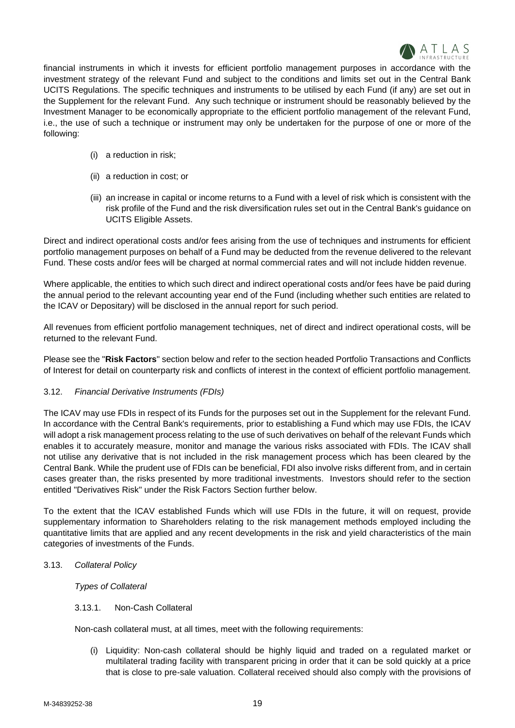financial instruments in which it invests for efficient portfolio management purposes in accordance with the investment strategy of the relevant Fund and subject to the conditions and limits set out in the Central Bank UCITS Regulations. The specific techniques and instruments to be utilised by each Fund (if any) are set out in the Supplement for the relevant Fund. Any such technique or instrument should be reasonably believed by the Investment Manager to be economically appropriate to the efficient portfolio management of the relevant Fund, i.e., the use of such a technique or instrument may only be undertaken for the purpose of one or more of the following:

(i) a reduction in risk;

(ii) a reduction in cost; or

(iii) an increase in capital or income returns to a Fund with a level of risk which is consistent with the risk profile of the Fund and the risk diversification rules set out in the Central Bank's guidance on UCITS Eligible Assets.

Direct and indirect operational costs and/or fees arising from the use of techniques and instruments for efficient portfolio management purposes on behalf of a Fund may be deducted from the revenue delivered to the relevant Fund. These costs and/or fees will be charged at normal commercial rates and will not include hidden revenue.

Where applicable, the entities to which such direct and indirect operational costs and/or fees have be paid during the annual period to the relevant accounting year end of the Fund (including whether such entities are related to the ICAV or Depositary) will be disclosed in the annual report for such period.

All revenues from efficient portfolio management techniques, net of direct and indirect operational costs, will be returned to the relevant Fund.

Please see the "**Risk Factors**" section below and refer to the section headed Portfolio Transactions and Conflicts of Interest for detail on counterparty risk and conflicts of interest in the context of efficient portfolio management.

3.12. *Financial Derivative Instruments (FDIs)*

The ICAV may use FDIs in respect of its Funds for the purposes set out in the Supplement for the relevant Fund. In accordance with the Central Bank's requirements, prior to establishing a Fund which may use FDIs, the ICAV will adopt a risk management process relating to the use of such derivatives on behalf of the relevant Funds which enables it to accurately measure, monitor and manage the various risks associated with FDIs. The ICAV shall not utilise any derivative that is not included in the risk management process which has been cleared by the Central Bank. While the prudent use of FDIs can be beneficial, FDI also involve risks different from, and in certain cases greater than, the risks presented by more traditional investments. Investors should refer to the section entitled "Derivatives Risk" under the Risk Factors Section further below.

To the extent that the ICAV established Funds which will use FDIs in the future, it will on request, provide supplementary information to Shareholders relating to the risk management methods employed including the quantitative limits that are applied and any recent developments in the risk and yield characteristics of the main categories of investments of the Funds.

3.13. *Collateral Policy*

*Types of Collateral*

3.13.1. Non-Cash Collateral

Non-cash collateral must, at all times, meet with the following requirements:

(i) Liquidity: Non-cash collateral should be highly liquid and traded on a regulated market or multilateral trading facility with transparent pricing in order that it can be sold quickly at a price that is close to pre-sale valuation. Collateral received should also comply with the provisions of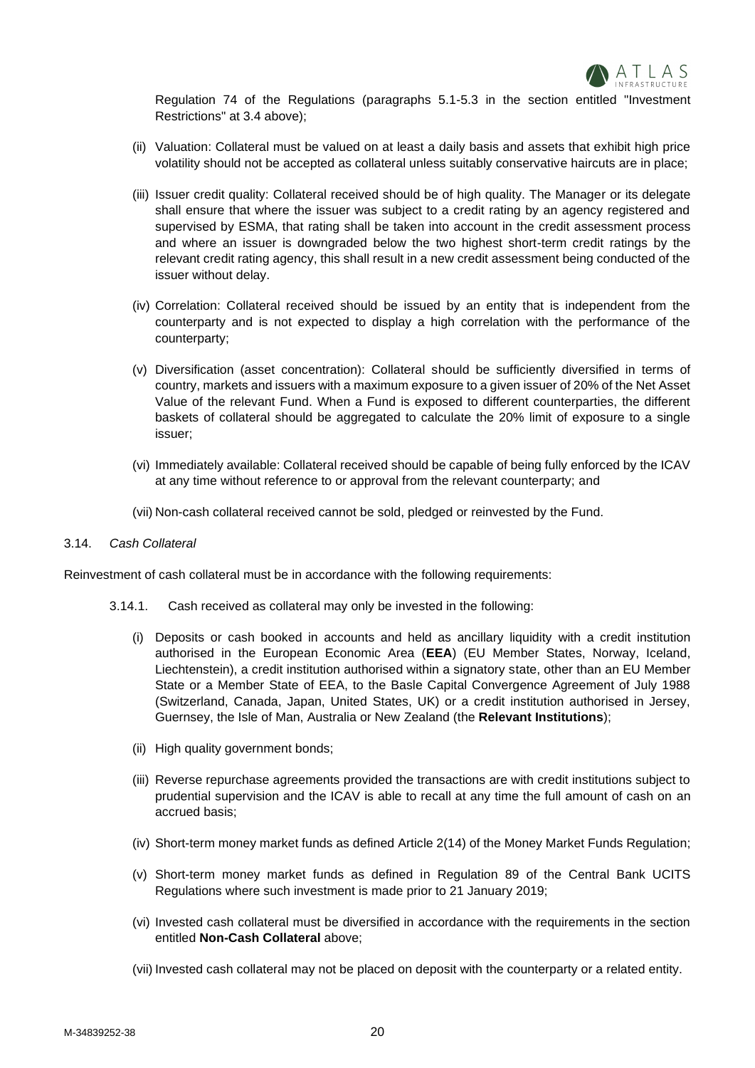Regulation 74 of the Regulations (paragraphs 5.1-5.3 in the section entitled "Investment Restrictions" at 3.4 above);

(ii) Valuation: Collateral must be valued on at least a daily basis and assets that exhibit high price volatility should not be accepted as collateral unless suitably conservative haircuts are in place;

(iii) Issuer credit quality: Collateral received should be of high quality. The Manager or its delegate shall ensure that where the issuer was subject to a credit rating by an agency registered and supervised by ESMA, that rating shall be taken into account in the credit assessment process and where an issuer is downgraded below the two highest short-term credit ratings by the relevant credit rating agency, this shall result in a new credit assessment being conducted of the issuer without delay.

(iv) Correlation: Collateral received should be issued by an entity that is independent from the counterparty and is not expected to display a high correlation with the performance of the counterparty;

(v) Diversification (asset concentration): Collateral should be sufficiently diversified in terms of country, markets and issuers with a maximum exposure to a given issuer of 20% of the Net Asset Value of the relevant Fund. When a Fund is exposed to different counterparties, the different baskets of collateral should be aggregated to calculate the 20% limit of exposure to a single issuer;

(vi) Immediately available: Collateral received should be capable of being fully enforced by the ICAV at any time without reference to or approval from the relevant counterparty; and

(vii) Non-cash collateral received cannot be sold, pledged or reinvested by the Fund.

3.14. *Cash Collateral*

Reinvestment of cash collateral must be in accordance with the following requirements:

3.14.1. Cash received as collateral may only be invested in the following:

(i) Deposits or cash booked in accounts and held as ancillary liquidity with a credit institution authorised in the European Economic Area (**EEA**) (EU Member States, Norway, Iceland, Liechtenstein), a credit institution authorised within a signatory state, other than an EU Member State or a Member State of EEA, to the Basle Capital Convergence Agreement of July 1988 (Switzerland, Canada, Japan, United States, UK) or a credit institution authorised in Jersey, Guernsey, the Isle of Man, Australia or New Zealand (the **Relevant Institutions**);

(ii) High quality government bonds;

(iii) Reverse repurchase agreements provided the transactions are with credit institutions subject to prudential supervision and the ICAV is able to recall at any time the full amount of cash on an accrued basis;

(iv) Short-term money market funds as defined Article 2(14) of the Money Market Funds Regulation;

(v) Short-term money market funds as defined in Regulation 89 of the Central Bank UCITS Regulations where such investment is made prior to 21 January 2019;

(vi) Invested cash collateral must be diversified in accordance with the requirements in the section entitled **Non-Cash Collateral** above;

(vii) Invested cash collateral may not be placed on deposit with the counterparty or a related entity.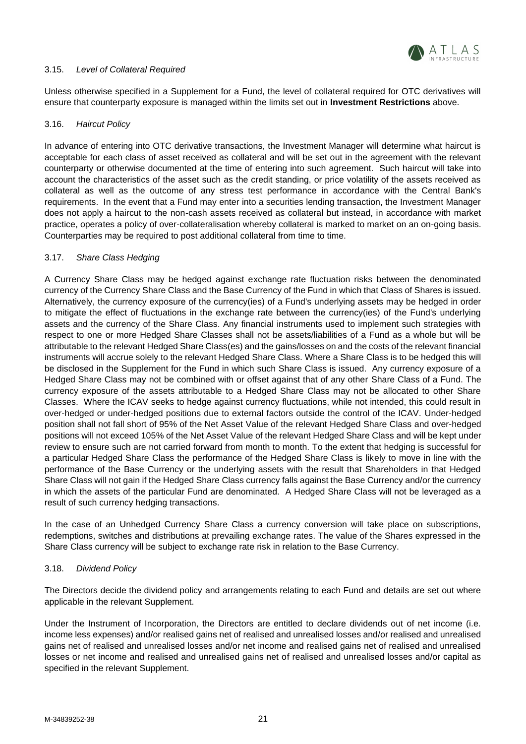### 3.15. *Level of Collateral Required*

Unless otherwise specified in a Supplement for a Fund, the level of collateral required for OTC derivatives will ensure that counterparty exposure is managed within the limits set out in **Investment Restrictions** above.

### 3.16. *Haircut Policy*

In advance of entering into OTC derivative transactions, the Investment Manager will determine what haircut is acceptable for each class of asset received as collateral and will be set out in the agreement with the relevant counterparty or otherwise documented at the time of entering into such agreement. Such haircut will take into account the characteristics of the asset such as the credit standing, or price volatility of the assets received as collateral as well as the outcome of any stress test performance in accordance with the Central Bank's requirements. In the event that a Fund may enter into a securities lending transaction, the Investment Manager does not apply a haircut to the non-cash assets received as collateral but instead, in accordance with market practice, operates a policy of over-collateralisation whereby collateral is marked to market on an on-going basis. Counterparties may be required to post additional collateral from time to time.

### 3.17. *Share Class Hedging*

A Currency Share Class may be hedged against exchange rate fluctuation risks between the denominated currency of the Currency Share Class and the Base Currency of the Fund in which that Class of Shares is issued. Alternatively, the currency exposure of the currency(ies) of a Fund's underlying assets may be hedged in order to mitigate the effect of fluctuations in the exchange rate between the currency(ies) of the Fund's underlying assets and the currency of the Share Class. Any financial instruments used to implement such strategies with respect to one or more Hedged Share Classes shall not be assets/liabilities of a Fund as a whole but will be attributable to the relevant Hedged Share Class(es) and the gains/losses on and the costs of the relevant financial instruments will accrue solely to the relevant Hedged Share Class. Where a Share Class is to be hedged this will be disclosed in the Supplement for the Fund in which such Share Class is issued. Any currency exposure of a Hedged Share Class may not be combined with or offset against that of any other Share Class of a Fund. The currency exposure of the assets attributable to a Hedged Share Class may not be allocated to other Share Classes. Where the ICAV seeks to hedge against currency fluctuations, while not intended, this could result in over-hedged or under-hedged positions due to external factors outside the control of the ICAV. Under-hedged position shall not fall short of 95% of the Net Asset Value of the relevant Hedged Share Class and over-hedged positions will not exceed 105% of the Net Asset Value of the relevant Hedged Share Class and will be kept under review to ensure such are not carried forward from month to month. To the extent that hedging is successful for a particular Hedged Share Class the performance of the Hedged Share Class is likely to move in line with the performance of the Base Currency or the underlying assets with the result that Shareholders in that Hedged Share Class will not gain if the Hedged Share Class currency falls against the Base Currency and/or the currency in which the assets of the particular Fund are denominated. A Hedged Share Class will not be leveraged as a result of such currency hedging transactions.

In the case of an Unhedged Currency Share Class a currency conversion will take place on subscriptions, redemptions, switches and distributions at prevailing exchange rates. The value of the Shares expressed in the Share Class currency will be subject to exchange rate risk in relation to the Base Currency.

### 3.18. *Dividend Policy*

The Directors decide the dividend policy and arrangements relating to each Fund and details are set out where applicable in the relevant Supplement.

Under the Instrument of Incorporation, the Directors are entitled to declare dividends out of net income (i.e. income less expenses) and/or realised gains net of realised and unrealised losses and/or realised and unrealised gains net of realised and unrealised losses and/or net income and realised gains net of realised and unrealised losses or net income and realised and unrealised gains net of realised and unrealised losses and/or capital as specified in the relevant Supplement.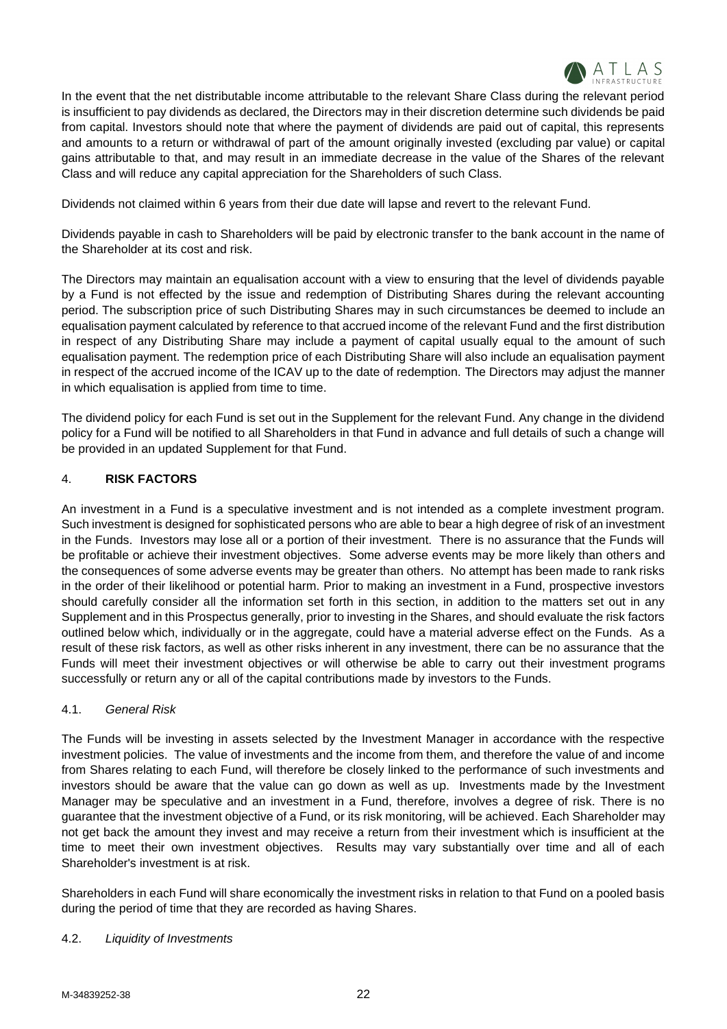In the event that the net distributable income attributable to the relevant Share Class during the relevant period is insufficient to pay dividends as declared, the Directors may in their discretion determine such dividends be paid from capital. Investors should note that where the payment of dividends are paid out of capital, this represents and amounts to a return or withdrawal of part of the amount originally invested (excluding par value) or capital gains attributable to that, and may result in an immediate decrease in the value of the Shares of the relevant Class and will reduce any capital appreciation for the Shareholders of such Class.

Dividends not claimed within 6 years from their due date will lapse and revert to the relevant Fund.

Dividends payable in cash to Shareholders will be paid by electronic transfer to the bank account in the name of the Shareholder at its cost and risk.

The Directors may maintain an equalisation account with a view to ensuring that the level of dividends payable by a Fund is not effected by the issue and redemption of Distributing Shares during the relevant accounting period. The subscription price of such Distributing Shares may in such circumstances be deemed to include an equalisation payment calculated by reference to that accrued income of the relevant Fund and the first distribution in respect of any Distributing Share may include a payment of capital usually equal to the amount of such equalisation payment. The redemption price of each Distributing Share will also include an equalisation payment in respect of the accrued income of the ICAV up to the date of redemption. The Directors may adjust the manner in which equalisation is applied from time to time.

The dividend policy for each Fund is set out in the Supplement for the relevant Fund. Any change in the dividend policy for a Fund will be notified to all Shareholders in that Fund in advance and full details of such a change will be provided in an updated Supplement for that Fund.

## 4. **RISK FACTORS**

An investment in a Fund is a speculative investment and is not intended as a complete investment program. Such investment is designed for sophisticated persons who are able to bear a high degree of risk of an investment in the Funds. Investors may lose all or a portion of their investment. There is no assurance that the Funds will be profitable or achieve their investment objectives. Some adverse events may be more likely than others and the consequences of some adverse events may be greater than others. No attempt has been made to rank risks in the order of their likelihood or potential harm. Prior to making an investment in a Fund, prospective investors should carefully consider all the information set forth in this section, in addition to the matters set out in any Supplement and in this Prospectus generally, prior to investing in the Shares, and should evaluate the risk factors outlined below which, individually or in the aggregate, could have a material adverse effect on the Funds. As a result of these risk factors, as well as other risks inherent in any investment, there can be no assurance that the Funds will meet their investment objectives or will otherwise be able to carry out their investment programs successfully or return any or all of the capital contributions made by investors to the Funds.

### 4.1. *General Risk*

The Funds will be investing in assets selected by the Investment Manager in accordance with the respective investment policies. The value of investments and the income from them, and therefore the value of and income from Shares relating to each Fund, will therefore be closely linked to the performance of such investments and investors should be aware that the value can go down as well as up. Investments made by the Investment Manager may be speculative and an investment in a Fund, therefore, involves a degree of risk. There is no guarantee that the investment objective of a Fund, or its risk monitoring, will be achieved. Each Shareholder may not get back the amount they invest and may receive a return from their investment which is insufficient at the time to meet their own investment objectives. Results may vary substantially over time and all of each Shareholder's investment is at risk.

Shareholders in each Fund will share economically the investment risks in relation to that Fund on a pooled basis during the period of time that they are recorded as having Shares.

### 4.2. *Liquidity of Investments*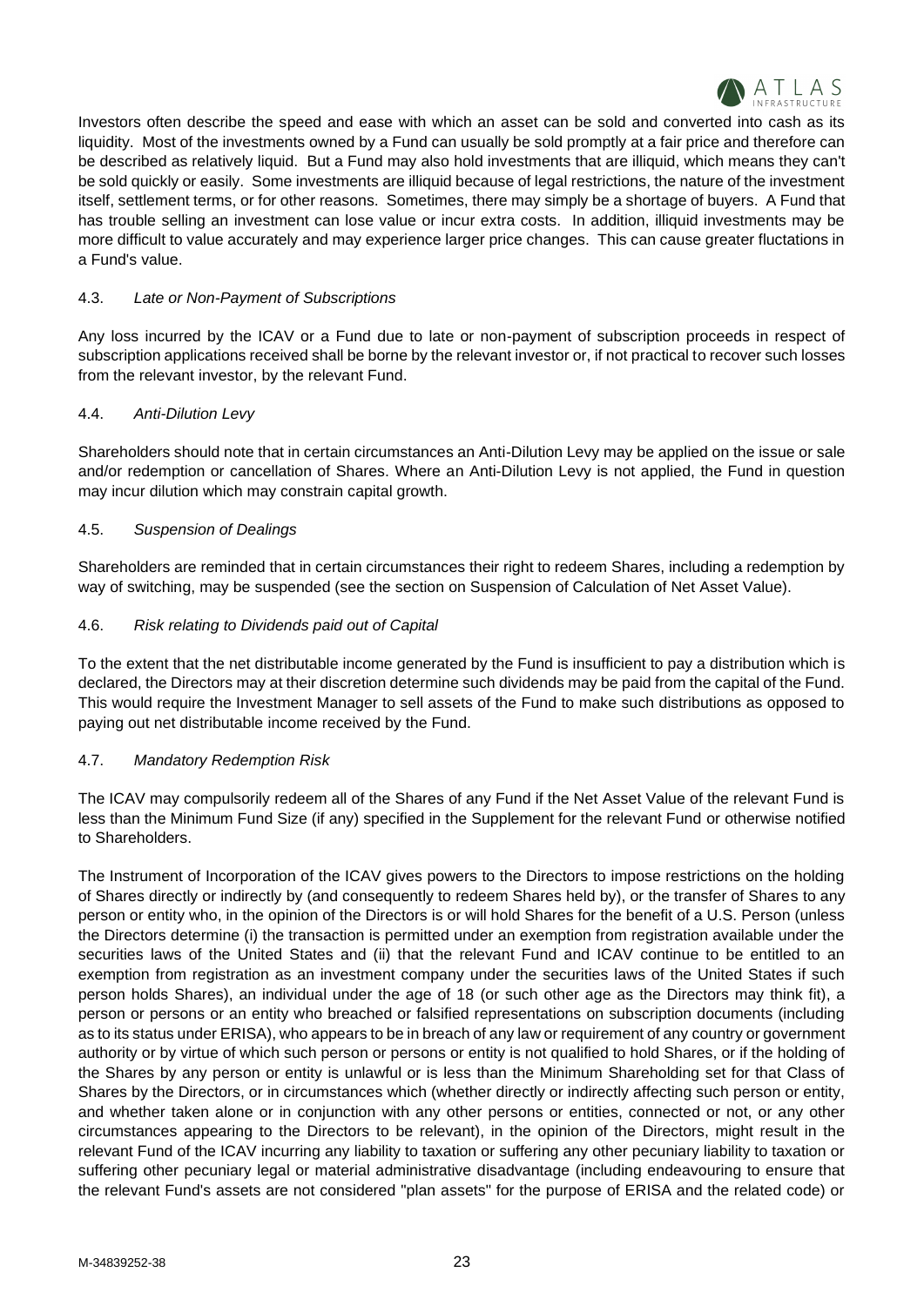Investors often describe the speed and ease with which an asset can be sold and converted into cash as its liquidity. Most of the investments owned by a Fund can usually be sold promptly at a fair price and therefore can be described as relatively liquid. But a Fund may also hold investments that are illiquid, which means they can't be sold quickly or easily. Some investments are illiquid because of legal restrictions, the nature of the investment itself, settlement terms, or for other reasons. Sometimes, there may simply be a shortage of buyers. A Fund that has trouble selling an investment can lose value or incur extra costs. In addition, illiquid investments may be more difficult to value accurately and may experience larger price changes. This can cause greater fluctations in a Fund's value.

### 4.3. *Late or Non-Payment of Subscriptions*

Any loss incurred by the ICAV or a Fund due to late or non-payment of subscription proceeds in respect of subscription applications received shall be borne by the relevant investor or, if not practical to recover such losses from the relevant investor, by the relevant Fund.

### 4.4. *Anti-Dilution Levy*

Shareholders should note that in certain circumstances an Anti-Dilution Levy may be applied on the issue or sale and/or redemption or cancellation of Shares. Where an Anti-Dilution Levy is not applied, the Fund in question may incur dilution which may constrain capital growth.

### 4.5. *Suspension of Dealings*

Shareholders are reminded that in certain circumstances their right to redeem Shares, including a redemption by way of switching, may be suspended (see the section on Suspension of Calculation of Net Asset Value).

### 4.6. *Risk relating to Dividends paid out of Capital*

To the extent that the net distributable income generated by the Fund is insufficient to pay a distribution which is declared, the Directors may at their discretion determine such dividends may be paid from the capital of the Fund. This would require the Investment Manager to sell assets of the Fund to make such distributions as opposed to paying out net distributable income received by the Fund.

### 4.7. *Mandatory Redemption Risk*

The ICAV may compulsorily redeem all of the Shares of any Fund if the Net Asset Value of the relevant Fund is less than the Minimum Fund Size (if any) specified in the Supplement for the relevant Fund or otherwise notified to Shareholders.

The Instrument of Incorporation of the ICAV gives powers to the Directors to impose restrictions on the holding of Shares directly or indirectly by (and consequently to redeem Shares held by), or the transfer of Shares to any person or entity who, in the opinion of the Directors is or will hold Shares for the benefit of a U.S. Person (unless the Directors determine (i) the transaction is permitted under an exemption from registration available under the securities laws of the United States and (ii) that the relevant Fund and ICAV continue to be entitled to an exemption from registration as an investment company under the securities laws of the United States if such person holds Shares), an individual under the age of 18 (or such other age as the Directors may think fit), a person or persons or an entity who breached or falsified representations on subscription documents (including as to its status under ERISA), who appears to be in breach of any law or requirement of any country or government authority or by virtue of which such person or persons or entity is not qualified to hold Shares, or if the holding of the Shares by any person or entity is unlawful or is less than the Minimum Shareholding set for that Class of Shares by the Directors, or in circumstances which (whether directly or indirectly affecting such person or entity, and whether taken alone or in conjunction with any other persons or entities, connected or not, or any other circumstances appearing to the Directors to be relevant), in the opinion of the Directors, might result in the relevant Fund of the ICAV incurring any liability to taxation or suffering any other pecuniary liability to taxation or suffering other pecuniary legal or material administrative disadvantage (including endeavouring to ensure that the relevant Fund's assets are not considered "plan assets" for the purpose of ERISA and the related code) or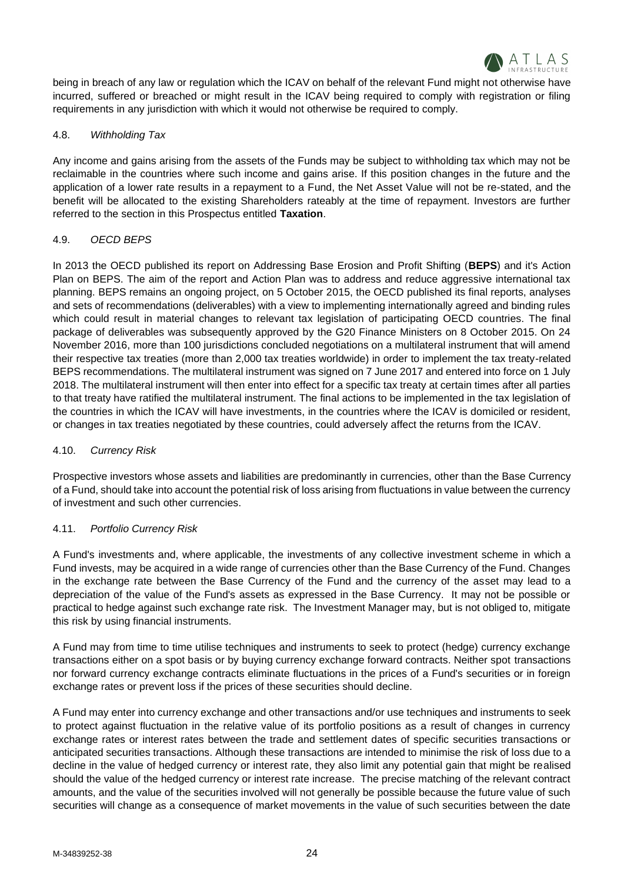being in breach of any law or regulation which the ICAV on behalf of the relevant Fund might not otherwise have incurred, suffered or breached or might result in the ICAV being required to comply with registration or filing requirements in any jurisdiction with which it would not otherwise be required to comply.

### 4.8. *Withholding Tax*

Any income and gains arising from the assets of the Funds may be subject to withholding tax which may not be reclaimable in the countries where such income and gains arise. If this position changes in the future and the application of a lower rate results in a repayment to a Fund, the Net Asset Value will not be re-stated, and the benefit will be allocated to the existing Shareholders rateably at the time of repayment. Investors are further referred to the section in this Prospectus entitled **Taxation**.

### 4.9. *OECD BEPS*

In 2013 the OECD published its report on Addressing Base Erosion and Profit Shifting (**BEPS**) and it's Action Plan on BEPS. The aim of the report and Action Plan was to address and reduce aggressive international tax planning. BEPS remains an ongoing project, on 5 October 2015, the OECD published its final reports, analyses and sets of recommendations (deliverables) with a view to implementing internationally agreed and binding rules which could result in material changes to relevant tax legislation of participating OECD countries. The final package of deliverables was subsequently approved by the G20 Finance Ministers on 8 October 2015. On 24 November 2016, more than 100 jurisdictions concluded negotiations on a multilateral instrument that will amend their respective tax treaties (more than 2,000 tax treaties worldwide) in order to implement the tax treaty-related BEPS recommendations. The multilateral instrument was signed on 7 June 2017 and entered into force on 1 July 2018. The multilateral instrument will then enter into effect for a specific tax treaty at certain times after all parties to that treaty have ratified the multilateral instrument. The final actions to be implemented in the tax legislation of the countries in which the ICAV will have investments, in the countries where the ICAV is domiciled or resident, or changes in tax treaties negotiated by these countries, could adversely affect the returns from the ICAV.

### 4.10. *Currency Risk*

Prospective investors whose assets and liabilities are predominantly in currencies, other than the Base Currency of a Fund, should take into account the potential risk of loss arising from fluctuations in value between the currency of investment and such other currencies.

### 4.11. *Portfolio Currency Risk*

A Fund's investments and, where applicable, the investments of any collective investment scheme in which a Fund invests, may be acquired in a wide range of currencies other than the Base Currency of the Fund. Changes in the exchange rate between the Base Currency of the Fund and the currency of the asset may lead to a depreciation of the value of the Fund's assets as expressed in the Base Currency. It may not be possible or practical to hedge against such exchange rate risk. The Investment Manager may, but is not obliged to, mitigate this risk by using financial instruments.

A Fund may from time to time utilise techniques and instruments to seek to protect (hedge) currency exchange transactions either on a spot basis or by buying currency exchange forward contracts. Neither spot transactions nor forward currency exchange contracts eliminate fluctuations in the prices of a Fund's securities or in foreign exchange rates or prevent loss if the prices of these securities should decline.

A Fund may enter into currency exchange and other transactions and/or use techniques and instruments to seek to protect against fluctuation in the relative value of its portfolio positions as a result of changes in currency exchange rates or interest rates between the trade and settlement dates of specific securities transactions or anticipated securities transactions. Although these transactions are intended to minimise the risk of loss due to a decline in the value of hedged currency or interest rate, they also limit any potential gain that might be realised should the value of the hedged currency or interest rate increase. The precise matching of the relevant contract amounts, and the value of the securities involved will not generally be possible because the future value of such securities will change as a consequence of market movements in the value of such securities between the date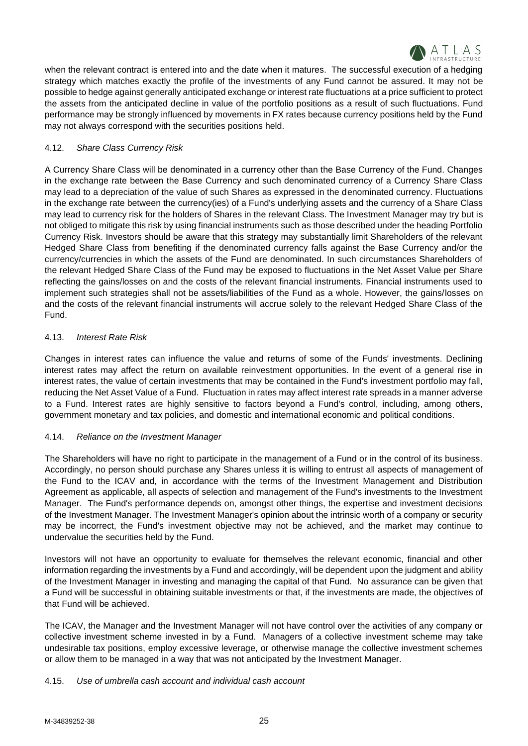when the relevant contract is entered into and the date when it matures. The successful execution of a hedging strategy which matches exactly the profile of the investments of any Fund cannot be assured. It may not be possible to hedge against generally anticipated exchange or interest rate fluctuations at a price sufficient to protect the assets from the anticipated decline in value of the portfolio positions as a result of such fluctuations. Fund performance may be strongly influenced by movements in FX rates because currency positions held by the Fund may not always correspond with the securities positions held.

### 4.12. *Share Class Currency Risk*

A Currency Share Class will be denominated in a currency other than the Base Currency of the Fund. Changes in the exchange rate between the Base Currency and such denominated currency of a Currency Share Class may lead to a depreciation of the value of such Shares as expressed in the denominated currency. Fluctuations in the exchange rate between the currency(ies) of a Fund's underlying assets and the currency of a Share Class may lead to currency risk for the holders of Shares in the relevant Class. The Investment Manager may try but is not obliged to mitigate this risk by using financial instruments such as those described under the heading Portfolio Currency Risk. Investors should be aware that this strategy may substantially limit Shareholders of the relevant Hedged Share Class from benefiting if the denominated currency falls against the Base Currency and/or the currency/currencies in which the assets of the Fund are denominated. In such circumstances Shareholders of the relevant Hedged Share Class of the Fund may be exposed to fluctuations in the Net Asset Value per Share reflecting the gains/losses on and the costs of the relevant financial instruments. Financial instruments used to implement such strategies shall not be assets/liabilities of the Fund as a whole. However, the gains/losses on and the costs of the relevant financial instruments will accrue solely to the relevant Hedged Share Class of the Fund.

### 4.13. *Interest Rate Risk*

Changes in interest rates can influence the value and returns of some of the Funds' investments. Declining interest rates may affect the return on available reinvestment opportunities. In the event of a general rise in interest rates, the value of certain investments that may be contained in the Fund's investment portfolio may fall, reducing the Net Asset Value of a Fund. Fluctuation in rates may affect interest rate spreads in a manner adverse to a Fund. Interest rates are highly sensitive to factors beyond a Fund's control, including, among others, government monetary and tax policies, and domestic and international economic and political conditions.

### 4.14. *Reliance on the Investment Manager*

The Shareholders will have no right to participate in the management of a Fund or in the control of its business. Accordingly, no person should purchase any Shares unless it is willing to entrust all aspects of management of the Fund to the ICAV and, in accordance with the terms of the Investment Management and Distribution Agreement as applicable, all aspects of selection and management of the Fund's investments to the Investment Manager. The Fund's performance depends on, amongst other things, the expertise and investment decisions of the Investment Manager. The Investment Manager's opinion about the intrinsic worth of a company or security may be incorrect, the Fund's investment objective may not be achieved, and the market may continue to undervalue the securities held by the Fund.

Investors will not have an opportunity to evaluate for themselves the relevant economic, financial and other information regarding the investments by a Fund and accordingly, will be dependent upon the judgment and ability of the Investment Manager in investing and managing the capital of that Fund. No assurance can be given that a Fund will be successful in obtaining suitable investments or that, if the investments are made, the objectives of that Fund will be achieved.

The ICAV, the Manager and the Investment Manager will not have control over the activities of any company or collective investment scheme invested in by a Fund. Managers of a collective investment scheme may take undesirable tax positions, employ excessive leverage, or otherwise manage the collective investment schemes or allow them to be managed in a way that was not anticipated by the Investment Manager.

### 4.15. *Use of umbrella cash account and individual cash account*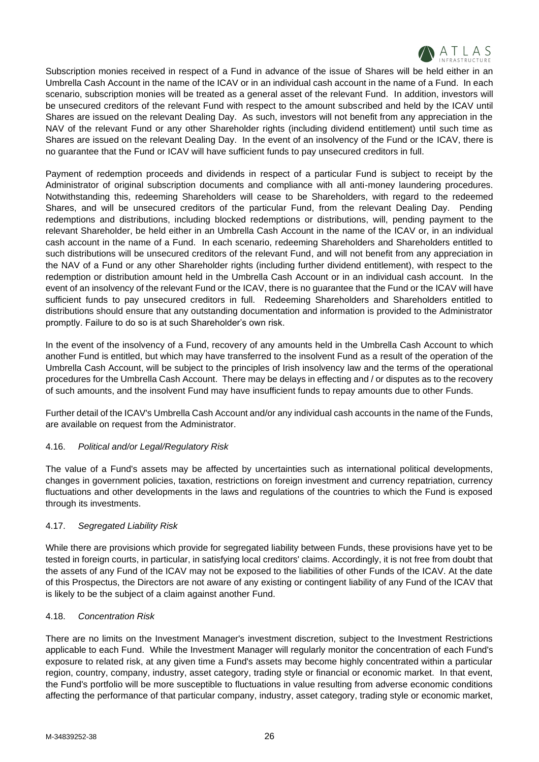Subscription monies received in respect of a Fund in advance of the issue of Shares will be held either in an Umbrella Cash Account in the name of the ICAV or in an individual cash account in the name of a Fund. In each scenario, subscription monies will be treated as a general asset of the relevant Fund. In addition, investors will be unsecured creditors of the relevant Fund with respect to the amount subscribed and held by the ICAV until Shares are issued on the relevant Dealing Day. As such, investors will not benefit from any appreciation in the NAV of the relevant Fund or any other Shareholder rights (including dividend entitlement) until such time as Shares are issued on the relevant Dealing Day. In the event of an insolvency of the Fund or the ICAV, there is no guarantee that the Fund or ICAV will have sufficient funds to pay unsecured creditors in full.

Payment of redemption proceeds and dividends in respect of a particular Fund is subject to receipt by the Administrator of original subscription documents and compliance with all anti-money laundering procedures. Notwithstanding this, redeeming Shareholders will cease to be Shareholders, with regard to the redeemed Shares, and will be unsecured creditors of the particular Fund, from the relevant Dealing Day. Pending redemptions and distributions, including blocked redemptions or distributions, will, pending payment to the relevant Shareholder, be held either in an Umbrella Cash Account in the name of the ICAV or, in an individual cash account in the name of a Fund. In each scenario, redeeming Shareholders and Shareholders entitled to such distributions will be unsecured creditors of the relevant Fund, and will not benefit from any appreciation in the NAV of a Fund or any other Shareholder rights (including further dividend entitlement), with respect to the redemption or distribution amount held in the Umbrella Cash Account or in an individual cash account. In the event of an insolvency of the relevant Fund or the ICAV, there is no guarantee that the Fund or the ICAV will have sufficient funds to pay unsecured creditors in full. Redeeming Shareholders and Shareholders entitled to distributions should ensure that any outstanding documentation and information is provided to the Administrator promptly. Failure to do so is at such Shareholder's own risk.

In the event of the insolvency of a Fund, recovery of any amounts held in the Umbrella Cash Account to which another Fund is entitled, but which may have transferred to the insolvent Fund as a result of the operation of the Umbrella Cash Account, will be subject to the principles of Irish insolvency law and the terms of the operational procedures for the Umbrella Cash Account. There may be delays in effecting and / or disputes as to the recovery of such amounts, and the insolvent Fund may have insufficient funds to repay amounts due to other Funds.

Further detail of the ICAV's Umbrella Cash Account and/or any individual cash accounts in the name of the Funds, are available on request from the Administrator.

4.16. *Political and/or Legal/Regulatory Risk*

The value of a Fund's assets may be affected by uncertainties such as international political developments, changes in government policies, taxation, restrictions on foreign investment and currency repatriation, currency fluctuations and other developments in the laws and regulations of the countries to which the Fund is exposed through its investments.

4.17. *Segregated Liability Risk*

While there are provisions which provide for segregated liability between Funds, these provisions have yet to be tested in foreign courts, in particular, in satisfying local creditors' claims. Accordingly, it is not free from doubt that the assets of any Fund of the ICAV may not be exposed to the liabilities of other Funds of the ICAV. At the date of this Prospectus, the Directors are not aware of any existing or contingent liability of any Fund of the ICAV that is likely to be the subject of a claim against another Fund.

4.18. *Concentration Risk*

There are no limits on the Investment Manager's investment discretion, subject to the Investment Restrictions applicable to each Fund. While the Investment Manager will regularly monitor the concentration of each Fund's exposure to related risk, at any given time a Fund's assets may become highly concentrated within a particular region, country, company, industry, asset category, trading style or financial or economic market. In that event, the Fund's portfolio will be more susceptible to fluctuations in value resulting from adverse economic conditions affecting the performance of that particular company, industry, asset category, trading style or economic market,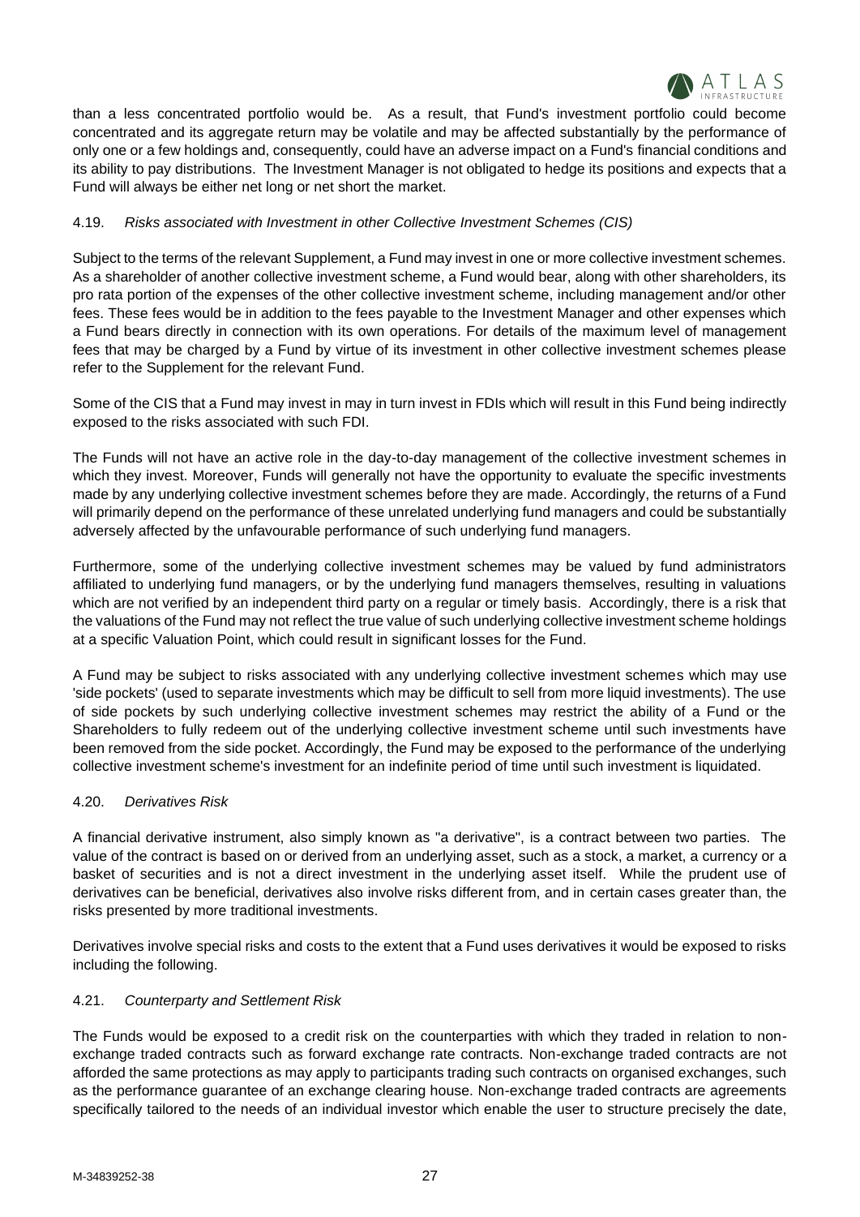than a less concentrated portfolio would be. As a result, that Fund's investment portfolio could become concentrated and its aggregate return may be volatile and may be affected substantially by the performance of only one or a few holdings and, consequently, could have an adverse impact on a Fund's financial conditions and its ability to pay distributions. The Investment Manager is not obligated to hedge its positions and expects that a Fund will always be either net long or net short the market.

4.19. *Risks associated with Investment in other Collective Investment Schemes (CIS)*

Subject to the terms of the relevant Supplement, a Fund may invest in one or more collective investment schemes. As a shareholder of another collective investment scheme, a Fund would bear, along with other shareholders, its pro rata portion of the expenses of the other collective investment scheme, including management and/or other fees. These fees would be in addition to the fees payable to the Investment Manager and other expenses which a Fund bears directly in connection with its own operations. For details of the maximum level of management fees that may be charged by a Fund by virtue of its investment in other collective investment schemes please refer to the Supplement for the relevant Fund.

Some of the CIS that a Fund may invest in may in turn invest in FDIs which will result in this Fund being indirectly exposed to the risks associated with such FDI.

The Funds will not have an active role in the day-to-day management of the collective investment schemes in which they invest. Moreover, Funds will generally not have the opportunity to evaluate the specific investments made by any underlying collective investment schemes before they are made. Accordingly, the returns of a Fund will primarily depend on the performance of these unrelated underlying fund managers and could be substantially adversely affected by the unfavourable performance of such underlying fund managers.

Furthermore, some of the underlying collective investment schemes may be valued by fund administrators affiliated to underlying fund managers, or by the underlying fund managers themselves, resulting in valuations which are not verified by an independent third party on a regular or timely basis. Accordingly, there is a risk that the valuations of the Fund may not reflect the true value of such underlying collective investment scheme holdings at a specific Valuation Point, which could result in significant losses for the Fund.

A Fund may be subject to risks associated with any underlying collective investment schemes which may use 'side pockets' (used to separate investments which may be difficult to sell from more liquid investments). The use of side pockets by such underlying collective investment schemes may restrict the ability of a Fund or the Shareholders to fully redeem out of the underlying collective investment scheme until such investments have been removed from the side pocket. Accordingly, the Fund may be exposed to the performance of the underlying collective investment scheme's investment for an indefinite period of time until such investment is liquidated.

4.20. *Derivatives Risk*

A financial derivative instrument, also simply known as "a derivative", is a contract between two parties. The value of the contract is based on or derived from an underlying asset, such as a stock, a market, a currency or a basket of securities and is not a direct investment in the underlying asset itself. While the prudent use of derivatives can be beneficial, derivatives also involve risks different from, and in certain cases greater than, the risks presented by more traditional investments.

Derivatives involve special risks and costs to the extent that a Fund uses derivatives it would be exposed to risks including the following.

4.21. *Counterparty and Settlement Risk*

The Funds would be exposed to a credit risk on the counterparties with which they traded in relation to non-exchange traded contracts such as forward exchange rate contracts. Non-exchange traded contracts are not afforded the same protections as may apply to participants trading such contracts on organised exchanges, such as the performance guarantee of an exchange clearing house. Non-exchange traded contracts are agreements specifically tailored to the needs of an individual investor which enable the user to structure precisely the date,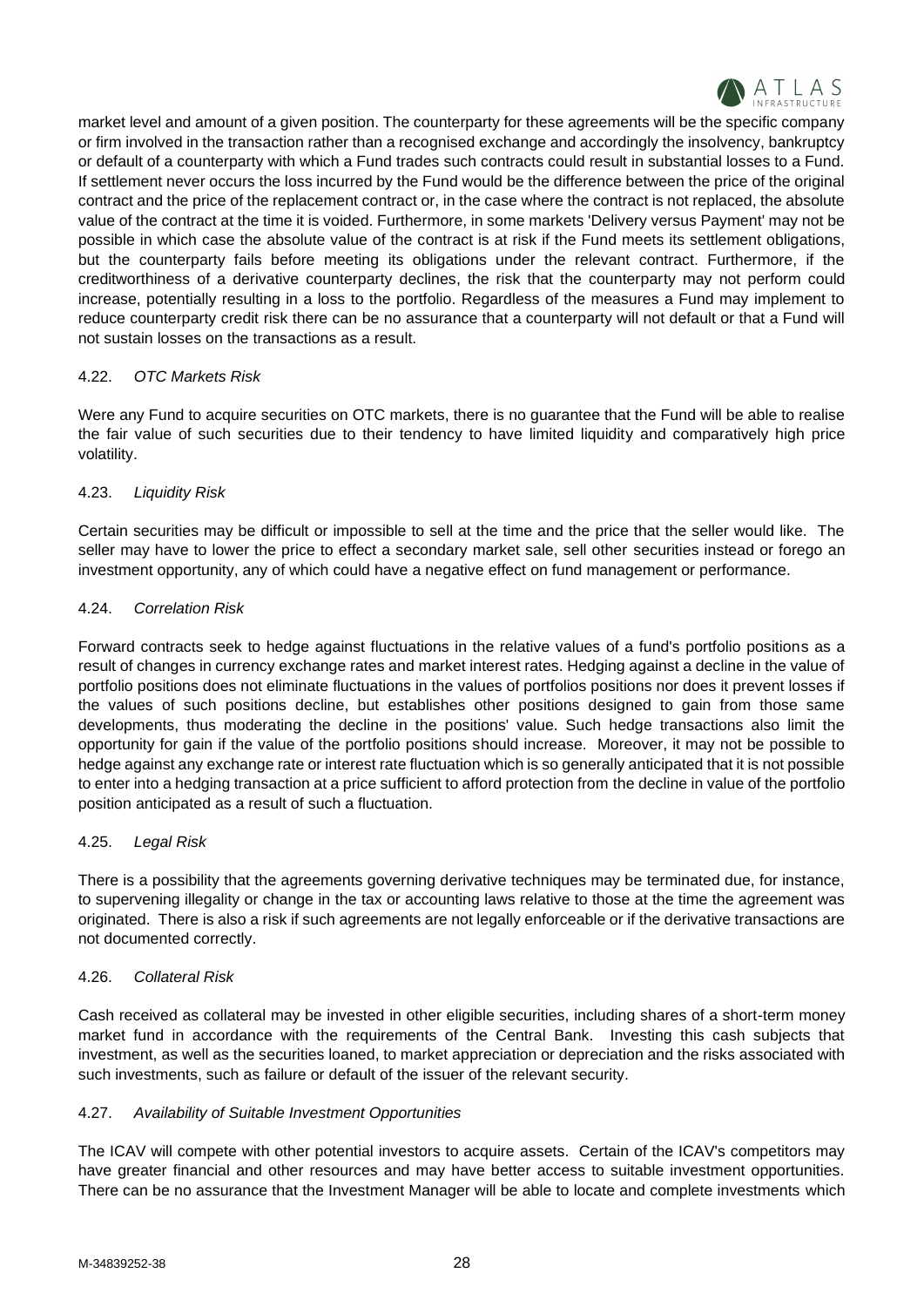market level and amount of a given position. The counterparty for these agreements will be the specific company or firm involved in the transaction rather than a recognised exchange and accordingly the insolvency, bankruptcy or default of a counterparty with which a Fund trades such contracts could result in substantial losses to a Fund. If settlement never occurs the loss incurred by the Fund would be the difference between the price of the original contract and the price of the replacement contract or, in the case where the contract is not replaced, the absolute value of the contract at the time it is voided. Furthermore, in some markets 'Delivery versus Payment' may not be possible in which case the absolute value of the contract is at risk if the Fund meets its settlement obligations, but the counterparty fails before meeting its obligations under the relevant contract. Furthermore, if the creditworthiness of a derivative counterparty declines, the risk that the counterparty may not perform could increase, potentially resulting in a loss to the portfolio. Regardless of the measures a Fund may implement to reduce counterparty credit risk there can be no assurance that a counterparty will not default or that a Fund will not sustain losses on the transactions as a result.

### 4.22. *OTC Markets Risk*

Were any Fund to acquire securities on OTC markets, there is no guarantee that the Fund will be able to realise the fair value of such securities due to their tendency to have limited liquidity and comparatively high price volatility.

### 4.23. *Liquidity Risk*

Certain securities may be difficult or impossible to sell at the time and the price that the seller would like. The seller may have to lower the price to effect a secondary market sale, sell other securities instead or forego an investment opportunity, any of which could have a negative effect on fund management or performance.

### 4.24. *Correlation Risk*

Forward contracts seek to hedge against fluctuations in the relative values of a fund's portfolio positions as a result of changes in currency exchange rates and market interest rates. Hedging against a decline in the value of portfolio positions does not eliminate fluctuations in the values of portfolios positions nor does it prevent losses if the values of such positions decline, but establishes other positions designed to gain from those same developments, thus moderating the decline in the positions' value. Such hedge transactions also limit the opportunity for gain if the value of the portfolio positions should increase. Moreover, it may not be possible to hedge against any exchange rate or interest rate fluctuation which is so generally anticipated that it is not possible to enter into a hedging transaction at a price sufficient to afford protection from the decline in value of the portfolio position anticipated as a result of such a fluctuation.

### 4.25. *Legal Risk*

There is a possibility that the agreements governing derivative techniques may be terminated due, for instance, to supervening illegality or change in the tax or accounting laws relative to those at the time the agreement was originated. There is also a risk if such agreements are not legally enforceable or if the derivative transactions are not documented correctly.

### 4.26. *Collateral Risk*

Cash received as collateral may be invested in other eligible securities, including shares of a short-term money market fund in accordance with the requirements of the Central Bank. Investing this cash subjects that investment, as well as the securities loaned, to market appreciation or depreciation and the risks associated with such investments, such as failure or default of the issuer of the relevant security.

### 4.27. *Availability of Suitable Investment Opportunities*

The ICAV will compete with other potential investors to acquire assets. Certain of the ICAV's competitors may have greater financial and other resources and may have better access to suitable investment opportunities. There can be no assurance that the Investment Manager will be able to locate and complete investments which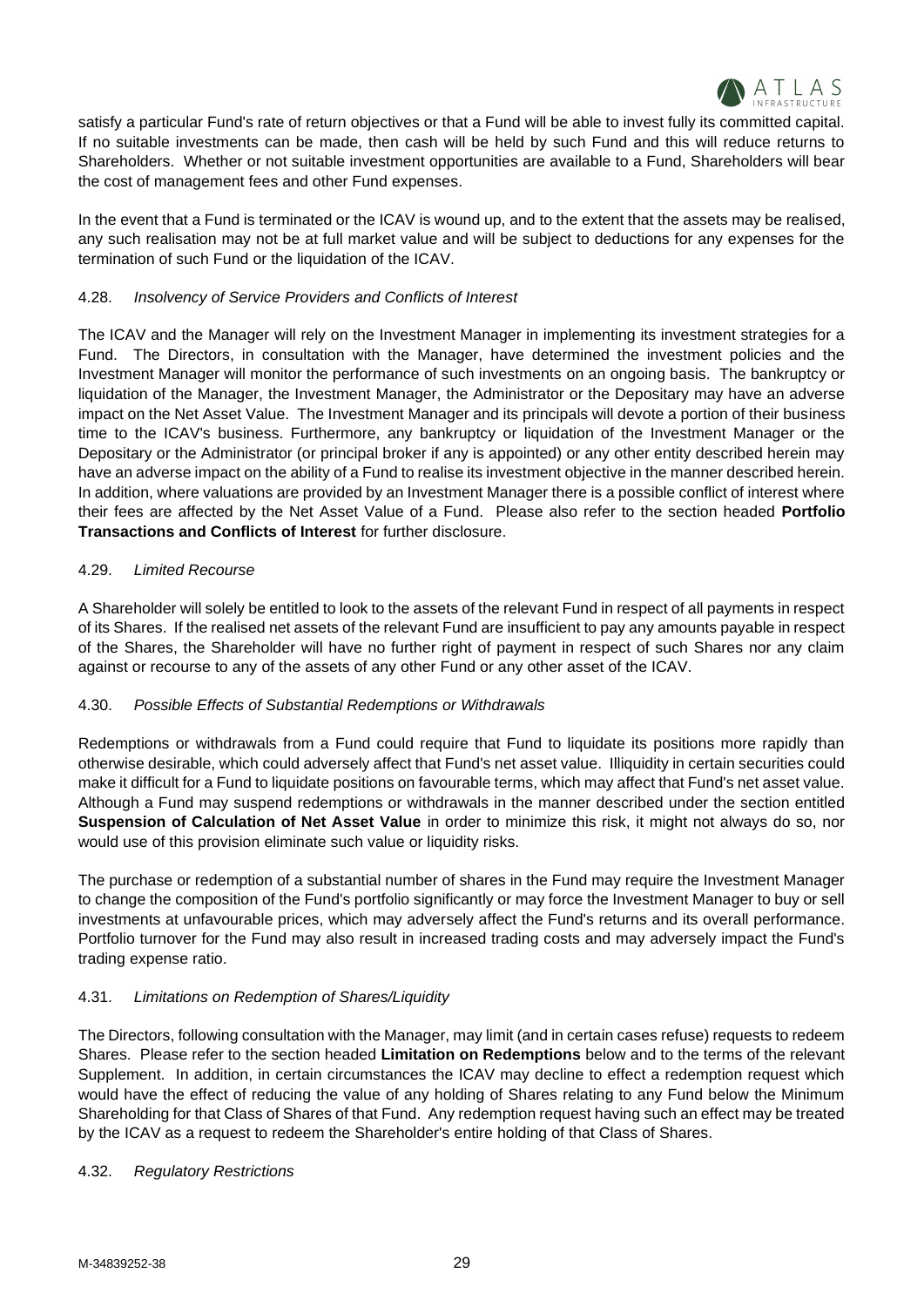satisfy a particular Fund's rate of return objectives or that a Fund will be able to invest fully its committed capital. If no suitable investments can be made, then cash will be held by such Fund and this will reduce returns to Shareholders. Whether or not suitable investment opportunities are available to a Fund, Shareholders will bear the cost of management fees and other Fund expenses.

In the event that a Fund is terminated or the ICAV is wound up, and to the extent that the assets may be realised, any such realisation may not be at full market value and will be subject to deductions for any expenses for the termination of such Fund or the liquidation of the ICAV.

### 4.28. *Insolvency of Service Providers and Conflicts of Interest*

The ICAV and the Manager will rely on the Investment Manager in implementing its investment strategies for a Fund. The Directors, in consultation with the Manager, have determined the investment policies and the Investment Manager will monitor the performance of such investments on an ongoing basis. The bankruptcy or liquidation of the Manager, the Investment Manager, the Administrator or the Depositary may have an adverse impact on the Net Asset Value. The Investment Manager and its principals will devote a portion of their business time to the ICAV's business. Furthermore, any bankruptcy or liquidation of the Investment Manager or the Depositary or the Administrator (or principal broker if any is appointed) or any other entity described herein may have an adverse impact on the ability of a Fund to realise its investment objective in the manner described herein. In addition, where valuations are provided by an Investment Manager there is a possible conflict of interest where their fees are affected by the Net Asset Value of a Fund. Please also refer to the section headed **Portfolio Transactions and Conflicts of Interest** for further disclosure.

### 4.29. *Limited Recourse*

A Shareholder will solely be entitled to look to the assets of the relevant Fund in respect of all payments in respect of its Shares. If the realised net assets of the relevant Fund are insufficient to pay any amounts payable in respect of the Shares, the Shareholder will have no further right of payment in respect of such Shares nor any claim against or recourse to any of the assets of any other Fund or any other asset of the ICAV.

### 4.30. *Possible Effects of Substantial Redemptions or Withdrawals*

Redemptions or withdrawals from a Fund could require that Fund to liquidate its positions more rapidly than otherwise desirable, which could adversely affect that Fund's net asset value. Illiquidity in certain securities could make it difficult for a Fund to liquidate positions on favourable terms, which may affect that Fund's net asset value. Although a Fund may suspend redemptions or withdrawals in the manner described under the section entitled **Suspension of Calculation of Net Asset Value** in order to minimize this risk, it might not always do so, nor would use of this provision eliminate such value or liquidity risks.

The purchase or redemption of a substantial number of shares in the Fund may require the Investment Manager to change the composition of the Fund's portfolio significantly or may force the Investment Manager to buy or sell investments at unfavourable prices, which may adversely affect the Fund's returns and its overall performance. Portfolio turnover for the Fund may also result in increased trading costs and may adversely impact the Fund's trading expense ratio.

### 4.31. *Limitations on Redemption of Shares/Liquidity*

The Directors, following consultation with the Manager, may limit (and in certain cases refuse) requests to redeem Shares. Please refer to the section headed **Limitation on Redemptions** below and to the terms of the relevant Supplement. In addition, in certain circumstances the ICAV may decline to effect a redemption request which would have the effect of reducing the value of any holding of Shares relating to any Fund below the Minimum Shareholding for that Class of Shares of that Fund. Any redemption request having such an effect may be treated by the ICAV as a request to redeem the Shareholder's entire holding of that Class of Shares.

### 4.32. *Regulatory Restrictions*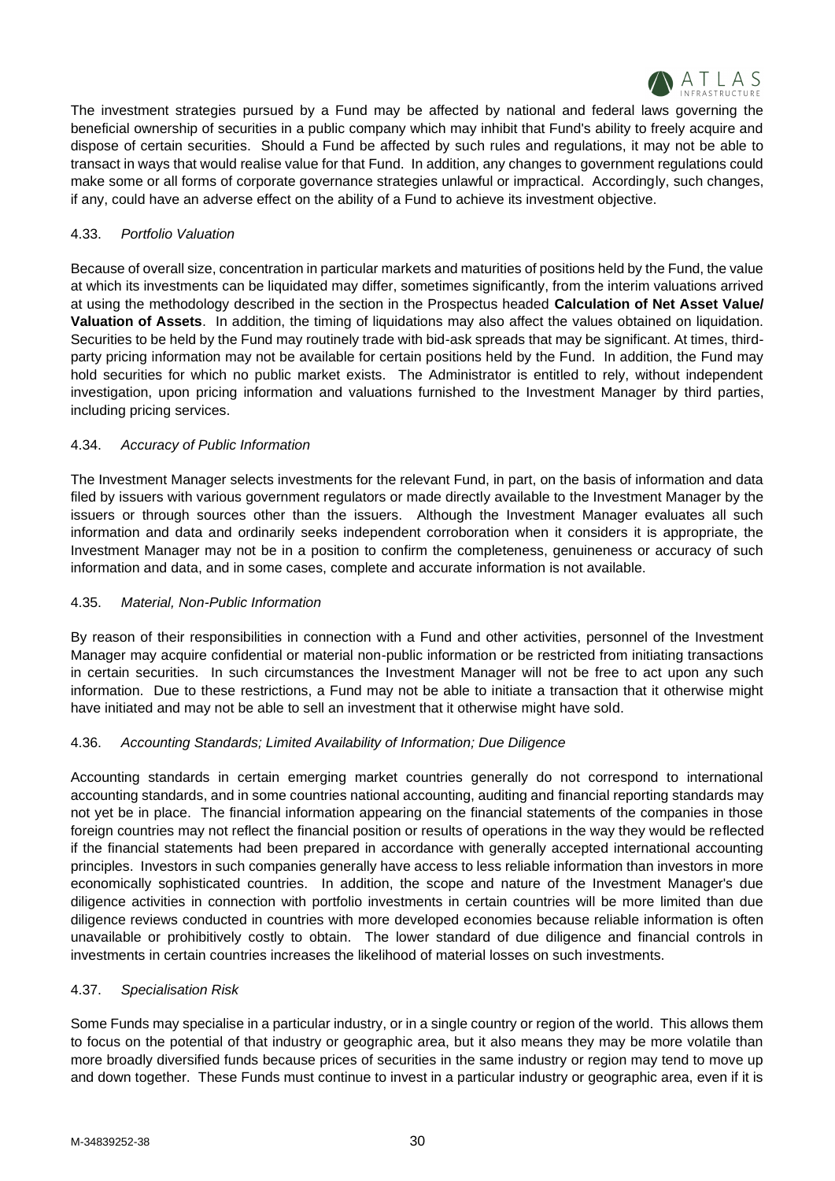The investment strategies pursued by a Fund may be affected by national and federal laws governing the beneficial ownership of securities in a public company which may inhibit that Fund's ability to freely acquire and dispose of certain securities. Should a Fund be affected by such rules and regulations, it may not be able to transact in ways that would realise value for that Fund. In addition, any changes to government regulations could make some or all forms of corporate governance strategies unlawful or impractical. Accordingly, such changes, if any, could have an adverse effect on the ability of a Fund to achieve its investment objective.

### 4.33. *Portfolio Valuation*

Because of overall size, concentration in particular markets and maturities of positions held by the Fund, the value at which its investments can be liquidated may differ, sometimes significantly, from the interim valuations arrived at using the methodology described in the section in the Prospectus headed **Calculation of Net Asset Value/ Valuation of Assets**. In addition, the timing of liquidations may also affect the values obtained on liquidation. Securities to be held by the Fund may routinely trade with bid-ask spreads that may be significant. At times, third-party pricing information may not be available for certain positions held by the Fund. In addition, the Fund may hold securities for which no public market exists. The Administrator is entitled to rely, without independent investigation, upon pricing information and valuations furnished to the Investment Manager by third parties, including pricing services.

### 4.34. *Accuracy of Public Information*

The Investment Manager selects investments for the relevant Fund, in part, on the basis of information and data filed by issuers with various government regulators or made directly available to the Investment Manager by the issuers or through sources other than the issuers. Although the Investment Manager evaluates all such information and data and ordinarily seeks independent corroboration when it considers it is appropriate, the Investment Manager may not be in a position to confirm the completeness, genuineness or accuracy of such information and data, and in some cases, complete and accurate information is not available.

### 4.35. *Material, Non-Public Information*

By reason of their responsibilities in connection with a Fund and other activities, personnel of the Investment Manager may acquire confidential or material non-public information or be restricted from initiating transactions in certain securities. In such circumstances the Investment Manager will not be free to act upon any such information. Due to these restrictions, a Fund may not be able to initiate a transaction that it otherwise might have initiated and may not be able to sell an investment that it otherwise might have sold.

### 4.36. *Accounting Standards; Limited Availability of Information; Due Diligence*

Accounting standards in certain emerging market countries generally do not correspond to international accounting standards, and in some countries national accounting, auditing and financial reporting standards may not yet be in place. The financial information appearing on the financial statements of the companies in those foreign countries may not reflect the financial position or results of operations in the way they would be reflected if the financial statements had been prepared in accordance with generally accepted international accounting principles. Investors in such companies generally have access to less reliable information than investors in more economically sophisticated countries. In addition, the scope and nature of the Investment Manager's due diligence activities in connection with portfolio investments in certain countries will be more limited than due diligence reviews conducted in countries with more developed economies because reliable information is often unavailable or prohibitively costly to obtain. The lower standard of due diligence and financial controls in investments in certain countries increases the likelihood of material losses on such investments.

### 4.37. *Specialisation Risk*

Some Funds may specialise in a particular industry, or in a single country or region of the world. This allows them to focus on the potential of that industry or geographic area, but it also means they may be more volatile than more broadly diversified funds because prices of securities in the same industry or region may tend to move up and down together. These Funds must continue to invest in a particular industry or geographic area, even if it is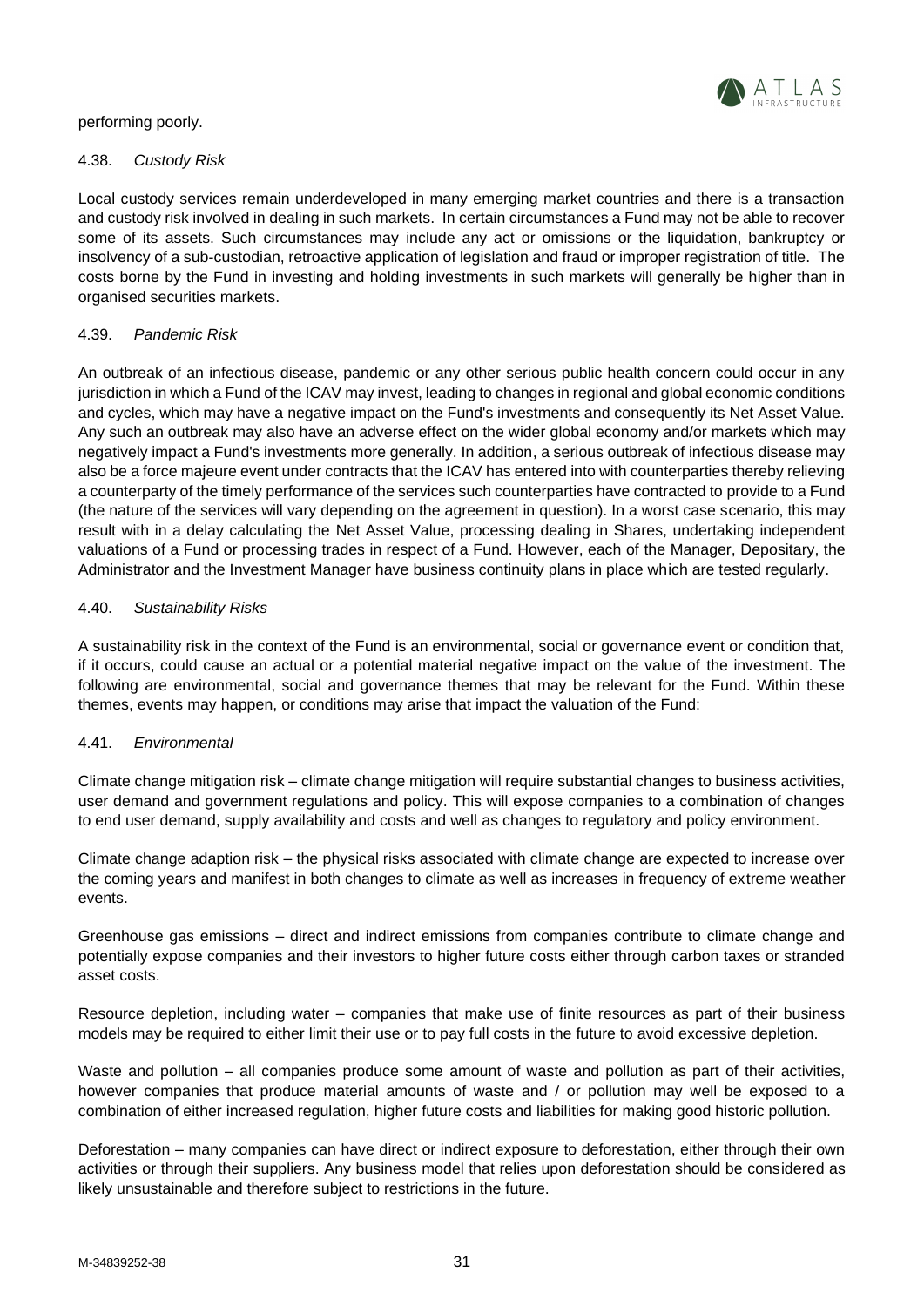performing poorly.

### 4.38. *Custody Risk*

Local custody services remain underdeveloped in many emerging market countries and there is a transaction and custody risk involved in dealing in such markets. In certain circumstances a Fund may not be able to recover some of its assets. Such circumstances may include any act or omissions or the liquidation, bankruptcy or insolvency of a sub-custodian, retroactive application of legislation and fraud or improper registration of title. The costs borne by the Fund in investing and holding investments in such markets will generally be higher than in organised securities markets.

### 4.39. *Pandemic Risk*

An outbreak of an infectious disease, pandemic or any other serious public health concern could occur in any jurisdiction in which a Fund of the ICAV may invest, leading to changes in regional and global economic conditions and cycles, which may have a negative impact on the Fund's investments and consequently its Net Asset Value. Any such an outbreak may also have an adverse effect on the wider global economy and/or markets which may negatively impact a Fund's investments more generally. In addition, a serious outbreak of infectious disease may also be a force majeure event under contracts that the ICAV has entered into with counterparties thereby relieving a counterparty of the timely performance of the services such counterparties have contracted to provide to a Fund (the nature of the services will vary depending on the agreement in question). In a worst case scenario, this may result with in a delay calculating the Net Asset Value, processing dealing in Shares, undertaking independent valuations of a Fund or processing trades in respect of a Fund. However, each of the Manager, Depositary, the Administrator and the Investment Manager have business continuity plans in place which are tested regularly.

### 4.40. *Sustainability Risks*

A sustainability risk in the context of the Fund is an environmental, social or governance event or condition that, if it occurs, could cause an actual or a potential material negative impact on the value of the investment. The following are environmental, social and governance themes that may be relevant for the Fund. Within these themes, events may happen, or conditions may arise that impact the valuation of the Fund:

### 4.41. *Environmental*

Climate change mitigation risk – climate change mitigation will require substantial changes to business activities, user demand and government regulations and policy. This will expose companies to a combination of changes to end user demand, supply availability and costs and well as changes to regulatory and policy environment.

Climate change adaption risk – the physical risks associated with climate change are expected to increase over the coming years and manifest in both changes to climate as well as increases in frequency of extreme weather events.

Greenhouse gas emissions – direct and indirect emissions from companies contribute to climate change and potentially expose companies and their investors to higher future costs either through carbon taxes or stranded asset costs.

Resource depletion, including water – companies that make use of finite resources as part of their business models may be required to either limit their use or to pay full costs in the future to avoid excessive depletion.

Waste and pollution – all companies produce some amount of waste and pollution as part of their activities, however companies that produce material amounts of waste and / or pollution may well be exposed to a combination of either increased regulation, higher future costs and liabilities for making good historic pollution.

Deforestation – many companies can have direct or indirect exposure to deforestation, either through their own activities or through their suppliers. Any business model that relies upon deforestation should be considered as likely unsustainable and therefore subject to restrictions in the future.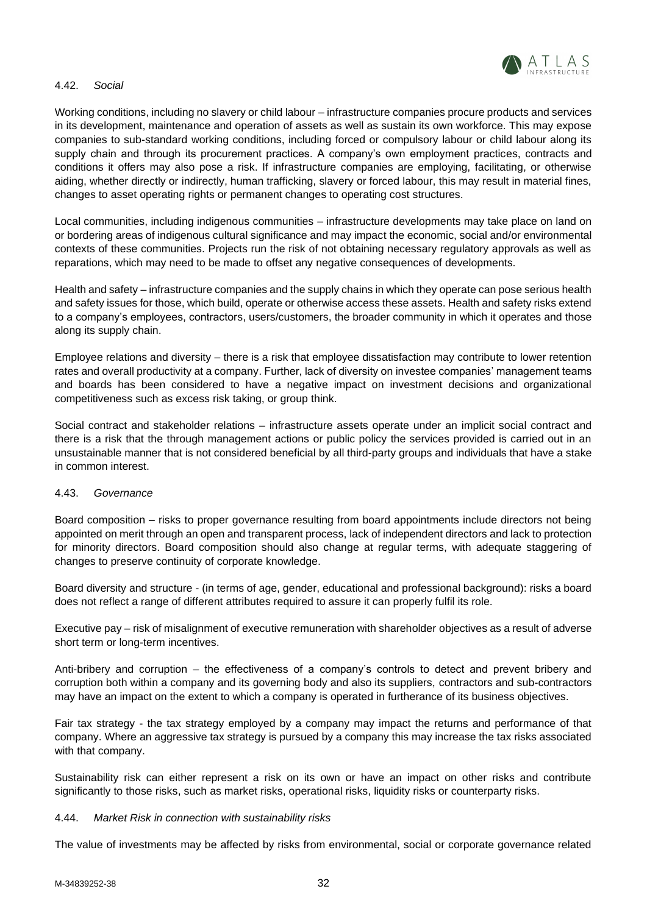4.42. *Social*

Working conditions, including no slavery or child labour – infrastructure companies procure products and services in its development, maintenance and operation of assets as well as sustain its own workforce. This may expose companies to sub-standard working conditions, including forced or compulsory labour or child labour along its supply chain and through its procurement practices. A company's own employment practices, contracts and conditions it offers may also pose a risk. If infrastructure companies are employing, facilitating, or otherwise aiding, whether directly or indirectly, human trafficking, slavery or forced labour, this may result in material fines, changes to asset operating rights or permanent changes to operating cost structures.

Local communities, including indigenous communities – infrastructure developments may take place on land on or bordering areas of indigenous cultural significance and may impact the economic, social and/or environmental contexts of these communities. Projects run the risk of not obtaining necessary regulatory approvals as well as reparations, which may need to be made to offset any negative consequences of developments.

Health and safety – infrastructure companies and the supply chains in which they operate can pose serious health and safety issues for those, which build, operate or otherwise access these assets. Health and safety risks extend to a company's employees, contractors, users/customers, the broader community in which it operates and those along its supply chain.

Employee relations and diversity – there is a risk that employee dissatisfaction may contribute to lower retention rates and overall productivity at a company. Further, lack of diversity on investee companies' management teams and boards has been considered to have a negative impact on investment decisions and organizational competitiveness such as excess risk taking, or group think.

Social contract and stakeholder relations – infrastructure assets operate under an implicit social contract and there is a risk that the through management actions or public policy the services provided is carried out in an unsustainable manner that is not considered beneficial by all third-party groups and individuals that have a stake in common interest.

4.43. *Governance*

Board composition – risks to proper governance resulting from board appointments include directors not being appointed on merit through an open and transparent process, lack of independent directors and lack to protection for minority directors. Board composition should also change at regular terms, with adequate staggering of changes to preserve continuity of corporate knowledge.

Board diversity and structure - (in terms of age, gender, educational and professional background): risks a board does not reflect a range of different attributes required to assure it can properly fulfil its role.

Executive pay – risk of misalignment of executive remuneration with shareholder objectives as a result of adverse short term or long-term incentives.

Anti-bribery and corruption – the effectiveness of a company's controls to detect and prevent bribery and corruption both within a company and its governing body and also its suppliers, contractors and sub-contractors may have an impact on the extent to which a company is operated in furtherance of its business objectives.

Fair tax strategy - the tax strategy employed by a company may impact the returns and performance of that company. Where an aggressive tax strategy is pursued by a company this may increase the tax risks associated with that company.

Sustainability risk can either represent a risk on its own or have an impact on other risks and contribute significantly to those risks, such as market risks, operational risks, liquidity risks or counterparty risks.

4.44. *Market Risk in connection with sustainability risks*

The value of investments may be affected by risks from environmental, social or corporate governance related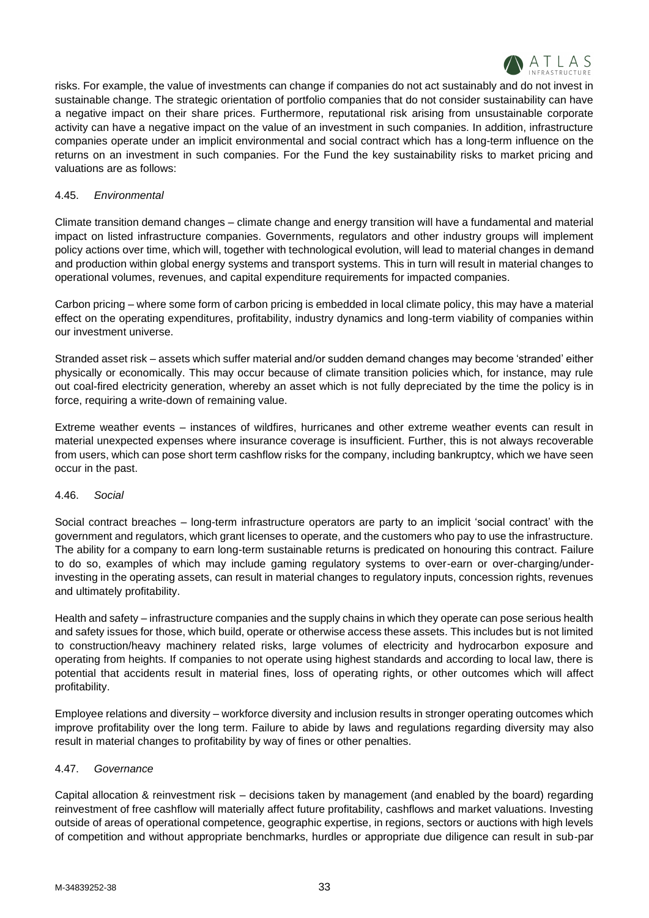risks. For example, the value of investments can change if companies do not act sustainably and do not invest in sustainable change. The strategic orientation of portfolio companies that do not consider sustainability can have a negative impact on their share prices. Furthermore, reputational risk arising from unsustainable corporate activity can have a negative impact on the value of an investment in such companies. In addition, infrastructure companies operate under an implicit environmental and social contract which has a long-term influence on the returns on an investment in such companies. For the Fund the key sustainability risks to market pricing and valuations are as follows:

4.45. *Environmental*

Climate transition demand changes – climate change and energy transition will have a fundamental and material impact on listed infrastructure companies. Governments, regulators and other industry groups will implement policy actions over time, which will, together with technological evolution, will lead to material changes in demand and production within global energy systems and transport systems. This in turn will result in material changes to operational volumes, revenues, and capital expenditure requirements for impacted companies.

Carbon pricing – where some form of carbon pricing is embedded in local climate policy, this may have a material effect on the operating expenditures, profitability, industry dynamics and long-term viability of companies within our investment universe.

Stranded asset risk – assets which suffer material and/or sudden demand changes may become 'stranded' either physically or economically. This may occur because of climate transition policies which, for instance, may rule out coal-fired electricity generation, whereby an asset which is not fully depreciated by the time the policy is in force, requiring a write-down of remaining value.

Extreme weather events – instances of wildfires, hurricanes and other extreme weather events can result in material unexpected expenses where insurance coverage is insufficient. Further, this is not always recoverable from users, which can pose short term cashflow risks for the company, including bankruptcy, which we have seen occur in the past.

4.46. *Social*

Social contract breaches – long-term infrastructure operators are party to an implicit 'social contract' with the government and regulators, which grant licenses to operate, and the customers who pay to use the infrastructure. The ability for a company to earn long-term sustainable returns is predicated on honouring this contract. Failure to do so, examples of which may include gaming regulatory systems to over-earn or over-charging/under-investing in the operating assets, can result in material changes to regulatory inputs, concession rights, revenues and ultimately profitability.

Health and safety – infrastructure companies and the supply chains in which they operate can pose serious health and safety issues for those, which build, operate or otherwise access these assets. This includes but is not limited to construction/heavy machinery related risks, large volumes of electricity and hydrocarbon exposure and operating from heights. If companies to not operate using highest standards and according to local law, there is potential that accidents result in material fines, loss of operating rights, or other outcomes which will affect profitability.

Employee relations and diversity – workforce diversity and inclusion results in stronger operating outcomes which improve profitability over the long term. Failure to abide by laws and regulations regarding diversity may also result in material changes to profitability by way of fines or other penalties.

4.47. *Governance*

Capital allocation & reinvestment risk – decisions taken by management (and enabled by the board) regarding reinvestment of free cashflow will materially affect future profitability, cashflows and market valuations. Investing outside of areas of operational competence, geographic expertise, in regions, sectors or auctions with high levels of competition and without appropriate benchmarks, hurdles or appropriate due diligence can result in sub-par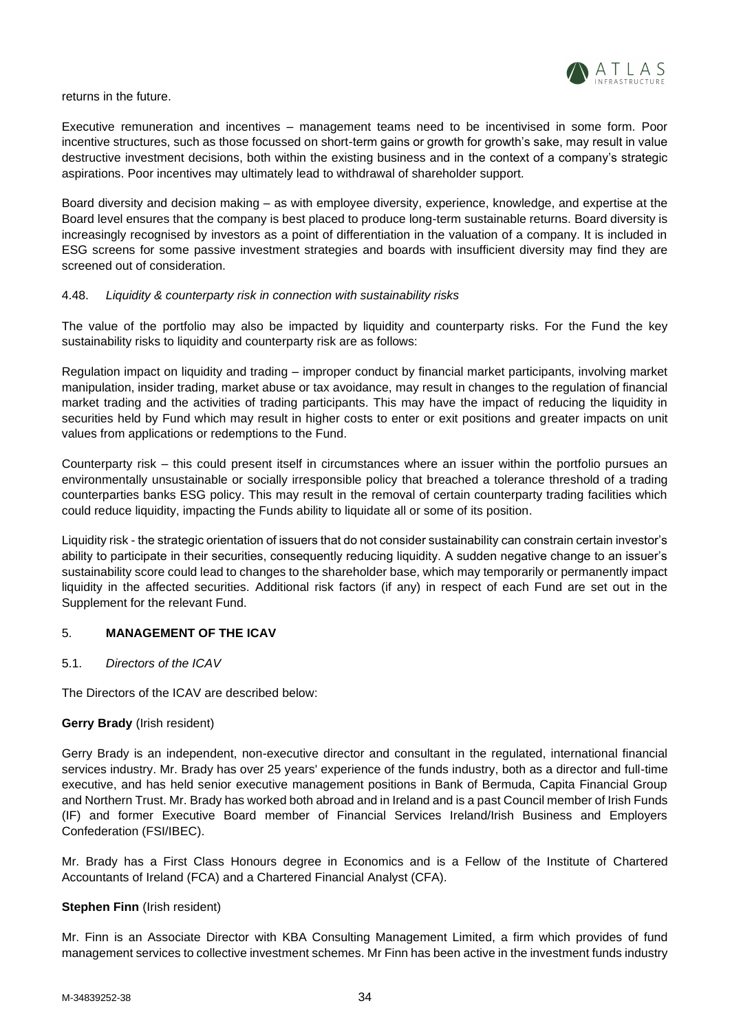returns in the future.

Executive remuneration and incentives – management teams need to be incentivised in some form. Poor incentive structures, such as those focussed on short-term gains or growth for growth's sake, may result in value destructive investment decisions, both within the existing business and in the context of a company's strategic aspirations. Poor incentives may ultimately lead to withdrawal of shareholder support.

Board diversity and decision making – as with employee diversity, experience, knowledge, and expertise at the Board level ensures that the company is best placed to produce long-term sustainable returns. Board diversity is increasingly recognised by investors as a point of differentiation in the valuation of a company. It is included in ESG screens for some passive investment strategies and boards with insufficient diversity may find they are screened out of consideration.

4.48. *Liquidity & counterparty risk in connection with sustainability risks*

The value of the portfolio may also be impacted by liquidity and counterparty risks. For the Fund the key sustainability risks to liquidity and counterparty risk are as follows:

Regulation impact on liquidity and trading – improper conduct by financial market participants, involving market manipulation, insider trading, market abuse or tax avoidance, may result in changes to the regulation of financial market trading and the activities of trading participants. This may have the impact of reducing the liquidity in securities held by Fund which may result in higher costs to enter or exit positions and greater impacts on unit values from applications or redemptions to the Fund.

Counterparty risk – this could present itself in circumstances where an issuer within the portfolio pursues an environmentally unsustainable or socially irresponsible policy that breached a tolerance threshold of a trading counterparties banks ESG policy. This may result in the removal of certain counterparty trading facilities which could reduce liquidity, impacting the Funds ability to liquidate all or some of its position.

Liquidity risk - the strategic orientation of issuers that do not consider sustainability can constrain certain investor's ability to participate in their securities, consequently reducing liquidity. A sudden negative change to an issuer's sustainability score could lead to changes to the shareholder base, which may temporarily or permanently impact liquidity in the affected securities. Additional risk factors (if any) in respect of each Fund are set out in the Supplement for the relevant Fund.

## 5. **MANAGEMENT OF THE ICAV**

5.1. *Directors of the ICAV*

The Directors of the ICAV are described below:

**Gerry Brady** (Irish resident)

Gerry Brady is an independent, non-executive director and consultant in the regulated, international financial services industry. Mr. Brady has over 25 years' experience of the funds industry, both as a director and full-time executive, and has held senior executive management positions in Bank of Bermuda, Capita Financial Group and Northern Trust. Mr. Brady has worked both abroad and in Ireland and is a past Council member of Irish Funds (IF) and former Executive Board member of Financial Services Ireland/Irish Business and Employers Confederation (FSI/IBEC).

Mr. Brady has a First Class Honours degree in Economics and is a Fellow of the Institute of Chartered Accountants of Ireland (FCA) and a Chartered Financial Analyst (CFA).

**Stephen Finn** (Irish resident)

Mr. Finn is an Associate Director with KBA Consulting Management Limited, a firm which provides of fund management services to collective investment schemes. Mr Finn has been active in the investment funds industry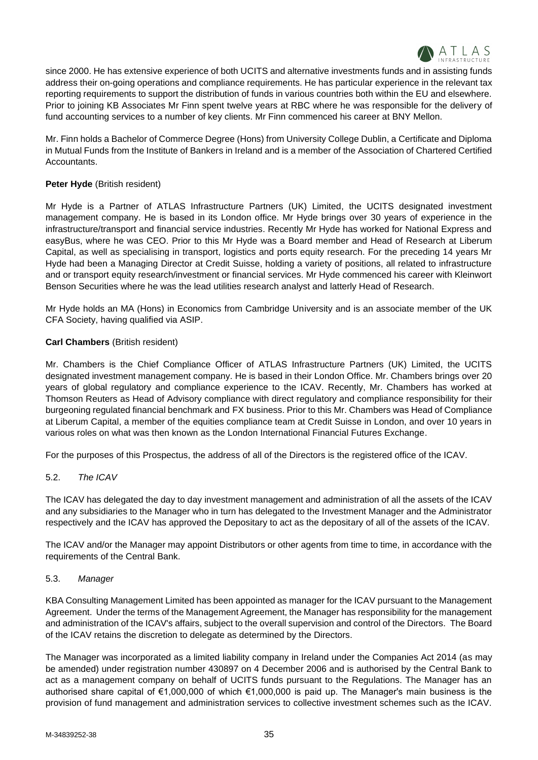since 2000. He has extensive experience of both UCITS and alternative investments funds and in assisting funds address their on-going operations and compliance requirements. He has particular experience in the relevant tax reporting requirements to support the distribution of funds in various countries both within the EU and elsewhere. Prior to joining KB Associates Mr Finn spent twelve years at RBC where he was responsible for the delivery of fund accounting services to a number of key clients. Mr Finn commenced his career at BNY Mellon.

Mr. Finn holds a Bachelor of Commerce Degree (Hons) from University College Dublin, a Certificate and Diploma in Mutual Funds from the Institute of Bankers in Ireland and is a member of the Association of Chartered Certified Accountants.

**Peter Hyde** (British resident)

Mr Hyde is a Partner of ATLAS Infrastructure Partners (UK) Limited, the UCITS designated investment management company. He is based in its London office. Mr Hyde brings over 30 years of experience in the infrastructure/transport and financial service industries. Recently Mr Hyde has worked for National Express and easyBus, where he was CEO. Prior to this Mr Hyde was a Board member and Head of Research at Liberum Capital, as well as specialising in transport, logistics and ports equity research. For the preceding 14 years Mr Hyde had been a Managing Director at Credit Suisse, holding a variety of positions, all related to infrastructure and or transport equity research/investment or financial services. Mr Hyde commenced his career with Kleinwort Benson Securities where he was the lead utilities research analyst and latterly Head of Research.

Mr Hyde holds an MA (Hons) in Economics from Cambridge University and is an associate member of the UK CFA Society, having qualified via ASIP.

**Carl Chambers** (British resident)

Mr. Chambers is the Chief Compliance Officer of ATLAS Infrastructure Partners (UK) Limited, the UCITS designated investment management company. He is based in their London Office. Mr. Chambers brings over 20 years of global regulatory and compliance experience to the ICAV. Recently, Mr. Chambers has worked at Thomson Reuters as Head of Advisory compliance with direct regulatory and compliance responsibility for their burgeoning regulated financial benchmark and FX business. Prior to this Mr. Chambers was Head of Compliance at Liberum Capital, a member of the equities compliance team at Credit Suisse in London, and over 10 years in various roles on what was then known as the London International Financial Futures Exchange.

For the purposes of this Prospectus, the address of all of the Directors is the registered office of the ICAV.

5.2. *The ICAV*

The ICAV has delegated the day to day investment management and administration of all the assets of the ICAV and any subsidiaries to the Manager who in turn has delegated to the Investment Manager and the Administrator respectively and the ICAV has approved the Depositary to act as the depositary of all of the assets of the ICAV.

The ICAV and/or the Manager may appoint Distributors or other agents from time to time, in accordance with the requirements of the Central Bank.

5.3. *Manager*

KBA Consulting Management Limited has been appointed as manager for the ICAV pursuant to the Management Agreement. Under the terms of the Management Agreement, the Manager has responsibility for the management and administration of the ICAV's affairs, subject to the overall supervision and control of the Directors. The Board of the ICAV retains the discretion to delegate as determined by the Directors.

The Manager was incorporated as a limited liability company in Ireland under the Companies Act 2014 (as may be amended) under registration number 430897 on 4 December 2006 and is authorised by the Central Bank to act as a management company on behalf of UCITS funds pursuant to the Regulations. The Manager has an authorised share capital of €1,000,000 of which €1,000,000 is paid up. The Manager's main business is the provision of fund management and administration services to collective investment schemes such as the ICAV.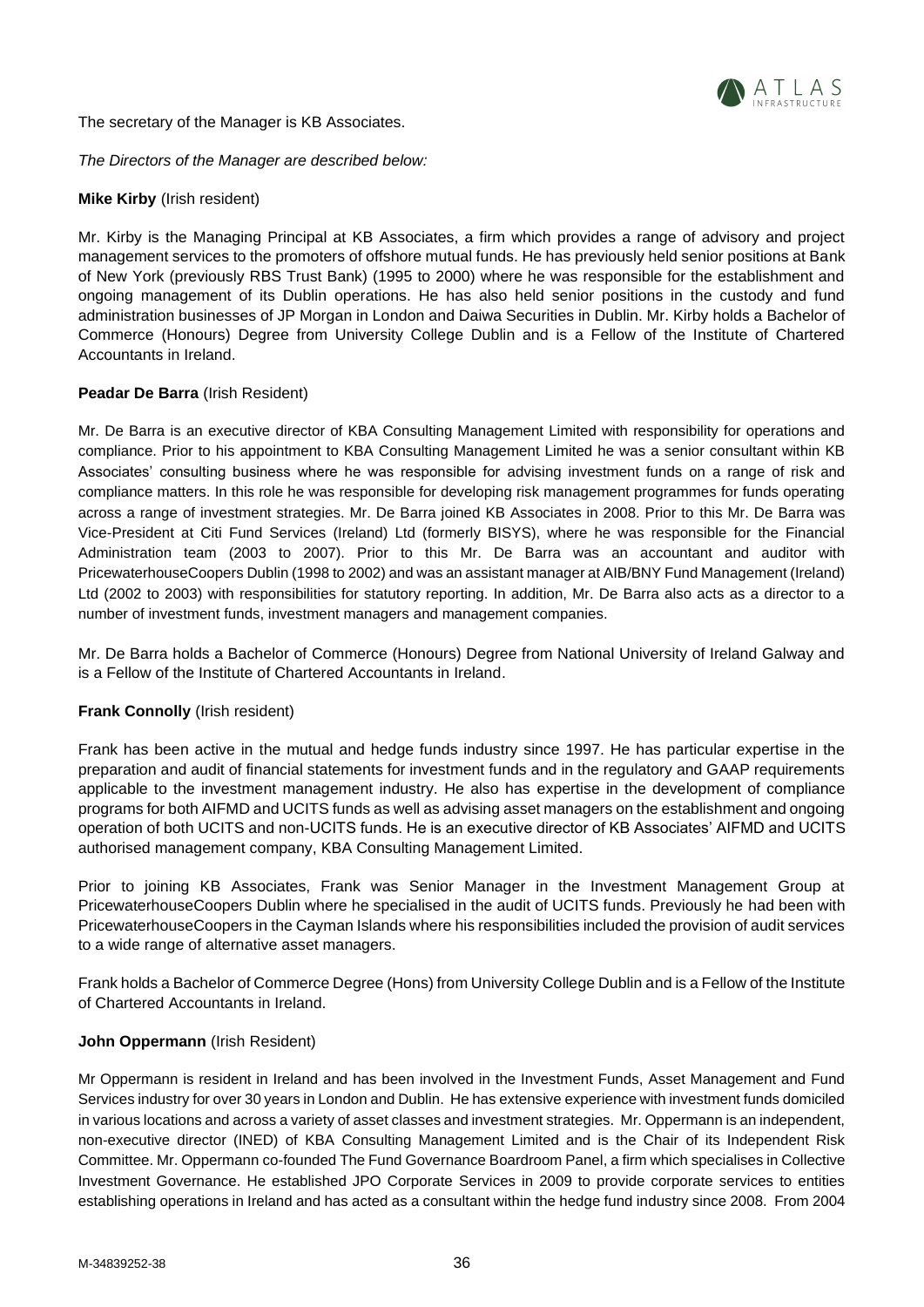The secretary of the Manager is KB Associates.

*The Directors of the Manager are described below:*

**Mike Kirby** (Irish resident)

Mr. Kirby is the Managing Principal at KB Associates, a firm which provides a range of advisory and project management services to the promoters of offshore mutual funds. He has previously held senior positions at Bank of New York (previously RBS Trust Bank) (1995 to 2000) where he was responsible for the establishment and ongoing management of its Dublin operations. He has also held senior positions in the custody and fund administration businesses of JP Morgan in London and Daiwa Securities in Dublin. Mr. Kirby holds a Bachelor of Commerce (Honours) Degree from University College Dublin and is a Fellow of the Institute of Chartered Accountants in Ireland.

**Peadar De Barra** (Irish Resident)

Mr. De Barra is an executive director of KBA Consulting Management Limited with responsibility for operations and compliance. Prior to his appointment to KBA Consulting Management Limited he was a senior consultant within KB Associates' consulting business where he was responsible for advising investment funds on a range of risk and compliance matters. In this role he was responsible for developing risk management programmes for funds operating across a range of investment strategies. Mr. De Barra joined KB Associates in 2008. Prior to this Mr. De Barra was Vice-President at Citi Fund Services (Ireland) Ltd (formerly BISYS), where he was responsible for the Financial Administration team (2003 to 2007). Prior to this Mr. De Barra was an accountant and auditor with PricewaterhouseCoopers Dublin (1998 to 2002) and was an assistant manager at AIB/BNY Fund Management (Ireland) Ltd (2002 to 2003) with responsibilities for statutory reporting. In addition, Mr. De Barra also acts as a director to a number of investment funds, investment managers and management companies.

Mr. De Barra holds a Bachelor of Commerce (Honours) Degree from National University of Ireland Galway and is a Fellow of the Institute of Chartered Accountants in Ireland.

**Frank Connolly** (Irish resident)

Frank has been active in the mutual and hedge funds industry since 1997. He has particular expertise in the preparation and audit of financial statements for investment funds and in the regulatory and GAAP requirements applicable to the investment management industry. He also has expertise in the development of compliance programs for both AIFMD and UCITS funds as well as advising asset managers on the establishment and ongoing operation of both UCITS and non-UCITS funds. He is an executive director of KB Associates' AIFMD and UCITS authorised management company, KBA Consulting Management Limited.

Prior to joining KB Associates, Frank was Senior Manager in the Investment Management Group at PricewaterhouseCoopers Dublin where he specialised in the audit of UCITS funds. Previously he had been with PricewaterhouseCoopers in the Cayman Islands where his responsibilities included the provision of audit services to a wide range of alternative asset managers.

Frank holds a Bachelor of Commerce Degree (Hons) from University College Dublin and is a Fellow of the Institute of Chartered Accountants in Ireland.

**John Oppermann** (Irish Resident)

Mr Oppermann is resident in Ireland and has been involved in the Investment Funds, Asset Management and Fund Services industry for over 30 years in London and Dublin. He has extensive experience with investment funds domiciled in various locations and across a variety of asset classes and investment strategies. Mr. Oppermann is an independent, non-executive director (INED) of KBA Consulting Management Limited and is the Chair of its Independent Risk Committee. Mr. Oppermann co-founded The Fund Governance Boardroom Panel, a firm which specialises in Collective Investment Governance. He established JPO Corporate Services in 2009 to provide corporate services to entities establishing operations in Ireland and has acted as a consultant within the hedge fund industry since 2008. From 2004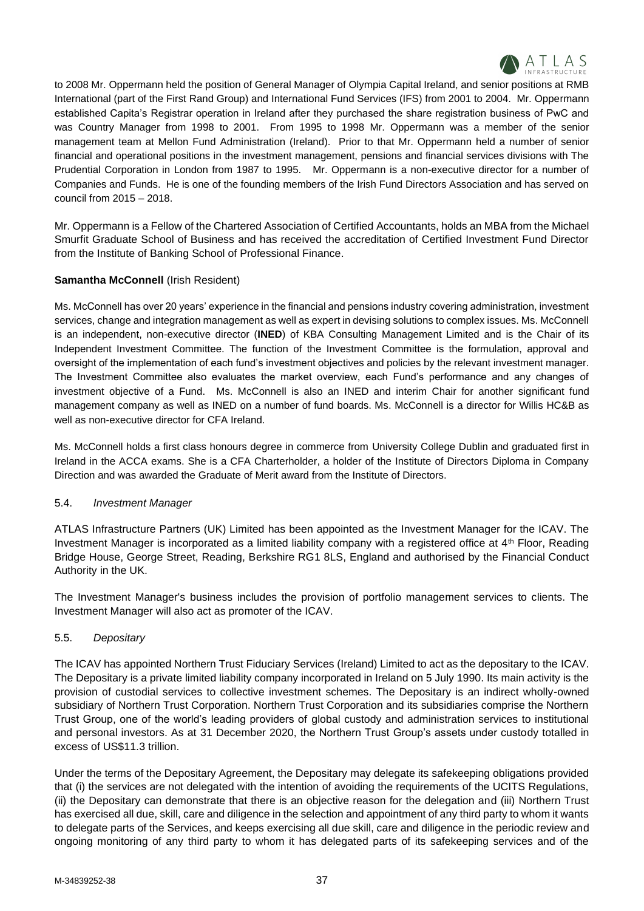to 2008 Mr. Oppermann held the position of General Manager of Olympia Capital Ireland, and senior positions at RMB International (part of the First Rand Group) and International Fund Services (IFS) from 2001 to 2004. Mr. Oppermann established Capita's Registrar operation in Ireland after they purchased the share registration business of PwC and was Country Manager from 1998 to 2001. From 1995 to 1998 Mr. Oppermann was a member of the senior management team at Mellon Fund Administration (Ireland). Prior to that Mr. Oppermann held a number of senior financial and operational positions in the investment management, pensions and financial services divisions with The Prudential Corporation in London from 1987 to 1995. Mr. Oppermann is a non-executive director for a number of Companies and Funds. He is one of the founding members of the Irish Fund Directors Association and has served on council from 2015 – 2018.

Mr. Oppermann is a Fellow of the Chartered Association of Certified Accountants, holds an MBA from the Michael Smurfit Graduate School of Business and has received the accreditation of Certified Investment Fund Director from the Institute of Banking School of Professional Finance.

**Samantha McConnell** (Irish Resident)

Ms. McConnell has over 20 years' experience in the financial and pensions industry covering administration, investment services, change and integration management as well as expert in devising solutions to complex issues. Ms. McConnell is an independent, non-executive director (**INED**) of KBA Consulting Management Limited and is the Chair of its Independent Investment Committee. The function of the Investment Committee is the formulation, approval and oversight of the implementation of each fund's investment objectives and policies by the relevant investment manager. The Investment Committee also evaluates the market overview, each Fund's performance and any changes of investment objective of a Fund. Ms. McConnell is also an INED and interim Chair for another significant fund management company as well as INED on a number of fund boards. Ms. McConnell is a director for Willis HC&B as well as non-executive director for CFA Ireland.

Ms. McConnell holds a first class honours degree in commerce from University College Dublin and graduated first in Ireland in the ACCA exams. She is a CFA Charterholder, a holder of the Institute of Directors Diploma in Company Direction and was awarded the Graduate of Merit award from the Institute of Directors.

5.4. *Investment Manager*

ATLAS Infrastructure Partners (UK) Limited has been appointed as the Investment Manager for the ICAV. The Investment Manager is incorporated as a limited liability company with a registered office at 4th Floor, Reading Bridge House, George Street, Reading, Berkshire RG1 8LS, England and authorised by the Financial Conduct Authority in the UK.

The Investment Manager's business includes the provision of portfolio management services to clients. The Investment Manager will also act as promoter of the ICAV.

5.5. *Depositary*

The ICAV has appointed Northern Trust Fiduciary Services (Ireland) Limited to act as the depositary to the ICAV. The Depositary is a private limited liability company incorporated in Ireland on 5 July 1990. Its main activity is the provision of custodial services to collective investment schemes. The Depositary is an indirect wholly-owned subsidiary of Northern Trust Corporation. Northern Trust Corporation and its subsidiaries comprise the Northern Trust Group, one of the world's leading providers of global custody and administration services to institutional and personal investors. As at 31 December 2020, the Northern Trust Group's assets under custody totalled in excess of US$11.3 trillion.

Under the terms of the Depositary Agreement, the Depositary may delegate its safekeeping obligations provided that (i) the services are not delegated with the intention of avoiding the requirements of the UCITS Regulations, (ii) the Depositary can demonstrate that there is an objective reason for the delegation and (iii) Northern Trust has exercised all due, skill, care and diligence in the selection and appointment of any third party to whom it wants to delegate parts of the Services, and keeps exercising all due skill, care and diligence in the periodic review and ongoing monitoring of any third party to whom it has delegated parts of its safekeeping services and of the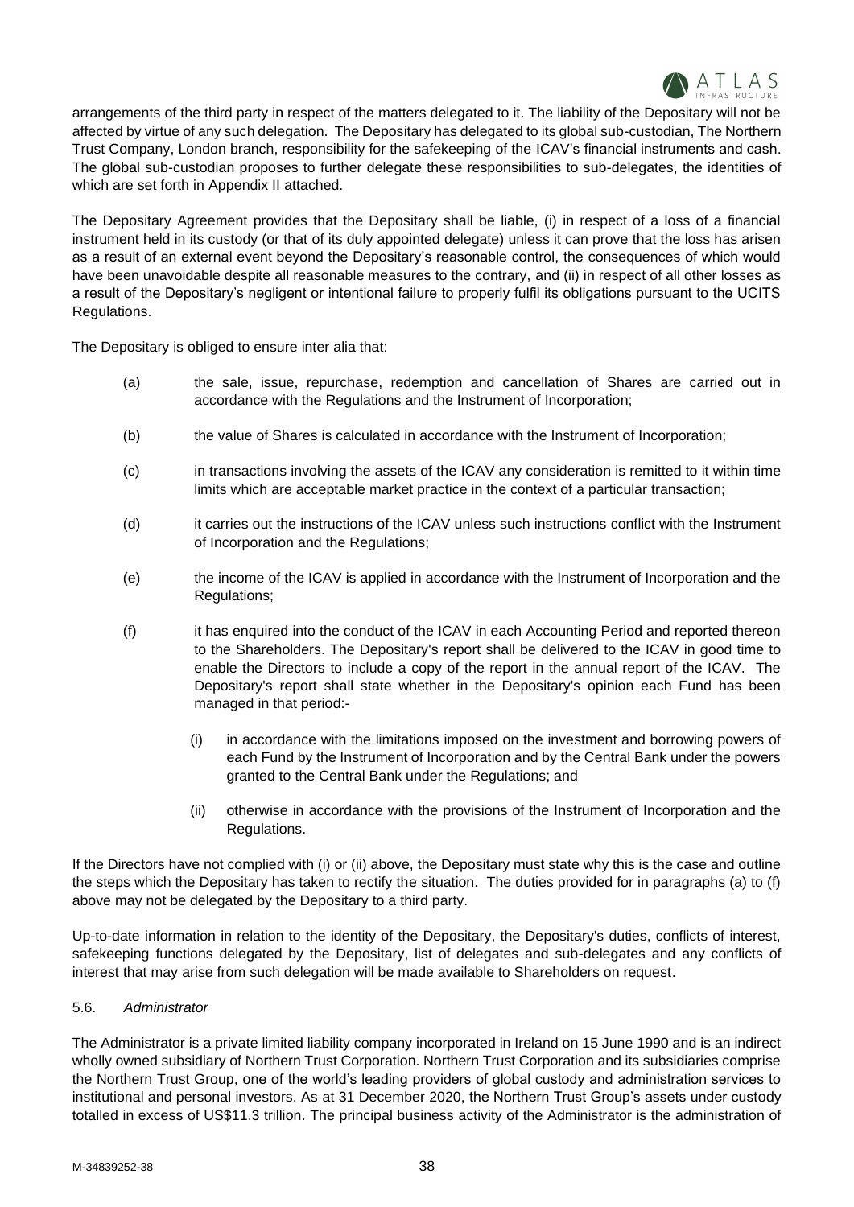arrangements of the third party in respect of the matters delegated to it. The liability of the Depositary will not be affected by virtue of any such delegation. The Depositary has delegated to its global sub-custodian, The Northern Trust Company, London branch, responsibility for the safekeeping of the ICAV's financial instruments and cash. The global sub-custodian proposes to further delegate these responsibilities to sub-delegates, the identities of which are set forth in Appendix II attached.

The Depositary Agreement provides that the Depositary shall be liable, (i) in respect of a loss of a financial instrument held in its custody (or that of its duly appointed delegate) unless it can prove that the loss has arisen as a result of an external event beyond the Depositary's reasonable control, the consequences of which would have been unavoidable despite all reasonable measures to the contrary, and (ii) in respect of all other losses as a result of the Depositary's negligent or intentional failure to properly fulfil its obligations pursuant to the UCITS Regulations.

The Depositary is obliged to ensure inter alia that:

(a) the sale, issue, repurchase, redemption and cancellation of Shares are carried out in accordance with the Regulations and the Instrument of Incorporation;

(b) the value of Shares is calculated in accordance with the Instrument of Incorporation;

(c) in transactions involving the assets of the ICAV any consideration is remitted to it within time limits which are acceptable market practice in the context of a particular transaction;

(d) it carries out the instructions of the ICAV unless such instructions conflict with the Instrument of Incorporation and the Regulations;

(e) the income of the ICAV is applied in accordance with the Instrument of Incorporation and the Regulations;

(f) it has enquired into the conduct of the ICAV in each Accounting Period and reported thereon to the Shareholders. The Depositary's report shall be delivered to the ICAV in good time to enable the Directors to include a copy of the report in the annual report of the ICAV. The Depositary's report shall state whether in the Depositary's opinion each Fund has been managed in that period:-

   (i) in accordance with the limitations imposed on the investment and borrowing powers of each Fund by the Instrument of Incorporation and by the Central Bank under the powers granted to the Central Bank under the Regulations; and

   (ii) otherwise in accordance with the provisions of the Instrument of Incorporation and the Regulations.

If the Directors have not complied with (i) or (ii) above, the Depositary must state why this is the case and outline the steps which the Depositary has taken to rectify the situation. The duties provided for in paragraphs (a) to (f) above may not be delegated by the Depositary to a third party.

Up-to-date information in relation to the identity of the Depositary, the Depositary's duties, conflicts of interest, safekeeping functions delegated by the Depositary, list of delegates and sub-delegates and any conflicts of interest that may arise from such delegation will be made available to Shareholders on request.

### 5.6. *Administrator*

The Administrator is a private limited liability company incorporated in Ireland on 15 June 1990 and is an indirect wholly owned subsidiary of Northern Trust Corporation. Northern Trust Corporation and its subsidiaries comprise the Northern Trust Group, one of the world's leading providers of global custody and administration services to institutional and personal investors. As at 31 December 2020, the Northern Trust Group's assets under custody totalled in excess of US$11.3 trillion. The principal business activity of the Administrator is the administration of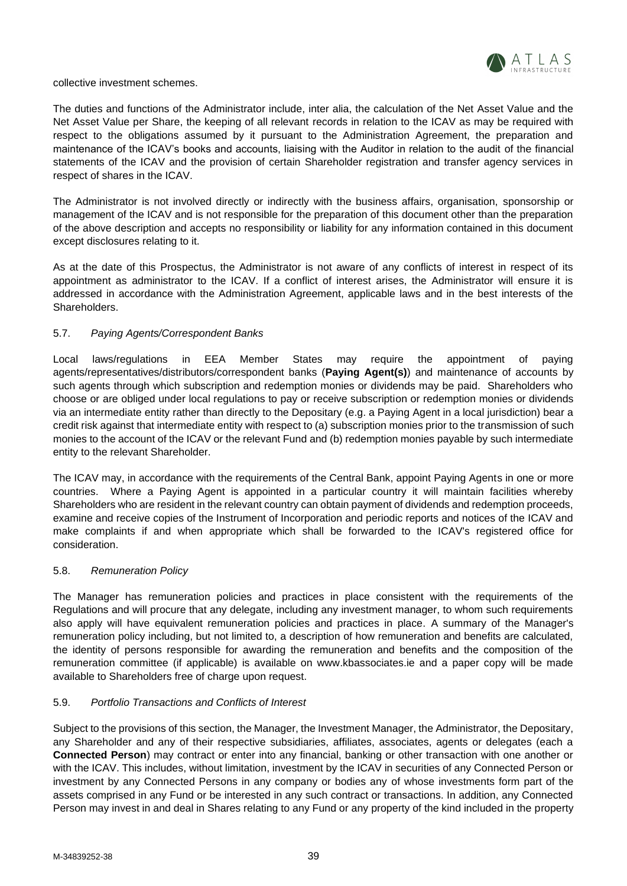collective investment schemes.

The duties and functions of the Administrator include, inter alia, the calculation of the Net Asset Value and the Net Asset Value per Share, the keeping of all relevant records in relation to the ICAV as may be required with respect to the obligations assumed by it pursuant to the Administration Agreement, the preparation and maintenance of the ICAV's books and accounts, liaising with the Auditor in relation to the audit of the financial statements of the ICAV and the provision of certain Shareholder registration and transfer agency services in respect of shares in the ICAV.

The Administrator is not involved directly or indirectly with the business affairs, organisation, sponsorship or management of the ICAV and is not responsible for the preparation of this document other than the preparation of the above description and accepts no responsibility or liability for any information contained in this document except disclosures relating to it.

As at the date of this Prospectus, the Administrator is not aware of any conflicts of interest in respect of its appointment as administrator to the ICAV. If a conflict of interest arises, the Administrator will ensure it is addressed in accordance with the Administration Agreement, applicable laws and in the best interests of the Shareholders.

### 5.7. *Paying Agents/Correspondent Banks*

Local laws/regulations in EEA Member States may require the appointment of paying agents/representatives/distributors/correspondent banks (**Paying Agent(s)**) and maintenance of accounts by such agents through which subscription and redemption monies or dividends may be paid. Shareholders who choose or are obliged under local regulations to pay or receive subscription or redemption monies or dividends via an intermediate entity rather than directly to the Depositary (e.g. a Paying Agent in a local jurisdiction) bear a credit risk against that intermediate entity with respect to (a) subscription monies prior to the transmission of such monies to the account of the ICAV or the relevant Fund and (b) redemption monies payable by such intermediate entity to the relevant Shareholder.

The ICAV may, in accordance with the requirements of the Central Bank, appoint Paying Agents in one or more countries. Where a Paying Agent is appointed in a particular country it will maintain facilities whereby Shareholders who are resident in the relevant country can obtain payment of dividends and redemption proceeds, examine and receive copies of the Instrument of Incorporation and periodic reports and notices of the ICAV and make complaints if and when appropriate which shall be forwarded to the ICAV's registered office for consideration.

### 5.8. *Remuneration Policy*

The Manager has remuneration policies and practices in place consistent with the requirements of the Regulations and will procure that any delegate, including any investment manager, to whom such requirements also apply will have equivalent remuneration policies and practices in place. A summary of the Manager's remuneration policy including, but not limited to, a description of how remuneration and benefits are calculated, the identity of persons responsible for awarding the remuneration and benefits and the composition of the remuneration committee (if applicable) is available on www.kbassociates.ie and a paper copy will be made available to Shareholders free of charge upon request.

### 5.9. *Portfolio Transactions and Conflicts of Interest*

Subject to the provisions of this section, the Manager, the Investment Manager, the Administrator, the Depositary, any Shareholder and any of their respective subsidiaries, affiliates, associates, agents or delegates (each a **Connected Person**) may contract or enter into any financial, banking or other transaction with one another or with the ICAV. This includes, without limitation, investment by the ICAV in securities of any Connected Person or investment by any Connected Persons in any company or bodies any of whose investments form part of the assets comprised in any Fund or be interested in any such contract or transactions. In addition, any Connected Person may invest in and deal in Shares relating to any Fund or any property of the kind included in the property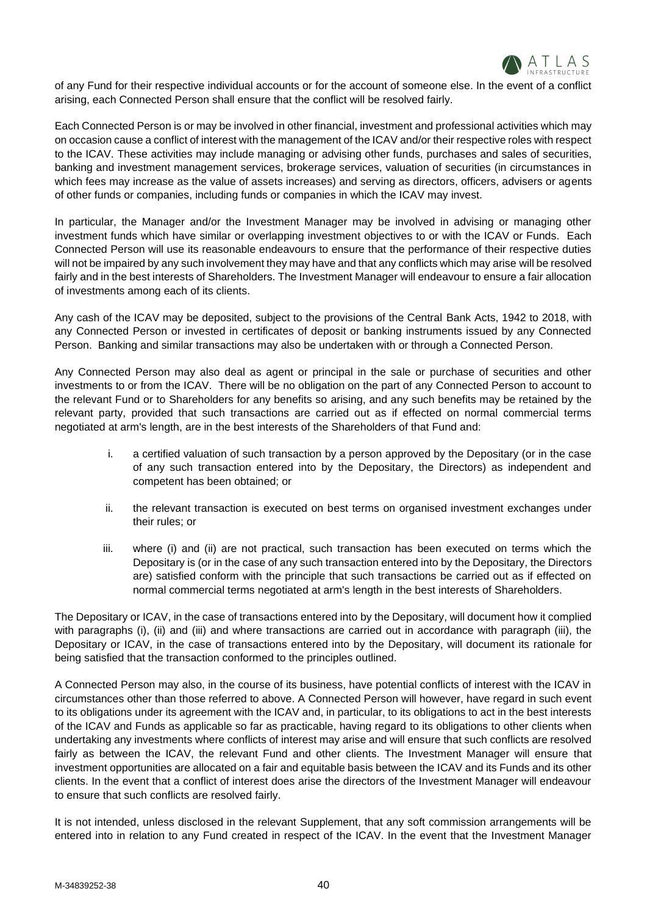of any Fund for their respective individual accounts or for the account of someone else. In the event of a conflict arising, each Connected Person shall ensure that the conflict will be resolved fairly.

Each Connected Person is or may be involved in other financial, investment and professional activities which may on occasion cause a conflict of interest with the management of the ICAV and/or their respective roles with respect to the ICAV. These activities may include managing or advising other funds, purchases and sales of securities, banking and investment management services, brokerage services, valuation of securities (in circumstances in which fees may increase as the value of assets increases) and serving as directors, officers, advisers or agents of other funds or companies, including funds or companies in which the ICAV may invest.

In particular, the Manager and/or the Investment Manager may be involved in advising or managing other investment funds which have similar or overlapping investment objectives to or with the ICAV or Funds. Each Connected Person will use its reasonable endeavours to ensure that the performance of their respective duties will not be impaired by any such involvement they may have and that any conflicts which may arise will be resolved fairly and in the best interests of Shareholders. The Investment Manager will endeavour to ensure a fair allocation of investments among each of its clients.

Any cash of the ICAV may be deposited, subject to the provisions of the Central Bank Acts, 1942 to 2018, with any Connected Person or invested in certificates of deposit or banking instruments issued by any Connected Person. Banking and similar transactions may also be undertaken with or through a Connected Person.

Any Connected Person may also deal as agent or principal in the sale or purchase of securities and other investments to or from the ICAV. There will be no obligation on the part of any Connected Person to account to the relevant Fund or to Shareholders for any benefits so arising, and any such benefits may be retained by the relevant party, provided that such transactions are carried out as if effected on normal commercial terms negotiated at arm's length, are in the best interests of the Shareholders of that Fund and:

i. a certified valuation of such transaction by a person approved by the Depositary (or in the case of any such transaction entered into by the Depositary, the Directors) as independent and competent has been obtained; or

ii. the relevant transaction is executed on best terms on organised investment exchanges under their rules; or

iii. where (i) and (ii) are not practical, such transaction has been executed on terms which the Depositary is (or in the case of any such transaction entered into by the Depositary, the Directors are) satisfied conform with the principle that such transactions be carried out as if effected on normal commercial terms negotiated at arm's length in the best interests of Shareholders.

The Depositary or ICAV, in the case of transactions entered into by the Depositary, will document how it complied with paragraphs (i), (ii) and (iii) and where transactions are carried out in accordance with paragraph (iii), the Depositary or ICAV, in the case of transactions entered into by the Depositary, will document its rationale for being satisfied that the transaction conformed to the principles outlined.

A Connected Person may also, in the course of its business, have potential conflicts of interest with the ICAV in circumstances other than those referred to above. A Connected Person will however, have regard in such event to its obligations under its agreement with the ICAV and, in particular, to its obligations to act in the best interests of the ICAV and Funds as applicable so far as practicable, having regard to its obligations to other clients when undertaking any investments where conflicts of interest may arise and will ensure that such conflicts are resolved fairly as between the ICAV, the relevant Fund and other clients. The Investment Manager will ensure that investment opportunities are allocated on a fair and equitable basis between the ICAV and its Funds and its other clients. In the event that a conflict of interest does arise the directors of the Investment Manager will endeavour to ensure that such conflicts are resolved fairly.

It is not intended, unless disclosed in the relevant Supplement, that any soft commission arrangements will be entered into in relation to any Fund created in respect of the ICAV. In the event that the Investment Manager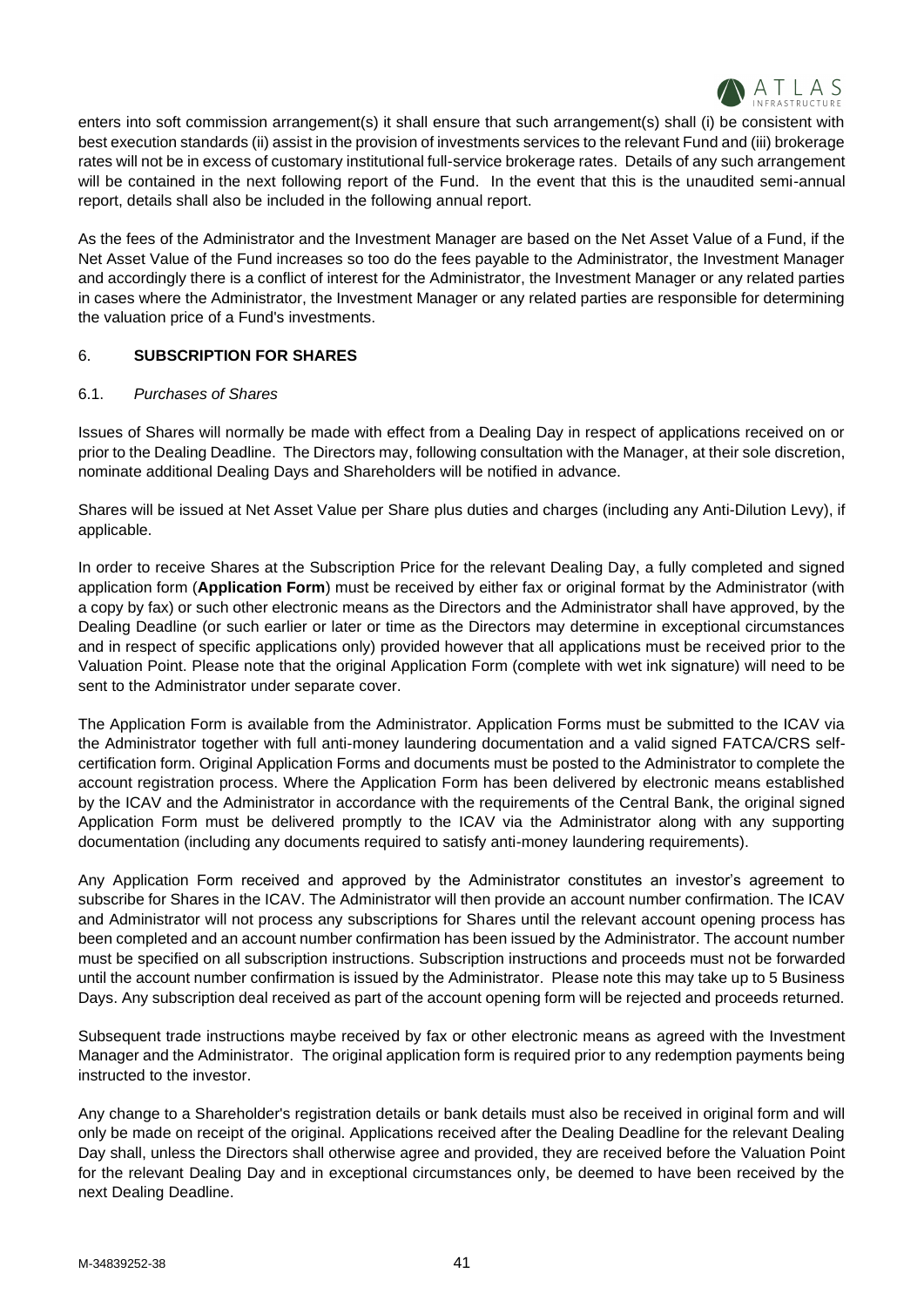enters into soft commission arrangement(s) it shall ensure that such arrangement(s) shall (i) be consistent with best execution standards (ii) assist in the provision of investments services to the relevant Fund and (iii) brokerage rates will not be in excess of customary institutional full-service brokerage rates. Details of any such arrangement will be contained in the next following report of the Fund. In the event that this is the unaudited semi-annual report, details shall also be included in the following annual report.

As the fees of the Administrator and the Investment Manager are based on the Net Asset Value of a Fund, if the Net Asset Value of the Fund increases so too do the fees payable to the Administrator, the Investment Manager and accordingly there is a conflict of interest for the Administrator, the Investment Manager or any related parties in cases where the Administrator, the Investment Manager or any related parties are responsible for determining the valuation price of a Fund's investments.

## 6. SUBSCRIPTION FOR SHARES

### 6.1. *Purchases of Shares*

Issues of Shares will normally be made with effect from a Dealing Day in respect of applications received on or prior to the Dealing Deadline. The Directors may, following consultation with the Manager, at their sole discretion, nominate additional Dealing Days and Shareholders will be notified in advance.

Shares will be issued at Net Asset Value per Share plus duties and charges (including any Anti-Dilution Levy), if applicable.

In order to receive Shares at the Subscription Price for the relevant Dealing Day, a fully completed and signed application form (**Application Form**) must be received by either fax or original format by the Administrator (with a copy by fax) or such other electronic means as the Directors and the Administrator shall have approved, by the Dealing Deadline (or such earlier or later or time as the Directors may determine in exceptional circumstances and in respect of specific applications only) provided however that all applications must be received prior to the Valuation Point. Please note that the original Application Form (complete with wet ink signature) will need to be sent to the Administrator under separate cover.

The Application Form is available from the Administrator. Application Forms must be submitted to the ICAV via the Administrator together with full anti-money laundering documentation and a valid signed FATCA/CRS self-certification form. Original Application Forms and documents must be posted to the Administrator to complete the account registration process. Where the Application Form has been delivered by electronic means established by the ICAV and the Administrator in accordance with the requirements of the Central Bank, the original signed Application Form must be delivered promptly to the ICAV via the Administrator along with any supporting documentation (including any documents required to satisfy anti-money laundering requirements).

Any Application Form received and approved by the Administrator constitutes an investor's agreement to subscribe for Shares in the ICAV. The Administrator will then provide an account number confirmation. The ICAV and Administrator will not process any subscriptions for Shares until the relevant account opening process has been completed and an account number confirmation has been issued by the Administrator. The account number must be specified on all subscription instructions. Subscription instructions and proceeds must not be forwarded until the account number confirmation is issued by the Administrator. Please note this may take up to 5 Business Days. Any subscription deal received as part of the account opening form will be rejected and proceeds returned.

Subsequent trade instructions maybe received by fax or other electronic means as agreed with the Investment Manager and the Administrator. The original application form is required prior to any redemption payments being instructed to the investor.

Any change to a Shareholder's registration details or bank details must also be received in original form and will only be made on receipt of the original. Applications received after the Dealing Deadline for the relevant Dealing Day shall, unless the Directors shall otherwise agree and provided, they are received before the Valuation Point for the relevant Dealing Day and in exceptional circumstances only, be deemed to have been received by the next Dealing Deadline.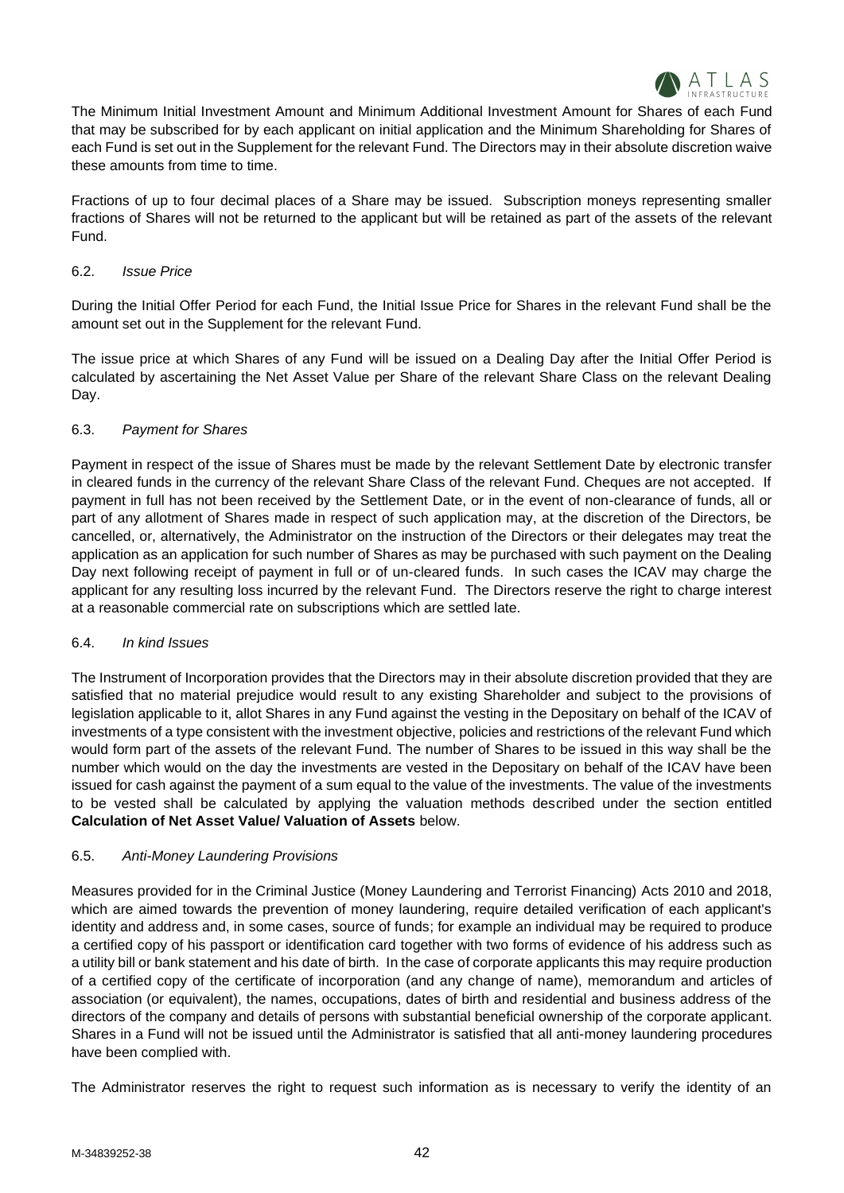The Minimum Initial Investment Amount and Minimum Additional Investment Amount for Shares of each Fund that may be subscribed for by each applicant on initial application and the Minimum Shareholding for Shares of each Fund is set out in the Supplement for the relevant Fund. The Directors may in their absolute discretion waive these amounts from time to time.

Fractions of up to four decimal places of a Share may be issued. Subscription moneys representing smaller fractions of Shares will not be returned to the applicant but will be retained as part of the assets of the relevant Fund.

### 6.2. *Issue Price*

During the Initial Offer Period for each Fund, the Initial Issue Price for Shares in the relevant Fund shall be the amount set out in the Supplement for the relevant Fund.

The issue price at which Shares of any Fund will be issued on a Dealing Day after the Initial Offer Period is calculated by ascertaining the Net Asset Value per Share of the relevant Share Class on the relevant Dealing Day.

### 6.3. *Payment for Shares*

Payment in respect of the issue of Shares must be made by the relevant Settlement Date by electronic transfer in cleared funds in the currency of the relevant Share Class of the relevant Fund. Cheques are not accepted. If payment in full has not been received by the Settlement Date, or in the event of non-clearance of funds, all or part of any allotment of Shares made in respect of such application may, at the discretion of the Directors, be cancelled, or, alternatively, the Administrator on the instruction of the Directors or their delegates may treat the application as an application for such number of Shares as may be purchased with such payment on the Dealing Day next following receipt of payment in full or of un-cleared funds. In such cases the ICAV may charge the applicant for any resulting loss incurred by the relevant Fund. The Directors reserve the right to charge interest at a reasonable commercial rate on subscriptions which are settled late.

### 6.4. *In kind Issues*

The Instrument of Incorporation provides that the Directors may in their absolute discretion provided that they are satisfied that no material prejudice would result to any existing Shareholder and subject to the provisions of legislation applicable to it, allot Shares in any Fund against the vesting in the Depositary on behalf of the ICAV of investments of a type consistent with the investment objective, policies and restrictions of the relevant Fund which would form part of the assets of the relevant Fund. The number of Shares to be issued in this way shall be the number which would on the day the investments are vested in the Depositary on behalf of the ICAV have been issued for cash against the payment of a sum equal to the value of the investments. The value of the investments to be vested shall be calculated by applying the valuation methods described under the section entitled **Calculation of Net Asset Value/ Valuation of Assets** below.

### 6.5. *Anti-Money Laundering Provisions*

Measures provided for in the Criminal Justice (Money Laundering and Terrorist Financing) Acts 2010 and 2018, which are aimed towards the prevention of money laundering, require detailed verification of each applicant's identity and address and, in some cases, source of funds; for example an individual may be required to produce a certified copy of his passport or identification card together with two forms of evidence of his address such as a utility bill or bank statement and his date of birth. In the case of corporate applicants this may require production of a certified copy of the certificate of incorporation (and any change of name), memorandum and articles of association (or equivalent), the names, occupations, dates of birth and residential and business address of the directors of the company and details of persons with substantial beneficial ownership of the corporate applicant. Shares in a Fund will not be issued until the Administrator is satisfied that all anti-money laundering procedures have been complied with.

The Administrator reserves the right to request such information as is necessary to verify the identity of an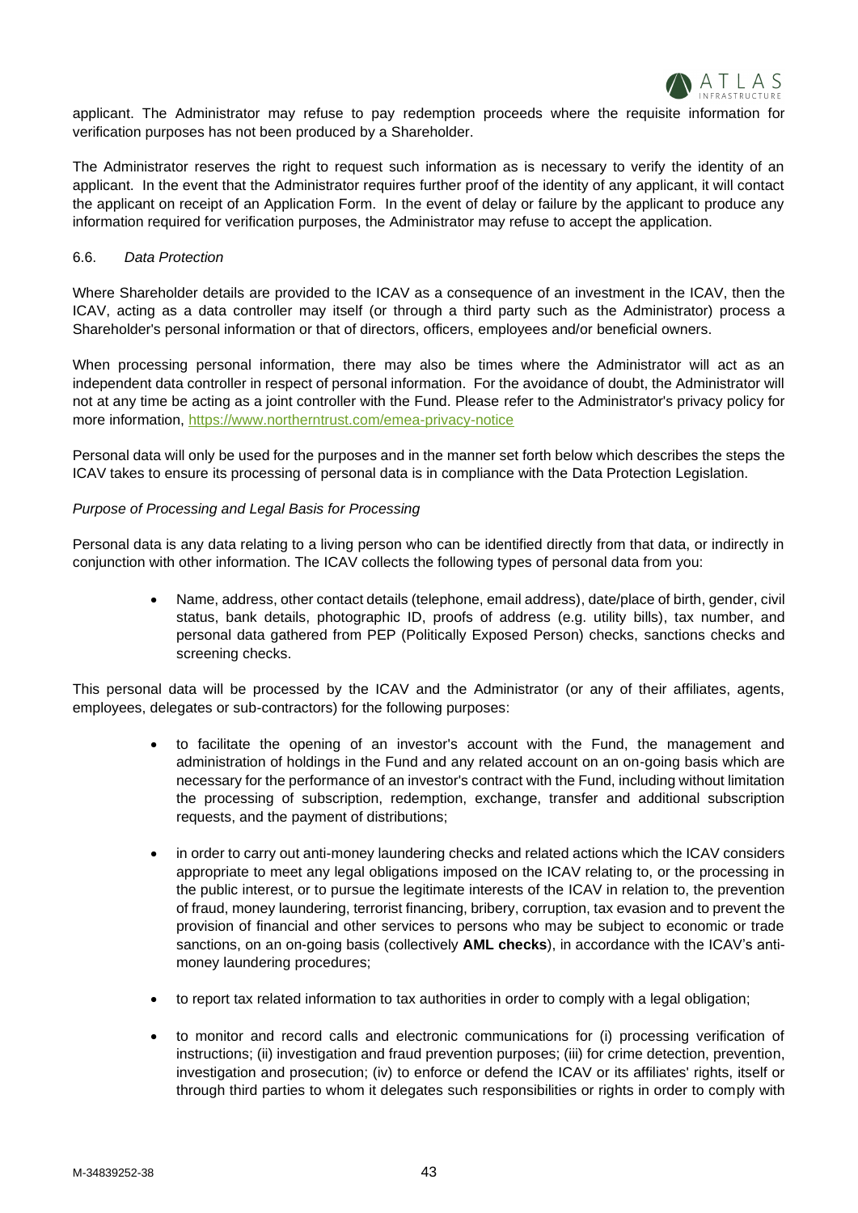applicant. The Administrator may refuse to pay redemption proceeds where the requisite information for verification purposes has not been produced by a Shareholder.

The Administrator reserves the right to request such information as is necessary to verify the identity of an applicant. In the event that the Administrator requires further proof of the identity of any applicant, it will contact the applicant on receipt of an Application Form. In the event of delay or failure by the applicant to produce any information required for verification purposes, the Administrator may refuse to accept the application.

6.6. *Data Protection*

Where Shareholder details are provided to the ICAV as a consequence of an investment in the ICAV, then the ICAV, acting as a data controller may itself (or through a third party such as the Administrator) process a Shareholder's personal information or that of directors, officers, employees and/or beneficial owners.

When processing personal information, there may also be times where the Administrator will act as an independent data controller in respect of personal information. For the avoidance of doubt, the Administrator will not at any time be acting as a joint controller with the Fund. Please refer to the Administrator's privacy policy for more information, https://www.northerntrust.com/emea-privacy-notice

Personal data will only be used for the purposes and in the manner set forth below which describes the steps the ICAV takes to ensure its processing of personal data is in compliance with the Data Protection Legislation.

*Purpose of Processing and Legal Basis for Processing*

Personal data is any data relating to a living person who can be identified directly from that data, or indirectly in conjunction with other information. The ICAV collects the following types of personal data from you:

- Name, address, other contact details (telephone, email address), date/place of birth, gender, civil status, bank details, photographic ID, proofs of address (e.g. utility bills), tax number, and personal data gathered from PEP (Politically Exposed Person) checks, sanctions checks and screening checks.

This personal data will be processed by the ICAV and the Administrator (or any of their affiliates, agents, employees, delegates or sub-contractors) for the following purposes:

- to facilitate the opening of an investor's account with the Fund, the management and administration of holdings in the Fund and any related account on an on-going basis which are necessary for the performance of an investor's contract with the Fund, including without limitation the processing of subscription, redemption, exchange, transfer and additional subscription requests, and the payment of distributions;

- in order to carry out anti-money laundering checks and related actions which the ICAV considers appropriate to meet any legal obligations imposed on the ICAV relating to, or the processing in the public interest, or to pursue the legitimate interests of the ICAV in relation to, the prevention of fraud, money laundering, terrorist financing, bribery, corruption, tax evasion and to prevent the provision of financial and other services to persons who may be subject to economic or trade sanctions, on an on-going basis (collectively **AML checks**), in accordance with the ICAV's anti-money laundering procedures;

- to report tax related information to tax authorities in order to comply with a legal obligation;

- to monitor and record calls and electronic communications for (i) processing verification of instructions; (ii) investigation and fraud prevention purposes; (iii) for crime detection, prevention, investigation and prosecution; (iv) to enforce or defend the ICAV or its affiliates' rights, itself or through third parties to whom it delegates such responsibilities or rights in order to comply with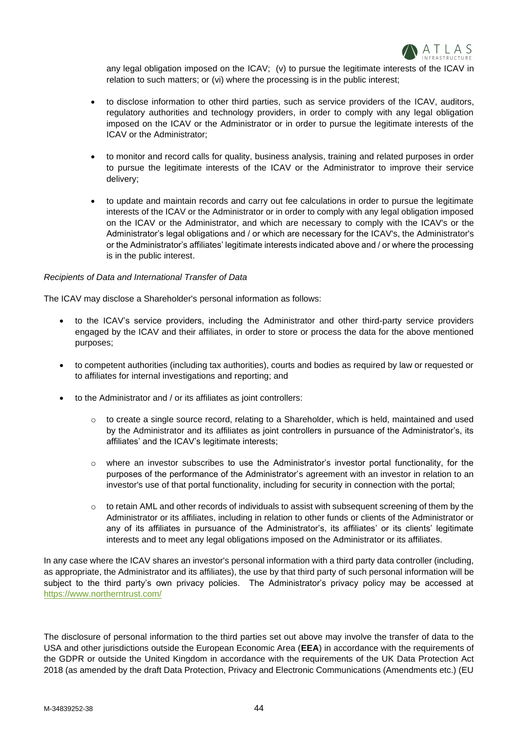any legal obligation imposed on the ICAV; (v) to pursue the legitimate interests of the ICAV in relation to such matters; or (vi) where the processing is in the public interest;

- to disclose information to other third parties, such as service providers of the ICAV, auditors, regulatory authorities and technology providers, in order to comply with any legal obligation imposed on the ICAV or the Administrator or in order to pursue the legitimate interests of the ICAV or the Administrator;
- to monitor and record calls for quality, business analysis, training and related purposes in order to pursue the legitimate interests of the ICAV or the Administrator to improve their service delivery;
- to update and maintain records and carry out fee calculations in order to pursue the legitimate interests of the ICAV or the Administrator or in order to comply with any legal obligation imposed on the ICAV or the Administrator, and which are necessary to comply with the ICAV's or the Administrator's legal obligations and / or which are necessary for the ICAV's, the Administrator's or the Administrator's affiliates' legitimate interests indicated above and / or where the processing is in the public interest.

*Recipients of Data and International Transfer of Data*

The ICAV may disclose a Shareholder's personal information as follows:

- to the ICAV's service providers, including the Administrator and other third-party service providers engaged by the ICAV and their affiliates, in order to store or process the data for the above mentioned purposes;
- to competent authorities (including tax authorities), courts and bodies as required by law or requested or to affiliates for internal investigations and reporting; and
- to the Administrator and / or its affiliates as joint controllers:
  - to create a single source record, relating to a Shareholder, which is held, maintained and used by the Administrator and its affiliates as joint controllers in pursuance of the Administrator's, its affiliates' and the ICAV's legitimate interests;
  - where an investor subscribes to use the Administrator's investor portal functionality, for the purposes of the performance of the Administrator's agreement with an investor in relation to an investor's use of that portal functionality, including for security in connection with the portal;
  - to retain AML and other records of individuals to assist with subsequent screening of them by the Administrator or its affiliates, including in relation to other funds or clients of the Administrator or any of its affiliates in pursuance of the Administrator's, its affiliates' or its clients' legitimate interests and to meet any legal obligations imposed on the Administrator or its affiliates.

In any case where the ICAV shares an investor's personal information with a third party data controller (including, as appropriate, the Administrator and its affiliates), the use by that third party of such personal information will be subject to the third party's own privacy policies. The Administrator's privacy policy may be accessed at https://www.northerntrust.com/

The disclosure of personal information to the third parties set out above may involve the transfer of data to the USA and other jurisdictions outside the European Economic Area (**EEA**) in accordance with the requirements of the GDPR or outside the United Kingdom in accordance with the requirements of the UK Data Protection Act 2018 (as amended by the draft Data Protection, Privacy and Electronic Communications (Amendments etc.) (EU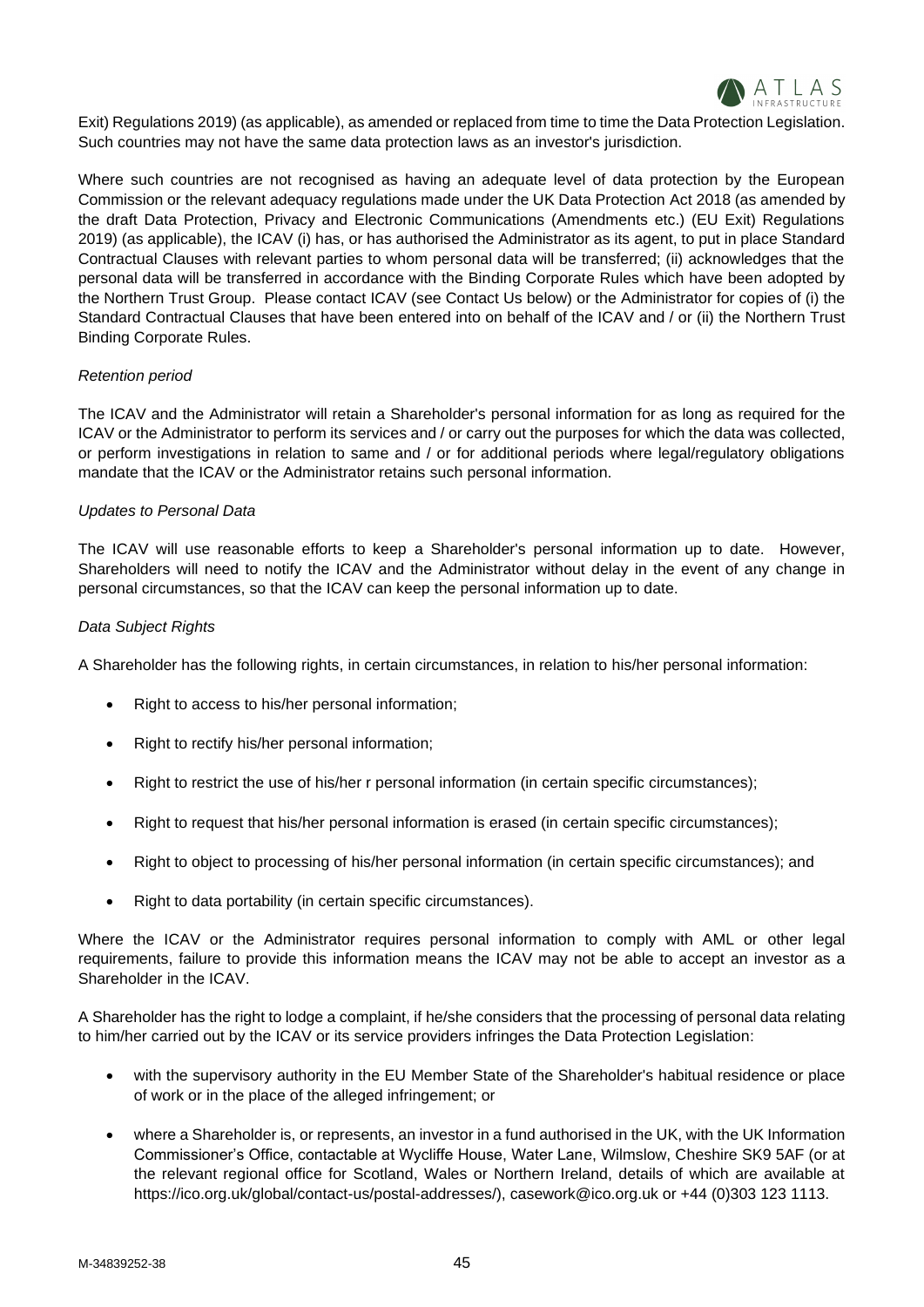Exit) Regulations 2019) (as applicable), as amended or replaced from time to time the Data Protection Legislation. Such countries may not have the same data protection laws as an investor's jurisdiction.

Where such countries are not recognised as having an adequate level of data protection by the European Commission or the relevant adequacy regulations made under the UK Data Protection Act 2018 (as amended by the draft Data Protection, Privacy and Electronic Communications (Amendments etc.) (EU Exit) Regulations 2019) (as applicable), the ICAV (i) has, or has authorised the Administrator as its agent, to put in place Standard Contractual Clauses with relevant parties to whom personal data will be transferred; (ii) acknowledges that the personal data will be transferred in accordance with the Binding Corporate Rules which have been adopted by the Northern Trust Group. Please contact ICAV (see Contact Us below) or the Administrator for copies of (i) the Standard Contractual Clauses that have been entered into on behalf of the ICAV and / or (ii) the Northern Trust Binding Corporate Rules.

*Retention period*

The ICAV and the Administrator will retain a Shareholder's personal information for as long as required for the ICAV or the Administrator to perform its services and / or carry out the purposes for which the data was collected, or perform investigations in relation to same and / or for additional periods where legal/regulatory obligations mandate that the ICAV or the Administrator retains such personal information.

*Updates to Personal Data*

The ICAV will use reasonable efforts to keep a Shareholder's personal information up to date. However, Shareholders will need to notify the ICAV and the Administrator without delay in the event of any change in personal circumstances, so that the ICAV can keep the personal information up to date.

*Data Subject Rights*

A Shareholder has the following rights, in certain circumstances, in relation to his/her personal information:

- Right to access to his/her personal information;
- Right to rectify his/her personal information;
- Right to restrict the use of his/her r personal information (in certain specific circumstances);
- Right to request that his/her personal information is erased (in certain specific circumstances);
- Right to object to processing of his/her personal information (in certain specific circumstances); and
- Right to data portability (in certain specific circumstances).

Where the ICAV or the Administrator requires personal information to comply with AML or other legal requirements, failure to provide this information means the ICAV may not be able to accept an investor as a Shareholder in the ICAV.

A Shareholder has the right to lodge a complaint, if he/she considers that the processing of personal data relating to him/her carried out by the ICAV or its service providers infringes the Data Protection Legislation:

- with the supervisory authority in the EU Member State of the Shareholder's habitual residence or place of work or in the place of the alleged infringement; or
- where a Shareholder is, or represents, an investor in a fund authorised in the UK, with the UK Information Commissioner's Office, contactable at Wycliffe House, Water Lane, Wilmslow, Cheshire SK9 5AF (or at the relevant regional office for Scotland, Wales or Northern Ireland, details of which are available at https://ico.org.uk/global/contact-us/postal-addresses/), casework@ico.org.uk or +44 (0)303 123 1113.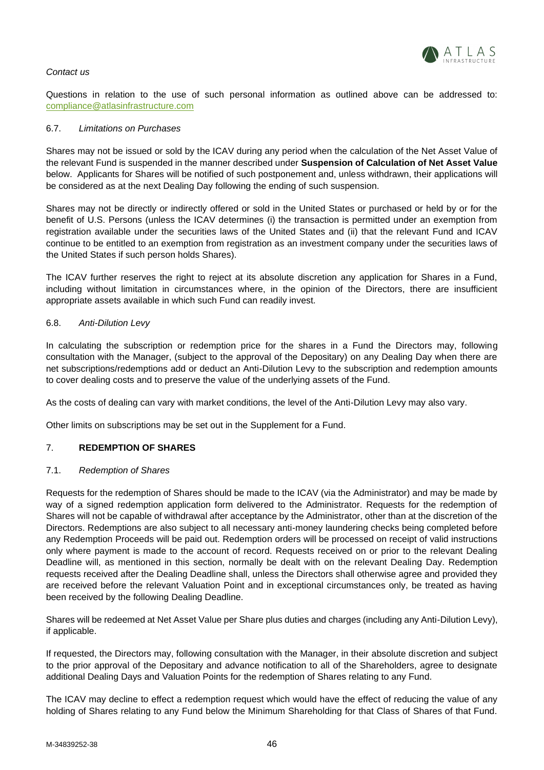*Contact us*

Questions in relation to the use of such personal information as outlined above can be addressed to: compliance@atlasinfrastructure.com

6.7. *Limitations on Purchases*

Shares may not be issued or sold by the ICAV during any period when the calculation of the Net Asset Value of the relevant Fund is suspended in the manner described under **Suspension of Calculation of Net Asset Value** below. Applicants for Shares will be notified of such postponement and, unless withdrawn, their applications will be considered as at the next Dealing Day following the ending of such suspension.

Shares may not be directly or indirectly offered or sold in the United States or purchased or held by or for the benefit of U.S. Persons (unless the ICAV determines (i) the transaction is permitted under an exemption from registration available under the securities laws of the United States and (ii) that the relevant Fund and ICAV continue to be entitled to an exemption from registration as an investment company under the securities laws of the United States if such person holds Shares).

The ICAV further reserves the right to reject at its absolute discretion any application for Shares in a Fund, including without limitation in circumstances where, in the opinion of the Directors, there are insufficient appropriate assets available in which such Fund can readily invest.

6.8. *Anti-Dilution Levy*

In calculating the subscription or redemption price for the shares in a Fund the Directors may, following consultation with the Manager, (subject to the approval of the Depositary) on any Dealing Day when there are net subscriptions/redemptions add or deduct an Anti-Dilution Levy to the subscription and redemption amounts to cover dealing costs and to preserve the value of the underlying assets of the Fund.

As the costs of dealing can vary with market conditions, the level of the Anti-Dilution Levy may also vary.

Other limits on subscriptions may be set out in the Supplement for a Fund.

## 7. **REDEMPTION OF SHARES**

7.1. *Redemption of Shares*

Requests for the redemption of Shares should be made to the ICAV (via the Administrator) and may be made by way of a signed redemption application form delivered to the Administrator. Requests for the redemption of Shares will not be capable of withdrawal after acceptance by the Administrator, other than at the discretion of the Directors. Redemptions are also subject to all necessary anti-money laundering checks being completed before any Redemption Proceeds will be paid out. Redemption orders will be processed on receipt of valid instructions only where payment is made to the account of record. Requests received on or prior to the relevant Dealing Deadline will, as mentioned in this section, normally be dealt with on the relevant Dealing Day. Redemption requests received after the Dealing Deadline shall, unless the Directors shall otherwise agree and provided they are received before the relevant Valuation Point and in exceptional circumstances only, be treated as having been received by the following Dealing Deadline.

Shares will be redeemed at Net Asset Value per Share plus duties and charges (including any Anti-Dilution Levy), if applicable.

If requested, the Directors may, following consultation with the Manager, in their absolute discretion and subject to the prior approval of the Depositary and advance notification to all of the Shareholders, agree to designate additional Dealing Days and Valuation Points for the redemption of Shares relating to any Fund.

The ICAV may decline to effect a redemption request which would have the effect of reducing the value of any holding of Shares relating to any Fund below the Minimum Shareholding for that Class of Shares of that Fund.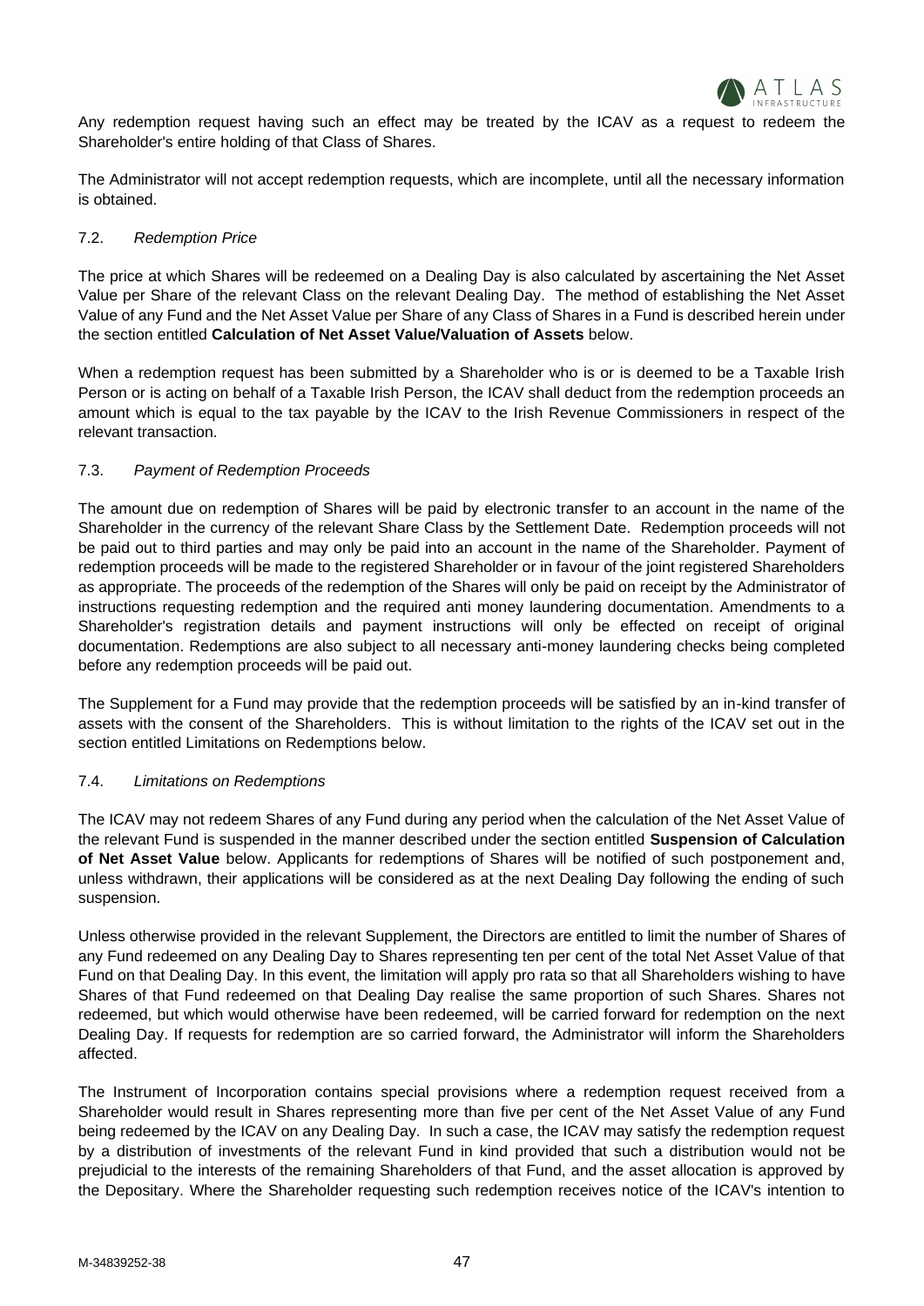Any redemption request having such an effect may be treated by the ICAV as a request to redeem the Shareholder's entire holding of that Class of Shares.

The Administrator will not accept redemption requests, which are incomplete, until all the necessary information is obtained.

### 7.2. *Redemption Price*

The price at which Shares will be redeemed on a Dealing Day is also calculated by ascertaining the Net Asset Value per Share of the relevant Class on the relevant Dealing Day. The method of establishing the Net Asset Value of any Fund and the Net Asset Value per Share of any Class of Shares in a Fund is described herein under the section entitled **Calculation of Net Asset Value/Valuation of Assets** below.

When a redemption request has been submitted by a Shareholder who is or is deemed to be a Taxable Irish Person or is acting on behalf of a Taxable Irish Person, the ICAV shall deduct from the redemption proceeds an amount which is equal to the tax payable by the ICAV to the Irish Revenue Commissioners in respect of the relevant transaction.

### 7.3. *Payment of Redemption Proceeds*

The amount due on redemption of Shares will be paid by electronic transfer to an account in the name of the Shareholder in the currency of the relevant Share Class by the Settlement Date. Redemption proceeds will not be paid out to third parties and may only be paid into an account in the name of the Shareholder. Payment of redemption proceeds will be made to the registered Shareholder or in favour of the joint registered Shareholders as appropriate. The proceeds of the redemption of the Shares will only be paid on receipt by the Administrator of instructions requesting redemption and the required anti money laundering documentation. Amendments to a Shareholder's registration details and payment instructions will only be effected on receipt of original documentation. Redemptions are also subject to all necessary anti-money laundering checks being completed before any redemption proceeds will be paid out.

The Supplement for a Fund may provide that the redemption proceeds will be satisfied by an in-kind transfer of assets with the consent of the Shareholders. This is without limitation to the rights of the ICAV set out in the section entitled Limitations on Redemptions below.

### 7.4. *Limitations on Redemptions*

The ICAV may not redeem Shares of any Fund during any period when the calculation of the Net Asset Value of the relevant Fund is suspended in the manner described under the section entitled **Suspension of Calculation of Net Asset Value** below. Applicants for redemptions of Shares will be notified of such postponement and, unless withdrawn, their applications will be considered as at the next Dealing Day following the ending of such suspension.

Unless otherwise provided in the relevant Supplement, the Directors are entitled to limit the number of Shares of any Fund redeemed on any Dealing Day to Shares representing ten per cent of the total Net Asset Value of that Fund on that Dealing Day. In this event, the limitation will apply pro rata so that all Shareholders wishing to have Shares of that Fund redeemed on that Dealing Day realise the same proportion of such Shares. Shares not redeemed, but which would otherwise have been redeemed, will be carried forward for redemption on the next Dealing Day. If requests for redemption are so carried forward, the Administrator will inform the Shareholders affected.

The Instrument of Incorporation contains special provisions where a redemption request received from a Shareholder would result in Shares representing more than five per cent of the Net Asset Value of any Fund being redeemed by the ICAV on any Dealing Day. In such a case, the ICAV may satisfy the redemption request by a distribution of investments of the relevant Fund in kind provided that such a distribution would not be prejudicial to the interests of the remaining Shareholders of that Fund, and the asset allocation is approved by the Depositary. Where the Shareholder requesting such redemption receives notice of the ICAV's intention to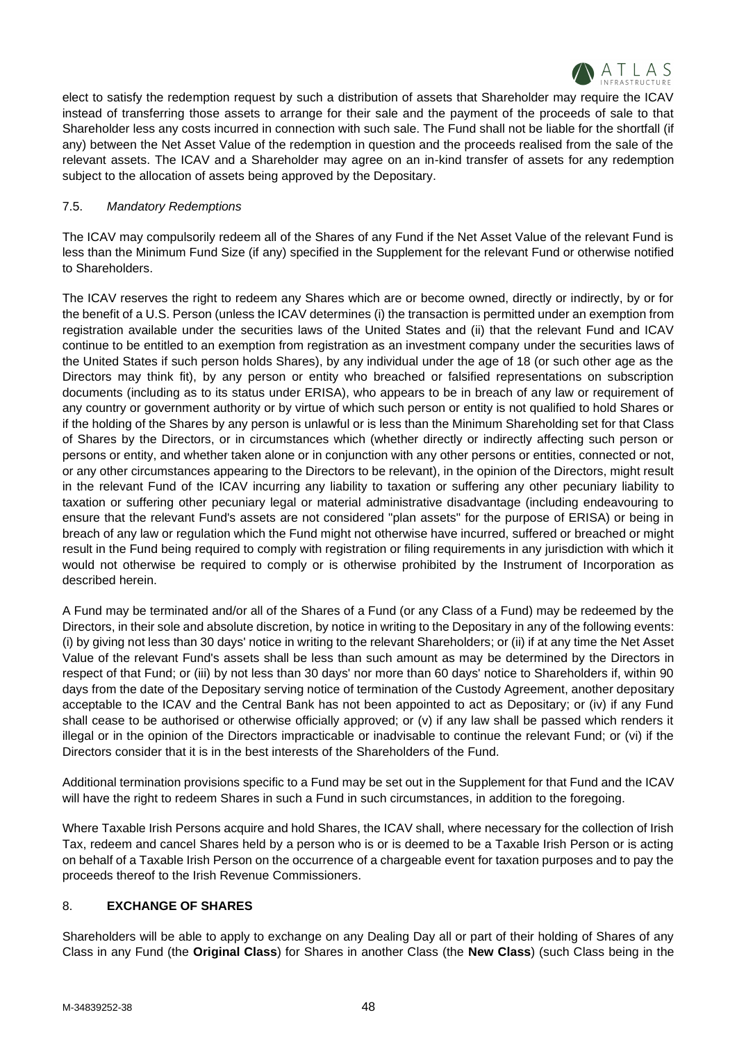elect to satisfy the redemption request by such a distribution of assets that Shareholder may require the ICAV instead of transferring those assets to arrange for their sale and the payment of the proceeds of sale to that Shareholder less any costs incurred in connection with such sale. The Fund shall not be liable for the shortfall (if any) between the Net Asset Value of the redemption in question and the proceeds realised from the sale of the relevant assets. The ICAV and a Shareholder may agree on an in-kind transfer of assets for any redemption subject to the allocation of assets being approved by the Depositary.

### 7.5. *Mandatory Redemptions*

The ICAV may compulsorily redeem all of the Shares of any Fund if the Net Asset Value of the relevant Fund is less than the Minimum Fund Size (if any) specified in the Supplement for the relevant Fund or otherwise notified to Shareholders.

The ICAV reserves the right to redeem any Shares which are or become owned, directly or indirectly, by or for the benefit of a U.S. Person (unless the ICAV determines (i) the transaction is permitted under an exemption from registration available under the securities laws of the United States and (ii) that the relevant Fund and ICAV continue to be entitled to an exemption from registration as an investment company under the securities laws of the United States if such person holds Shares), by any individual under the age of 18 (or such other age as the Directors may think fit), by any person or entity who breached or falsified representations on subscription documents (including as to its status under ERISA), who appears to be in breach of any law or requirement of any country or government authority or by virtue of which such person or entity is not qualified to hold Shares or if the holding of the Shares by any person is unlawful or is less than the Minimum Shareholding set for that Class of Shares by the Directors, or in circumstances which (whether directly or indirectly affecting such person or persons or entity, and whether taken alone or in conjunction with any other persons or entities, connected or not, or any other circumstances appearing to the Directors to be relevant), in the opinion of the Directors, might result in the relevant Fund of the ICAV incurring any liability to taxation or suffering any other pecuniary liability to taxation or suffering other pecuniary legal or material administrative disadvantage (including endeavouring to ensure that the relevant Fund's assets are not considered "plan assets" for the purpose of ERISA) or being in breach of any law or regulation which the Fund might not otherwise have incurred, suffered or breached or might result in the Fund being required to comply with registration or filing requirements in any jurisdiction with which it would not otherwise be required to comply or is otherwise prohibited by the Instrument of Incorporation as described herein.

A Fund may be terminated and/or all of the Shares of a Fund (or any Class of a Fund) may be redeemed by the Directors, in their sole and absolute discretion, by notice in writing to the Depositary in any of the following events: (i) by giving not less than 30 days' notice in writing to the relevant Shareholders; or (ii) if at any time the Net Asset Value of the relevant Fund's assets shall be less than such amount as may be determined by the Directors in respect of that Fund; or (iii) by not less than 30 days' nor more than 60 days' notice to Shareholders if, within 90 days from the date of the Depositary serving notice of termination of the Custody Agreement, another depositary acceptable to the ICAV and the Central Bank has not been appointed to act as Depositary; or (iv) if any Fund shall cease to be authorised or otherwise officially approved; or (v) if any law shall be passed which renders it illegal or in the opinion of the Directors impracticable or inadvisable to continue the relevant Fund; or (vi) if the Directors consider that it is in the best interests of the Shareholders of the Fund.

Additional termination provisions specific to a Fund may be set out in the Supplement for that Fund and the ICAV will have the right to redeem Shares in such a Fund in such circumstances, in addition to the foregoing.

Where Taxable Irish Persons acquire and hold Shares, the ICAV shall, where necessary for the collection of Irish Tax, redeem and cancel Shares held by a person who is or is deemed to be a Taxable Irish Person or is acting on behalf of a Taxable Irish Person on the occurrence of a chargeable event for taxation purposes and to pay the proceeds thereof to the Irish Revenue Commissioners.

## 8. **EXCHANGE OF SHARES**

Shareholders will be able to apply to exchange on any Dealing Day all or part of their holding of Shares of any Class in any Fund (the **Original Class**) for Shares in another Class (the **New Class**) (such Class being in the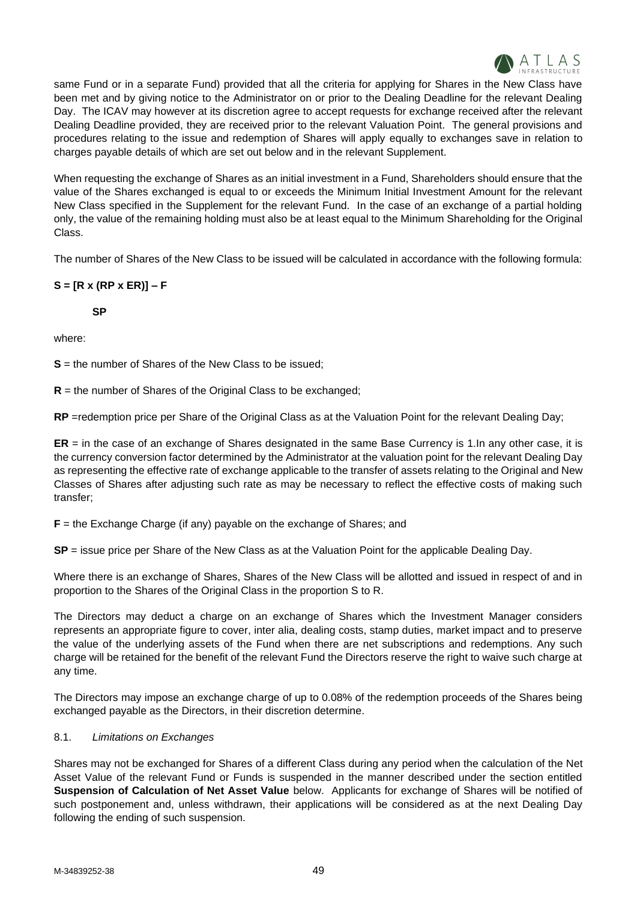same Fund or in a separate Fund) provided that all the criteria for applying for Shares in the New Class have been met and by giving notice to the Administrator on or prior to the Dealing Deadline for the relevant Dealing Day. The ICAV may however at its discretion agree to accept requests for exchange received after the relevant Dealing Deadline provided, they are received prior to the relevant Valuation Point. The general provisions and procedures relating to the issue and redemption of Shares will apply equally to exchanges save in relation to charges payable details of which are set out below and in the relevant Supplement.

When requesting the exchange of Shares as an initial investment in a Fund, Shareholders should ensure that the value of the Shares exchanged is equal to or exceeds the Minimum Initial Investment Amount for the relevant New Class specified in the Supplement for the relevant Fund. In the case of an exchange of a partial holding only, the value of the remaining holding must also be at least equal to the Minimum Shareholding for the Original Class.

The number of Shares of the New Class to be issued will be calculated in accordance with the following formula:

$$S = \frac{[R \times (RP \times ER)] - F}{SP}$$

where:

**S** = the number of Shares of the New Class to be issued;

**R** = the number of Shares of the Original Class to be exchanged;

**RP** =redemption price per Share of the Original Class as at the Valuation Point for the relevant Dealing Day;

**ER** = in the case of an exchange of Shares designated in the same Base Currency is 1.In any other case, it is the currency conversion factor determined by the Administrator at the valuation point for the relevant Dealing Day as representing the effective rate of exchange applicable to the transfer of assets relating to the Original and New Classes of Shares after adjusting such rate as may be necessary to reflect the effective costs of making such transfer;

**F** = the Exchange Charge (if any) payable on the exchange of Shares; and

**SP** = issue price per Share of the New Class as at the Valuation Point for the applicable Dealing Day.

Where there is an exchange of Shares, Shares of the New Class will be allotted and issued in respect of and in proportion to the Shares of the Original Class in the proportion S to R.

The Directors may deduct a charge on an exchange of Shares which the Investment Manager considers represents an appropriate figure to cover, inter alia, dealing costs, stamp duties, market impact and to preserve the value of the underlying assets of the Fund when there are net subscriptions and redemptions. Any such charge will be retained for the benefit of the relevant Fund the Directors reserve the right to waive such charge at any time.

The Directors may impose an exchange charge of up to 0.08% of the redemption proceeds of the Shares being exchanged payable as the Directors, in their discretion determine.

### 8.1. *Limitations on Exchanges*

Shares may not be exchanged for Shares of a different Class during any period when the calculation of the Net Asset Value of the relevant Fund or Funds is suspended in the manner described under the section entitled **Suspension of Calculation of Net Asset Value** below. Applicants for exchange of Shares will be notified of such postponement and, unless withdrawn, their applications will be considered as at the next Dealing Day following the ending of such suspension.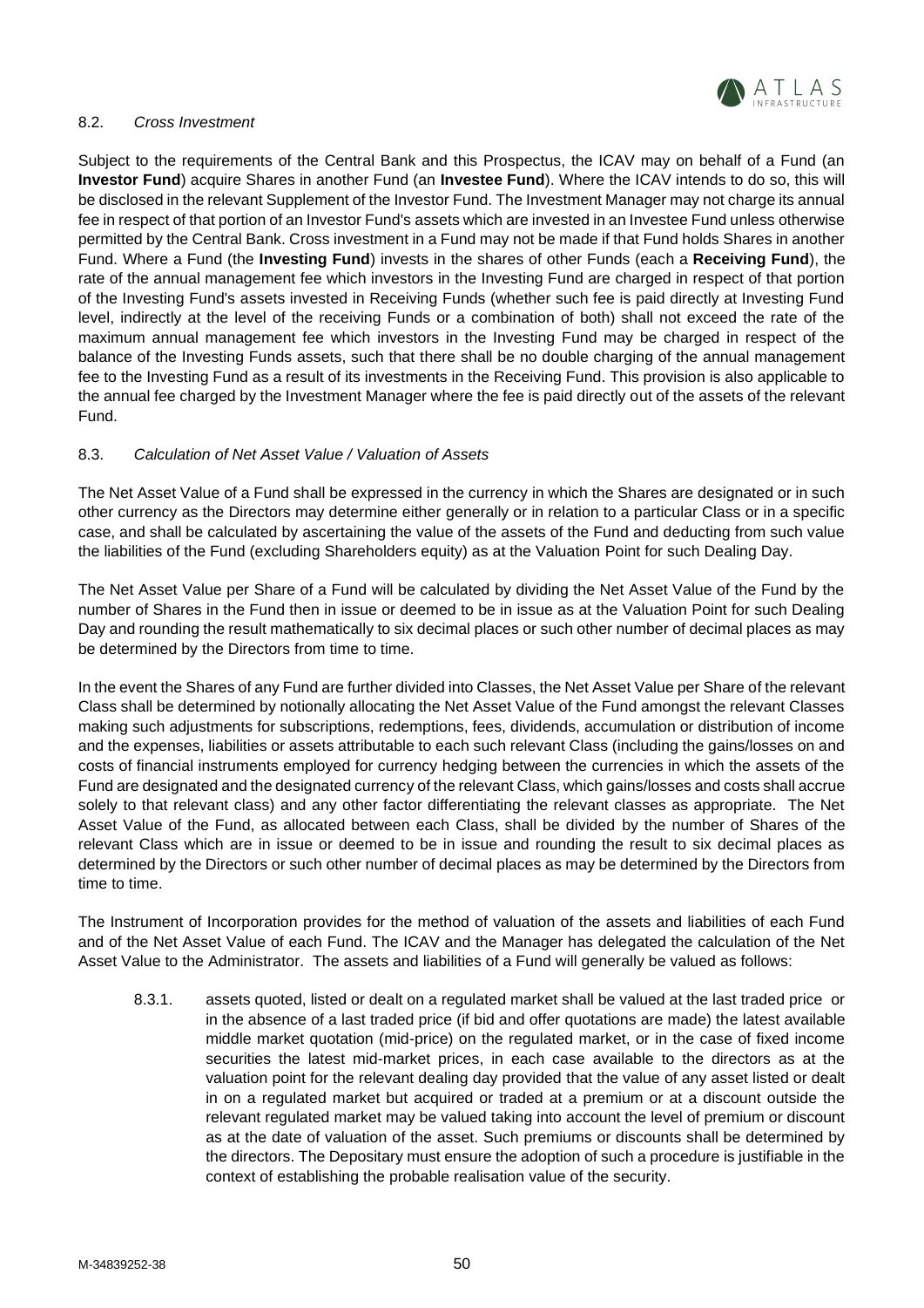### 8.2. *Cross Investment*

Subject to the requirements of the Central Bank and this Prospectus, the ICAV may on behalf of a Fund (an **Investor Fund**) acquire Shares in another Fund (an **Investee Fund**). Where the ICAV intends to do so, this will be disclosed in the relevant Supplement of the Investor Fund. The Investment Manager may not charge its annual fee in respect of that portion of an Investor Fund's assets which are invested in an Investee Fund unless otherwise permitted by the Central Bank. Cross investment in a Fund may not be made if that Fund holds Shares in another Fund. Where a Fund (the **Investing Fund**) invests in the shares of other Funds (each a **Receiving Fund**), the rate of the annual management fee which investors in the Investing Fund are charged in respect of that portion of the Investing Fund's assets invested in Receiving Funds (whether such fee is paid directly at Investing Fund level, indirectly at the level of the receiving Funds or a combination of both) shall not exceed the rate of the maximum annual management fee which investors in the Investing Fund may be charged in respect of the balance of the Investing Funds assets, such that there shall be no double charging of the annual management fee to the Investing Fund as a result of its investments in the Receiving Fund. This provision is also applicable to the annual fee charged by the Investment Manager where the fee is paid directly out of the assets of the relevant Fund.

### 8.3. *Calculation of Net Asset Value / Valuation of Assets*

The Net Asset Value of a Fund shall be expressed in the currency in which the Shares are designated or in such other currency as the Directors may determine either generally or in relation to a particular Class or in a specific case, and shall be calculated by ascertaining the value of the assets of the Fund and deducting from such value the liabilities of the Fund (excluding Shareholders equity) as at the Valuation Point for such Dealing Day.

The Net Asset Value per Share of a Fund will be calculated by dividing the Net Asset Value of the Fund by the number of Shares in the Fund then in issue or deemed to be in issue as at the Valuation Point for such Dealing Day and rounding the result mathematically to six decimal places or such other number of decimal places as may be determined by the Directors from time to time.

In the event the Shares of any Fund are further divided into Classes, the Net Asset Value per Share of the relevant Class shall be determined by notionally allocating the Net Asset Value of the Fund amongst the relevant Classes making such adjustments for subscriptions, redemptions, fees, dividends, accumulation or distribution of income and the expenses, liabilities or assets attributable to each such relevant Class (including the gains/losses on and costs of financial instruments employed for currency hedging between the currencies in which the assets of the Fund are designated and the designated currency of the relevant Class, which gains/losses and costs shall accrue solely to that relevant class) and any other factor differentiating the relevant classes as appropriate. The Net Asset Value of the Fund, as allocated between each Class, shall be divided by the number of Shares of the relevant Class which are in issue or deemed to be in issue and rounding the result to six decimal places as determined by the Directors or such other number of decimal places as may be determined by the Directors from time to time.

The Instrument of Incorporation provides for the method of valuation of the assets and liabilities of each Fund and of the Net Asset Value of each Fund. The ICAV and the Manager has delegated the calculation of the Net Asset Value to the Administrator. The assets and liabilities of a Fund will generally be valued as follows:

8.3.1. assets quoted, listed or dealt on a regulated market shall be valued at the last traded price or in the absence of a last traded price (if bid and offer quotations are made) the latest available middle market quotation (mid-price) on the regulated market, or in the case of fixed income securities the latest mid-market prices, in each case available to the directors as at the valuation point for the relevant dealing day provided that the value of any asset listed or dealt in on a regulated market but acquired or traded at a premium or at a discount outside the relevant regulated market may be valued taking into account the level of premium or discount as at the date of valuation of the asset. Such premiums or discounts shall be determined by the directors. The Depositary must ensure the adoption of such a procedure is justifiable in the context of establishing the probable realisation value of the security.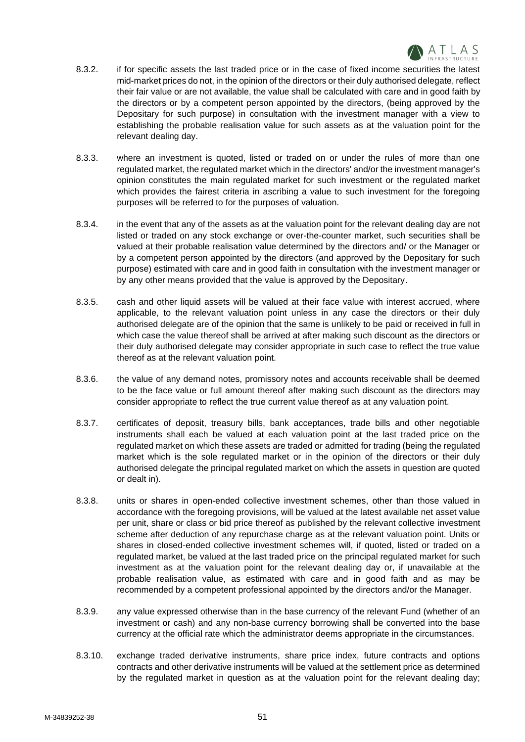8.3.2. if for specific assets the last traded price or in the case of fixed income securities the latest mid-market prices do not, in the opinion of the directors or their duly authorised delegate, reflect their fair value or are not available, the value shall be calculated with care and in good faith by the directors or by a competent person appointed by the directors, (being approved by the Depositary for such purpose) in consultation with the investment manager with a view to establishing the probable realisation value for such assets as at the valuation point for the relevant dealing day.

8.3.3. where an investment is quoted, listed or traded on or under the rules of more than one regulated market, the regulated market which in the directors' and/or the investment manager's opinion constitutes the main regulated market for such investment or the regulated market which provides the fairest criteria in ascribing a value to such investment for the foregoing purposes will be referred to for the purposes of valuation.

8.3.4. in the event that any of the assets as at the valuation point for the relevant dealing day are not listed or traded on any stock exchange or over-the-counter market, such securities shall be valued at their probable realisation value determined by the directors and/ or the Manager or by a competent person appointed by the directors (and approved by the Depositary for such purpose) estimated with care and in good faith in consultation with the investment manager or by any other means provided that the value is approved by the Depositary.

8.3.5. cash and other liquid assets will be valued at their face value with interest accrued, where applicable, to the relevant valuation point unless in any case the directors or their duly authorised delegate are of the opinion that the same is unlikely to be paid or received in full in which case the value thereof shall be arrived at after making such discount as the directors or their duly authorised delegate may consider appropriate in such case to reflect the true value thereof as at the relevant valuation point.

8.3.6. the value of any demand notes, promissory notes and accounts receivable shall be deemed to be the face value or full amount thereof after making such discount as the directors may consider appropriate to reflect the true current value thereof as at any valuation point.

8.3.7. certificates of deposit, treasury bills, bank acceptances, trade bills and other negotiable instruments shall each be valued at each valuation point at the last traded price on the regulated market on which these assets are traded or admitted for trading (being the regulated market which is the sole regulated market or in the opinion of the directors or their duly authorised delegate the principal regulated market on which the assets in question are quoted or dealt in).

8.3.8. units or shares in open-ended collective investment schemes, other than those valued in accordance with the foregoing provisions, will be valued at the latest available net asset value per unit, share or class or bid price thereof as published by the relevant collective investment scheme after deduction of any repurchase charge as at the relevant valuation point. Units or shares in closed-ended collective investment schemes will, if quoted, listed or traded on a regulated market, be valued at the last traded price on the principal regulated market for such investment as at the valuation point for the relevant dealing day or, if unavailable at the probable realisation value, as estimated with care and in good faith and as may be recommended by a competent professional appointed by the directors and/or the Manager.

8.3.9. any value expressed otherwise than in the base currency of the relevant Fund (whether of an investment or cash) and any non-base currency borrowing shall be converted into the base currency at the official rate which the administrator deems appropriate in the circumstances.

8.3.10. exchange traded derivative instruments, share price index, future contracts and options contracts and other derivative instruments will be valued at the settlement price as determined by the regulated market in question as at the valuation point for the relevant dealing day;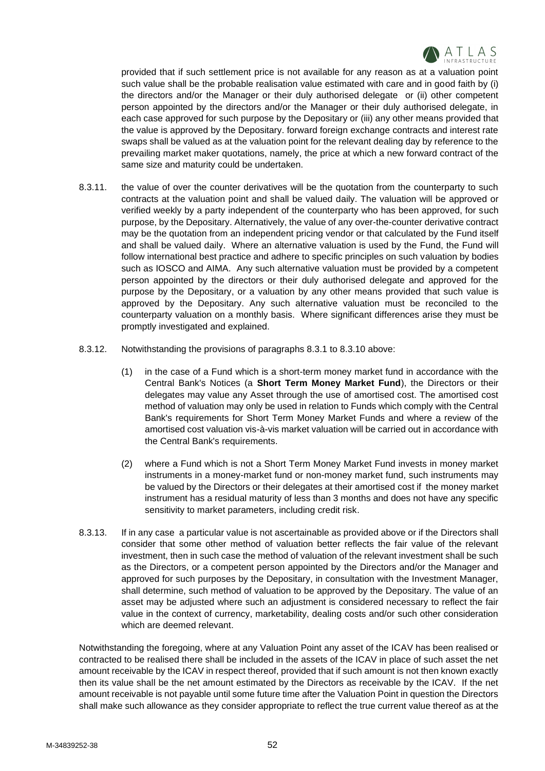provided that if such settlement price is not available for any reason as at a valuation point such value shall be the probable realisation value estimated with care and in good faith by (i) the directors and/or the Manager or their duly authorised delegate or (ii) other competent person appointed by the directors and/or the Manager or their duly authorised delegate, in each case approved for such purpose by the Depositary or (iii) any other means provided that the value is approved by the Depositary. forward foreign exchange contracts and interest rate swaps shall be valued as at the valuation point for the relevant dealing day by reference to the prevailing market maker quotations, namely, the price at which a new forward contract of the same size and maturity could be undertaken.

8.3.11. the value of over the counter derivatives will be the quotation from the counterparty to such contracts at the valuation point and shall be valued daily. The valuation will be approved or verified weekly by a party independent of the counterparty who has been approved, for such purpose, by the Depositary. Alternatively, the value of any over-the-counter derivative contract may be the quotation from an independent pricing vendor or that calculated by the Fund itself and shall be valued daily. Where an alternative valuation is used by the Fund, the Fund will follow international best practice and adhere to specific principles on such valuation by bodies such as IOSCO and AIMA. Any such alternative valuation must be provided by a competent person appointed by the directors or their duly authorised delegate and approved for the purpose by the Depositary, or a valuation by any other means provided that such value is approved by the Depositary. Any such alternative valuation must be reconciled to the counterparty valuation on a monthly basis. Where significant differences arise they must be promptly investigated and explained.

8.3.12. Notwithstanding the provisions of paragraphs 8.3.1 to 8.3.10 above:

(1) in the case of a Fund which is a short-term money market fund in accordance with the Central Bank's Notices (a **Short Term Money Market Fund**), the Directors or their delegates may value any Asset through the use of amortised cost. The amortised cost method of valuation may only be used in relation to Funds which comply with the Central Bank's requirements for Short Term Money Market Funds and where a review of the amortised cost valuation vis-à-vis market valuation will be carried out in accordance with the Central Bank's requirements.

(2) where a Fund which is not a Short Term Money Market Fund invests in money market instruments in a money-market fund or non-money market fund, such instruments may be valued by the Directors or their delegates at their amortised cost if the money market instrument has a residual maturity of less than 3 months and does not have any specific sensitivity to market parameters, including credit risk.

8.3.13. If in any case a particular value is not ascertainable as provided above or if the Directors shall consider that some other method of valuation better reflects the fair value of the relevant investment, then in such case the method of valuation of the relevant investment shall be such as the Directors, or a competent person appointed by the Directors and/or the Manager and approved for such purposes by the Depositary, in consultation with the Investment Manager, shall determine, such method of valuation to be approved by the Depositary. The value of an asset may be adjusted where such an adjustment is considered necessary to reflect the fair value in the context of currency, marketability, dealing costs and/or such other consideration which are deemed relevant.

Notwithstanding the foregoing, where at any Valuation Point any asset of the ICAV has been realised or contracted to be realised there shall be included in the assets of the ICAV in place of such asset the net amount receivable by the ICAV in respect thereof, provided that if such amount is not then known exactly then its value shall be the net amount estimated by the Directors as receivable by the ICAV. If the net amount receivable is not payable until some future time after the Valuation Point in question the Directors shall make such allowance as they consider appropriate to reflect the true current value thereof as at the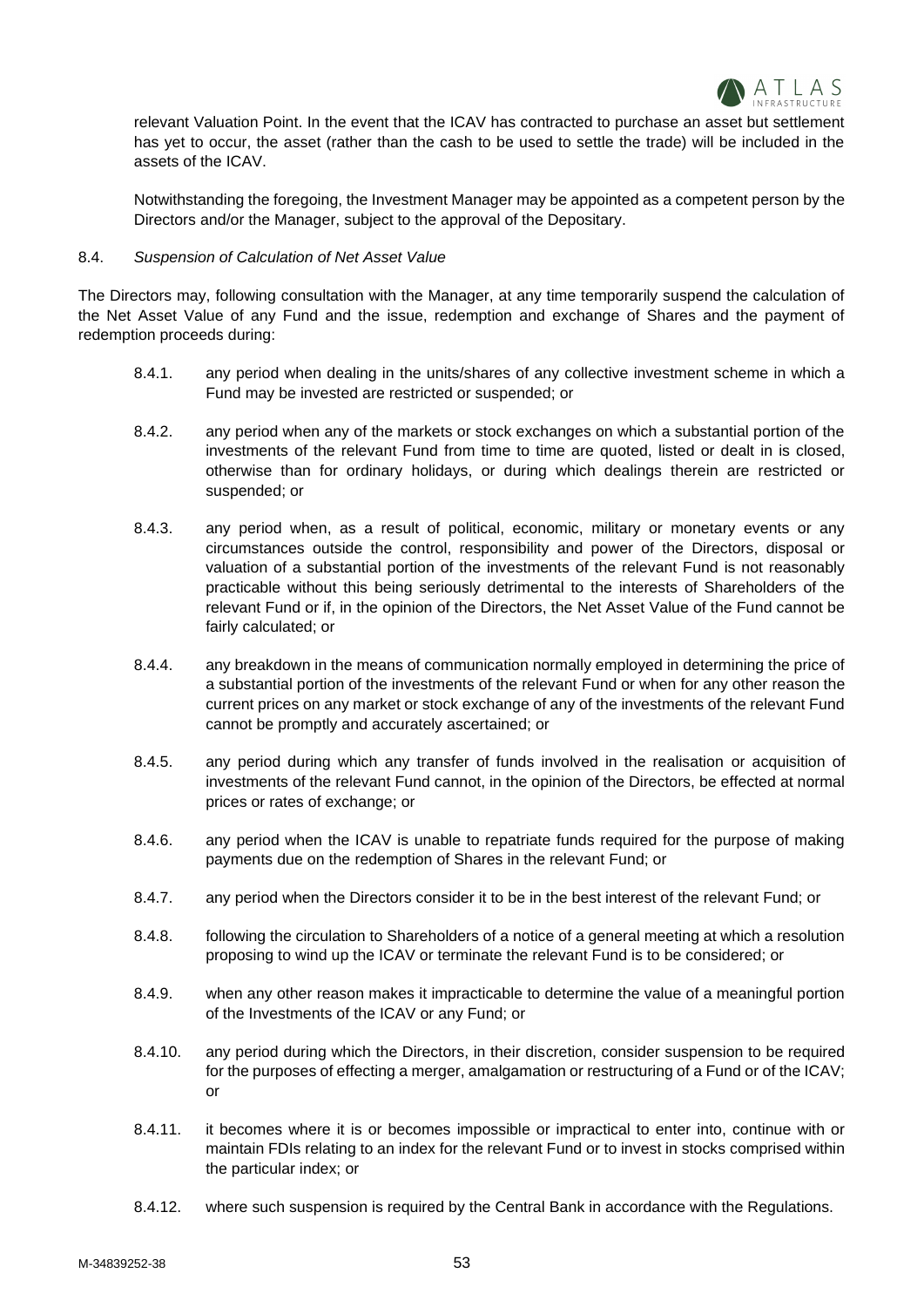relevant Valuation Point. In the event that the ICAV has contracted to purchase an asset but settlement has yet to occur, the asset (rather than the cash to be used to settle the trade) will be included in the assets of the ICAV.

Notwithstanding the foregoing, the Investment Manager may be appointed as a competent person by the Directors and/or the Manager, subject to the approval of the Depositary.

8.4. *Suspension of Calculation of Net Asset Value*

The Directors may, following consultation with the Manager, at any time temporarily suspend the calculation of the Net Asset Value of any Fund and the issue, redemption and exchange of Shares and the payment of redemption proceeds during:

8.4.1. any period when dealing in the units/shares of any collective investment scheme in which a Fund may be invested are restricted or suspended; or

8.4.2. any period when any of the markets or stock exchanges on which a substantial portion of the investments of the relevant Fund from time to time are quoted, listed or dealt in is closed, otherwise than for ordinary holidays, or during which dealings therein are restricted or suspended; or

8.4.3. any period when, as a result of political, economic, military or monetary events or any circumstances outside the control, responsibility and power of the Directors, disposal or valuation of a substantial portion of the investments of the relevant Fund is not reasonably practicable without this being seriously detrimental to the interests of Shareholders of the relevant Fund or if, in the opinion of the Directors, the Net Asset Value of the Fund cannot be fairly calculated; or

8.4.4. any breakdown in the means of communication normally employed in determining the price of a substantial portion of the investments of the relevant Fund or when for any other reason the current prices on any market or stock exchange of any of the investments of the relevant Fund cannot be promptly and accurately ascertained; or

8.4.5. any period during which any transfer of funds involved in the realisation or acquisition of investments of the relevant Fund cannot, in the opinion of the Directors, be effected at normal prices or rates of exchange; or

8.4.6. any period when the ICAV is unable to repatriate funds required for the purpose of making payments due on the redemption of Shares in the relevant Fund; or

8.4.7. any period when the Directors consider it to be in the best interest of the relevant Fund; or

8.4.8. following the circulation to Shareholders of a notice of a general meeting at which a resolution proposing to wind up the ICAV or terminate the relevant Fund is to be considered; or

8.4.9. when any other reason makes it impracticable to determine the value of a meaningful portion of the Investments of the ICAV or any Fund; or

8.4.10. any period during which the Directors, in their discretion, consider suspension to be required for the purposes of effecting a merger, amalgamation or restructuring of a Fund or of the ICAV; or

8.4.11. it becomes where it is or becomes impossible or impractical to enter into, continue with or maintain FDIs relating to an index for the relevant Fund or to invest in stocks comprised within the particular index; or

8.4.12. where such suspension is required by the Central Bank in accordance with the Regulations.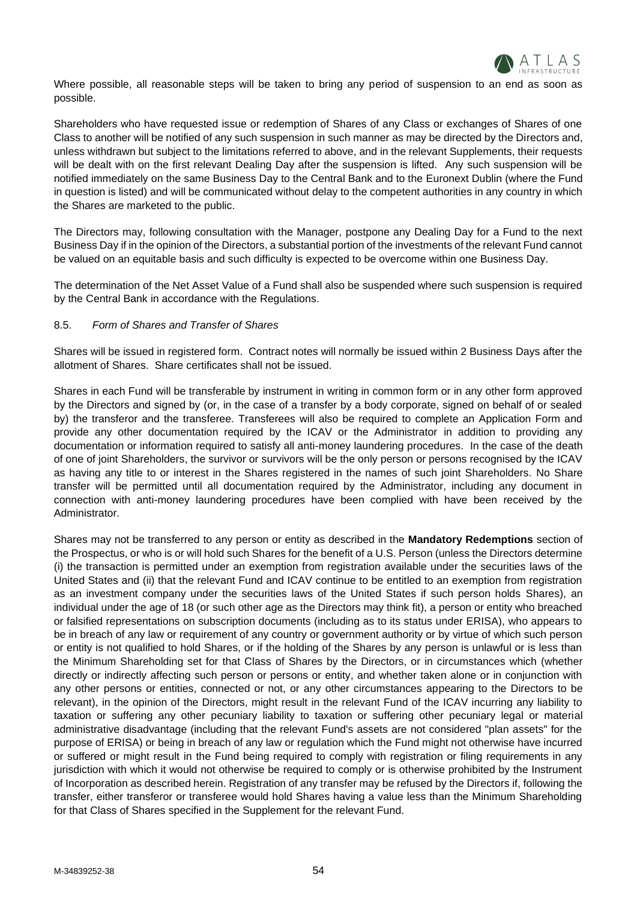Where possible, all reasonable steps will be taken to bring any period of suspension to an end as soon as possible.

Shareholders who have requested issue or redemption of Shares of any Class or exchanges of Shares of one Class to another will be notified of any such suspension in such manner as may be directed by the Directors and, unless withdrawn but subject to the limitations referred to above, and in the relevant Supplements, their requests will be dealt with on the first relevant Dealing Day after the suspension is lifted. Any such suspension will be notified immediately on the same Business Day to the Central Bank and to the Euronext Dublin (where the Fund in question is listed) and will be communicated without delay to the competent authorities in any country in which the Shares are marketed to the public.

The Directors may, following consultation with the Manager, postpone any Dealing Day for a Fund to the next Business Day if in the opinion of the Directors, a substantial portion of the investments of the relevant Fund cannot be valued on an equitable basis and such difficulty is expected to be overcome within one Business Day.

The determination of the Net Asset Value of a Fund shall also be suspended where such suspension is required by the Central Bank in accordance with the Regulations.

### 8.5. *Form of Shares and Transfer of Shares*

Shares will be issued in registered form. Contract notes will normally be issued within 2 Business Days after the allotment of Shares. Share certificates shall not be issued.

Shares in each Fund will be transferable by instrument in writing in common form or in any other form approved by the Directors and signed by (or, in the case of a transfer by a body corporate, signed on behalf of or sealed by) the transferor and the transferee. Transferees will also be required to complete an Application Form and provide any other documentation required by the ICAV or the Administrator in addition to providing any documentation or information required to satisfy all anti-money laundering procedures. In the case of the death of one of joint Shareholders, the survivor or survivors will be the only person or persons recognised by the ICAV as having any title to or interest in the Shares registered in the names of such joint Shareholders. No Share transfer will be permitted until all documentation required by the Administrator, including any document in connection with anti-money laundering procedures have been complied with have been received by the Administrator.

Shares may not be transferred to any person or entity as described in the **Mandatory Redemptions** section of the Prospectus, or who is or will hold such Shares for the benefit of a U.S. Person (unless the Directors determine (i) the transaction is permitted under an exemption from registration available under the securities laws of the United States and (ii) that the relevant Fund and ICAV continue to be entitled to an exemption from registration as an investment company under the securities laws of the United States if such person holds Shares), an individual under the age of 18 (or such other age as the Directors may think fit), a person or entity who breached or falsified representations on subscription documents (including as to its status under ERISA), who appears to be in breach of any law or requirement of any country or government authority or by virtue of which such person or entity is not qualified to hold Shares, or if the holding of the Shares by any person is unlawful or is less than the Minimum Shareholding set for that Class of Shares by the Directors, or in circumstances which (whether directly or indirectly affecting such person or persons or entity, and whether taken alone or in conjunction with any other persons or entities, connected or not, or any other circumstances appearing to the Directors to be relevant), in the opinion of the Directors, might result in the relevant Fund of the ICAV incurring any liability to taxation or suffering any other pecuniary liability to taxation or suffering other pecuniary legal or material administrative disadvantage (including that the relevant Fund's assets are not considered "plan assets" for the purpose of ERISA) or being in breach of any law or regulation which the Fund might not otherwise have incurred or suffered or might result in the Fund being required to comply with registration or filing requirements in any jurisdiction with which it would not otherwise be required to comply or is otherwise prohibited by the Instrument of Incorporation as described herein. Registration of any transfer may be refused by the Directors if, following the transfer, either transferor or transferee would hold Shares having a value less than the Minimum Shareholding for that Class of Shares specified in the Supplement for the relevant Fund.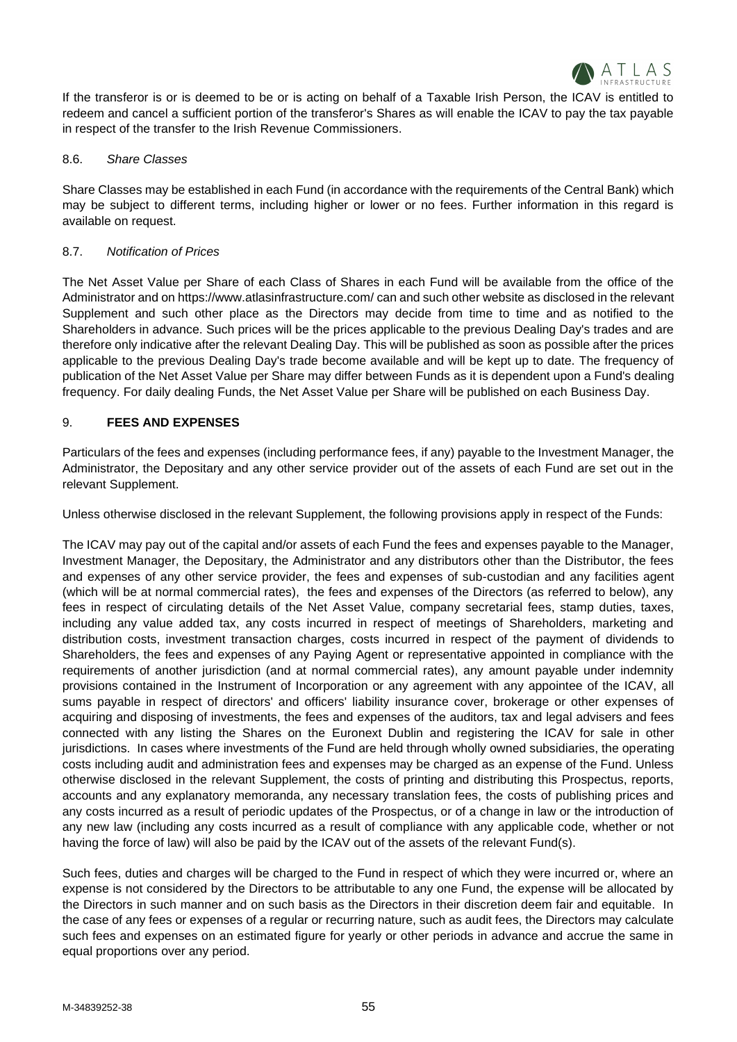If the transferor is or is deemed to be or is acting on behalf of a Taxable Irish Person, the ICAV is entitled to redeem and cancel a sufficient portion of the transferor's Shares as will enable the ICAV to pay the tax payable in respect of the transfer to the Irish Revenue Commissioners.

### 8.6. *Share Classes*

Share Classes may be established in each Fund (in accordance with the requirements of the Central Bank) which may be subject to different terms, including higher or lower or no fees. Further information in this regard is available on request.

### 8.7. *Notification of Prices*

The Net Asset Value per Share of each Class of Shares in each Fund will be available from the office of the Administrator and on https://www.atlasinfrastructure.com/ can and such other website as disclosed in the relevant Supplement and such other place as the Directors may decide from time to time and as notified to the Shareholders in advance. Such prices will be the prices applicable to the previous Dealing Day's trades and are therefore only indicative after the relevant Dealing Day. This will be published as soon as possible after the prices applicable to the previous Dealing Day's trade become available and will be kept up to date. The frequency of publication of the Net Asset Value per Share may differ between Funds as it is dependent upon a Fund's dealing frequency. For daily dealing Funds, the Net Asset Value per Share will be published on each Business Day.

## 9. **FEES AND EXPENSES**

Particulars of the fees and expenses (including performance fees, if any) payable to the Investment Manager, the Administrator, the Depositary and any other service provider out of the assets of each Fund are set out in the relevant Supplement.

Unless otherwise disclosed in the relevant Supplement, the following provisions apply in respect of the Funds:

The ICAV may pay out of the capital and/or assets of each Fund the fees and expenses payable to the Manager, Investment Manager, the Depositary, the Administrator and any distributors other than the Distributor, the fees and expenses of any other service provider, the fees and expenses of sub-custodian and any facilities agent (which will be at normal commercial rates), the fees and expenses of the Directors (as referred to below), any fees in respect of circulating details of the Net Asset Value, company secretarial fees, stamp duties, taxes, including any value added tax, any costs incurred in respect of meetings of Shareholders, marketing and distribution costs, investment transaction charges, costs incurred in respect of the payment of dividends to Shareholders, the fees and expenses of any Paying Agent or representative appointed in compliance with the requirements of another jurisdiction (and at normal commercial rates), any amount payable under indemnity provisions contained in the Instrument of Incorporation or any agreement with any appointee of the ICAV, all sums payable in respect of directors' and officers' liability insurance cover, brokerage or other expenses of acquiring and disposing of investments, the fees and expenses of the auditors, tax and legal advisers and fees connected with any listing the Shares on the Euronext Dublin and registering the ICAV for sale in other jurisdictions. In cases where investments of the Fund are held through wholly owned subsidiaries, the operating costs including audit and administration fees and expenses may be charged as an expense of the Fund. Unless otherwise disclosed in the relevant Supplement, the costs of printing and distributing this Prospectus, reports, accounts and any explanatory memoranda, any necessary translation fees, the costs of publishing prices and any costs incurred as a result of periodic updates of the Prospectus, or of a change in law or the introduction of any new law (including any costs incurred as a result of compliance with any applicable code, whether or not having the force of law) will also be paid by the ICAV out of the assets of the relevant Fund(s).

Such fees, duties and charges will be charged to the Fund in respect of which they were incurred or, where an expense is not considered by the Directors to be attributable to any one Fund, the expense will be allocated by the Directors in such manner and on such basis as the Directors in their discretion deem fair and equitable. In the case of any fees or expenses of a regular or recurring nature, such as audit fees, the Directors may calculate such fees and expenses on an estimated figure for yearly or other periods in advance and accrue the same in equal proportions over any period.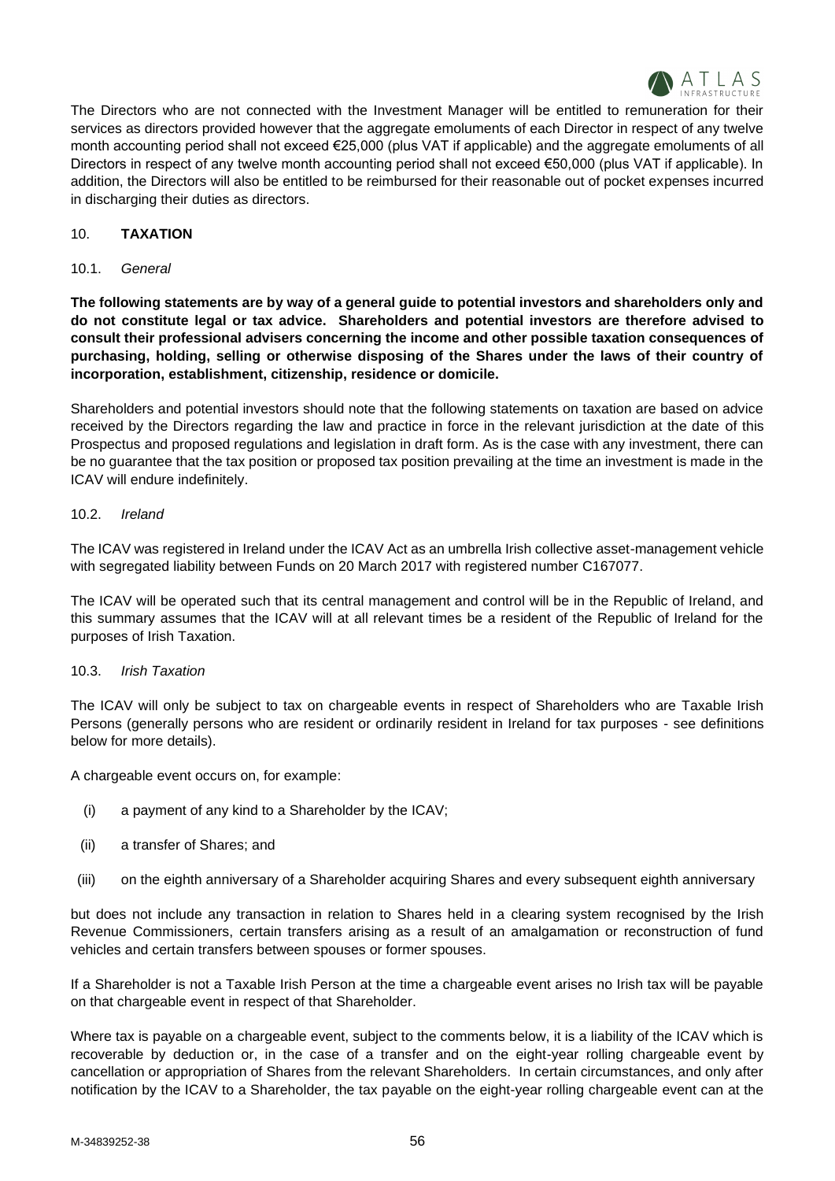The Directors who are not connected with the Investment Manager will be entitled to remuneration for their services as directors provided however that the aggregate emoluments of each Director in respect of any twelve month accounting period shall not exceed €25,000 (plus VAT if applicable) and the aggregate emoluments of all Directors in respect of any twelve month accounting period shall not exceed €50,000 (plus VAT if applicable). In addition, the Directors will also be entitled to be reimbursed for their reasonable out of pocket expenses incurred in discharging their duties as directors.

## 10. TAXATION

### 10.1. *General*

**The following statements are by way of a general guide to potential investors and shareholders only and do not constitute legal or tax advice. Shareholders and potential investors are therefore advised to consult their professional advisers concerning the income and other possible taxation consequences of purchasing, holding, selling or otherwise disposing of the Shares under the laws of their country of incorporation, establishment, citizenship, residence or domicile.**

Shareholders and potential investors should note that the following statements on taxation are based on advice received by the Directors regarding the law and practice in force in the relevant jurisdiction at the date of this Prospectus and proposed regulations and legislation in draft form. As is the case with any investment, there can be no guarantee that the tax position or proposed tax position prevailing at the time an investment is made in the ICAV will endure indefinitely.

### 10.2. *Ireland*

The ICAV was registered in Ireland under the ICAV Act as an umbrella Irish collective asset-management vehicle with segregated liability between Funds on 20 March 2017 with registered number C167077.

The ICAV will be operated such that its central management and control will be in the Republic of Ireland, and this summary assumes that the ICAV will at all relevant times be a resident of the Republic of Ireland for the purposes of Irish Taxation.

### 10.3. *Irish Taxation*

The ICAV will only be subject to tax on chargeable events in respect of Shareholders who are Taxable Irish Persons (generally persons who are resident or ordinarily resident in Ireland for tax purposes - see definitions below for more details).

A chargeable event occurs on, for example:

(i) a payment of any kind to a Shareholder by the ICAV;

(ii) a transfer of Shares; and

(iii) on the eighth anniversary of a Shareholder acquiring Shares and every subsequent eighth anniversary

but does not include any transaction in relation to Shares held in a clearing system recognised by the Irish Revenue Commissioners, certain transfers arising as a result of an amalgamation or reconstruction of fund vehicles and certain transfers between spouses or former spouses.

If a Shareholder is not a Taxable Irish Person at the time a chargeable event arises no Irish tax will be payable on that chargeable event in respect of that Shareholder.

Where tax is payable on a chargeable event, subject to the comments below, it is a liability of the ICAV which is recoverable by deduction or, in the case of a transfer and on the eight-year rolling chargeable event by cancellation or appropriation of Shares from the relevant Shareholders. In certain circumstances, and only after notification by the ICAV to a Shareholder, the tax payable on the eight-year rolling chargeable event can at the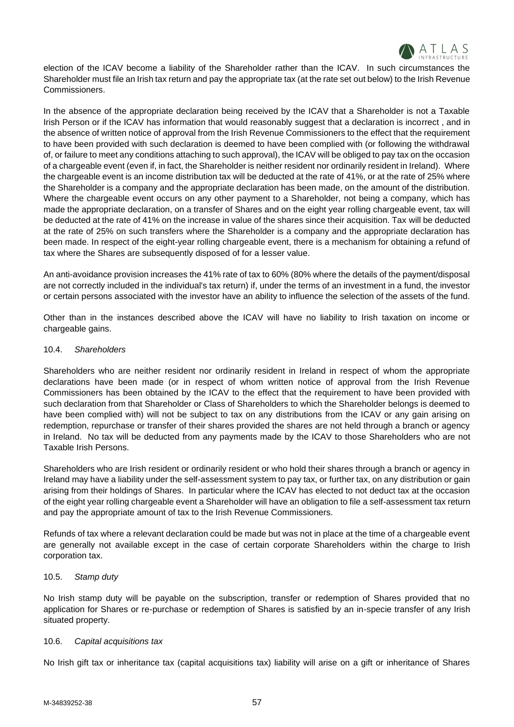election of the ICAV become a liability of the Shareholder rather than the ICAV. In such circumstances the Shareholder must file an Irish tax return and pay the appropriate tax (at the rate set out below) to the Irish Revenue Commissioners.

In the absence of the appropriate declaration being received by the ICAV that a Shareholder is not a Taxable Irish Person or if the ICAV has information that would reasonably suggest that a declaration is incorrect , and in the absence of written notice of approval from the Irish Revenue Commissioners to the effect that the requirement to have been provided with such declaration is deemed to have been complied with (or following the withdrawal of, or failure to meet any conditions attaching to such approval), the ICAV will be obliged to pay tax on the occasion of a chargeable event (even if, in fact, the Shareholder is neither resident nor ordinarily resident in Ireland). Where the chargeable event is an income distribution tax will be deducted at the rate of 41%, or at the rate of 25% where the Shareholder is a company and the appropriate declaration has been made, on the amount of the distribution. Where the chargeable event occurs on any other payment to a Shareholder, not being a company, which has made the appropriate declaration, on a transfer of Shares and on the eight year rolling chargeable event, tax will be deducted at the rate of 41% on the increase in value of the shares since their acquisition. Tax will be deducted at the rate of 25% on such transfers where the Shareholder is a company and the appropriate declaration has been made. In respect of the eight-year rolling chargeable event, there is a mechanism for obtaining a refund of tax where the Shares are subsequently disposed of for a lesser value.

An anti-avoidance provision increases the 41% rate of tax to 60% (80% where the details of the payment/disposal are not correctly included in the individual's tax return) if, under the terms of an investment in a fund, the investor or certain persons associated with the investor have an ability to influence the selection of the assets of the fund.

Other than in the instances described above the ICAV will have no liability to Irish taxation on income or chargeable gains.

10.4. *Shareholders*

Shareholders who are neither resident nor ordinarily resident in Ireland in respect of whom the appropriate declarations have been made (or in respect of whom written notice of approval from the Irish Revenue Commissioners has been obtained by the ICAV to the effect that the requirement to have been provided with such declaration from that Shareholder or Class of Shareholders to which the Shareholder belongs is deemed to have been complied with) will not be subject to tax on any distributions from the ICAV or any gain arising on redemption, repurchase or transfer of their shares provided the shares are not held through a branch or agency in Ireland. No tax will be deducted from any payments made by the ICAV to those Shareholders who are not Taxable Irish Persons.

Shareholders who are Irish resident or ordinarily resident or who hold their shares through a branch or agency in Ireland may have a liability under the self-assessment system to pay tax, or further tax, on any distribution or gain arising from their holdings of Shares. In particular where the ICAV has elected to not deduct tax at the occasion of the eight year rolling chargeable event a Shareholder will have an obligation to file a self-assessment tax return and pay the appropriate amount of tax to the Irish Revenue Commissioners.

Refunds of tax where a relevant declaration could be made but was not in place at the time of a chargeable event are generally not available except in the case of certain corporate Shareholders within the charge to Irish corporation tax.

10.5. *Stamp duty*

No Irish stamp duty will be payable on the subscription, transfer or redemption of Shares provided that no application for Shares or re-purchase or redemption of Shares is satisfied by an in-specie transfer of any Irish situated property.

10.6. *Capital acquisitions tax*

No Irish gift tax or inheritance tax (capital acquisitions tax) liability will arise on a gift or inheritance of Shares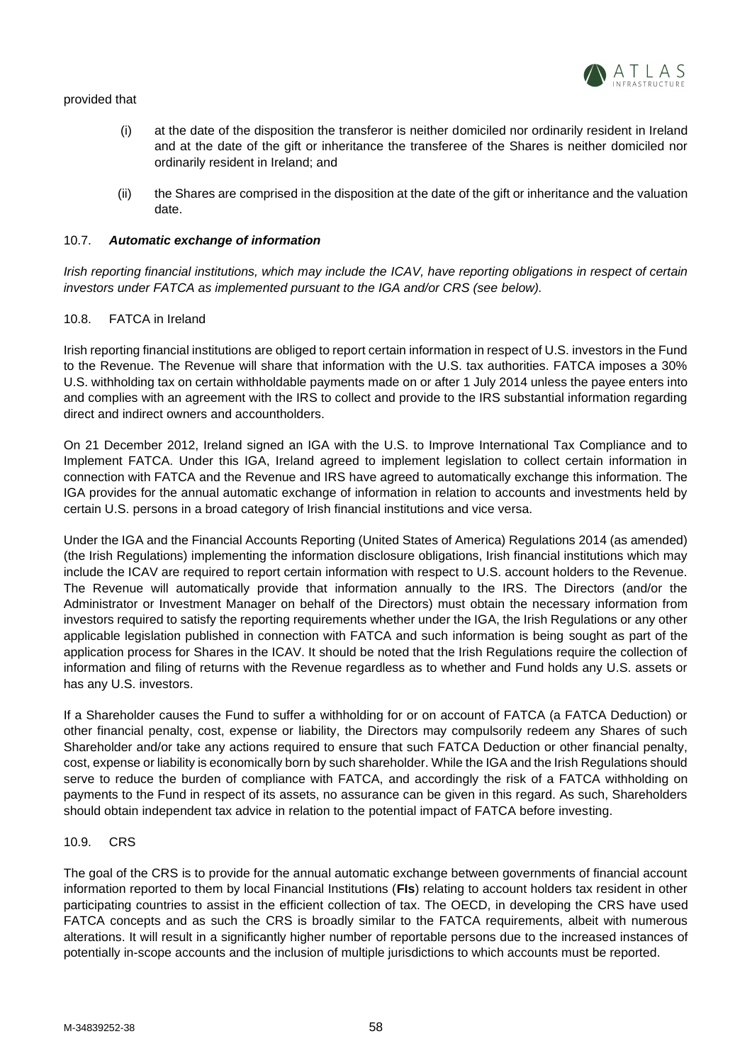provided that

(i) at the date of the disposition the transferor is neither domiciled nor ordinarily resident in Ireland and at the date of the gift or inheritance the transferee of the Shares is neither domiciled nor ordinarily resident in Ireland; and

(ii) the Shares are comprised in the disposition at the date of the gift or inheritance and the valuation date.

### 10.7. *Automatic exchange of information*

*Irish reporting financial institutions, which may include the ICAV, have reporting obligations in respect of certain investors under FATCA as implemented pursuant to the IGA and/or CRS (see below).*

### 10.8. FATCA in Ireland

Irish reporting financial institutions are obliged to report certain information in respect of U.S. investors in the Fund to the Revenue. The Revenue will share that information with the U.S. tax authorities. FATCA imposes a 30% U.S. withholding tax on certain withholdable payments made on or after 1 July 2014 unless the payee enters into and complies with an agreement with the IRS to collect and provide to the IRS substantial information regarding direct and indirect owners and accountholders.

On 21 December 2012, Ireland signed an IGA with the U.S. to Improve International Tax Compliance and to Implement FATCA. Under this IGA, Ireland agreed to implement legislation to collect certain information in connection with FATCA and the Revenue and IRS have agreed to automatically exchange this information. The IGA provides for the annual automatic exchange of information in relation to accounts and investments held by certain U.S. persons in a broad category of Irish financial institutions and vice versa.

Under the IGA and the Financial Accounts Reporting (United States of America) Regulations 2014 (as amended) (the Irish Regulations) implementing the information disclosure obligations, Irish financial institutions which may include the ICAV are required to report certain information with respect to U.S. account holders to the Revenue. The Revenue will automatically provide that information annually to the IRS. The Directors (and/or the Administrator or Investment Manager on behalf of the Directors) must obtain the necessary information from investors required to satisfy the reporting requirements whether under the IGA, the Irish Regulations or any other applicable legislation published in connection with FATCA and such information is being sought as part of the application process for Shares in the ICAV. It should be noted that the Irish Regulations require the collection of information and filing of returns with the Revenue regardless as to whether and Fund holds any U.S. assets or has any U.S. investors.

If a Shareholder causes the Fund to suffer a withholding for or on account of FATCA (a FATCA Deduction) or other financial penalty, cost, expense or liability, the Directors may compulsorily redeem any Shares of such Shareholder and/or take any actions required to ensure that such FATCA Deduction or other financial penalty, cost, expense or liability is economically born by such shareholder. While the IGA and the Irish Regulations should serve to reduce the burden of compliance with FATCA, and accordingly the risk of a FATCA withholding on payments to the Fund in respect of its assets, no assurance can be given in this regard. As such, Shareholders should obtain independent tax advice in relation to the potential impact of FATCA before investing.

### 10.9. CRS

The goal of the CRS is to provide for the annual automatic exchange between governments of financial account information reported to them by local Financial Institutions (**FIs**) relating to account holders tax resident in other participating countries to assist in the efficient collection of tax. The OECD, in developing the CRS have used FATCA concepts and as such the CRS is broadly similar to the FATCA requirements, albeit with numerous alterations. It will result in a significantly higher number of reportable persons due to the increased instances of potentially in-scope accounts and the inclusion of multiple jurisdictions to which accounts must be reported.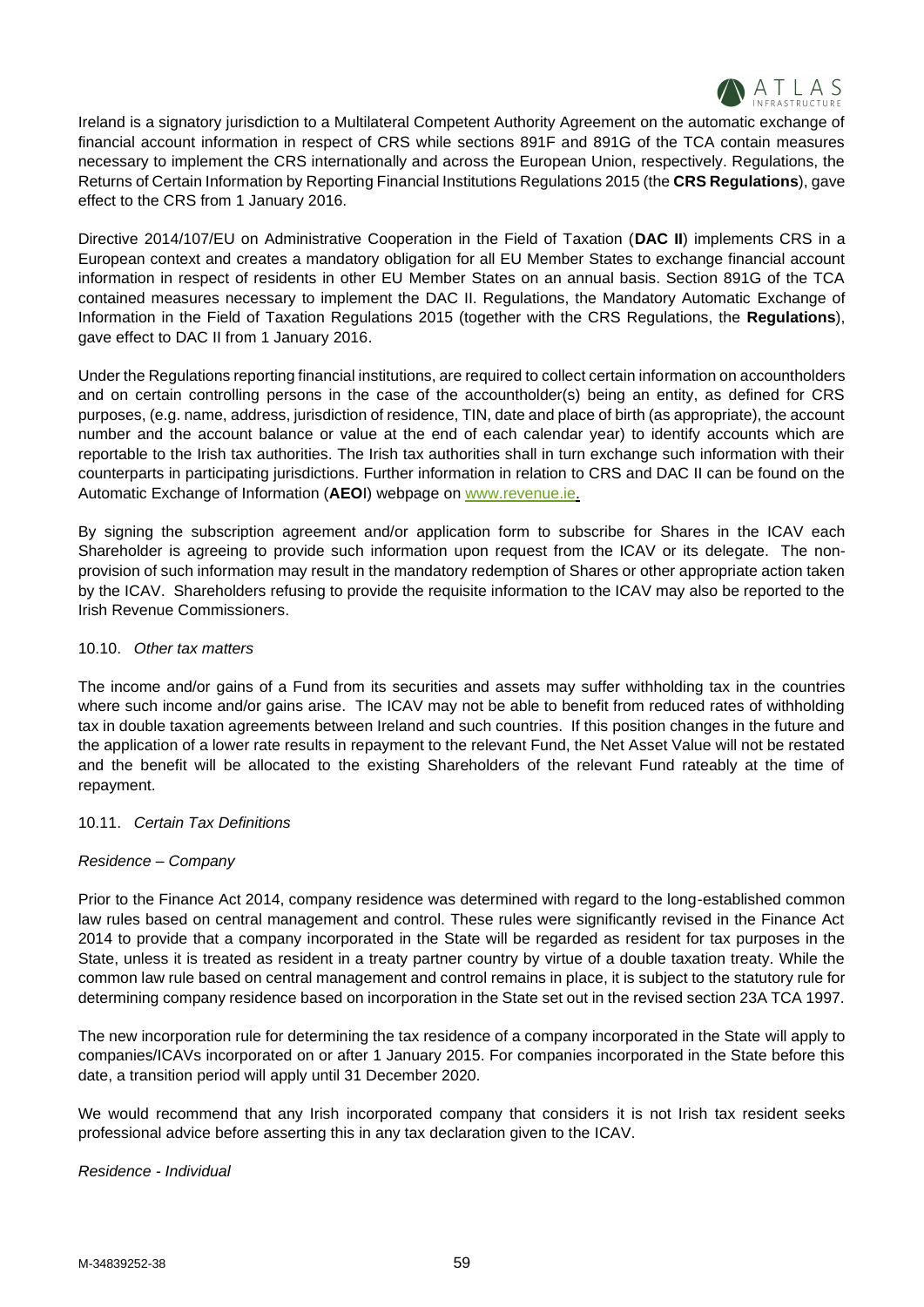Ireland is a signatory jurisdiction to a Multilateral Competent Authority Agreement on the automatic exchange of financial account information in respect of CRS while sections 891F and 891G of the TCA contain measures necessary to implement the CRS internationally and across the European Union, respectively. Regulations, the Returns of Certain Information by Reporting Financial Institutions Regulations 2015 (the **CRS Regulations**), gave effect to the CRS from 1 January 2016.

Directive 2014/107/EU on Administrative Cooperation in the Field of Taxation (**DAC II**) implements CRS in a European context and creates a mandatory obligation for all EU Member States to exchange financial account information in respect of residents in other EU Member States on an annual basis. Section 891G of the TCA contained measures necessary to implement the DAC II. Regulations, the Mandatory Automatic Exchange of Information in the Field of Taxation Regulations 2015 (together with the CRS Regulations, the **Regulations**), gave effect to DAC II from 1 January 2016.

Under the Regulations reporting financial institutions, are required to collect certain information on accountholders and on certain controlling persons in the case of the accountholder(s) being an entity, as defined for CRS purposes, (e.g. name, address, jurisdiction of residence, TIN, date and place of birth (as appropriate), the account number and the account balance or value at the end of each calendar year) to identify accounts which are reportable to the Irish tax authorities. The Irish tax authorities shall in turn exchange such information with their counterparts in participating jurisdictions. Further information in relation to CRS and DAC II can be found on the Automatic Exchange of Information (**AEOI**) webpage on www.revenue.ie.

By signing the subscription agreement and/or application form to subscribe for Shares in the ICAV each Shareholder is agreeing to provide such information upon request from the ICAV or its delegate. The non-provision of such information may result in the mandatory redemption of Shares or other appropriate action taken by the ICAV. Shareholders refusing to provide the requisite information to the ICAV may also be reported to the Irish Revenue Commissioners.

### 10.10. *Other tax matters*

The income and/or gains of a Fund from its securities and assets may suffer withholding tax in the countries where such income and/or gains arise. The ICAV may not be able to benefit from reduced rates of withholding tax in double taxation agreements between Ireland and such countries. If this position changes in the future and the application of a lower rate results in repayment to the relevant Fund, the Net Asset Value will not be restated and the benefit will be allocated to the existing Shareholders of the relevant Fund rateably at the time of repayment.

### 10.11. *Certain Tax Definitions*

*Residence – Company*

Prior to the Finance Act 2014, company residence was determined with regard to the long-established common law rules based on central management and control. These rules were significantly revised in the Finance Act 2014 to provide that a company incorporated in the State will be regarded as resident for tax purposes in the State, unless it is treated as resident in a treaty partner country by virtue of a double taxation treaty. While the common law rule based on central management and control remains in place, it is subject to the statutory rule for determining company residence based on incorporation in the State set out in the revised section 23A TCA 1997.

The new incorporation rule for determining the tax residence of a company incorporated in the State will apply to companies/ICAVs incorporated on or after 1 January 2015. For companies incorporated in the State before this date, a transition period will apply until 31 December 2020.

We would recommend that any Irish incorporated company that considers it is not Irish tax resident seeks professional advice before asserting this in any tax declaration given to the ICAV.

*Residence - Individual*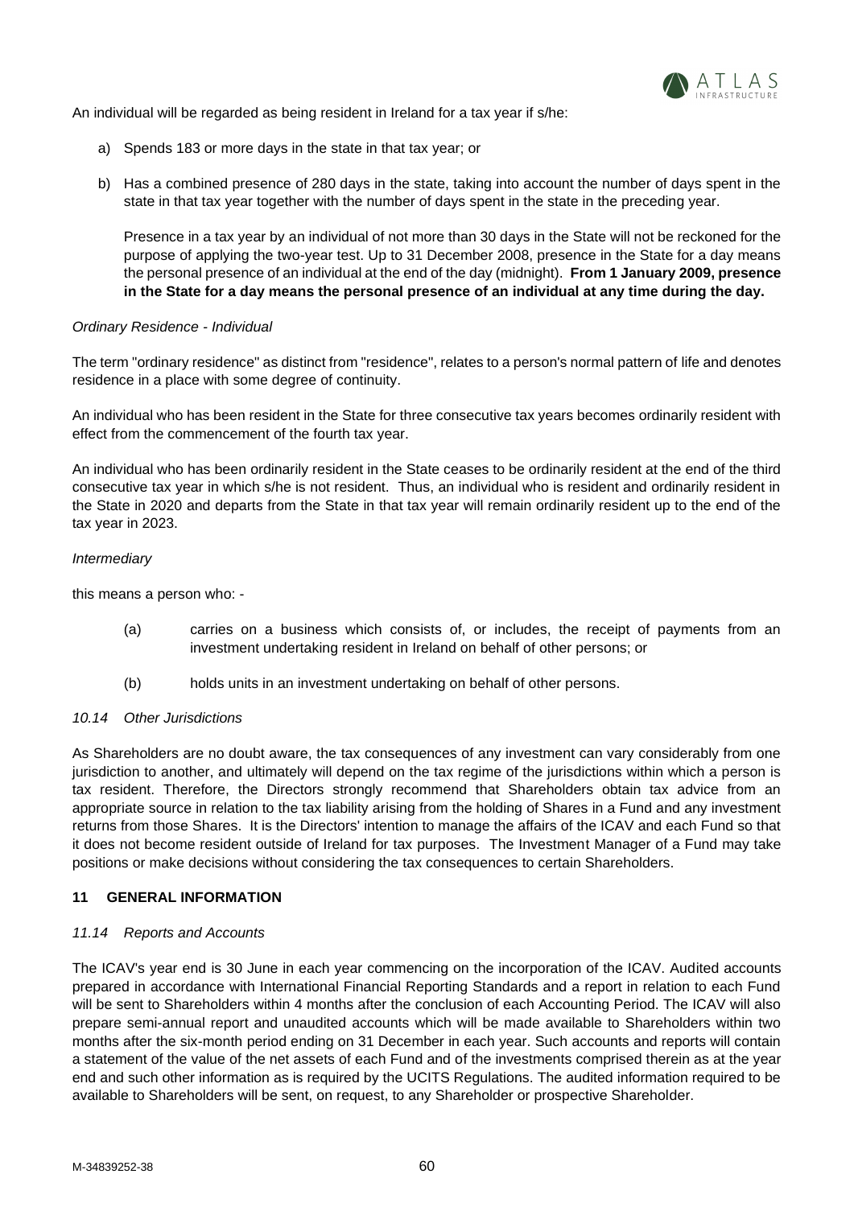An individual will be regarded as being resident in Ireland for a tax year if s/he:

a) Spends 183 or more days in the state in that tax year; or

b) Has a combined presence of 280 days in the state, taking into account the number of days spent in the state in that tax year together with the number of days spent in the state in the preceding year.

   Presence in a tax year by an individual of not more than 30 days in the State will not be reckoned for the purpose of applying the two-year test. Up to 31 December 2008, presence in the State for a day means the personal presence of an individual at the end of the day (midnight). **From 1 January 2009, presence in the State for a day means the personal presence of an individual at any time during the day.**

*Ordinary Residence - Individual*

The term "ordinary residence" as distinct from "residence", relates to a person's normal pattern of life and denotes residence in a place with some degree of continuity.

An individual who has been resident in the State for three consecutive tax years becomes ordinarily resident with effect from the commencement of the fourth tax year.

An individual who has been ordinarily resident in the State ceases to be ordinarily resident at the end of the third consecutive tax year in which s/he is not resident. Thus, an individual who is resident and ordinarily resident in the State in 2020 and departs from the State in that tax year will remain ordinarily resident up to the end of the tax year in 2023.

*Intermediary*

this means a person who: -

(a) carries on a business which consists of, or includes, the receipt of payments from an investment undertaking resident in Ireland on behalf of other persons; or

(b) holds units in an investment undertaking on behalf of other persons.

*10.14 Other Jurisdictions*

As Shareholders are no doubt aware, the tax consequences of any investment can vary considerably from one jurisdiction to another, and ultimately will depend on the tax regime of the jurisdictions within which a person is tax resident. Therefore, the Directors strongly recommend that Shareholders obtain tax advice from an appropriate source in relation to the tax liability arising from the holding of Shares in a Fund and any investment returns from those Shares. It is the Directors' intention to manage the affairs of the ICAV and each Fund so that it does not become resident outside of Ireland for tax purposes. The Investment Manager of a Fund may take positions or make decisions without considering the tax consequences to certain Shareholders.

## 11 GENERAL INFORMATION

*11.14 Reports and Accounts*

The ICAV's year end is 30 June in each year commencing on the incorporation of the ICAV. Audited accounts prepared in accordance with International Financial Reporting Standards and a report in relation to each Fund will be sent to Shareholders within 4 months after the conclusion of each Accounting Period. The ICAV will also prepare semi-annual report and unaudited accounts which will be made available to Shareholders within two months after the six-month period ending on 31 December in each year. Such accounts and reports will contain a statement of the value of the net assets of each Fund and of the investments comprised therein as at the year end and such other information as is required by the UCITS Regulations. The audited information required to be available to Shareholders will be sent, on request, to any Shareholder or prospective Shareholder.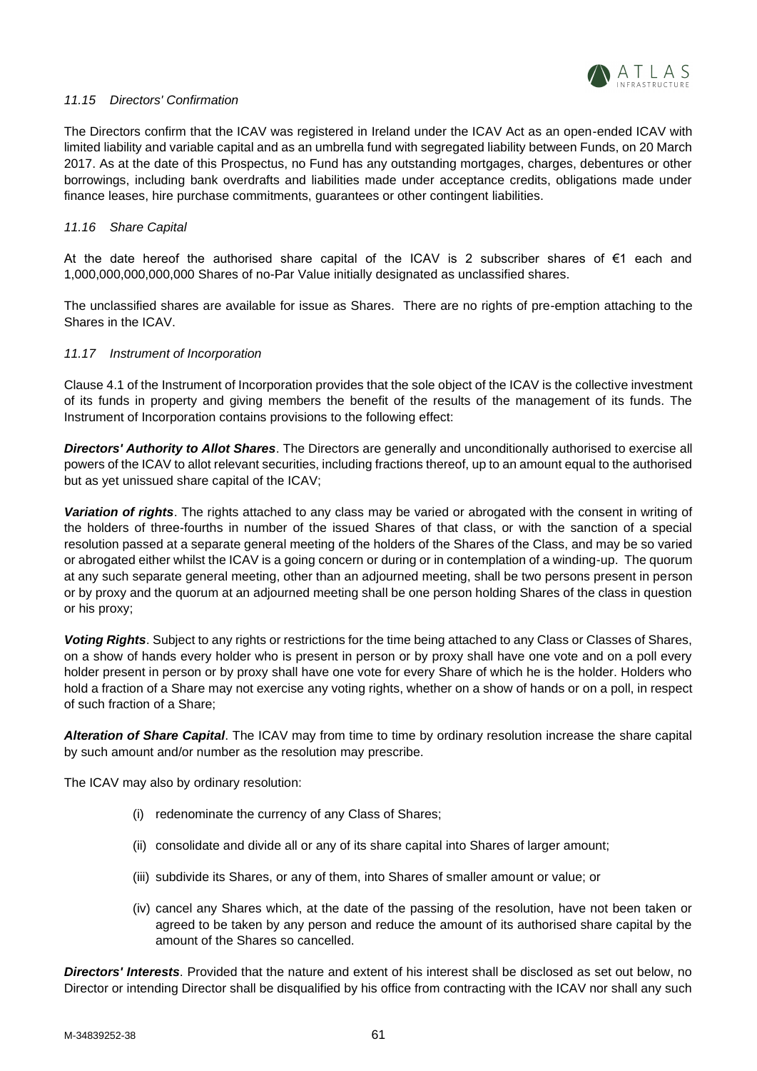### *11.15 Directors' Confirmation*

The Directors confirm that the ICAV was registered in Ireland under the ICAV Act as an open-ended ICAV with limited liability and variable capital and as an umbrella fund with segregated liability between Funds, on 20 March 2017. As at the date of this Prospectus, no Fund has any outstanding mortgages, charges, debentures or other borrowings, including bank overdrafts and liabilities made under acceptance credits, obligations made under finance leases, hire purchase commitments, guarantees or other contingent liabilities.

### *11.16 Share Capital*

At the date hereof the authorised share capital of the ICAV is 2 subscriber shares of €1 each and 1,000,000,000,000,000 Shares of no-Par Value initially designated as unclassified shares.

The unclassified shares are available for issue as Shares. There are no rights of pre-emption attaching to the Shares in the ICAV.

### *11.17 Instrument of Incorporation*

Clause 4.1 of the Instrument of Incorporation provides that the sole object of the ICAV is the collective investment of its funds in property and giving members the benefit of the results of the management of its funds. The Instrument of Incorporation contains provisions to the following effect:

***Directors' Authority to Allot Shares***. The Directors are generally and unconditionally authorised to exercise all powers of the ICAV to allot relevant securities, including fractions thereof, up to an amount equal to the authorised but as yet unissued share capital of the ICAV;

***Variation of rights***. The rights attached to any class may be varied or abrogated with the consent in writing of the holders of three-fourths in number of the issued Shares of that class, or with the sanction of a special resolution passed at a separate general meeting of the holders of the Shares of the Class, and may be so varied or abrogated either whilst the ICAV is a going concern or during or in contemplation of a winding-up. The quorum at any such separate general meeting, other than an adjourned meeting, shall be two persons present in person or by proxy and the quorum at an adjourned meeting shall be one person holding Shares of the class in question or his proxy;

***Voting Rights***. Subject to any rights or restrictions for the time being attached to any Class or Classes of Shares, on a show of hands every holder who is present in person or by proxy shall have one vote and on a poll every holder present in person or by proxy shall have one vote for every Share of which he is the holder. Holders who hold a fraction of a Share may not exercise any voting rights, whether on a show of hands or on a poll, in respect of such fraction of a Share;

***Alteration of Share Capital***. The ICAV may from time to time by ordinary resolution increase the share capital by such amount and/or number as the resolution may prescribe.

The ICAV may also by ordinary resolution:

(i) redenominate the currency of any Class of Shares;

(ii) consolidate and divide all or any of its share capital into Shares of larger amount;

(iii) subdivide its Shares, or any of them, into Shares of smaller amount or value; or

(iv) cancel any Shares which, at the date of the passing of the resolution, have not been taken or agreed to be taken by any person and reduce the amount of its authorised share capital by the amount of the Shares so cancelled.

***Directors' Interests***. Provided that the nature and extent of his interest shall be disclosed as set out below, no Director or intending Director shall be disqualified by his office from contracting with the ICAV nor shall any such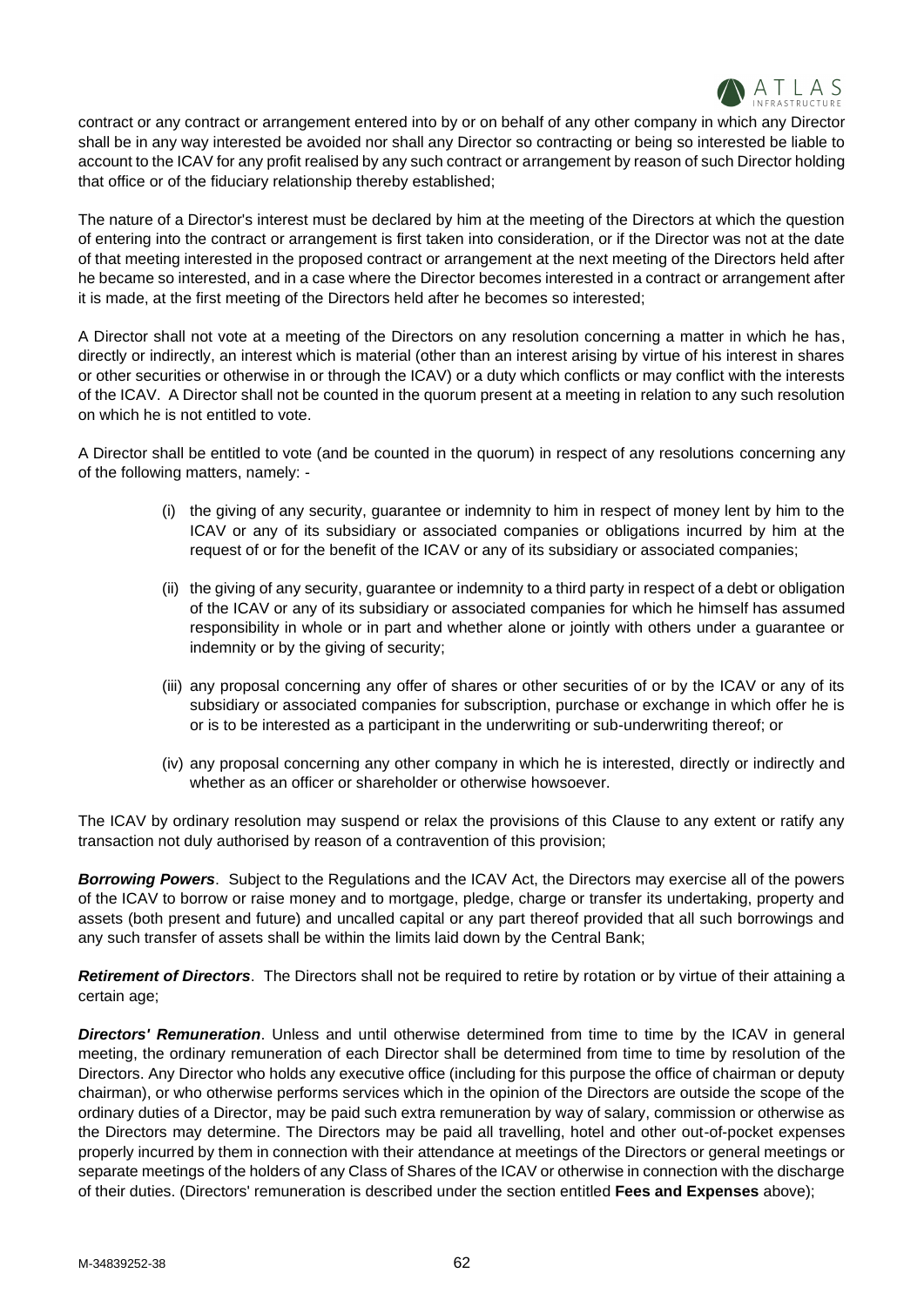contract or any contract or arrangement entered into by or on behalf of any other company in which any Director shall be in any way interested be avoided nor shall any Director so contracting or being so interested be liable to account to the ICAV for any profit realised by any such contract or arrangement by reason of such Director holding that office or of the fiduciary relationship thereby established;

The nature of a Director's interest must be declared by him at the meeting of the Directors at which the question of entering into the contract or arrangement is first taken into consideration, or if the Director was not at the date of that meeting interested in the proposed contract or arrangement at the next meeting of the Directors held after he became so interested, and in a case where the Director becomes interested in a contract or arrangement after it is made, at the first meeting of the Directors held after he becomes so interested;

A Director shall not vote at a meeting of the Directors on any resolution concerning a matter in which he has, directly or indirectly, an interest which is material (other than an interest arising by virtue of his interest in shares or other securities or otherwise in or through the ICAV) or a duty which conflicts or may conflict with the interests of the ICAV. A Director shall not be counted in the quorum present at a meeting in relation to any such resolution on which he is not entitled to vote.

A Director shall be entitled to vote (and be counted in the quorum) in respect of any resolutions concerning any of the following matters, namely: -

(i) the giving of any security, guarantee or indemnity to him in respect of money lent by him to the ICAV or any of its subsidiary or associated companies or obligations incurred by him at the request of or for the benefit of the ICAV or any of its subsidiary or associated companies;

(ii) the giving of any security, guarantee or indemnity to a third party in respect of a debt or obligation of the ICAV or any of its subsidiary or associated companies for which he himself has assumed responsibility in whole or in part and whether alone or jointly with others under a guarantee or indemnity or by the giving of security;

(iii) any proposal concerning any offer of shares or other securities of or by the ICAV or any of its subsidiary or associated companies for subscription, purchase or exchange in which offer he is or is to be interested as a participant in the underwriting or sub-underwriting thereof; or

(iv) any proposal concerning any other company in which he is interested, directly or indirectly and whether as an officer or shareholder or otherwise howsoever.

The ICAV by ordinary resolution may suspend or relax the provisions of this Clause to any extent or ratify any transaction not duly authorised by reason of a contravention of this provision;

***Borrowing Powers***. Subject to the Regulations and the ICAV Act, the Directors may exercise all of the powers of the ICAV to borrow or raise money and to mortgage, pledge, charge or transfer its undertaking, property and assets (both present and future) and uncalled capital or any part thereof provided that all such borrowings and any such transfer of assets shall be within the limits laid down by the Central Bank;

***Retirement of Directors***. The Directors shall not be required to retire by rotation or by virtue of their attaining a certain age;

***Directors' Remuneration***. Unless and until otherwise determined from time to time by the ICAV in general meeting, the ordinary remuneration of each Director shall be determined from time to time by resolution of the Directors. Any Director who holds any executive office (including for this purpose the office of chairman or deputy chairman), or who otherwise performs services which in the opinion of the Directors are outside the scope of the ordinary duties of a Director, may be paid such extra remuneration by way of salary, commission or otherwise as the Directors may determine. The Directors may be paid all travelling, hotel and other out-of-pocket expenses properly incurred by them in connection with their attendance at meetings of the Directors or general meetings or separate meetings of the holders of any Class of Shares of the ICAV or otherwise in connection with the discharge of their duties. (Directors' remuneration is described under the section entitled **Fees and Expenses** above);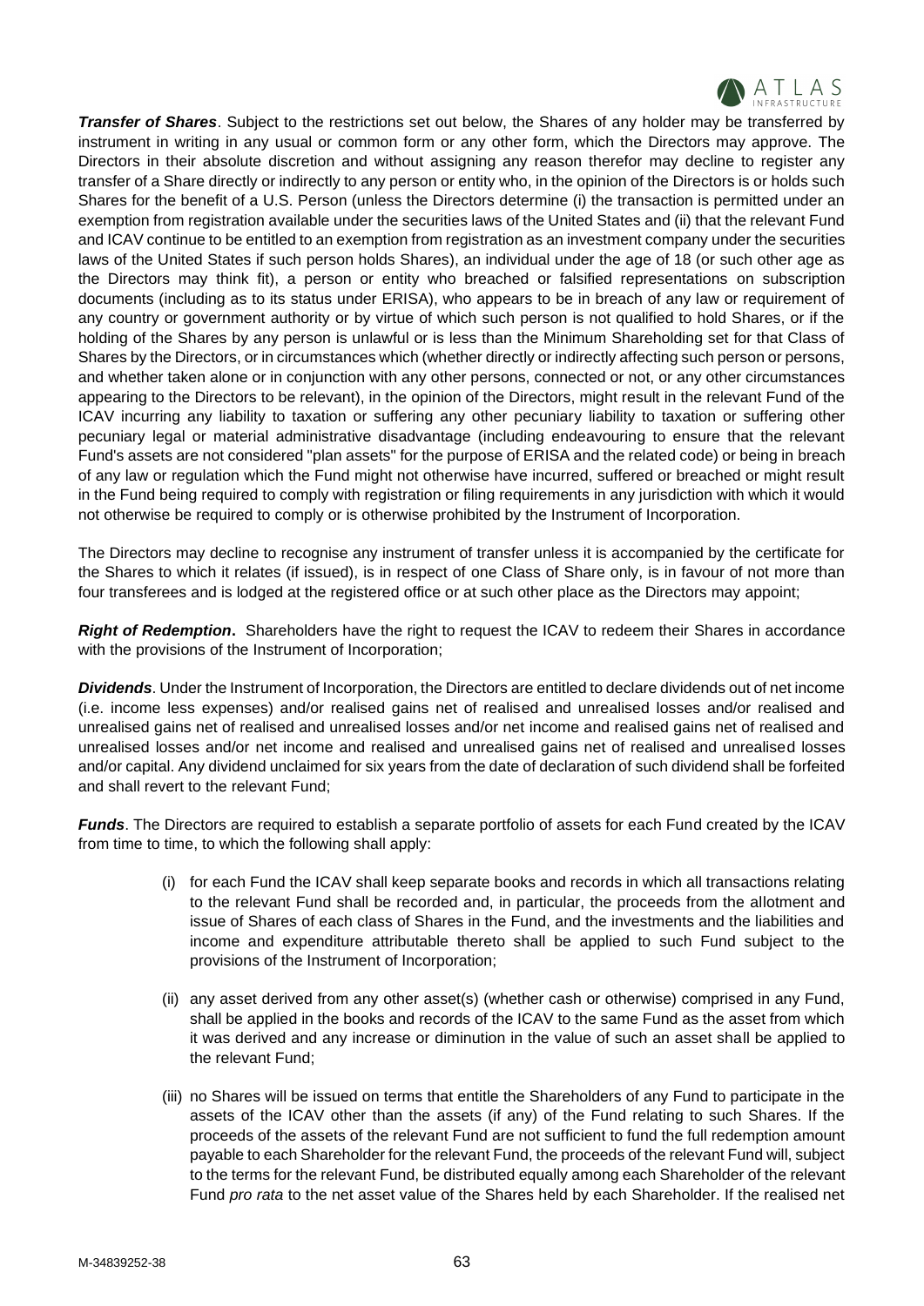***Transfer of Shares***. Subject to the restrictions set out below, the Shares of any holder may be transferred by instrument in writing in any usual or common form or any other form, which the Directors may approve. The Directors in their absolute discretion and without assigning any reason therefor may decline to register any transfer of a Share directly or indirectly to any person or entity who, in the opinion of the Directors is or holds such Shares for the benefit of a U.S. Person (unless the Directors determine (i) the transaction is permitted under an exemption from registration available under the securities laws of the United States and (ii) that the relevant Fund and ICAV continue to be entitled to an exemption from registration as an investment company under the securities laws of the United States if such person holds Shares), an individual under the age of 18 (or such other age as the Directors may think fit), a person or entity who breached or falsified representations on subscription documents (including as to its status under ERISA), who appears to be in breach of any law or requirement of any country or government authority or by virtue of which such person is not qualified to hold Shares, or if the holding of the Shares by any person is unlawful or is less than the Minimum Shareholding set for that Class of Shares by the Directors, or in circumstances which (whether directly or indirectly affecting such person or persons, and whether taken alone or in conjunction with any other persons, connected or not, or any other circumstances appearing to the Directors to be relevant), in the opinion of the Directors, might result in the relevant Fund of the ICAV incurring any liability to taxation or suffering any other pecuniary liability to taxation or suffering other pecuniary legal or material administrative disadvantage (including endeavouring to ensure that the relevant Fund's assets are not considered "plan assets" for the purpose of ERISA and the related code) or being in breach of any law or regulation which the Fund might not otherwise have incurred, suffered or breached or might result in the Fund being required to comply with registration or filing requirements in any jurisdiction with which it would not otherwise be required to comply or is otherwise prohibited by the Instrument of Incorporation.

The Directors may decline to recognise any instrument of transfer unless it is accompanied by the certificate for the Shares to which it relates (if issued), is in respect of one Class of Share only, is in favour of not more than four transferees and is lodged at the registered office or at such other place as the Directors may appoint;

***Right of Redemption***. Shareholders have the right to request the ICAV to redeem their Shares in accordance with the provisions of the Instrument of Incorporation;

***Dividends***. Under the Instrument of Incorporation, the Directors are entitled to declare dividends out of net income (i.e. income less expenses) and/or realised gains net of realised and unrealised losses and/or realised and unrealised gains net of realised and unrealised losses and/or net income and realised gains net of realised and unrealised losses and/or net income and realised and unrealised gains net of realised and unrealised losses and/or capital. Any dividend unclaimed for six years from the date of declaration of such dividend shall be forfeited and shall revert to the relevant Fund;

***Funds***. The Directors are required to establish a separate portfolio of assets for each Fund created by the ICAV from time to time, to which the following shall apply:

(i) for each Fund the ICAV shall keep separate books and records in which all transactions relating to the relevant Fund shall be recorded and, in particular, the proceeds from the allotment and issue of Shares of each class of Shares in the Fund, and the investments and the liabilities and income and expenditure attributable thereto shall be applied to such Fund subject to the provisions of the Instrument of Incorporation;

(ii) any asset derived from any other asset(s) (whether cash or otherwise) comprised in any Fund, shall be applied in the books and records of the ICAV to the same Fund as the asset from which it was derived and any increase or diminution in the value of such an asset shall be applied to the relevant Fund;

(iii) no Shares will be issued on terms that entitle the Shareholders of any Fund to participate in the assets of the ICAV other than the assets (if any) of the Fund relating to such Shares. If the proceeds of the assets of the relevant Fund are not sufficient to fund the full redemption amount payable to each Shareholder for the relevant Fund, the proceeds of the relevant Fund will, subject to the terms for the relevant Fund, be distributed equally among each Shareholder of the relevant Fund *pro rata* to the net asset value of the Shares held by each Shareholder. If the realised net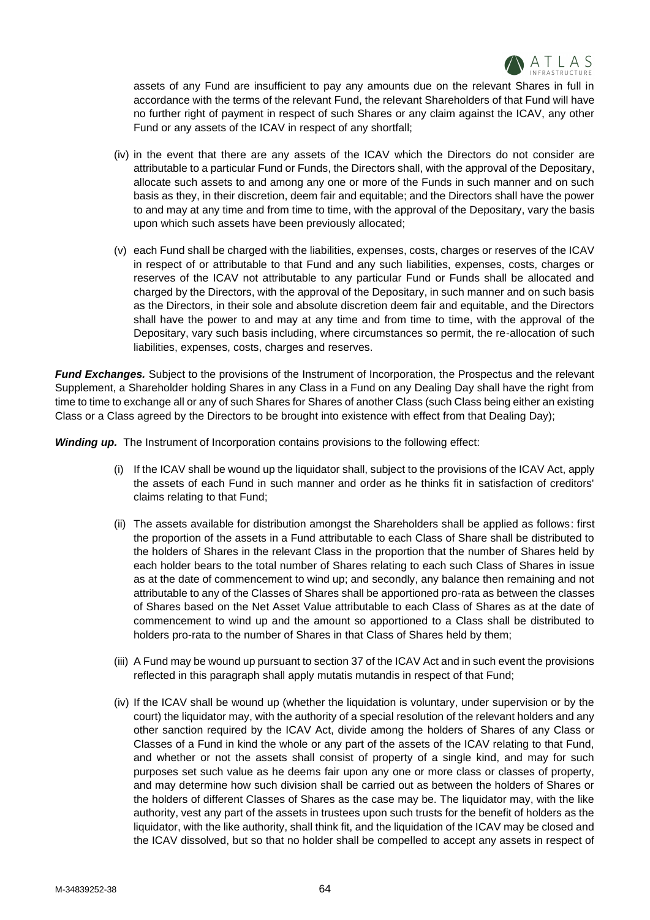assets of any Fund are insufficient to pay any amounts due on the relevant Shares in full in accordance with the terms of the relevant Fund, the relevant Shareholders of that Fund will have no further right of payment in respect of such Shares or any claim against the ICAV, any other Fund or any assets of the ICAV in respect of any shortfall;

(iv) in the event that there are any assets of the ICAV which the Directors do not consider are attributable to a particular Fund or Funds, the Directors shall, with the approval of the Depositary, allocate such assets to and among any one or more of the Funds in such manner and on such basis as they, in their discretion, deem fair and equitable; and the Directors shall have the power to and may at any time and from time to time, with the approval of the Depositary, vary the basis upon which such assets have been previously allocated;

(v) each Fund shall be charged with the liabilities, expenses, costs, charges or reserves of the ICAV in respect of or attributable to that Fund and any such liabilities, expenses, costs, charges or reserves of the ICAV not attributable to any particular Fund or Funds shall be allocated and charged by the Directors, with the approval of the Depositary, in such manner and on such basis as the Directors, in their sole and absolute discretion deem fair and equitable, and the Directors shall have the power to and may at any time and from time to time, with the approval of the Depositary, vary such basis including, where circumstances so permit, the re-allocation of such liabilities, expenses, costs, charges and reserves.

***Fund Exchanges.*** Subject to the provisions of the Instrument of Incorporation, the Prospectus and the relevant Supplement, a Shareholder holding Shares in any Class in a Fund on any Dealing Day shall have the right from time to time to exchange all or any of such Shares for Shares of another Class (such Class being either an existing Class or a Class agreed by the Directors to be brought into existence with effect from that Dealing Day);

***Winding up.*** The Instrument of Incorporation contains provisions to the following effect:

(i) If the ICAV shall be wound up the liquidator shall, subject to the provisions of the ICAV Act, apply the assets of each Fund in such manner and order as he thinks fit in satisfaction of creditors' claims relating to that Fund;

(ii) The assets available for distribution amongst the Shareholders shall be applied as follows: first the proportion of the assets in a Fund attributable to each Class of Share shall be distributed to the holders of Shares in the relevant Class in the proportion that the number of Shares held by each holder bears to the total number of Shares relating to each such Class of Shares in issue as at the date of commencement to wind up; and secondly, any balance then remaining and not attributable to any of the Classes of Shares shall be apportioned pro-rata as between the classes of Shares based on the Net Asset Value attributable to each Class of Shares as at the date of commencement to wind up and the amount so apportioned to a Class shall be distributed to holders pro-rata to the number of Shares in that Class of Shares held by them;

(iii) A Fund may be wound up pursuant to section 37 of the ICAV Act and in such event the provisions reflected in this paragraph shall apply mutatis mutandis in respect of that Fund;

(iv) If the ICAV shall be wound up (whether the liquidation is voluntary, under supervision or by the court) the liquidator may, with the authority of a special resolution of the relevant holders and any other sanction required by the ICAV Act, divide among the holders of Shares of any Class or Classes of a Fund in kind the whole or any part of the assets of the ICAV relating to that Fund, and whether or not the assets shall consist of property of a single kind, and may for such purposes set such value as he deems fair upon any one or more class or classes of property, and may determine how such division shall be carried out as between the holders of Shares or the holders of different Classes of Shares as the case may be. The liquidator may, with the like authority, vest any part of the assets in trustees upon such trusts for the benefit of holders as the liquidator, with the like authority, shall think fit, and the liquidation of the ICAV may be closed and the ICAV dissolved, but so that no holder shall be compelled to accept any assets in respect of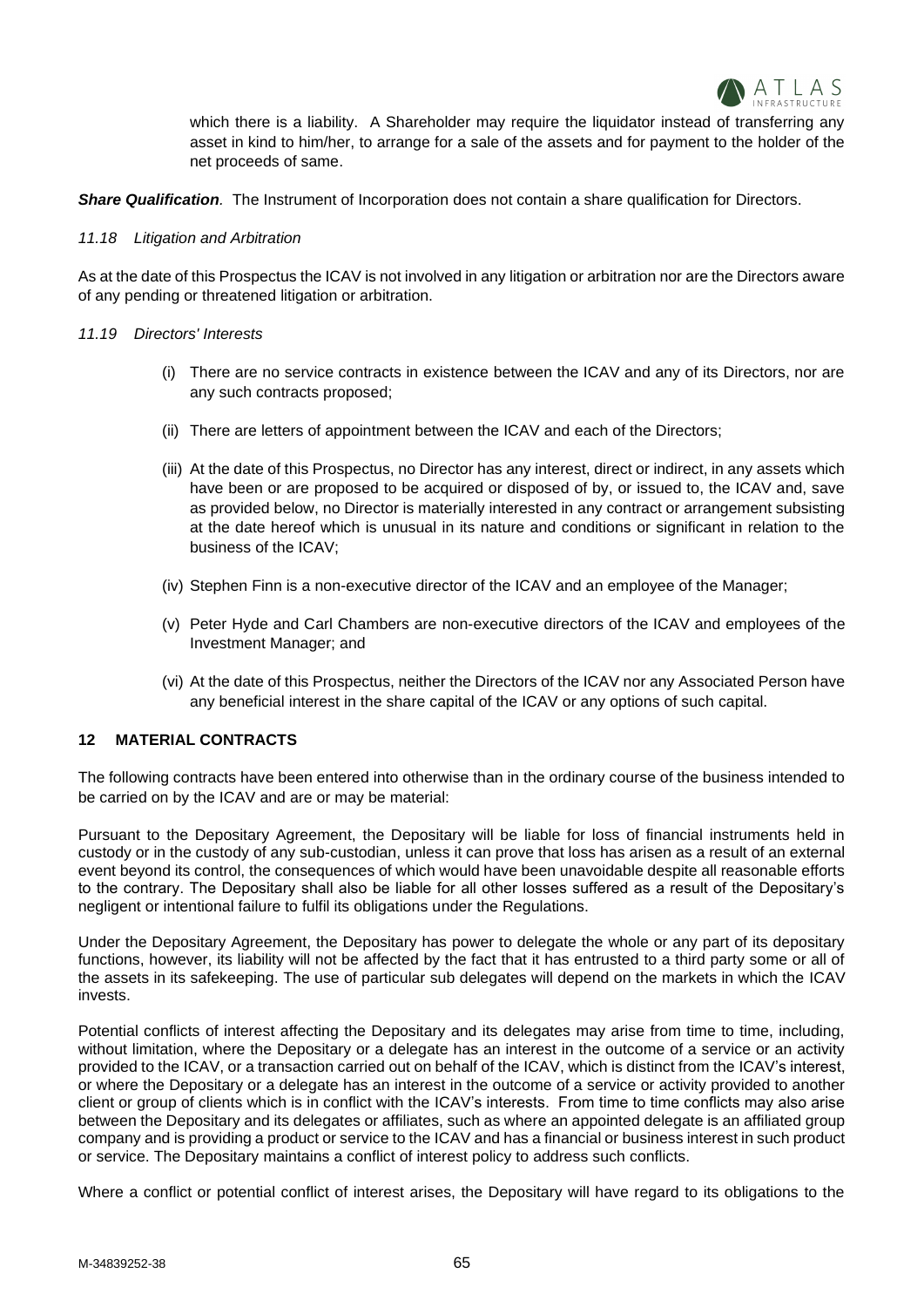which there is a liability. A Shareholder may require the liquidator instead of transferring any asset in kind to him/her, to arrange for a sale of the assets and for payment to the holder of the net proceeds of same.

***Share Qualification**.* The Instrument of Incorporation does not contain a share qualification for Directors.

*11.18 Litigation and Arbitration*

As at the date of this Prospectus the ICAV is not involved in any litigation or arbitration nor are the Directors aware of any pending or threatened litigation or arbitration.

*11.19 Directors' Interests*

(i) There are no service contracts in existence between the ICAV and any of its Directors, nor are any such contracts proposed;

(ii) There are letters of appointment between the ICAV and each of the Directors;

(iii) At the date of this Prospectus, no Director has any interest, direct or indirect, in any assets which have been or are proposed to be acquired or disposed of by, or issued to, the ICAV and, save as provided below, no Director is materially interested in any contract or arrangement subsisting at the date hereof which is unusual in its nature and conditions or significant in relation to the business of the ICAV;

(iv) Stephen Finn is a non-executive director of the ICAV and an employee of the Manager;

(v) Peter Hyde and Carl Chambers are non-executive directors of the ICAV and employees of the Investment Manager; and

(vi) At the date of this Prospectus, neither the Directors of the ICAV nor any Associated Person have any beneficial interest in the share capital of the ICAV or any options of such capital.

## 12 MATERIAL CONTRACTS

The following contracts have been entered into otherwise than in the ordinary course of the business intended to be carried on by the ICAV and are or may be material:

Pursuant to the Depositary Agreement, the Depositary will be liable for loss of financial instruments held in custody or in the custody of any sub-custodian, unless it can prove that loss has arisen as a result of an external event beyond its control, the consequences of which would have been unavoidable despite all reasonable efforts to the contrary. The Depositary shall also be liable for all other losses suffered as a result of the Depositary's negligent or intentional failure to fulfil its obligations under the Regulations.

Under the Depositary Agreement, the Depositary has power to delegate the whole or any part of its depositary functions, however, its liability will not be affected by the fact that it has entrusted to a third party some or all of the assets in its safekeeping. The use of particular sub delegates will depend on the markets in which the ICAV invests.

Potential conflicts of interest affecting the Depositary and its delegates may arise from time to time, including, without limitation, where the Depositary or a delegate has an interest in the outcome of a service or an activity provided to the ICAV, or a transaction carried out on behalf of the ICAV, which is distinct from the ICAV's interest, or where the Depositary or a delegate has an interest in the outcome of a service or activity provided to another client or group of clients which is in conflict with the ICAV's interests. From time to time conflicts may also arise between the Depositary and its delegates or affiliates, such as where an appointed delegate is an affiliated group company and is providing a product or service to the ICAV and has a financial or business interest in such product or service. The Depositary maintains a conflict of interest policy to address such conflicts.

Where a conflict or potential conflict of interest arises, the Depositary will have regard to its obligations to the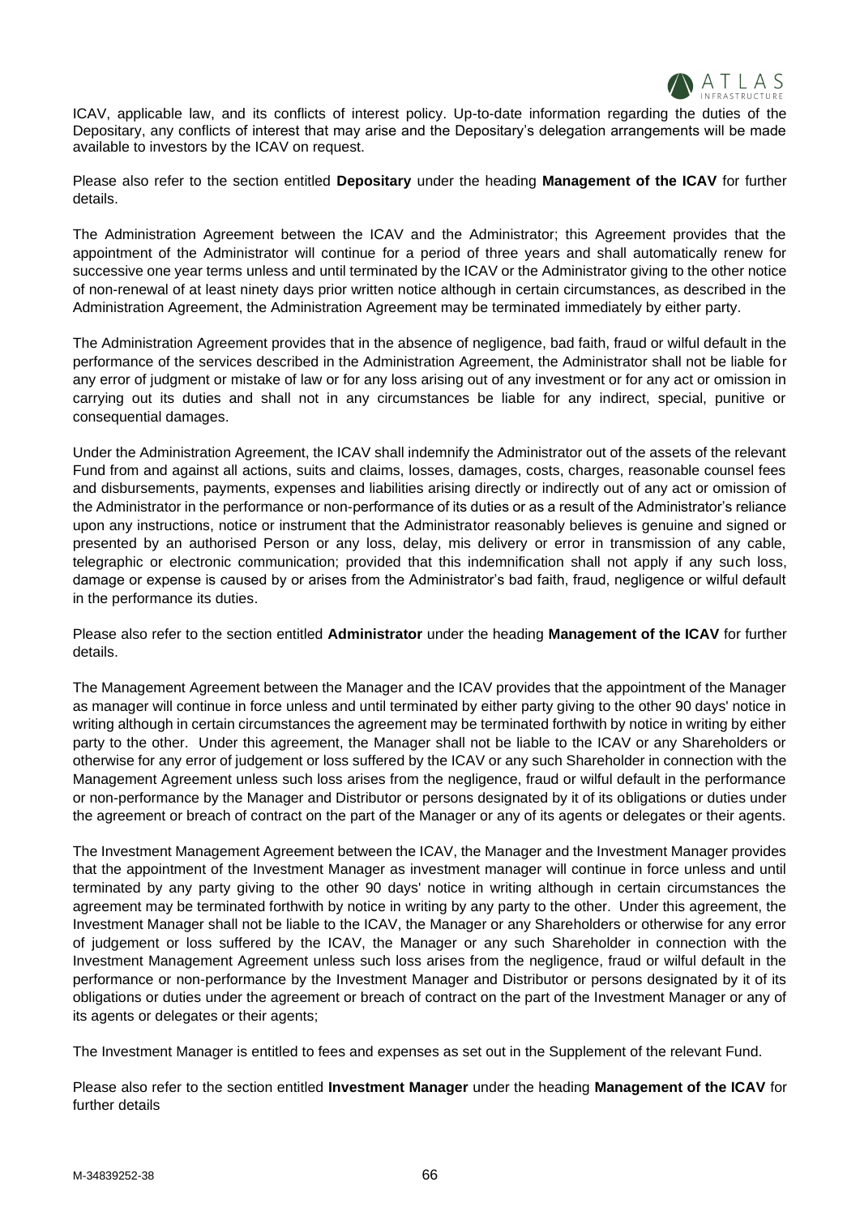ICAV, applicable law, and its conflicts of interest policy. Up-to-date information regarding the duties of the Depositary, any conflicts of interest that may arise and the Depositary's delegation arrangements will be made available to investors by the ICAV on request.

Please also refer to the section entitled **Depositary** under the heading **Management of the ICAV** for further details.

The Administration Agreement between the ICAV and the Administrator; this Agreement provides that the appointment of the Administrator will continue for a period of three years and shall automatically renew for successive one year terms unless and until terminated by the ICAV or the Administrator giving to the other notice of non-renewal of at least ninety days prior written notice although in certain circumstances, as described in the Administration Agreement, the Administration Agreement may be terminated immediately by either party.

The Administration Agreement provides that in the absence of negligence, bad faith, fraud or wilful default in the performance of the services described in the Administration Agreement, the Administrator shall not be liable for any error of judgment or mistake of law or for any loss arising out of any investment or for any act or omission in carrying out its duties and shall not in any circumstances be liable for any indirect, special, punitive or consequential damages.

Under the Administration Agreement, the ICAV shall indemnify the Administrator out of the assets of the relevant Fund from and against all actions, suits and claims, losses, damages, costs, charges, reasonable counsel fees and disbursements, payments, expenses and liabilities arising directly or indirectly out of any act or omission of the Administrator in the performance or non-performance of its duties or as a result of the Administrator's reliance upon any instructions, notice or instrument that the Administrator reasonably believes is genuine and signed or presented by an authorised Person or any loss, delay, mis delivery or error in transmission of any cable, telegraphic or electronic communication; provided that this indemnification shall not apply if any such loss, damage or expense is caused by or arises from the Administrator's bad faith, fraud, negligence or wilful default in the performance its duties.

Please also refer to the section entitled **Administrator** under the heading **Management of the ICAV** for further details.

The Management Agreement between the Manager and the ICAV provides that the appointment of the Manager as manager will continue in force unless and until terminated by either party giving to the other 90 days' notice in writing although in certain circumstances the agreement may be terminated forthwith by notice in writing by either party to the other. Under this agreement, the Manager shall not be liable to the ICAV or any Shareholders or otherwise for any error of judgement or loss suffered by the ICAV or any such Shareholder in connection with the Management Agreement unless such loss arises from the negligence, fraud or wilful default in the performance or non-performance by the Manager and Distributor or persons designated by it of its obligations or duties under the agreement or breach of contract on the part of the Manager or any of its agents or delegates or their agents.

The Investment Management Agreement between the ICAV, the Manager and the Investment Manager provides that the appointment of the Investment Manager as investment manager will continue in force unless and until terminated by any party giving to the other 90 days' notice in writing although in certain circumstances the agreement may be terminated forthwith by notice in writing by any party to the other. Under this agreement, the Investment Manager shall not be liable to the ICAV, the Manager or any Shareholders or otherwise for any error of judgement or loss suffered by the ICAV, the Manager or any such Shareholder in connection with the Investment Management Agreement unless such loss arises from the negligence, fraud or wilful default in the performance or non-performance by the Investment Manager and Distributor or persons designated by it of its obligations or duties under the agreement or breach of contract on the part of the Investment Manager or any of its agents or delegates or their agents;

The Investment Manager is entitled to fees and expenses as set out in the Supplement of the relevant Fund.

Please also refer to the section entitled **Investment Manager** under the heading **Management of the ICAV** for further details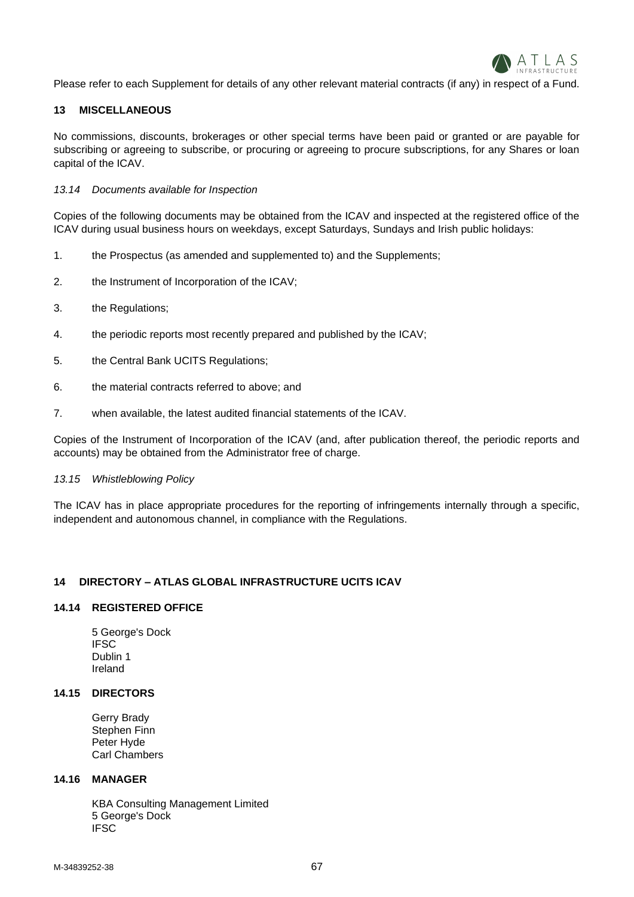Please refer to each Supplement for details of any other relevant material contracts (if any) in respect of a Fund.

## 13 MISCELLANEOUS

No commissions, discounts, brokerages or other special terms have been paid or granted or are payable for subscribing or agreeing to subscribe, or procuring or agreeing to procure subscriptions, for any Shares or loan capital of the ICAV.

*13.14 Documents available for Inspection*

Copies of the following documents may be obtained from the ICAV and inspected at the registered office of the ICAV during usual business hours on weekdays, except Saturdays, Sundays and Irish public holidays:

1. the Prospectus (as amended and supplemented to) and the Supplements;
2. the Instrument of Incorporation of the ICAV;
3. the Regulations;
4. the periodic reports most recently prepared and published by the ICAV;
5. the Central Bank UCITS Regulations;
6. the material contracts referred to above; and
7. when available, the latest audited financial statements of the ICAV.

Copies of the Instrument of Incorporation of the ICAV (and, after publication thereof, the periodic reports and accounts) may be obtained from the Administrator free of charge.

*13.15 Whistleblowing Policy*

The ICAV has in place appropriate procedures for the reporting of infringements internally through a specific, independent and autonomous channel, in compliance with the Regulations.

## 14 DIRECTORY – ATLAS GLOBAL INFRASTRUCTURE UCITS ICAV

### 14.14 REGISTERED OFFICE

5 George's Dock
IFSC
Dublin 1
Ireland

### 14.15 DIRECTORS

Gerry Brady
Stephen Finn
Peter Hyde
Carl Chambers

### 14.16 MANAGER

KBA Consulting Management Limited
5 George's Dock
IFSC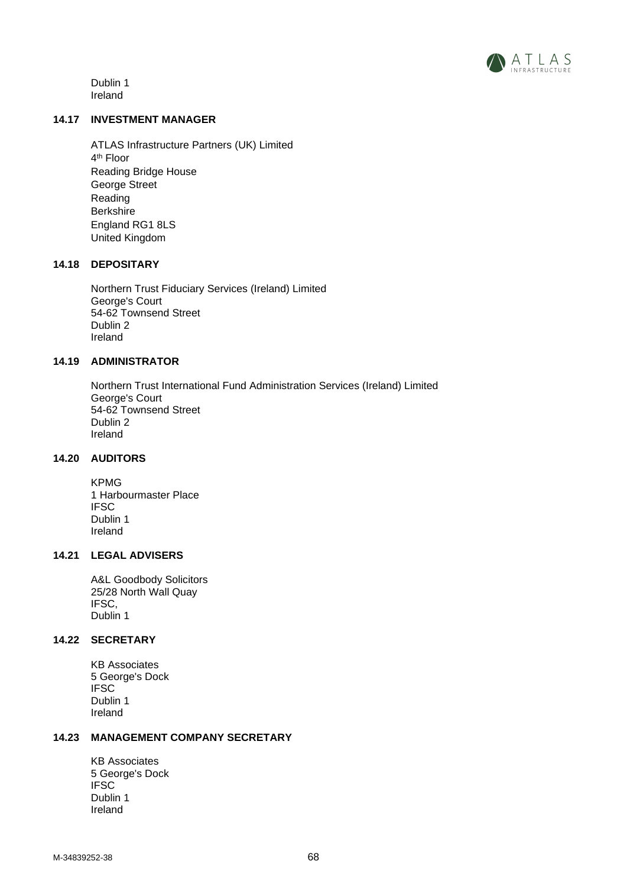Dublin 1
Ireland

### 14.17 INVESTMENT MANAGER

ATLAS Infrastructure Partners (UK) Limited
4th Floor
Reading Bridge House
George Street
Reading
Berkshire
England RG1 8LS
United Kingdom

### 14.18 DEPOSITARY

Northern Trust Fiduciary Services (Ireland) Limited
George's Court
54-62 Townsend Street
Dublin 2
Ireland

### 14.19 ADMINISTRATOR

Northern Trust International Fund Administration Services (Ireland) Limited
George's Court
54-62 Townsend Street
Dublin 2
Ireland

### 14.20 AUDITORS

KPMG
1 Harbourmaster Place
IFSC
Dublin 1
Ireland

### 14.21 LEGAL ADVISERS

A&L Goodbody Solicitors
25/28 North Wall Quay
IFSC,
Dublin 1

### 14.22 SECRETARY

KB Associates
5 George's Dock
IFSC
Dublin 1
Ireland

### 14.23 MANAGEMENT COMPANY SECRETARY

KB Associates
5 George's Dock
IFSC
Dublin 1
Ireland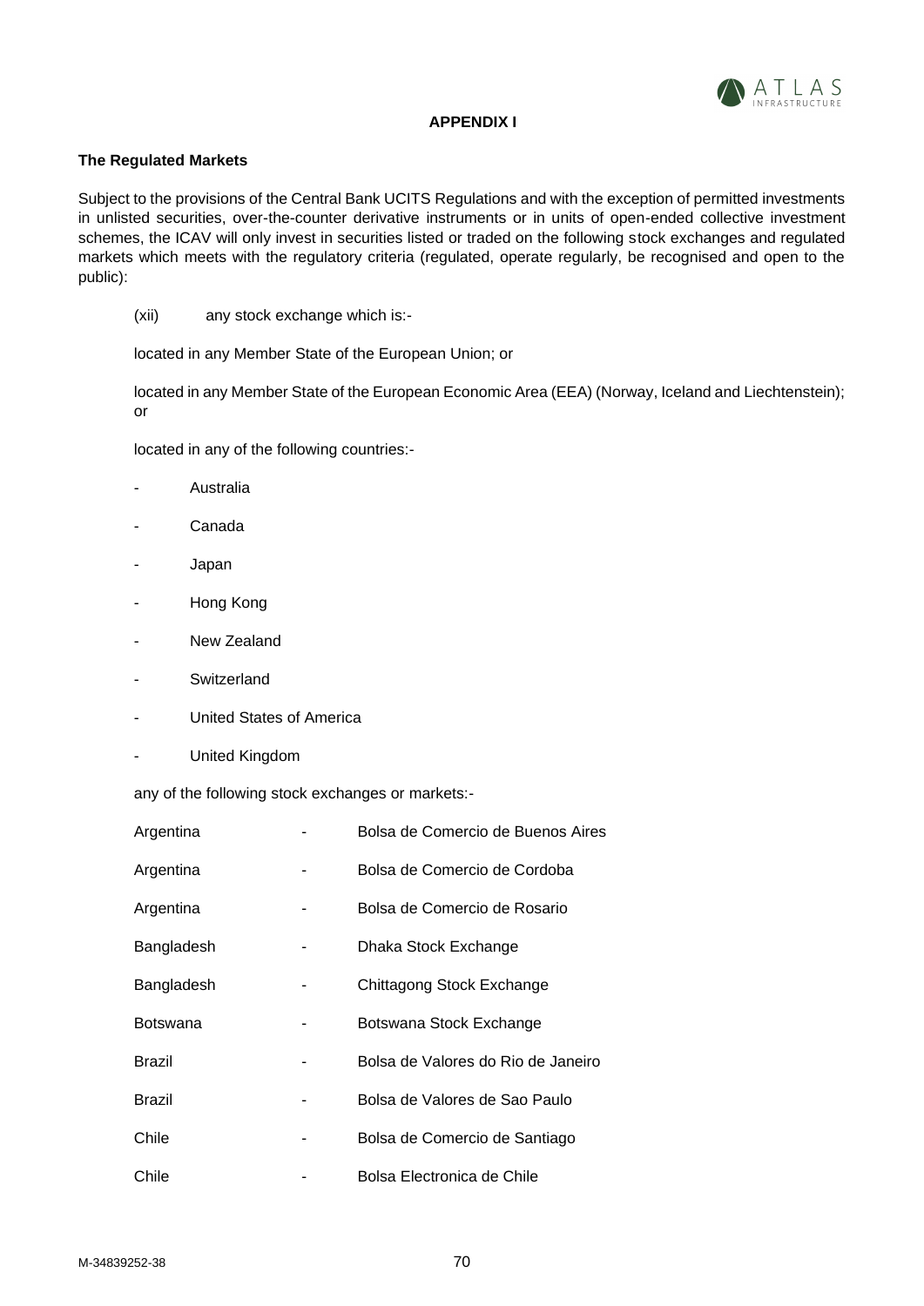**APPENDIX I**

**The Regulated Markets**

Subject to the provisions of the Central Bank UCITS Regulations and with the exception of permitted investments in unlisted securities, over-the-counter derivative instruments or in units of open-ended collective investment schemes, the ICAV will only invest in securities listed or traded on the following stock exchanges and regulated markets which meets with the regulatory criteria (regulated, operate regularly, be recognised and open to the public):

(xii) any stock exchange which is:-

located in any Member State of the European Union; or

located in any Member State of the European Economic Area (EEA) (Norway, Iceland and Liechtenstein); or

located in any of the following countries:-

- Australia
- Canada
- Japan
- Hong Kong
- New Zealand
- Switzerland
- United States of America
- United Kingdom

any of the following stock exchanges or markets:-

| | | |
|---|---|---|
| Argentina | - | Bolsa de Comercio de Buenos Aires |
| Argentina | - | Bolsa de Comercio de Cordoba |
| Argentina | - | Bolsa de Comercio de Rosario |
| Bangladesh | - | Dhaka Stock Exchange |
| Bangladesh | - | Chittagong Stock Exchange |
| Botswana | - | Botswana Stock Exchange |
| Brazil | - | Bolsa de Valores do Rio de Janeiro |
| Brazil | - | Bolsa de Valores de Sao Paulo |
| Chile | - | Bolsa de Comercio de Santiago |
| Chile | - | Bolsa Electronica de Chile |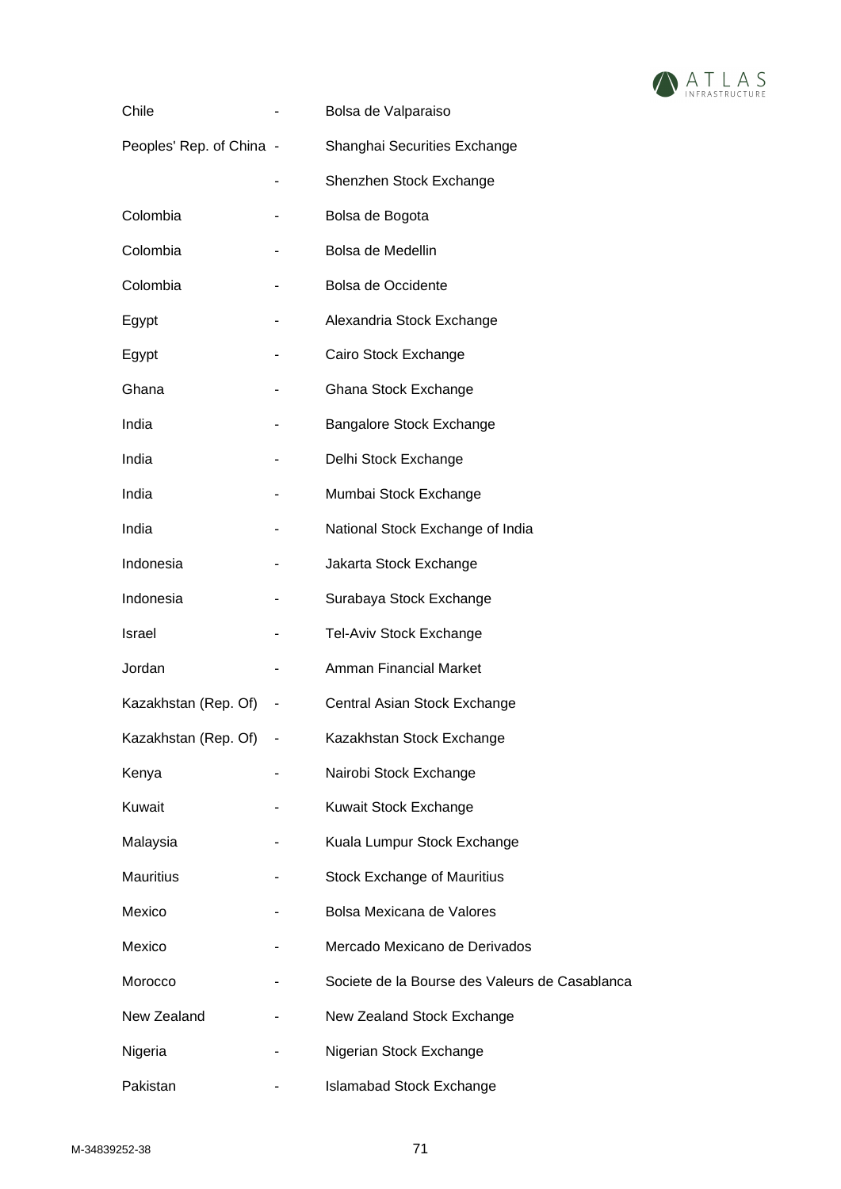| | | |
|---|---|---|
| Chile | - | Bolsa de Valparaiso |
| Peoples' Rep. of China | - | Shanghai Securities Exchange |
| | - | Shenzhen Stock Exchange |
| Colombia | - | Bolsa de Bogota |
| Colombia | - | Bolsa de Medellin |
| Colombia | - | Bolsa de Occidente |
| Egypt | - | Alexandria Stock Exchange |
| Egypt | - | Cairo Stock Exchange |
| Ghana | - | Ghana Stock Exchange |
| India | - | Bangalore Stock Exchange |
| India | - | Delhi Stock Exchange |
| India | - | Mumbai Stock Exchange |
| India | - | National Stock Exchange of India |
| Indonesia | - | Jakarta Stock Exchange |
| Indonesia | - | Surabaya Stock Exchange |
| Israel | - | Tel-Aviv Stock Exchange |
| Jordan | - | Amman Financial Market |
| Kazakhstan (Rep. Of) | - | Central Asian Stock Exchange |
| Kazakhstan (Rep. Of) | - | Kazakhstan Stock Exchange |
| Kenya | - | Nairobi Stock Exchange |
| Kuwait | - | Kuwait Stock Exchange |
| Malaysia | - | Kuala Lumpur Stock Exchange |
| Mauritius | - | Stock Exchange of Mauritius |
| Mexico | - | Bolsa Mexicana de Valores |
| Mexico | - | Mercado Mexicano de Derivados |
| Morocco | - | Societe de la Bourse des Valeurs de Casablanca |
| New Zealand | - | New Zealand Stock Exchange |
| Nigeria | - | Nigerian Stock Exchange |
| Pakistan | - | Islamabad Stock Exchange |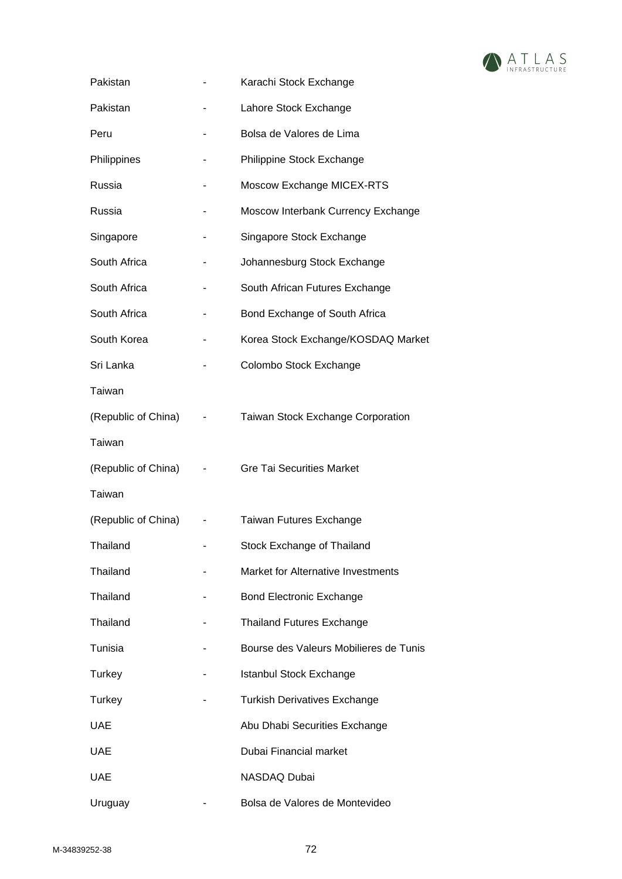| | | |
|---|---|---|
| Pakistan | - | Karachi Stock Exchange |
| Pakistan | - | Lahore Stock Exchange |
| Peru | - | Bolsa de Valores de Lima |
| Philippines | - | Philippine Stock Exchange |
| Russia | - | Moscow Exchange MICEX-RTS |
| Russia | - | Moscow Interbank Currency Exchange |
| Singapore | - | Singapore Stock Exchange |
| South Africa | - | Johannesburg Stock Exchange |
| South Africa | - | South African Futures Exchange |
| South Africa | - | Bond Exchange of South Africa |
| South Korea | - | Korea Stock Exchange/KOSDAQ Market |
| Sri Lanka | - | Colombo Stock Exchange |
| Taiwan (Republic of China) | - | Taiwan Stock Exchange Corporation |
| Taiwan (Republic of China) | - | Gre Tai Securities Market |
| Taiwan (Republic of China) | - | Taiwan Futures Exchange |
| Thailand | - | Stock Exchange of Thailand |
| Thailand | - | Market for Alternative Investments |
| Thailand | - | Bond Electronic Exchange |
| Thailand | - | Thailand Futures Exchange |
| Tunisia | - | Bourse des Valeurs Mobilieres de Tunis |
| Turkey | - | Istanbul Stock Exchange |
| Turkey | - | Turkish Derivatives Exchange |
| UAE | | Abu Dhabi Securities Exchange |
| UAE | | Dubai Financial market |
| UAE | | NASDAQ Dubai |
| Uruguay | - | Bolsa de Valores de Montevideo |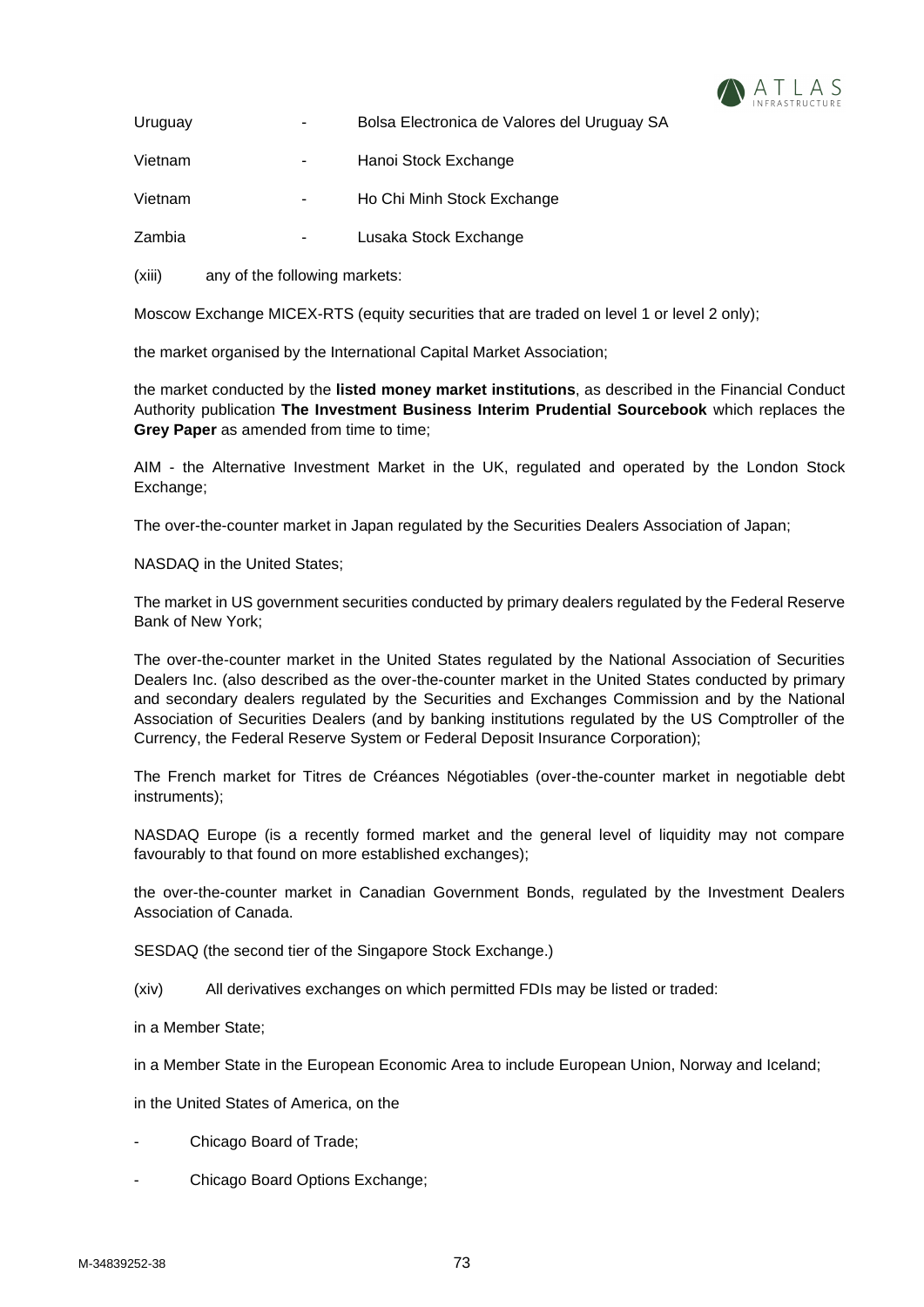| | | |
|---|---|---|
| Uruguay | - | Bolsa Electronica de Valores del Uruguay SA |
| Vietnam | - | Hanoi Stock Exchange |
| Vietnam | - | Ho Chi Minh Stock Exchange |
| Zambia | - | Lusaka Stock Exchange |

(xiii) any of the following markets:

Moscow Exchange MICEX-RTS (equity securities that are traded on level 1 or level 2 only);

the market organised by the International Capital Market Association;

the market conducted by the **listed money market institutions**, as described in the Financial Conduct Authority publication **The Investment Business Interim Prudential Sourcebook** which replaces the **Grey Paper** as amended from time to time;

AIM - the Alternative Investment Market in the UK, regulated and operated by the London Stock Exchange;

The over-the-counter market in Japan regulated by the Securities Dealers Association of Japan;

NASDAQ in the United States;

The market in US government securities conducted by primary dealers regulated by the Federal Reserve Bank of New York;

The over-the-counter market in the United States regulated by the National Association of Securities Dealers Inc. (also described as the over-the-counter market in the United States conducted by primary and secondary dealers regulated by the Securities and Exchanges Commission and by the National Association of Securities Dealers (and by banking institutions regulated by the US Comptroller of the Currency, the Federal Reserve System or Federal Deposit Insurance Corporation);

The French market for Titres de Créances Négotiables (over-the-counter market in negotiable debt instruments);

NASDAQ Europe (is a recently formed market and the general level of liquidity may not compare favourably to that found on more established exchanges);

the over-the-counter market in Canadian Government Bonds, regulated by the Investment Dealers Association of Canada.

SESDAQ (the second tier of the Singapore Stock Exchange.)

(xiv) All derivatives exchanges on which permitted FDIs may be listed or traded:

in a Member State;

in a Member State in the European Economic Area to include European Union, Norway and Iceland;

in the United States of America, on the

- Chicago Board of Trade;
- Chicago Board Options Exchange;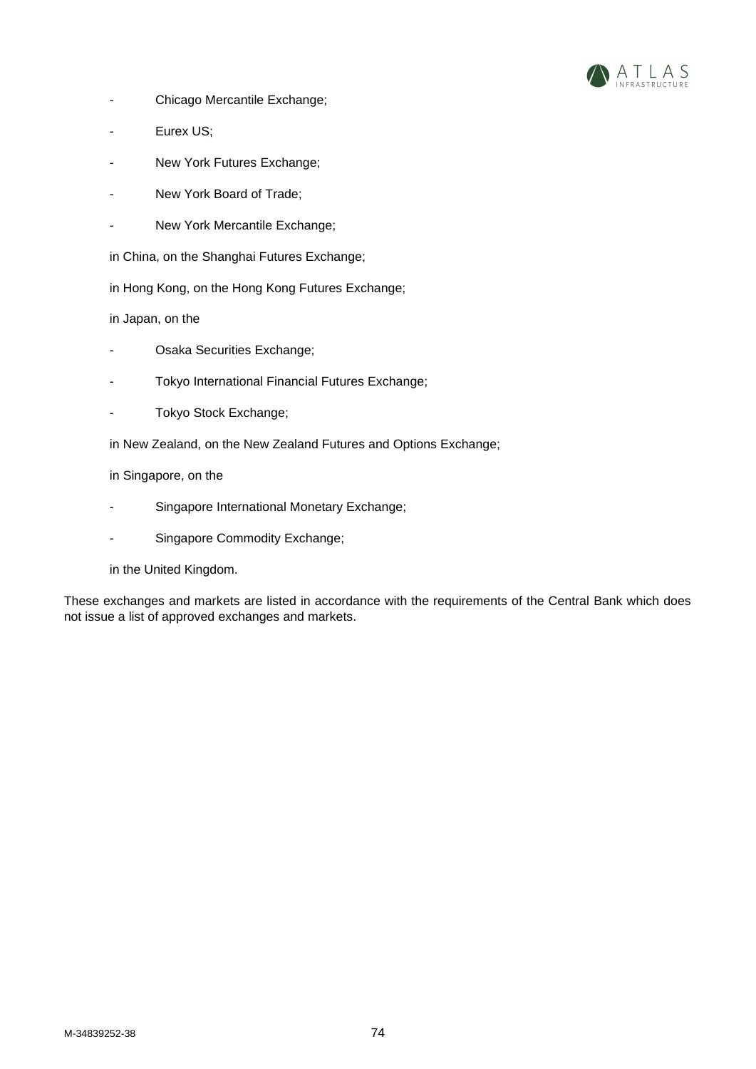- Chicago Mercantile Exchange;
- Eurex US;
- New York Futures Exchange;
- New York Board of Trade;
- New York Mercantile Exchange;

in China, on the Shanghai Futures Exchange;

in Hong Kong, on the Hong Kong Futures Exchange;

in Japan, on the

- Osaka Securities Exchange;
- Tokyo International Financial Futures Exchange;
- Tokyo Stock Exchange;

in New Zealand, on the New Zealand Futures and Options Exchange;

in Singapore, on the

- Singapore International Monetary Exchange;
- Singapore Commodity Exchange;

in the United Kingdom.

These exchanges and markets are listed in accordance with the requirements of the Central Bank which does not issue a list of approved exchanges and markets.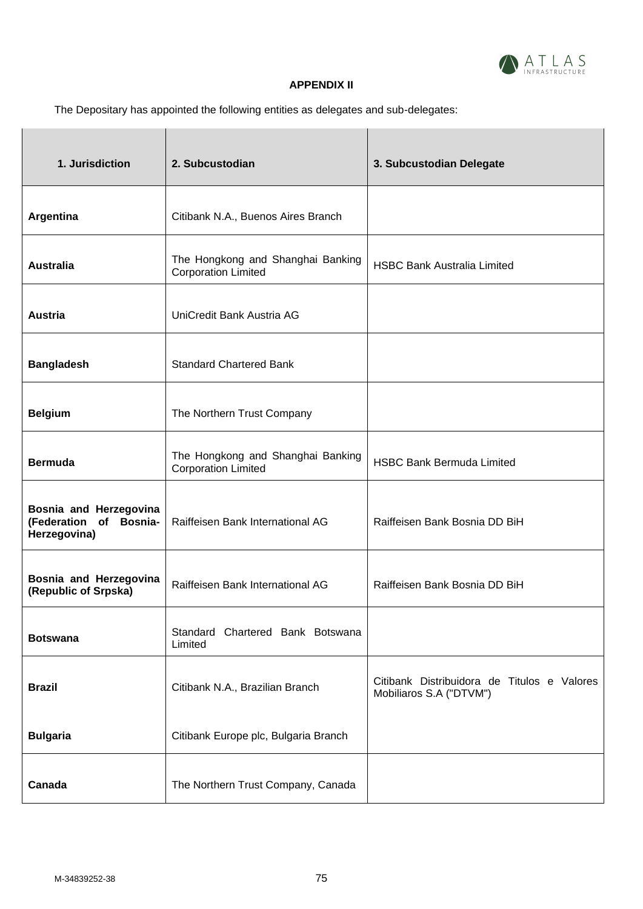**APPENDIX II**

The Depositary has appointed the following entities as delegates and sub-delegates:

| 1. Jurisdiction | 2. Subcustodian | 3. Subcustodian Delegate |
|---|---|---|
| **Argentina** | Citibank N.A., Buenos Aires Branch | |
| **Australia** | The Hongkong and Shanghai Banking Corporation Limited | HSBC Bank Australia Limited |
| **Austria** | UniCredit Bank Austria AG | |
| **Bangladesh** | Standard Chartered Bank | |
| **Belgium** | The Northern Trust Company | |
| **Bermuda** | The Hongkong and Shanghai Banking Corporation Limited | HSBC Bank Bermuda Limited |
| **Bosnia and Herzegovina (Federation of Bosnia-Herzegovina)** | Raiffeisen Bank International AG | Raiffeisen Bank Bosnia DD BiH |
| **Bosnia and Herzegovina (Republic of Srpska)** | Raiffeisen Bank International AG | Raiffeisen Bank Bosnia DD BiH |
| **Botswana** | Standard Chartered Bank Botswana Limited | |
| **Brazil** | Citibank N.A., Brazilian Branch | Citibank Distribuidora de Titulos e Valores Mobiliaros S.A ("DTVM") |
| **Bulgaria** | Citibank Europe plc, Bulgaria Branch | |
| **Canada** | The Northern Trust Company, Canada | |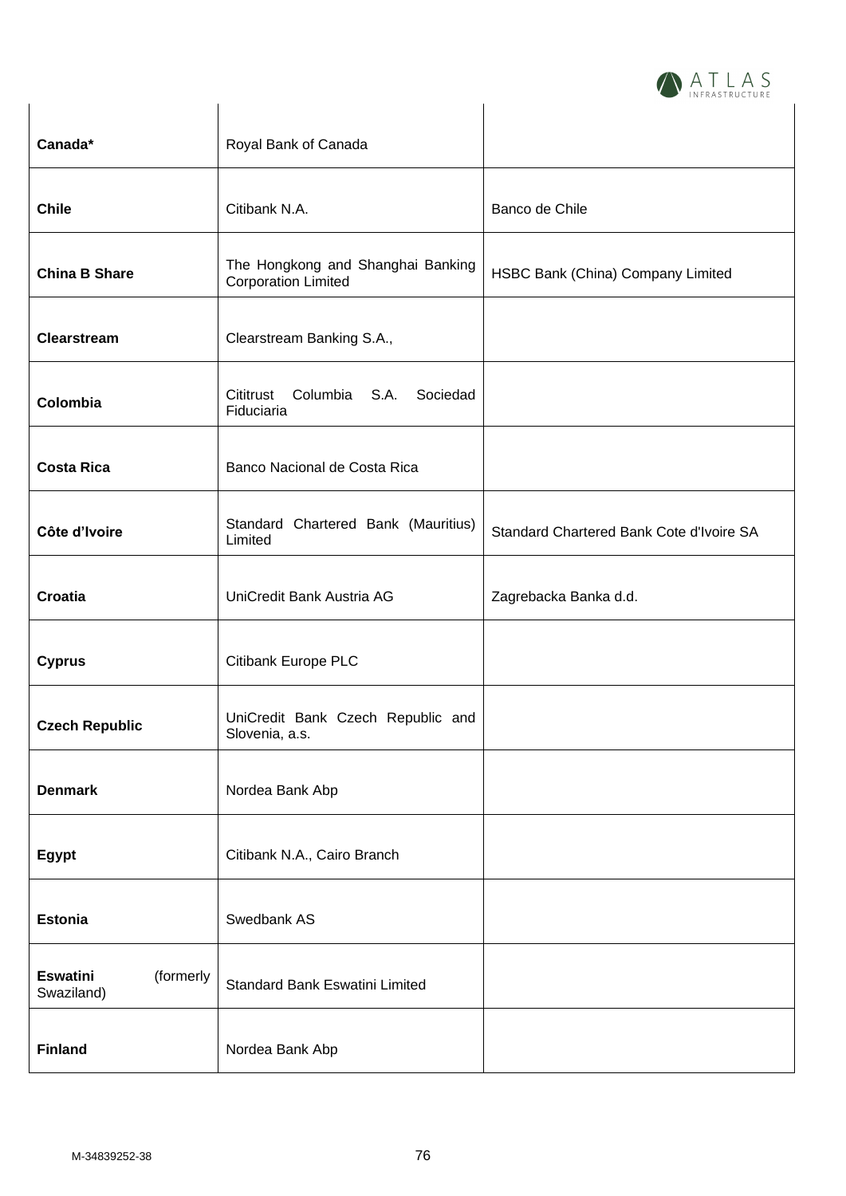| | | |
|---|---|---|
| **Canada*** | Royal Bank of Canada | |
| **Chile** | Citibank N.A. | Banco de Chile |
| **China B Share** | The Hongkong and Shanghai Banking Corporation Limited | HSBC Bank (China) Company Limited |
| **Clearstream** | Clearstream Banking S.A., | |
| **Colombia** | Cititrust Columbia S.A. Sociedad Fiduciaria | |
| **Costa Rica** | Banco Nacional de Costa Rica | |
| **Côte d'Ivoire** | Standard Chartered Bank (Mauritius) Limited | Standard Chartered Bank Cote d'Ivoire SA |
| **Croatia** | UniCredit Bank Austria AG | Zagrebacka Banka d.d. |
| **Cyprus** | Citibank Europe PLC | |
| **Czech Republic** | UniCredit Bank Czech Republic and Slovenia, a.s. | |
| **Denmark** | Nordea Bank Abp | |
| **Egypt** | Citibank N.A., Cairo Branch | |
| **Estonia** | Swedbank AS | |
| **Eswatini** (formerly Swaziland) | Standard Bank Eswatini Limited | |
| **Finland** | Nordea Bank Abp | |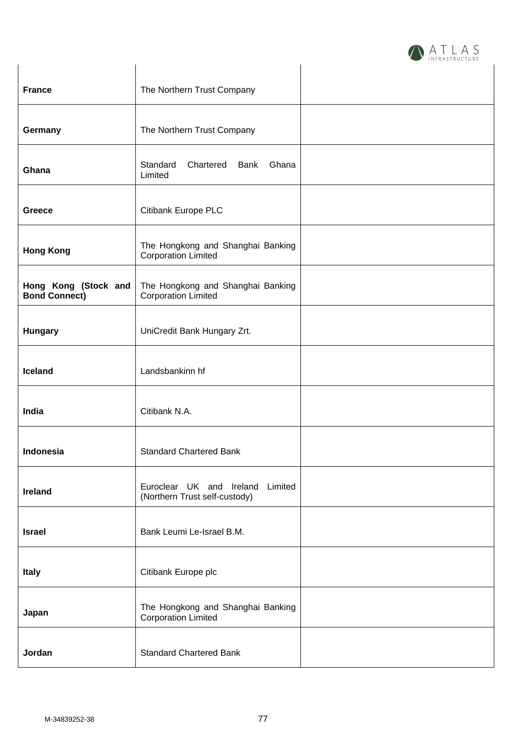| | | |
|---|---|---|
| **France** | The Northern Trust Company | |
| **Germany** | The Northern Trust Company | |
| **Ghana** | Standard Chartered Bank Ghana Limited | |
| **Greece** | Citibank Europe PLC | |
| **Hong Kong** | The Hongkong and Shanghai Banking Corporation Limited | |
| **Hong Kong (Stock and Bond Connect)** | The Hongkong and Shanghai Banking Corporation Limited | |
| **Hungary** | UniCredit Bank Hungary Zrt. | |
| **Iceland** | Landsbankinn hf | |
| **India** | Citibank N.A. | |
| **Indonesia** | Standard Chartered Bank | |
| **Ireland** | Euroclear UK and Ireland Limited (Northern Trust self-custody) | |
| **Israel** | Bank Leumi Le-Israel B.M. | |
| **Italy** | Citibank Europe plc | |
| **Japan** | The Hongkong and Shanghai Banking Corporation Limited | |
| **Jordan** | Standard Chartered Bank | |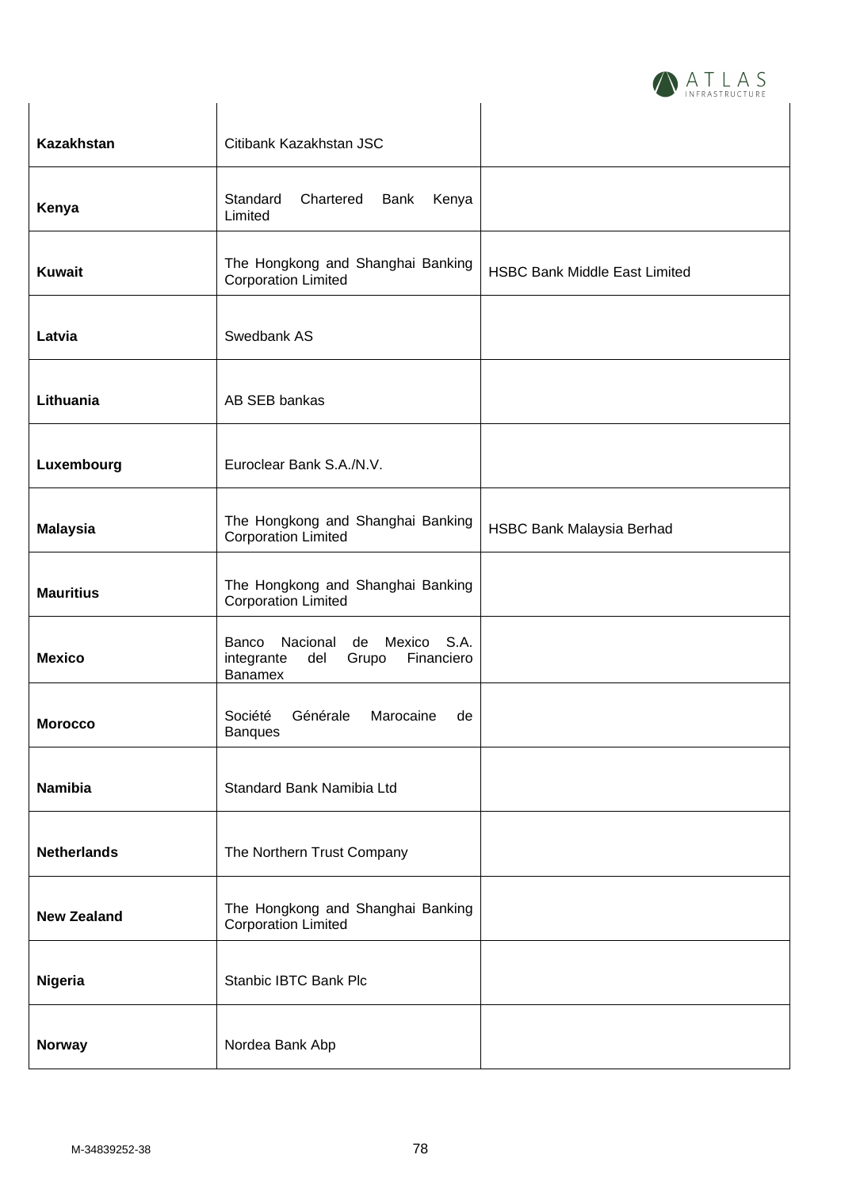| | | |
|---|---|---|
| **Kazakhstan** | Citibank Kazakhstan JSC | |
| **Kenya** | Standard Chartered Bank Kenya Limited | |
| **Kuwait** | The Hongkong and Shanghai Banking Corporation Limited | HSBC Bank Middle East Limited |
| **Latvia** | Swedbank AS | |
| **Lithuania** | AB SEB bankas | |
| **Luxembourg** | Euroclear Bank S.A./N.V. | |
| **Malaysia** | The Hongkong and Shanghai Banking Corporation Limited | HSBC Bank Malaysia Berhad |
| **Mauritius** | The Hongkong and Shanghai Banking Corporation Limited | |
| **Mexico** | Banco Nacional de Mexico S.A. integrante del Grupo Financiero Banamex | |
| **Morocco** | Société Générale Marocaine de Banques | |
| **Namibia** | Standard Bank Namibia Ltd | |
| **Netherlands** | The Northern Trust Company | |
| **New Zealand** | The Hongkong and Shanghai Banking Corporation Limited | |
| **Nigeria** | Stanbic IBTC Bank Plc | |
| **Norway** | Nordea Bank Abp | |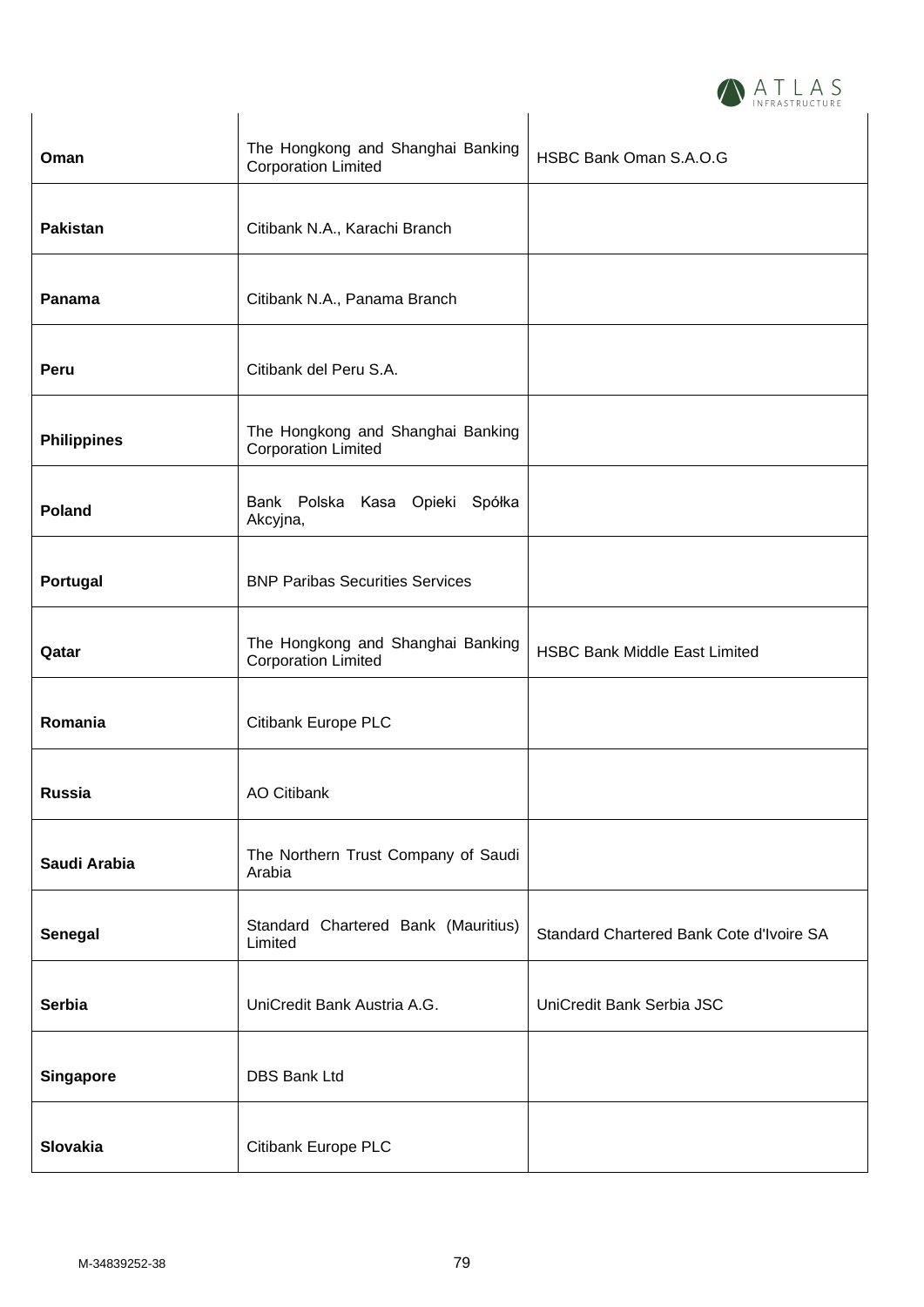| | | |
|---|---|---|
| **Oman** | The Hongkong and Shanghai Banking Corporation Limited | HSBC Bank Oman S.A.O.G |
| **Pakistan** | Citibank N.A., Karachi Branch | |
| **Panama** | Citibank N.A., Panama Branch | |
| **Peru** | Citibank del Peru S.A. | |
| **Philippines** | The Hongkong and Shanghai Banking Corporation Limited | |
| **Poland** | Bank Polska Kasa Opieki Spółka Akcyjna, | |
| **Portugal** | BNP Paribas Securities Services | |
| **Qatar** | The Hongkong and Shanghai Banking Corporation Limited | HSBC Bank Middle East Limited |
| **Romania** | Citibank Europe PLC | |
| **Russia** | AO Citibank | |
| **Saudi Arabia** | The Northern Trust Company of Saudi Arabia | |
| **Senegal** | Standard Chartered Bank (Mauritius) Limited | Standard Chartered Bank Cote d'Ivoire SA |
| **Serbia** | UniCredit Bank Austria A.G. | UniCredit Bank Serbia JSC |
| **Singapore** | DBS Bank Ltd | |
| **Slovakia** | Citibank Europe PLC | |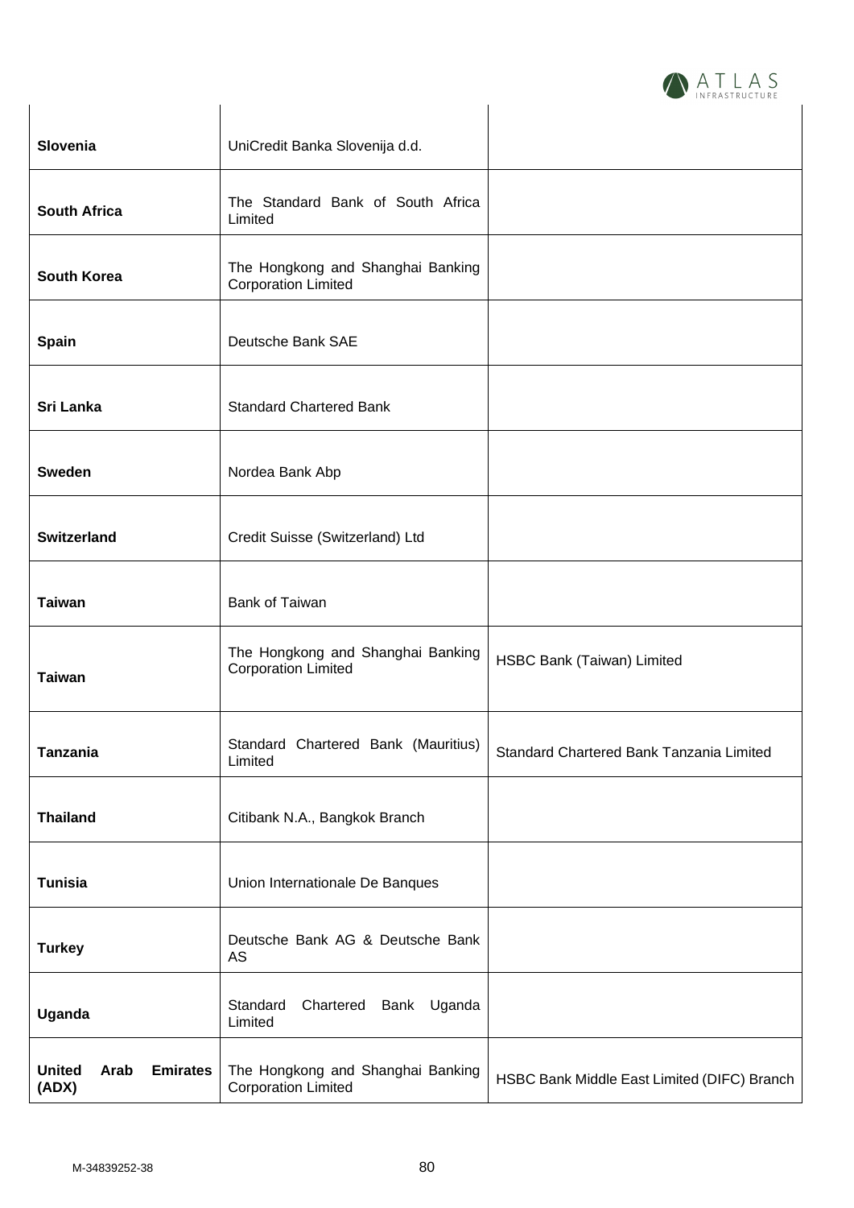| | | |
|---|---|---|
| **Slovenia** | UniCredit Banka Slovenija d.d. | |
| **South Africa** | The Standard Bank of South Africa Limited | |
| **South Korea** | The Hongkong and Shanghai Banking Corporation Limited | |
| **Spain** | Deutsche Bank SAE | |
| **Sri Lanka** | Standard Chartered Bank | |
| **Sweden** | Nordea Bank Abp | |
| **Switzerland** | Credit Suisse (Switzerland) Ltd | |
| **Taiwan** | Bank of Taiwan | |
| **Taiwan** | The Hongkong and Shanghai Banking Corporation Limited | HSBC Bank (Taiwan) Limited |
| **Tanzania** | Standard Chartered Bank (Mauritius) Limited | Standard Chartered Bank Tanzania Limited |
| **Thailand** | Citibank N.A., Bangkok Branch | |
| **Tunisia** | Union Internationale De Banques | |
| **Turkey** | Deutsche Bank AG & Deutsche Bank AS | |
| **Uganda** | Standard Chartered Bank Uganda Limited | |
| **United Arab Emirates (ADX)** | The Hongkong and Shanghai Banking Corporation Limited | HSBC Bank Middle East Limited (DIFC) Branch |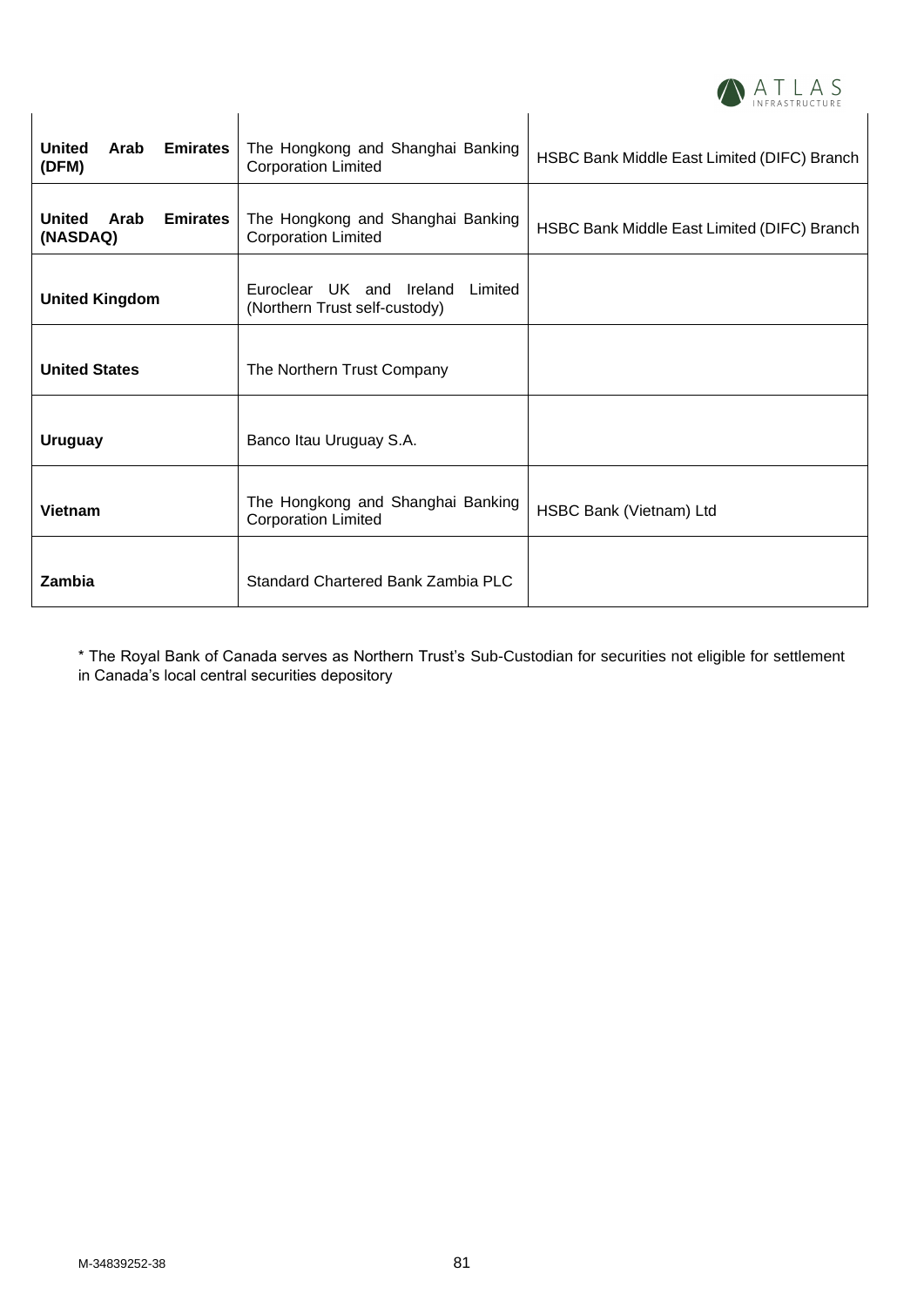| | | |
|---|---|---|
| **United Arab Emirates (DFM)** | The Hongkong and Shanghai Banking Corporation Limited | HSBC Bank Middle East Limited (DIFC) Branch |
| **United Arab Emirates (NASDAQ)** | The Hongkong and Shanghai Banking Corporation Limited | HSBC Bank Middle East Limited (DIFC) Branch |
| **United Kingdom** | Euroclear UK and Ireland Limited (Northern Trust self-custody) | |
| **United States** | The Northern Trust Company | |
| **Uruguay** | Banco Itau Uruguay S.A. | |
| **Vietnam** | The Hongkong and Shanghai Banking Corporation Limited | HSBC Bank (Vietnam) Ltd |
| **Zambia** | Standard Chartered Bank Zambia PLC | |

* The Royal Bank of Canada serves as Northern Trust's Sub-Custodian for securities not eligible for settlement in Canada's local central securities depository

M-34839252-38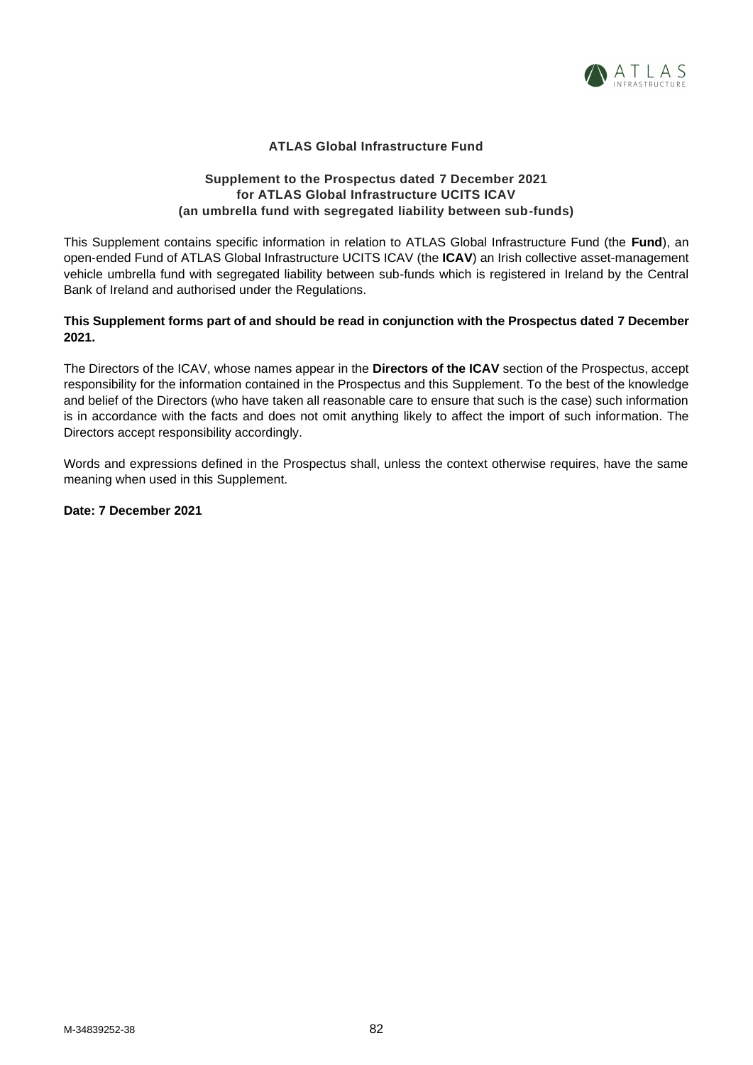# ATLAS Global Infrastructure Fund

**Supplement to the Prospectus dated 7 December 2021**
**for ATLAS Global Infrastructure UCITS ICAV**
**(an umbrella fund with segregated liability between sub-funds)**

This Supplement contains specific information in relation to ATLAS Global Infrastructure Fund (the **Fund**), an open-ended Fund of ATLAS Global Infrastructure UCITS ICAV (the **ICAV**) an Irish collective asset-management vehicle umbrella fund with segregated liability between sub-funds which is registered in Ireland by the Central Bank of Ireland and authorised under the Regulations.

**This Supplement forms part of and should be read in conjunction with the Prospectus dated 7 December 2021.**

The Directors of the ICAV, whose names appear in the **Directors of the ICAV** section of the Prospectus, accept responsibility for the information contained in the Prospectus and this Supplement. To the best of the knowledge and belief of the Directors (who have taken all reasonable care to ensure that such is the case) such information is in accordance with the facts and does not omit anything likely to affect the import of such information. The Directors accept responsibility accordingly.

Words and expressions defined in the Prospectus shall, unless the context otherwise requires, have the same meaning when used in this Supplement.

**Date: 7 December 2021**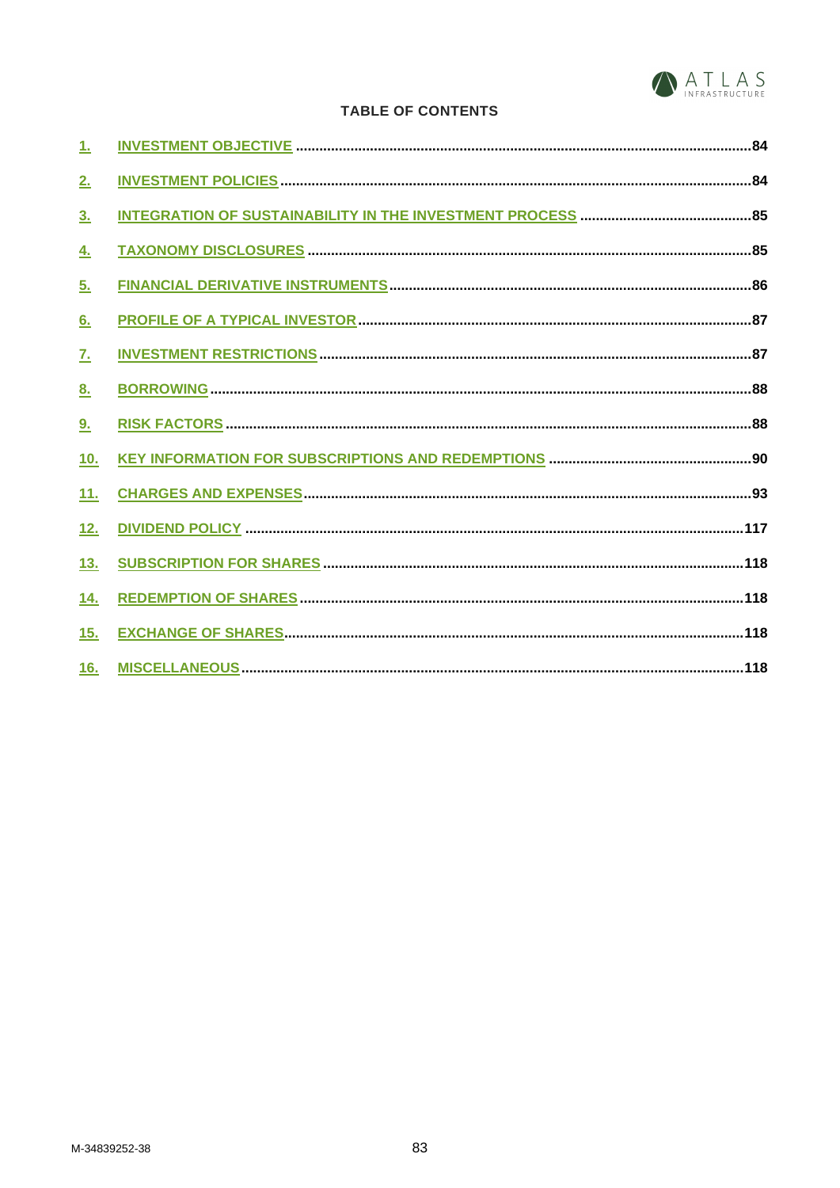## TABLE OF CONTENTS

| | | |
|---|---|---|
| 1. | INVESTMENT OBJECTIVE | 84 |
| 2. | INVESTMENT POLICIES | 84 |
| 3. | INTEGRATION OF SUSTAINABILITY IN THE INVESTMENT PROCESS | 85 |
| 4. | TAXONOMY DISCLOSURES | 85 |
| 5. | FINANCIAL DERIVATIVE INSTRUMENTS | 86 |
| 6. | PROFILE OF A TYPICAL INVESTOR | 87 |
| 7. | INVESTMENT RESTRICTIONS | 87 |
| 8. | BORROWING | 88 |
| 9. | RISK FACTORS | 88 |
| 10. | KEY INFORMATION FOR SUBSCRIPTIONS AND REDEMPTIONS | 90 |
| 11. | CHARGES AND EXPENSES | 93 |
| 12. | DIVIDEND POLICY | 117 |
| 13. | SUBSCRIPTION FOR SHARES | 118 |
| 14. | REDEMPTION OF SHARES | 118 |
| 15. | EXCHANGE OF SHARES | 118 |
| 16. | MISCELLANEOUS | 118 |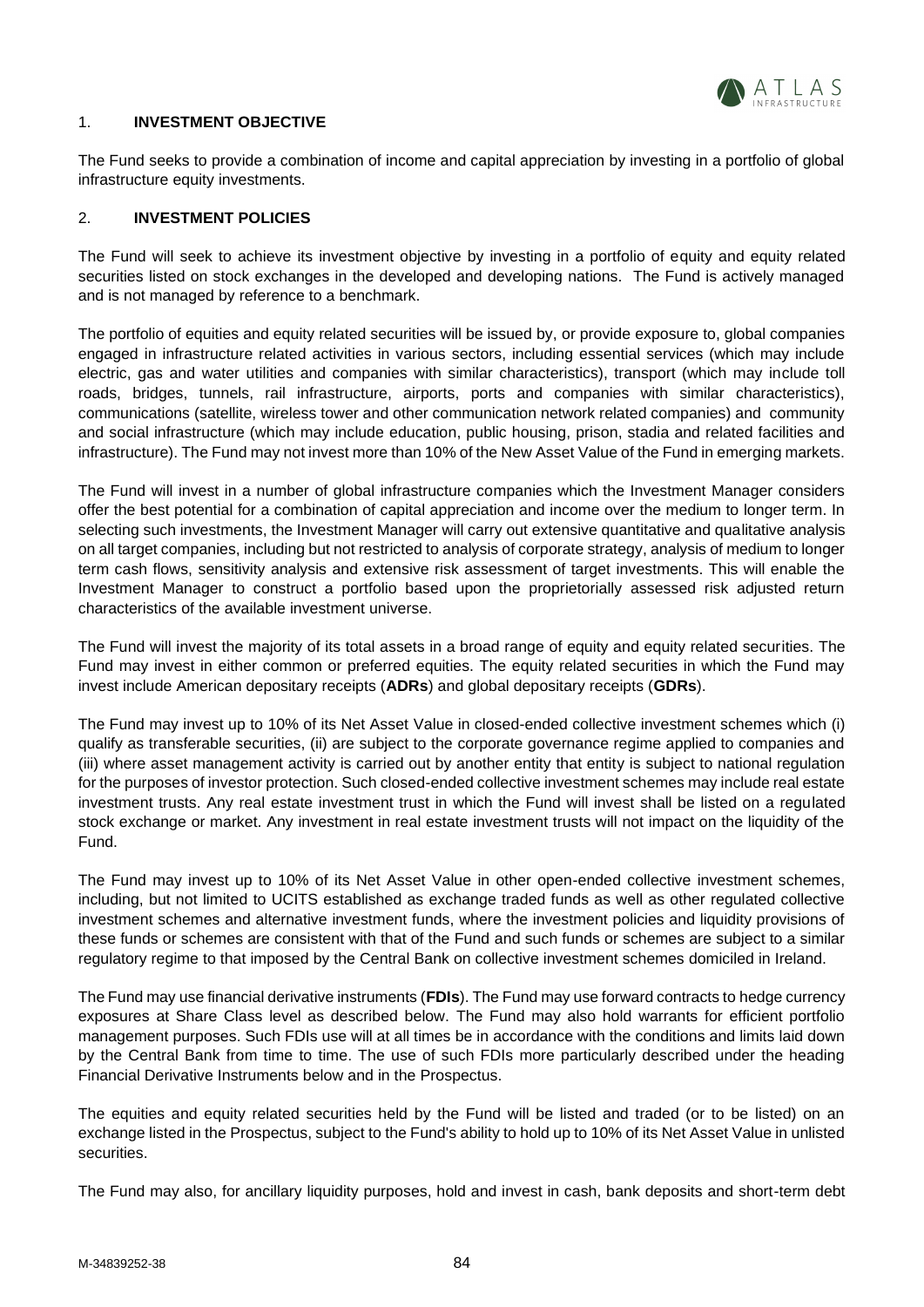## 1. INVESTMENT OBJECTIVE

The Fund seeks to provide a combination of income and capital appreciation by investing in a portfolio of global infrastructure equity investments.

## 2. INVESTMENT POLICIES

The Fund will seek to achieve its investment objective by investing in a portfolio of equity and equity related securities listed on stock exchanges in the developed and developing nations. The Fund is actively managed and is not managed by reference to a benchmark.

The portfolio of equities and equity related securities will be issued by, or provide exposure to, global companies engaged in infrastructure related activities in various sectors, including essential services (which may include electric, gas and water utilities and companies with similar characteristics), transport (which may include toll roads, bridges, tunnels, rail infrastructure, airports, ports and companies with similar characteristics), communications (satellite, wireless tower and other communication network related companies) and community and social infrastructure (which may include education, public housing, prison, stadia and related facilities and infrastructure). The Fund may not invest more than 10% of the New Asset Value of the Fund in emerging markets.

The Fund will invest in a number of global infrastructure companies which the Investment Manager considers offer the best potential for a combination of capital appreciation and income over the medium to longer term. In selecting such investments, the Investment Manager will carry out extensive quantitative and qualitative analysis on all target companies, including but not restricted to analysis of corporate strategy, analysis of medium to longer term cash flows, sensitivity analysis and extensive risk assessment of target investments. This will enable the Investment Manager to construct a portfolio based upon the proprietorially assessed risk adjusted return characteristics of the available investment universe.

The Fund will invest the majority of its total assets in a broad range of equity and equity related securities. The Fund may invest in either common or preferred equities. The equity related securities in which the Fund may invest include American depositary receipts (**ADRs**) and global depositary receipts (**GDRs**).

The Fund may invest up to 10% of its Net Asset Value in closed-ended collective investment schemes which (i) qualify as transferable securities, (ii) are subject to the corporate governance regime applied to companies and (iii) where asset management activity is carried out by another entity that entity is subject to national regulation for the purposes of investor protection. Such closed-ended collective investment schemes may include real estate investment trusts. Any real estate investment trust in which the Fund will invest shall be listed on a regulated stock exchange or market. Any investment in real estate investment trusts will not impact on the liquidity of the Fund.

The Fund may invest up to 10% of its Net Asset Value in other open-ended collective investment schemes, including, but not limited to UCITS established as exchange traded funds as well as other regulated collective investment schemes and alternative investment funds, where the investment policies and liquidity provisions of these funds or schemes are consistent with that of the Fund and such funds or schemes are subject to a similar regulatory regime to that imposed by the Central Bank on collective investment schemes domiciled in Ireland.

The Fund may use financial derivative instruments (**FDIs**). The Fund may use forward contracts to hedge currency exposures at Share Class level as described below. The Fund may also hold warrants for efficient portfolio management purposes. Such FDIs use will at all times be in accordance with the conditions and limits laid down by the Central Bank from time to time. The use of such FDIs more particularly described under the heading Financial Derivative Instruments below and in the Prospectus.

The equities and equity related securities held by the Fund will be listed and traded (or to be listed) on an exchange listed in the Prospectus, subject to the Fund's ability to hold up to 10% of its Net Asset Value in unlisted securities.

The Fund may also, for ancillary liquidity purposes, hold and invest in cash, bank deposits and short-term debt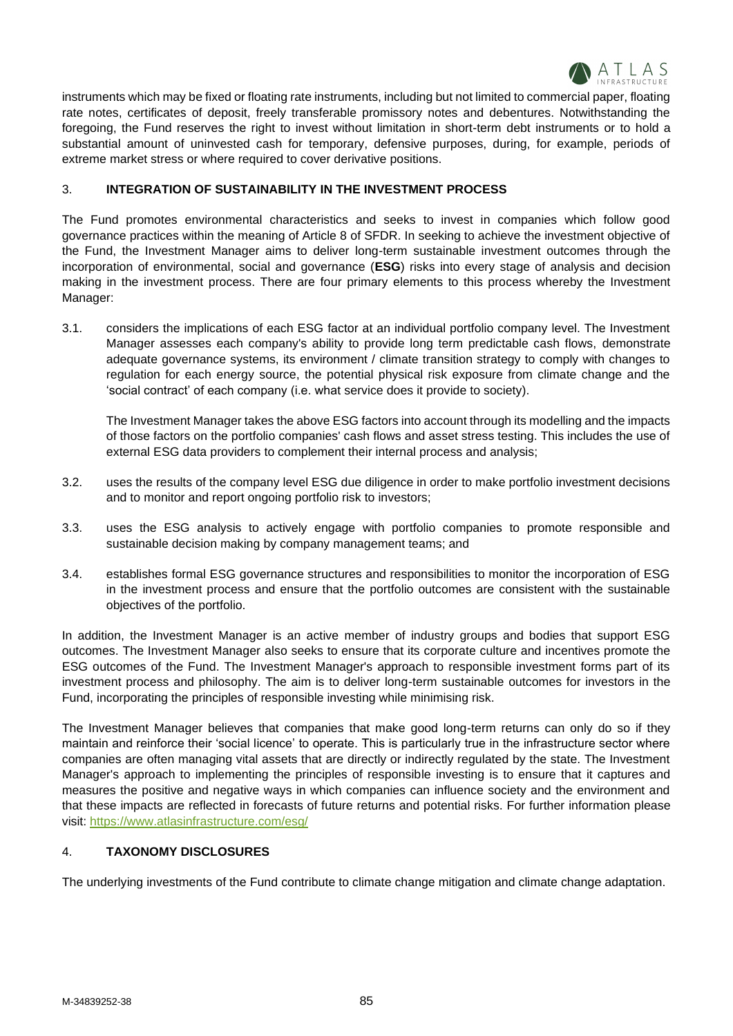instruments which may be fixed or floating rate instruments, including but not limited to commercial paper, floating rate notes, certificates of deposit, freely transferable promissory notes and debentures. Notwithstanding the foregoing, the Fund reserves the right to invest without limitation in short-term debt instruments or to hold a substantial amount of uninvested cash for temporary, defensive purposes, during, for example, periods of extreme market stress or where required to cover derivative positions.

## 3. INTEGRATION OF SUSTAINABILITY IN THE INVESTMENT PROCESS

The Fund promotes environmental characteristics and seeks to invest in companies which follow good governance practices within the meaning of Article 8 of SFDR. In seeking to achieve the investment objective of the Fund, the Investment Manager aims to deliver long-term sustainable investment outcomes through the incorporation of environmental, social and governance (**ESG**) risks into every stage of analysis and decision making in the investment process. There are four primary elements to this process whereby the Investment Manager:

3.1. considers the implications of each ESG factor at an individual portfolio company level. The Investment Manager assesses each company's ability to provide long term predictable cash flows, demonstrate adequate governance systems, its environment / climate transition strategy to comply with changes to regulation for each energy source, the potential physical risk exposure from climate change and the 'social contract' of each company (i.e. what service does it provide to society).

The Investment Manager takes the above ESG factors into account through its modelling and the impacts of those factors on the portfolio companies' cash flows and asset stress testing. This includes the use of external ESG data providers to complement their internal process and analysis;

3.2. uses the results of the company level ESG due diligence in order to make portfolio investment decisions and to monitor and report ongoing portfolio risk to investors;

3.3. uses the ESG analysis to actively engage with portfolio companies to promote responsible and sustainable decision making by company management teams; and

3.4. establishes formal ESG governance structures and responsibilities to monitor the incorporation of ESG in the investment process and ensure that the portfolio outcomes are consistent with the sustainable objectives of the portfolio.

In addition, the Investment Manager is an active member of industry groups and bodies that support ESG outcomes. The Investment Manager also seeks to ensure that its corporate culture and incentives promote the ESG outcomes of the Fund. The Investment Manager's approach to responsible investment forms part of its investment process and philosophy. The aim is to deliver long-term sustainable outcomes for investors in the Fund, incorporating the principles of responsible investing while minimising risk.

The Investment Manager believes that companies that make good long-term returns can only do so if they maintain and reinforce their 'social licence' to operate. This is particularly true in the infrastructure sector where companies are often managing vital assets that are directly or indirectly regulated by the state. The Investment Manager's approach to implementing the principles of responsible investing is to ensure that it captures and measures the positive and negative ways in which companies can influence society and the environment and that these impacts are reflected in forecasts of future returns and potential risks. For further information please visit: https://www.atlasinfrastructure.com/esg/

## 4. TAXONOMY DISCLOSURES

The underlying investments of the Fund contribute to climate change mitigation and climate change adaptation.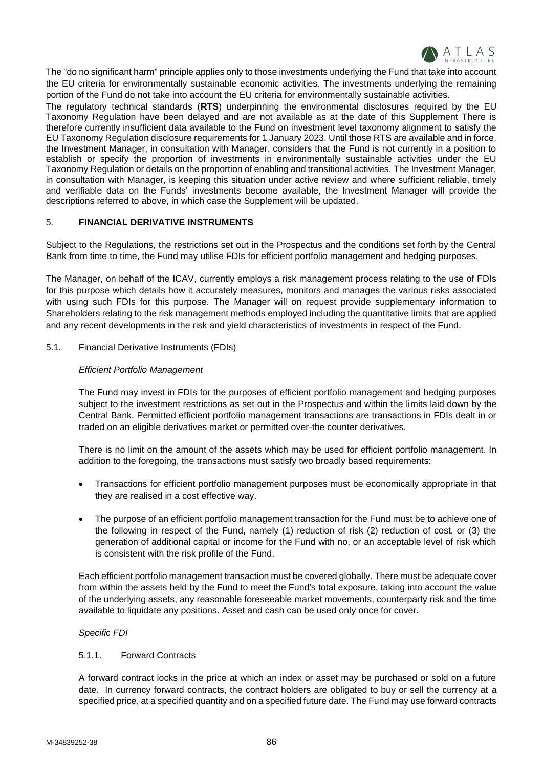The "do no significant harm" principle applies only to those investments underlying the Fund that take into account the EU criteria for environmentally sustainable economic activities. The investments underlying the remaining portion of the Fund do not take into account the EU criteria for environmentally sustainable activities.

The regulatory technical standards (**RTS**) underpinning the environmental disclosures required by the EU Taxonomy Regulation have been delayed and are not available as at the date of this Supplement There is therefore currently insufficient data available to the Fund on investment level taxonomy alignment to satisfy the EU Taxonomy Regulation disclosure requirements for 1 January 2023. Until those RTS are available and in force, the Investment Manager, in consultation with Manager, considers that the Fund is not currently in a position to establish or specify the proportion of investments in environmentally sustainable activities under the EU Taxonomy Regulation or details on the proportion of enabling and transitional activities. The Investment Manager, in consultation with Manager, is keeping this situation under active review and where sufficient reliable, timely and verifiable data on the Funds' investments become available, the Investment Manager will provide the descriptions referred to above, in which case the Supplement will be updated.

## 5. FINANCIAL DERIVATIVE INSTRUMENTS

Subject to the Regulations, the restrictions set out in the Prospectus and the conditions set forth by the Central Bank from time to time, the Fund may utilise FDIs for efficient portfolio management and hedging purposes.

The Manager, on behalf of the ICAV, currently employs a risk management process relating to the use of FDIs for this purpose which details how it accurately measures, monitors and manages the various risks associated with using such FDIs for this purpose. The Manager will on request provide supplementary information to Shareholders relating to the risk management methods employed including the quantitative limits that are applied and any recent developments in the risk and yield characteristics of investments in respect of the Fund.

### 5.1. Financial Derivative Instruments (FDIs)

*Efficient Portfolio Management*

The Fund may invest in FDIs for the purposes of efficient portfolio management and hedging purposes subject to the investment restrictions as set out in the Prospectus and within the limits laid down by the Central Bank. Permitted efficient portfolio management transactions are transactions in FDIs dealt in or traded on an eligible derivatives market or permitted over-the counter derivatives.

There is no limit on the amount of the assets which may be used for efficient portfolio management. In addition to the foregoing, the transactions must satisfy two broadly based requirements:

- Transactions for efficient portfolio management purposes must be economically appropriate in that they are realised in a cost effective way.
- The purpose of an efficient portfolio management transaction for the Fund must be to achieve one of the following in respect of the Fund, namely (1) reduction of risk (2) reduction of cost, or (3) the generation of additional capital or income for the Fund with no, or an acceptable level of risk which is consistent with the risk profile of the Fund.

Each efficient portfolio management transaction must be covered globally. There must be adequate cover from within the assets held by the Fund to meet the Fund's total exposure, taking into account the value of the underlying assets, any reasonable foreseeable market movements, counterparty risk and the time available to liquidate any positions. Asset and cash can be used only once for cover.

*Specific FDI*

#### 5.1.1. Forward Contracts

A forward contract locks in the price at which an index or asset may be purchased or sold on a future date. In currency forward contracts, the contract holders are obligated to buy or sell the currency at a specified price, at a specified quantity and on a specified future date. The Fund may use forward contracts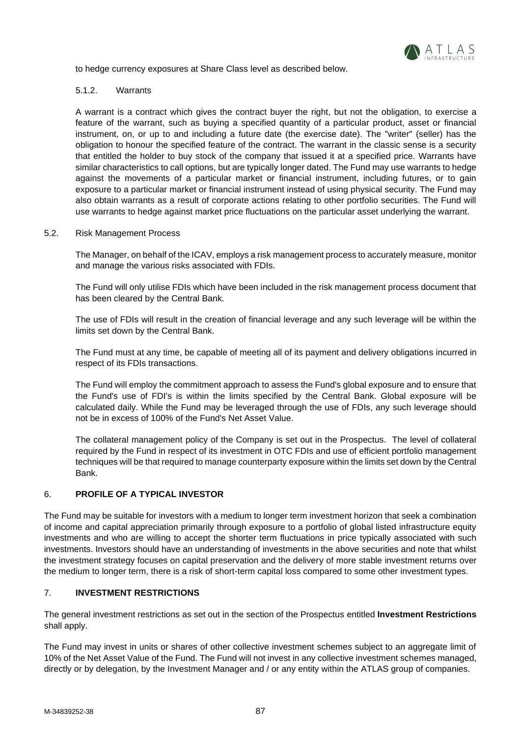to hedge currency exposures at Share Class level as described below.

#### 5.1.2. Warrants

A warrant is a contract which gives the contract buyer the right, but not the obligation, to exercise a feature of the warrant, such as buying a specified quantity of a particular product, asset or financial instrument, on, or up to and including a future date (the exercise date). The "writer" (seller) has the obligation to honour the specified feature of the contract. The warrant in the classic sense is a security that entitled the holder to buy stock of the company that issued it at a specified price. Warrants have similar characteristics to call options, but are typically longer dated. The Fund may use warrants to hedge against the movements of a particular market or financial instrument, including futures, or to gain exposure to a particular market or financial instrument instead of using physical security. The Fund may also obtain warrants as a result of corporate actions relating to other portfolio securities. The Fund will use warrants to hedge against market price fluctuations on the particular asset underlying the warrant.

### 5.2. Risk Management Process

The Manager, on behalf of the ICAV, employs a risk management process to accurately measure, monitor and manage the various risks associated with FDIs.

The Fund will only utilise FDIs which have been included in the risk management process document that has been cleared by the Central Bank.

The use of FDIs will result in the creation of financial leverage and any such leverage will be within the limits set down by the Central Bank.

The Fund must at any time, be capable of meeting all of its payment and delivery obligations incurred in respect of its FDIs transactions.

The Fund will employ the commitment approach to assess the Fund's global exposure and to ensure that the Fund's use of FDI's is within the limits specified by the Central Bank. Global exposure will be calculated daily. While the Fund may be leveraged through the use of FDIs, any such leverage should not be in excess of 100% of the Fund's Net Asset Value.

The collateral management policy of the Company is set out in the Prospectus. The level of collateral required by the Fund in respect of its investment in OTC FDIs and use of efficient portfolio management techniques will be that required to manage counterparty exposure within the limits set down by the Central Bank.

## 6. **PROFILE OF A TYPICAL INVESTOR**

The Fund may be suitable for investors with a medium to longer term investment horizon that seek a combination of income and capital appreciation primarily through exposure to a portfolio of global listed infrastructure equity investments and who are willing to accept the shorter term fluctuations in price typically associated with such investments. Investors should have an understanding of investments in the above securities and note that whilst the investment strategy focuses on capital preservation and the delivery of more stable investment returns over the medium to longer term, there is a risk of short-term capital loss compared to some other investment types.

## 7. **INVESTMENT RESTRICTIONS**

The general investment restrictions as set out in the section of the Prospectus entitled **Investment Restrictions** shall apply.

The Fund may invest in units or shares of other collective investment schemes subject to an aggregate limit of 10% of the Net Asset Value of the Fund. The Fund will not invest in any collective investment schemes managed, directly or by delegation, by the Investment Manager and / or any entity within the ATLAS group of companies.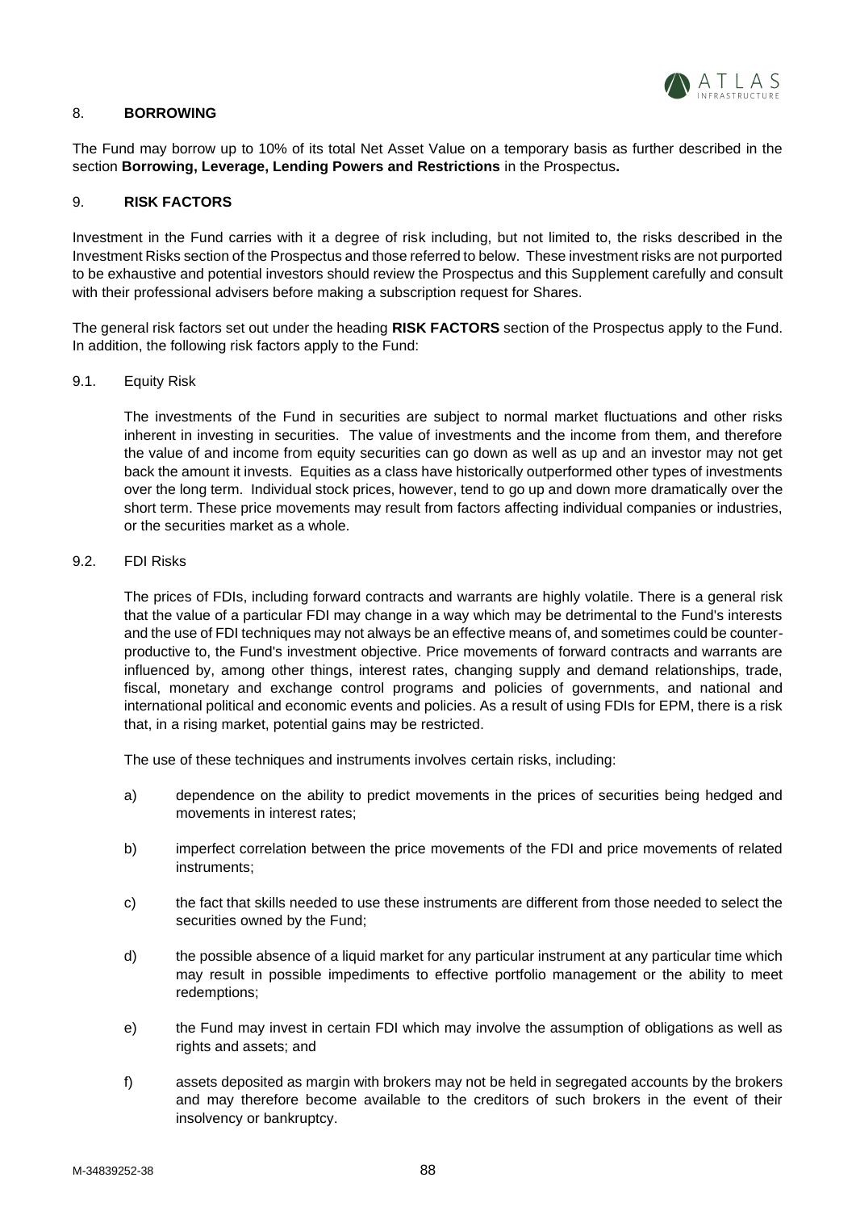## 8. BORROWING

The Fund may borrow up to 10% of its total Net Asset Value on a temporary basis as further described in the section **Borrowing, Leverage, Lending Powers and Restrictions** in the Prospectus**.**

## 9. RISK FACTORS

Investment in the Fund carries with it a degree of risk including, but not limited to, the risks described in the Investment Risks section of the Prospectus and those referred to below. These investment risks are not purported to be exhaustive and potential investors should review the Prospectus and this Supplement carefully and consult with their professional advisers before making a subscription request for Shares.

The general risk factors set out under the heading **RISK FACTORS** section of the Prospectus apply to the Fund. In addition, the following risk factors apply to the Fund:

### 9.1. Equity Risk

The investments of the Fund in securities are subject to normal market fluctuations and other risks inherent in investing in securities. The value of investments and the income from them, and therefore the value of and income from equity securities can go down as well as up and an investor may not get back the amount it invests. Equities as a class have historically outperformed other types of investments over the long term. Individual stock prices, however, tend to go up and down more dramatically over the short term. These price movements may result from factors affecting individual companies or industries, or the securities market as a whole.

### 9.2. FDI Risks

The prices of FDIs, including forward contracts and warrants are highly volatile. There is a general risk that the value of a particular FDI may change in a way which may be detrimental to the Fund's interests and the use of FDI techniques may not always be an effective means of, and sometimes could be counter-productive to, the Fund's investment objective. Price movements of forward contracts and warrants are influenced by, among other things, interest rates, changing supply and demand relationships, trade, fiscal, monetary and exchange control programs and policies of governments, and national and international political and economic events and policies. As a result of using FDIs for EPM, there is a risk that, in a rising market, potential gains may be restricted.

The use of these techniques and instruments involves certain risks, including:

a) dependence on the ability to predict movements in the prices of securities being hedged and movements in interest rates;

b) imperfect correlation between the price movements of the FDI and price movements of related instruments;

c) the fact that skills needed to use these instruments are different from those needed to select the securities owned by the Fund;

d) the possible absence of a liquid market for any particular instrument at any particular time which may result in possible impediments to effective portfolio management or the ability to meet redemptions;

e) the Fund may invest in certain FDI which may involve the assumption of obligations as well as rights and assets; and

f) assets deposited as margin with brokers may not be held in segregated accounts by the brokers and may therefore become available to the creditors of such brokers in the event of their insolvency or bankruptcy.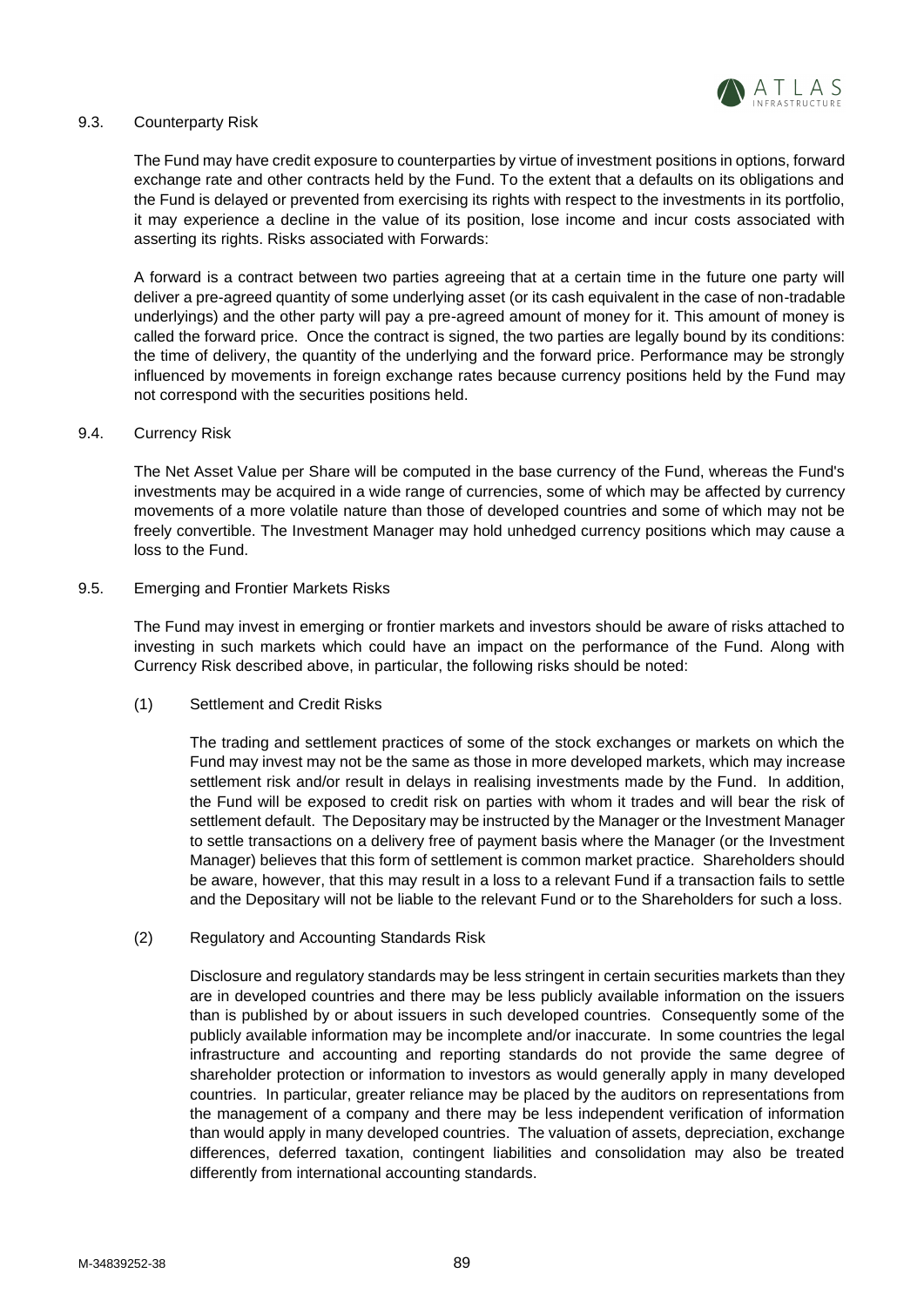### 9.3. Counterparty Risk

The Fund may have credit exposure to counterparties by virtue of investment positions in options, forward exchange rate and other contracts held by the Fund. To the extent that a defaults on its obligations and the Fund is delayed or prevented from exercising its rights with respect to the investments in its portfolio, it may experience a decline in the value of its position, lose income and incur costs associated with asserting its rights. Risks associated with Forwards:

A forward is a contract between two parties agreeing that at a certain time in the future one party will deliver a pre-agreed quantity of some underlying asset (or its cash equivalent in the case of non-tradable underlyings) and the other party will pay a pre-agreed amount of money for it. This amount of money is called the forward price. Once the contract is signed, the two parties are legally bound by its conditions: the time of delivery, the quantity of the underlying and the forward price. Performance may be strongly influenced by movements in foreign exchange rates because currency positions held by the Fund may not correspond with the securities positions held.

### 9.4. Currency Risk

The Net Asset Value per Share will be computed in the base currency of the Fund, whereas the Fund's investments may be acquired in a wide range of currencies, some of which may be affected by currency movements of a more volatile nature than those of developed countries and some of which may not be freely convertible. The Investment Manager may hold unhedged currency positions which may cause a loss to the Fund.

### 9.5. Emerging and Frontier Markets Risks

The Fund may invest in emerging or frontier markets and investors should be aware of risks attached to investing in such markets which could have an impact on the performance of the Fund. Along with Currency Risk described above, in particular, the following risks should be noted:

#### (1) Settlement and Credit Risks

The trading and settlement practices of some of the stock exchanges or markets on which the Fund may invest may not be the same as those in more developed markets, which may increase settlement risk and/or result in delays in realising investments made by the Fund. In addition, the Fund will be exposed to credit risk on parties with whom it trades and will bear the risk of settlement default. The Depositary may be instructed by the Manager or the Investment Manager to settle transactions on a delivery free of payment basis where the Manager (or the Investment Manager) believes that this form of settlement is common market practice. Shareholders should be aware, however, that this may result in a loss to a relevant Fund if a transaction fails to settle and the Depositary will not be liable to the relevant Fund or to the Shareholders for such a loss.

#### (2) Regulatory and Accounting Standards Risk

Disclosure and regulatory standards may be less stringent in certain securities markets than they are in developed countries and there may be less publicly available information on the issuers than is published by or about issuers in such developed countries. Consequently some of the publicly available information may be incomplete and/or inaccurate. In some countries the legal infrastructure and accounting and reporting standards do not provide the same degree of shareholder protection or information to investors as would generally apply in many developed countries. In particular, greater reliance may be placed by the auditors on representations from the management of a company and there may be less independent verification of information than would apply in many developed countries. The valuation of assets, depreciation, exchange differences, deferred taxation, contingent liabilities and consolidation may also be treated differently from international accounting standards.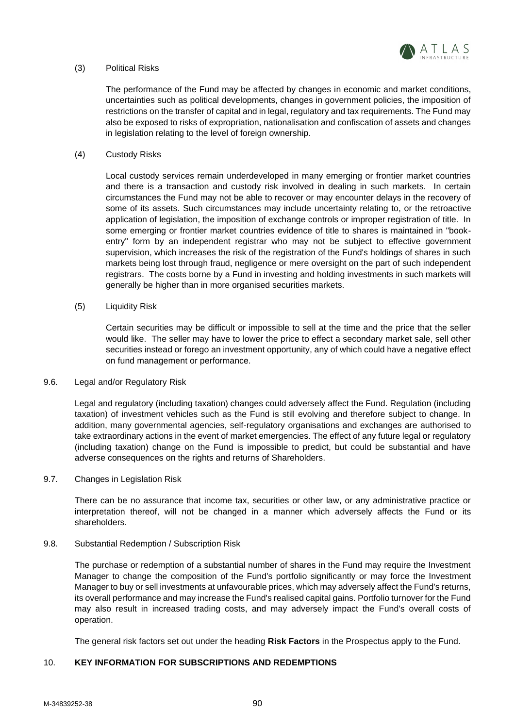(3) Political Risks

The performance of the Fund may be affected by changes in economic and market conditions, uncertainties such as political developments, changes in government policies, the imposition of restrictions on the transfer of capital and in legal, regulatory and tax requirements. The Fund may also be exposed to risks of expropriation, nationalisation and confiscation of assets and changes in legislation relating to the level of foreign ownership.

(4) Custody Risks

Local custody services remain underdeveloped in many emerging or frontier market countries and there is a transaction and custody risk involved in dealing in such markets. In certain circumstances the Fund may not be able to recover or may encounter delays in the recovery of some of its assets. Such circumstances may include uncertainty relating to, or the retroactive application of legislation, the imposition of exchange controls or improper registration of title. In some emerging or frontier market countries evidence of title to shares is maintained in "book-entry" form by an independent registrar who may not be subject to effective government supervision, which increases the risk of the registration of the Fund's holdings of shares in such markets being lost through fraud, negligence or mere oversight on the part of such independent registrars. The costs borne by a Fund in investing and holding investments in such markets will generally be higher than in more organised securities markets.

(5) Liquidity Risk

Certain securities may be difficult or impossible to sell at the time and the price that the seller would like. The seller may have to lower the price to effect a secondary market sale, sell other securities instead or forego an investment opportunity, any of which could have a negative effect on fund management or performance.

9.6. Legal and/or Regulatory Risk

Legal and regulatory (including taxation) changes could adversely affect the Fund. Regulation (including taxation) of investment vehicles such as the Fund is still evolving and therefore subject to change. In addition, many governmental agencies, self-regulatory organisations and exchanges are authorised to take extraordinary actions in the event of market emergencies. The effect of any future legal or regulatory (including taxation) change on the Fund is impossible to predict, but could be substantial and have adverse consequences on the rights and returns of Shareholders.

9.7. Changes in Legislation Risk

There can be no assurance that income tax, securities or other law, or any administrative practice or interpretation thereof, will not be changed in a manner which adversely affects the Fund or its shareholders.

9.8. Substantial Redemption / Subscription Risk

The purchase or redemption of a substantial number of shares in the Fund may require the Investment Manager to change the composition of the Fund's portfolio significantly or may force the Investment Manager to buy or sell investments at unfavourable prices, which may adversely affect the Fund's returns, its overall performance and may increase the Fund's realised capital gains. Portfolio turnover for the Fund may also result in increased trading costs, and may adversely impact the Fund's overall costs of operation.

The general risk factors set out under the heading **Risk Factors** in the Prospectus apply to the Fund.

## 10. KEY INFORMATION FOR SUBSCRIPTIONS AND REDEMPTIONS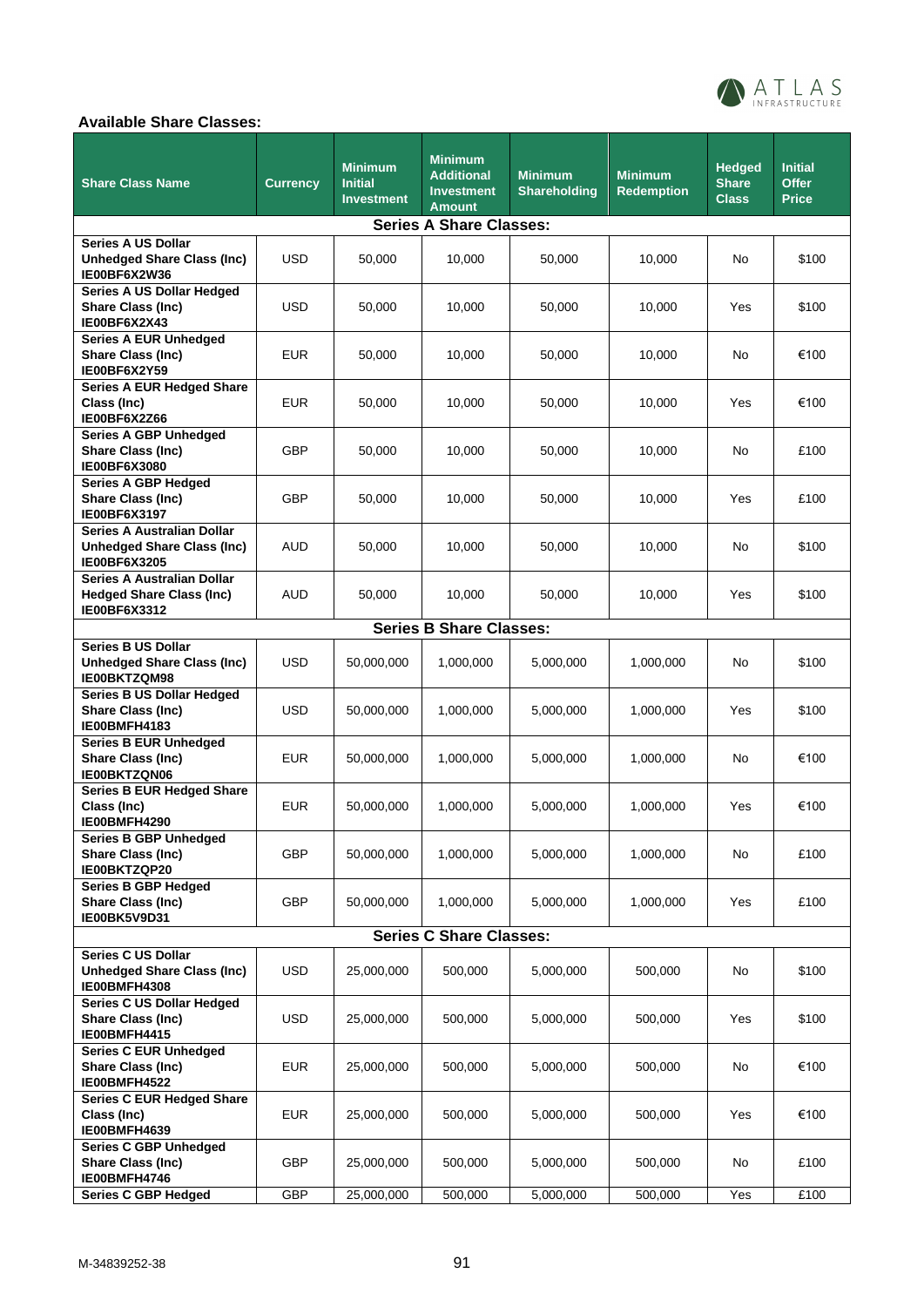**Available Share Classes:**

| Share Class Name | Currency | Minimum Initial Investment | Minimum Additional Investment Amount | Minimum Shareholding | Minimum Redemption | Hedged Share Class | Initial Offer Price |
|---|---|---|---|---|---|---|---|
| **Series A Share Classes:** | | | | | | | |
| **Series A US Dollar Unhedged Share Class (Inc) IE00BF6X2W36** | USD | 50,000 | 10,000 | 50,000 | 10,000 | No | $100 |
| **Series A US Dollar Hedged Share Class (Inc) IE00BF6X2X43** | USD | 50,000 | 10,000 | 50,000 | 10,000 | Yes | $100 |
| **Series A EUR Unhedged Share Class (Inc) IE00BF6X2Y59** | EUR | 50,000 | 10,000 | 50,000 | 10,000 | No | €100 |
| **Series A EUR Hedged Share Class (Inc) IE00BF6X2Z66** | EUR | 50,000 | 10,000 | 50,000 | 10,000 | Yes | €100 |
| **Series A GBP Unhedged Share Class (Inc) IE00BF6X3080** | GBP | 50,000 | 10,000 | 50,000 | 10,000 | No | £100 |
| **Series A GBP Hedged Share Class (Inc) IE00BF6X3197** | GBP | 50,000 | 10,000 | 50,000 | 10,000 | Yes | £100 |
| **Series A Australian Dollar Unhedged Share Class (Inc) IE00BF6X3205** | AUD | 50,000 | 10,000 | 50,000 | 10,000 | No | $100 |
| **Series A Australian Dollar Hedged Share Class (Inc) IE00BF6X3312** | AUD | 50,000 | 10,000 | 50,000 | 10,000 | Yes | $100 |
| **Series B Share Classes:** | | | | | | | |
| **Series B US Dollar Unhedged Share Class (Inc) IE00BKTZQM98** | USD | 50,000,000 | 1,000,000 | 5,000,000 | 1,000,000 | No | $100 |
| **Series B US Dollar Hedged Share Class (Inc) IE00BMFH4183** | USD | 50,000,000 | 1,000,000 | 5,000,000 | 1,000,000 | Yes | $100 |
| **Series B EUR Unhedged Share Class (Inc) IE00BKTZQN06** | EUR | 50,000,000 | 1,000,000 | 5,000,000 | 1,000,000 | No | €100 |
| **Series B EUR Hedged Share Class (Inc) IE00BMFH4290** | EUR | 50,000,000 | 1,000,000 | 5,000,000 | 1,000,000 | Yes | €100 |
| **Series B GBP Unhedged Share Class (Inc) IE00BKTZQP20** | GBP | 50,000,000 | 1,000,000 | 5,000,000 | 1,000,000 | No | £100 |
| **Series B GBP Hedged Share Class (Inc) IE00BK5V9D31** | GBP | 50,000,000 | 1,000,000 | 5,000,000 | 1,000,000 | Yes | £100 |
| **Series C Share Classes:** | | | | | | | |
| **Series C US Dollar Unhedged Share Class (Inc) IE00BMFH4308** | USD | 25,000,000 | 500,000 | 5,000,000 | 500,000 | No | $100 |
| **Series C US Dollar Hedged Share Class (Inc) IE00BMFH4415** | USD | 25,000,000 | 500,000 | 5,000,000 | 500,000 | Yes | $100 |
| **Series C EUR Unhedged Share Class (Inc) IE00BMFH4522** | EUR | 25,000,000 | 500,000 | 5,000,000 | 500,000 | No | €100 |
| **Series C EUR Hedged Share Class (Inc) IE00BMFH4639** | EUR | 25,000,000 | 500,000 | 5,000,000 | 500,000 | Yes | €100 |
| **Series C GBP Unhedged Share Class (Inc) IE00BMFH4746** | GBP | 25,000,000 | 500,000 | 5,000,000 | 500,000 | No | £100 |
| **Series C GBP Hedged** | GBP | 25,000,000 | 500,000 | 5,000,000 | 500,000 | Yes | £100 |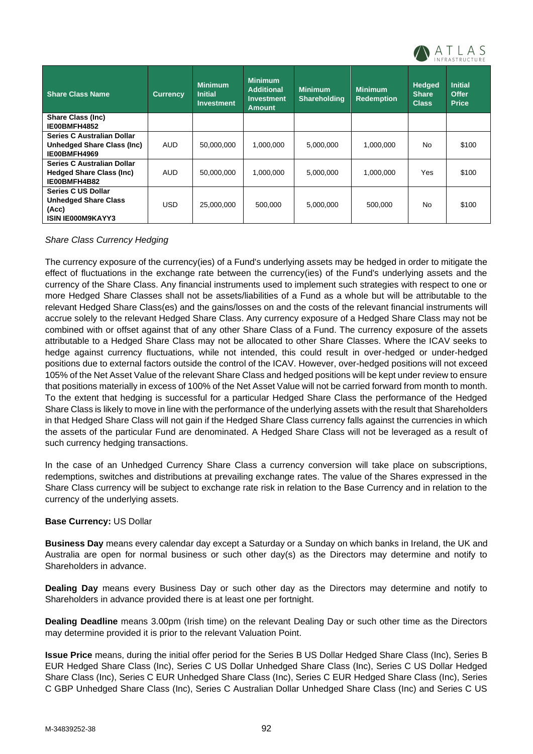| Share Class Name | Currency | Minimum Initial Investment | Minimum Additional Investment Amount | Minimum Shareholding | Minimum Redemption | Hedged Share Class | Initial Offer Price |
|---|---|---|---|---|---|---|---|
| **Share Class (Inc) IE00BMFH4852** | | | | | | | |
| **Series C Australian Dollar Unhedged Share Class (Inc) IE00BMFH4969** | AUD | 50,000,000 | 1,000,000 | 5,000,000 | 1,000,000 | No | $100 |
| **Series C Australian Dollar Hedged Share Class (Inc) IE00BMFH4B82** | AUD | 50,000,000 | 1,000,000 | 5,000,000 | 1,000,000 | Yes | $100 |
| **Series C US Dollar Unhedged Share Class (Acc) ISIN IE000M9KAYY3** | USD | 25,000,000 | 500,000 | 5,000,000 | 500,000 | No | $100 |

*Share Class Currency Hedging*

The currency exposure of the currency(ies) of a Fund's underlying assets may be hedged in order to mitigate the effect of fluctuations in the exchange rate between the currency(ies) of the Fund's underlying assets and the currency of the Share Class. Any financial instruments used to implement such strategies with respect to one or more Hedged Share Classes shall not be assets/liabilities of a Fund as a whole but will be attributable to the relevant Hedged Share Class(es) and the gains/losses on and the costs of the relevant financial instruments will accrue solely to the relevant Hedged Share Class. Any currency exposure of a Hedged Share Class may not be combined with or offset against that of any other Share Class of a Fund. The currency exposure of the assets attributable to a Hedged Share Class may not be allocated to other Share Classes. Where the ICAV seeks to hedge against currency fluctuations, while not intended, this could result in over-hedged or under-hedged positions due to external factors outside the control of the ICAV. However, over-hedged positions will not exceed 105% of the Net Asset Value of the relevant Share Class and hedged positions will be kept under review to ensure that positions materially in excess of 100% of the Net Asset Value will not be carried forward from month to month. To the extent that hedging is successful for a particular Hedged Share Class the performance of the Hedged Share Class is likely to move in line with the performance of the underlying assets with the result that Shareholders in that Hedged Share Class will not gain if the Hedged Share Class currency falls against the currencies in which the assets of the particular Fund are denominated. A Hedged Share Class will not be leveraged as a result of such currency hedging transactions.

In the case of an Unhedged Currency Share Class a currency conversion will take place on subscriptions, redemptions, switches and distributions at prevailing exchange rates. The value of the Shares expressed in the Share Class currency will be subject to exchange rate risk in relation to the Base Currency and in relation to the currency of the underlying assets.

**Base Currency:** US Dollar

**Business Day** means every calendar day except a Saturday or a Sunday on which banks in Ireland, the UK and Australia are open for normal business or such other day(s) as the Directors may determine and notify to Shareholders in advance.

**Dealing Day** means every Business Day or such other day as the Directors may determine and notify to Shareholders in advance provided there is at least one per fortnight.

**Dealing Deadline** means 3.00pm (Irish time) on the relevant Dealing Day or such other time as the Directors may determine provided it is prior to the relevant Valuation Point.

**Issue Price** means, during the initial offer period for the Series B US Dollar Hedged Share Class (Inc), Series B EUR Hedged Share Class (Inc), Series C US Dollar Unhedged Share Class (Inc), Series C US Dollar Hedged Share Class (Inc), Series C EUR Unhedged Share Class (Inc), Series C EUR Hedged Share Class (Inc), Series C GBP Unhedged Share Class (Inc), Series C Australian Dollar Unhedged Share Class (Inc) and Series C US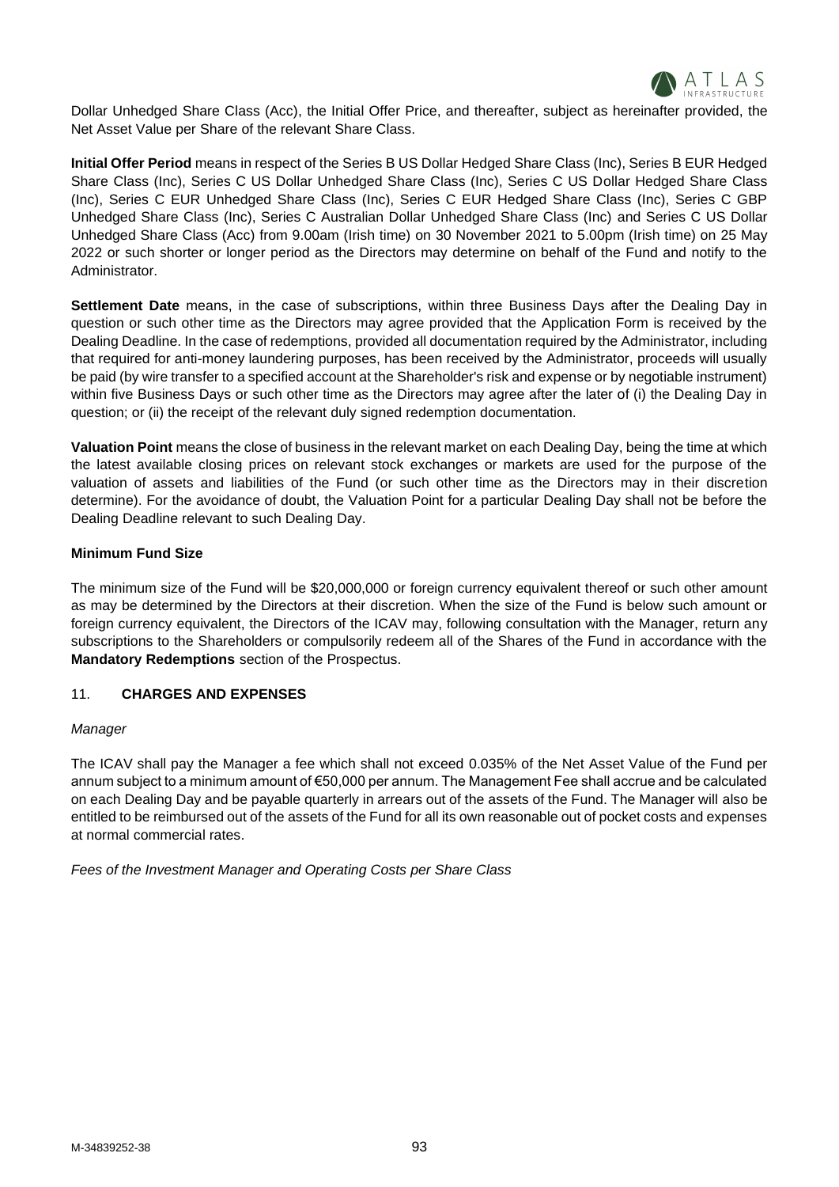Dollar Unhedged Share Class (Acc), the Initial Offer Price, and thereafter, subject as hereinafter provided, the Net Asset Value per Share of the relevant Share Class.

**Initial Offer Period** means in respect of the Series B US Dollar Hedged Share Class (Inc), Series B EUR Hedged Share Class (Inc), Series C US Dollar Unhedged Share Class (Inc), Series C US Dollar Hedged Share Class (Inc), Series C EUR Unhedged Share Class (Inc), Series C EUR Hedged Share Class (Inc), Series C GBP Unhedged Share Class (Inc), Series C Australian Dollar Unhedged Share Class (Inc) and Series C US Dollar Unhedged Share Class (Acc) from 9.00am (Irish time) on 30 November 2021 to 5.00pm (Irish time) on 25 May 2022 or such shorter or longer period as the Directors may determine on behalf of the Fund and notify to the Administrator.

**Settlement Date** means, in the case of subscriptions, within three Business Days after the Dealing Day in question or such other time as the Directors may agree provided that the Application Form is received by the Dealing Deadline. In the case of redemptions, provided all documentation required by the Administrator, including that required for anti-money laundering purposes, has been received by the Administrator, proceeds will usually be paid (by wire transfer to a specified account at the Shareholder's risk and expense or by negotiable instrument) within five Business Days or such other time as the Directors may agree after the later of (i) the Dealing Day in question; or (ii) the receipt of the relevant duly signed redemption documentation.

**Valuation Point** means the close of business in the relevant market on each Dealing Day, being the time at which the latest available closing prices on relevant stock exchanges or markets are used for the purpose of the valuation of assets and liabilities of the Fund (or such other time as the Directors may in their discretion determine). For the avoidance of doubt, the Valuation Point for a particular Dealing Day shall not be before the Dealing Deadline relevant to such Dealing Day.

**Minimum Fund Size**

The minimum size of the Fund will be $20,000,000 or foreign currency equivalent thereof or such other amount as may be determined by the Directors at their discretion. When the size of the Fund is below such amount or foreign currency equivalent, the Directors of the ICAV may, following consultation with the Manager, return any subscriptions to the Shareholders or compulsorily redeem all of the Shares of the Fund in accordance with the **Mandatory Redemptions** section of the Prospectus.

## 11. **CHARGES AND EXPENSES**

*Manager*

The ICAV shall pay the Manager a fee which shall not exceed 0.035% of the Net Asset Value of the Fund per annum subject to a minimum amount of €50,000 per annum. The Management Fee shall accrue and be calculated on each Dealing Day and be payable quarterly in arrears out of the assets of the Fund. The Manager will also be entitled to be reimbursed out of the assets of the Fund for all its own reasonable out of pocket costs and expenses at normal commercial rates.

*Fees of the Investment Manager and Operating Costs per Share Class*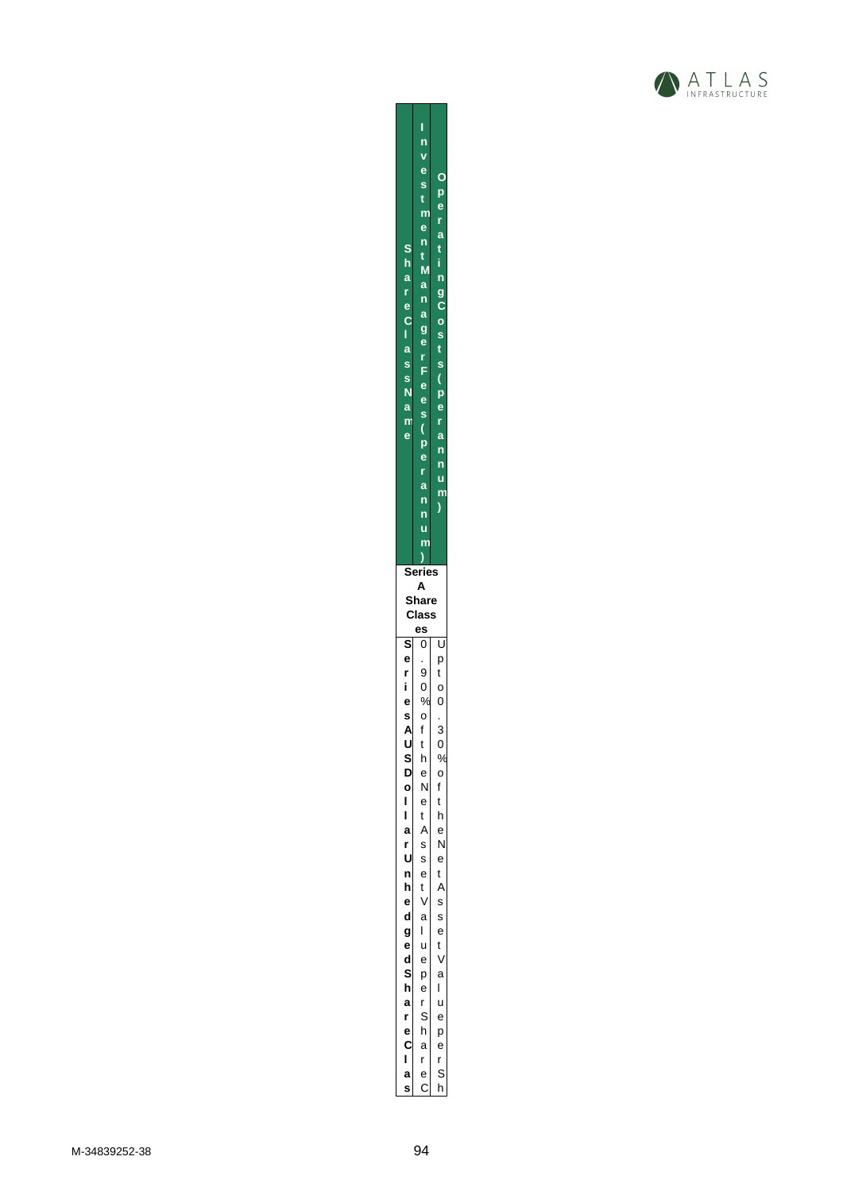| Share Class Name | Investment Manager Fees (per annum) | Operating Costs (per annum) |
|---|---|---|
| **Series A Share Classes** | | |
| **Series A USD Dollar Unhedged Share Clas** | 0.90% of the Net Asset Value per Share C | Up to 0.30% of the Net Asset Value per Sh |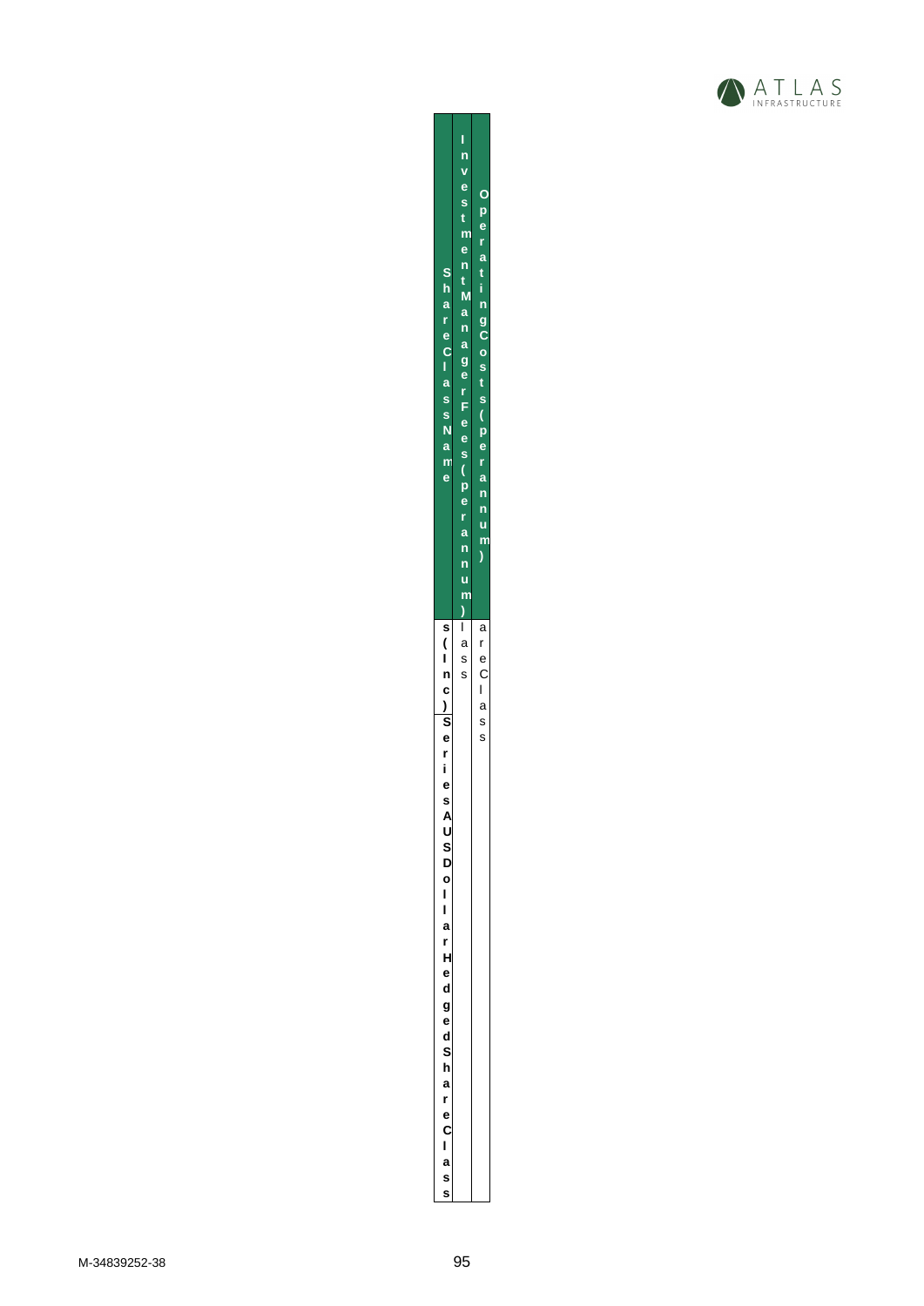| Share Class Name | Investment Manager Fees (per annum) | Operating Costs (per annum) |
|---|---|---|
| s (Inc) Series A USD Dollar Hedged Share Class | lass | are Class |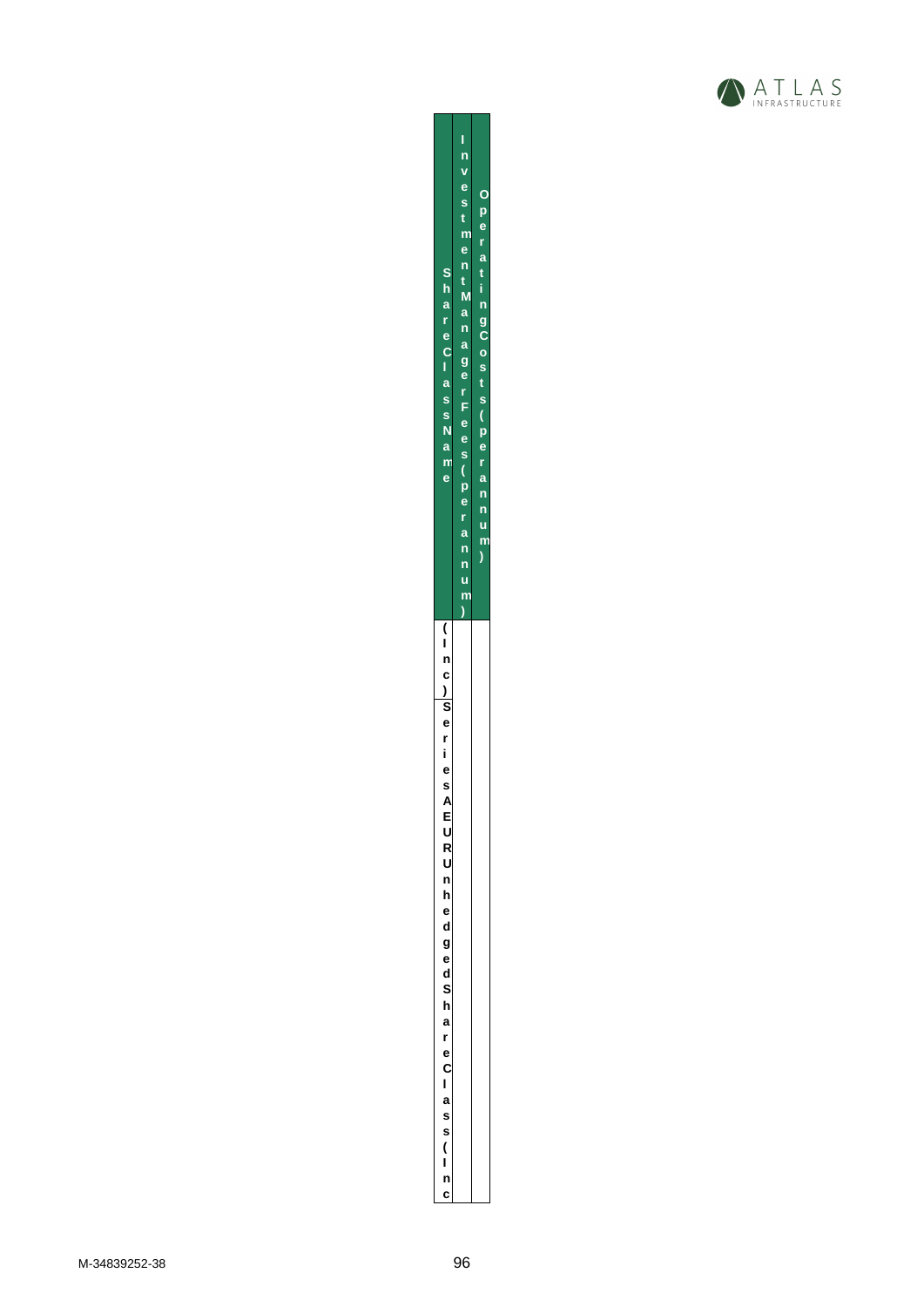| Share Class Name | Investment Manager Fees (per annum) | Operating Costs (per annum) |
|---|---|---|
| (Inc) Series A EUR Unhedged Share Class (Inc | | |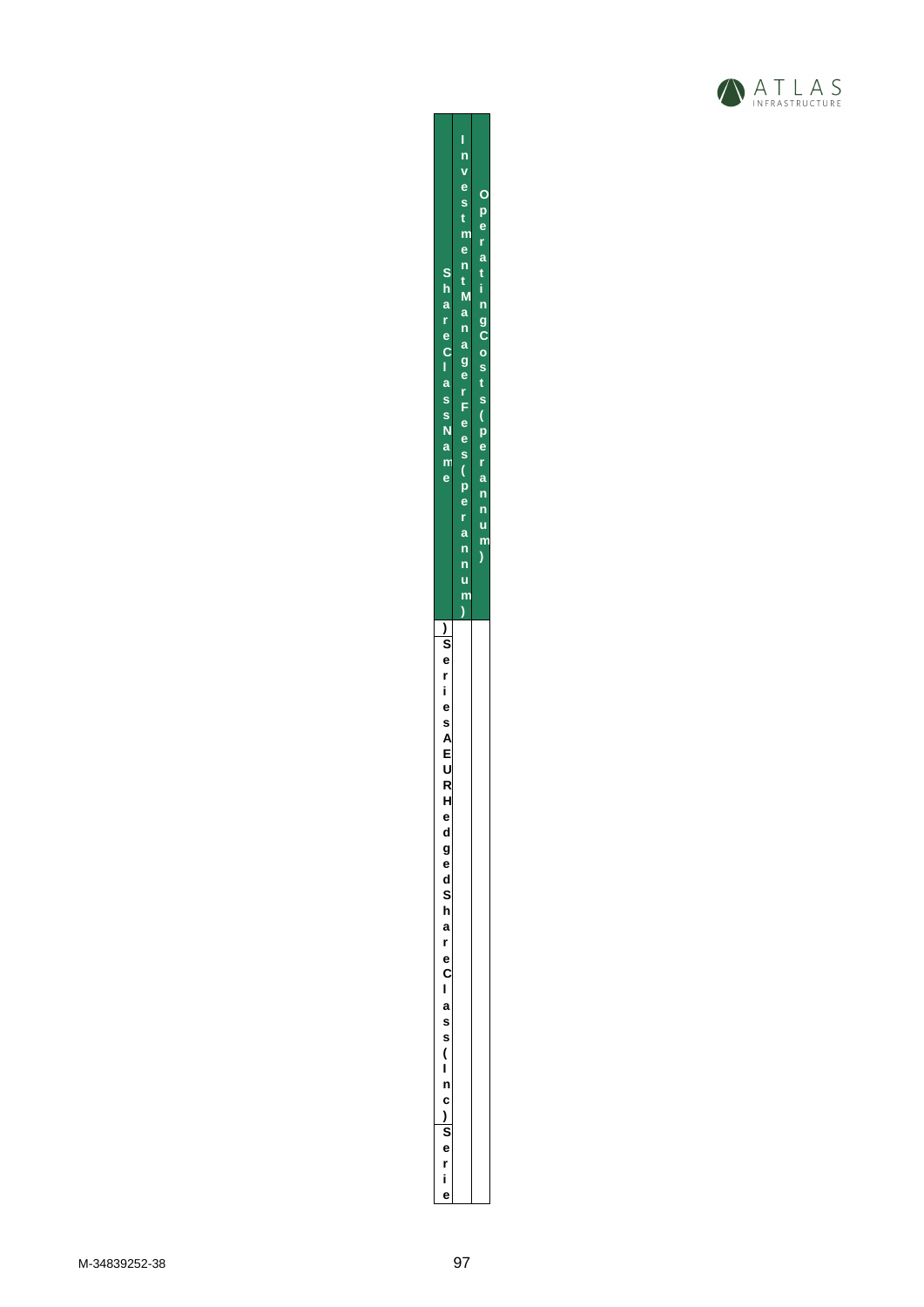| Share Class Name | Investment Manager Fees (per annum) | Operating Costs (per annum) |
|---|---|---|
| ) Series A EUR Hedged Share Class (Inc) Serie | | |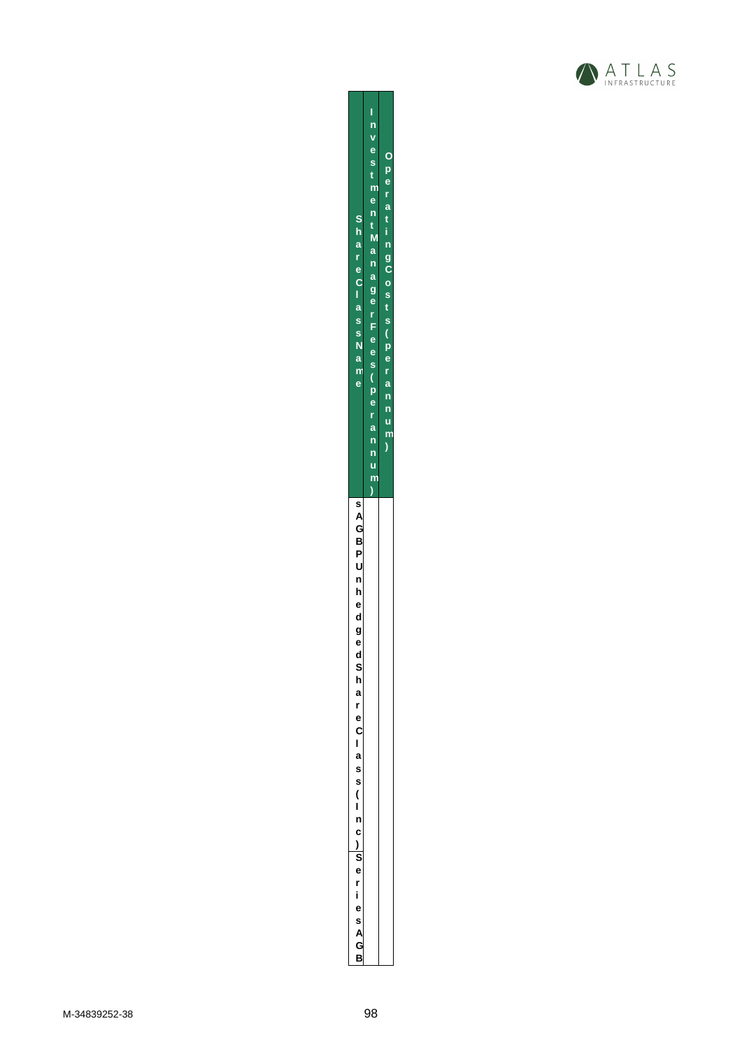| Share Class Name | Investment Manager Fees (per annum) | Operating Costs (per annum) |
| --- | --- | --- |
| sAGBP Unhedged Share Class (Inc) Series AGB | | |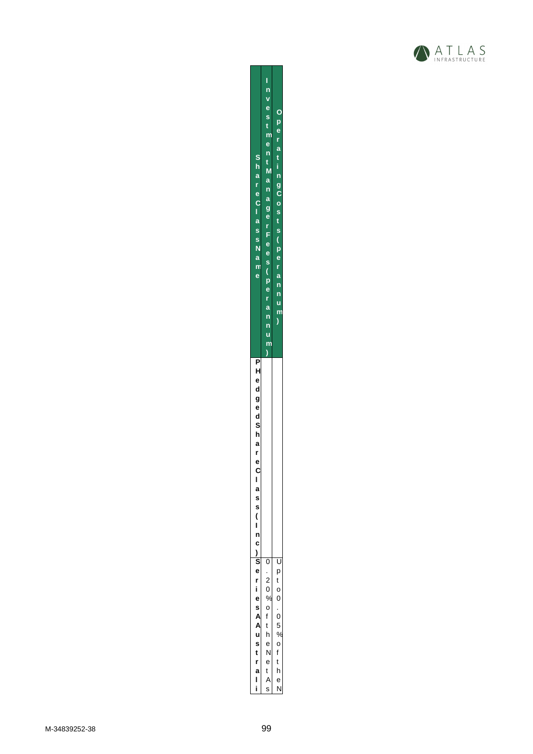| Share Class Name | Investment Manager Fees (per annum) | Operating Costs (per annum) |
|---|---|---|
| PHedged Share Class (Inc) | | |
| Series A Australi | 0.20% of the Net As | Up to 0.05% of the N |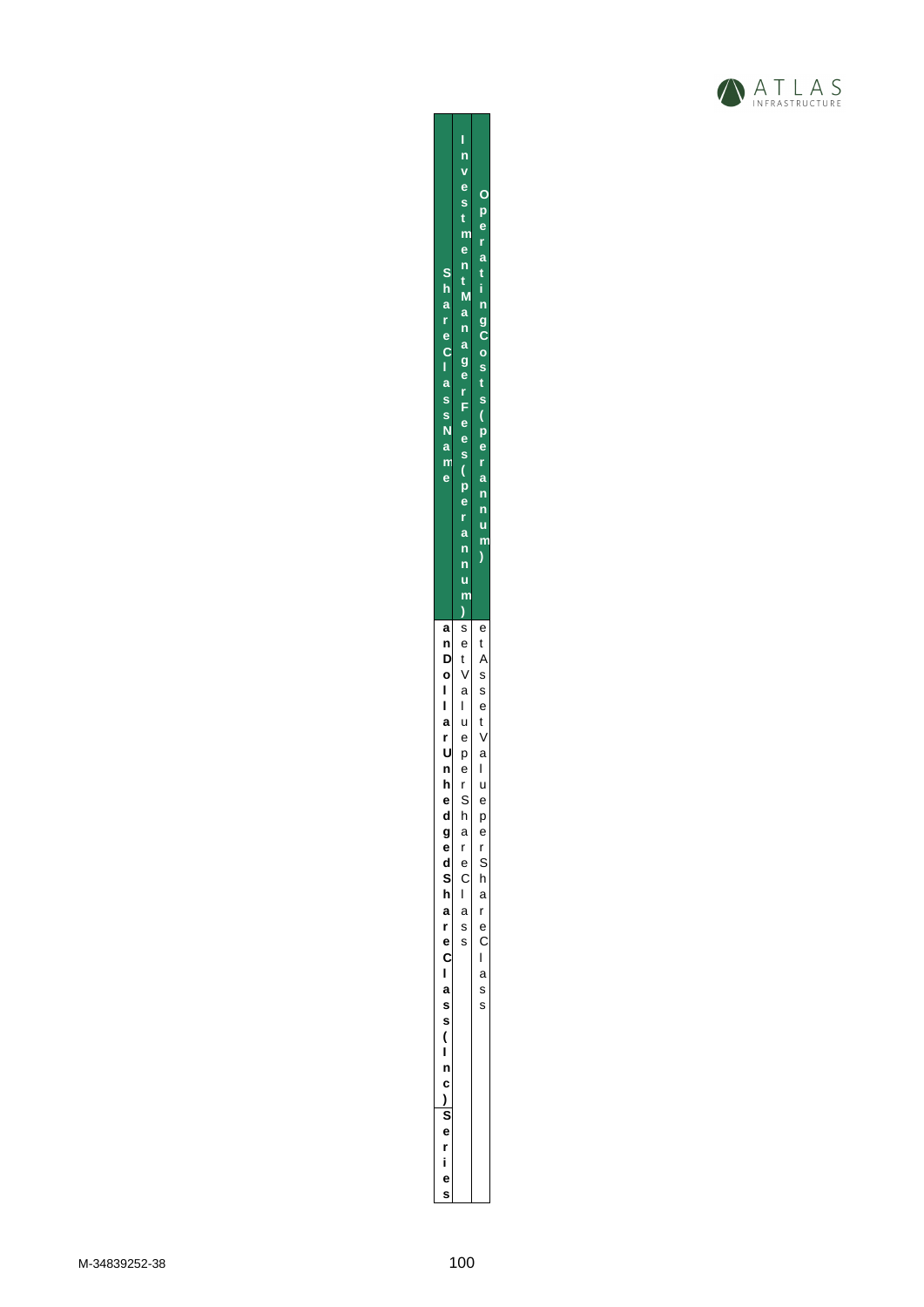| Share Class Name | Investment Manager Fees (per annum) | Operating Costs (per annum) |
| --- | --- | --- |
| Series and Dollar Unhedged Share Class (Inc) | set Value per Share Class | et Asset Value per Share Class |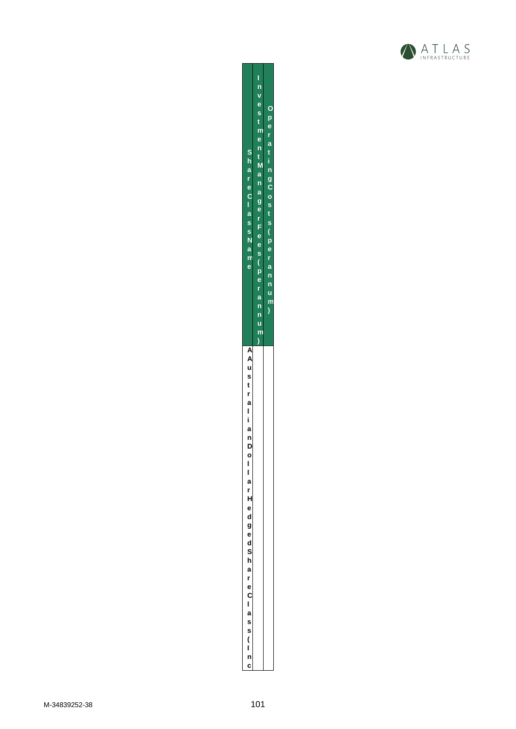| Share Class Name | Investment Manager Fees (per annum) | Operating Costs (per annum) |
| --- | --- | --- |
| A Australian Dollar Hedged Share Class (Inc | | |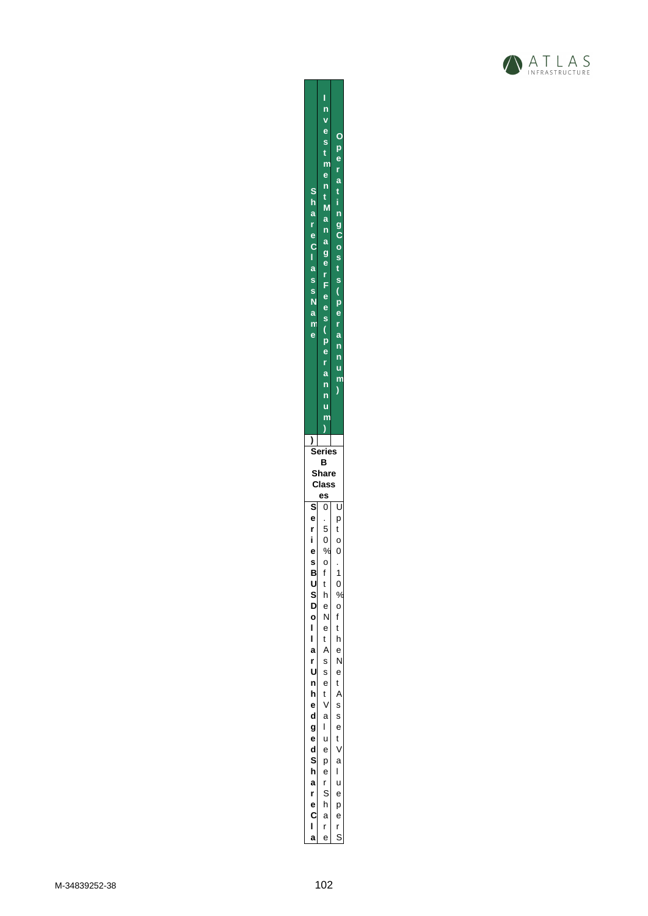| Share Class Name | Investment Manager Fees (per annum) | Operating Costs (per annum) |
|---|---|---|
| ) | | |
| Series B Share Classes | | |
| Series B USD Dollar Unhedged Share Cla | 0.50% of the Net Asset Value per Share | Up to 0.10% of the Net Asset Value per S |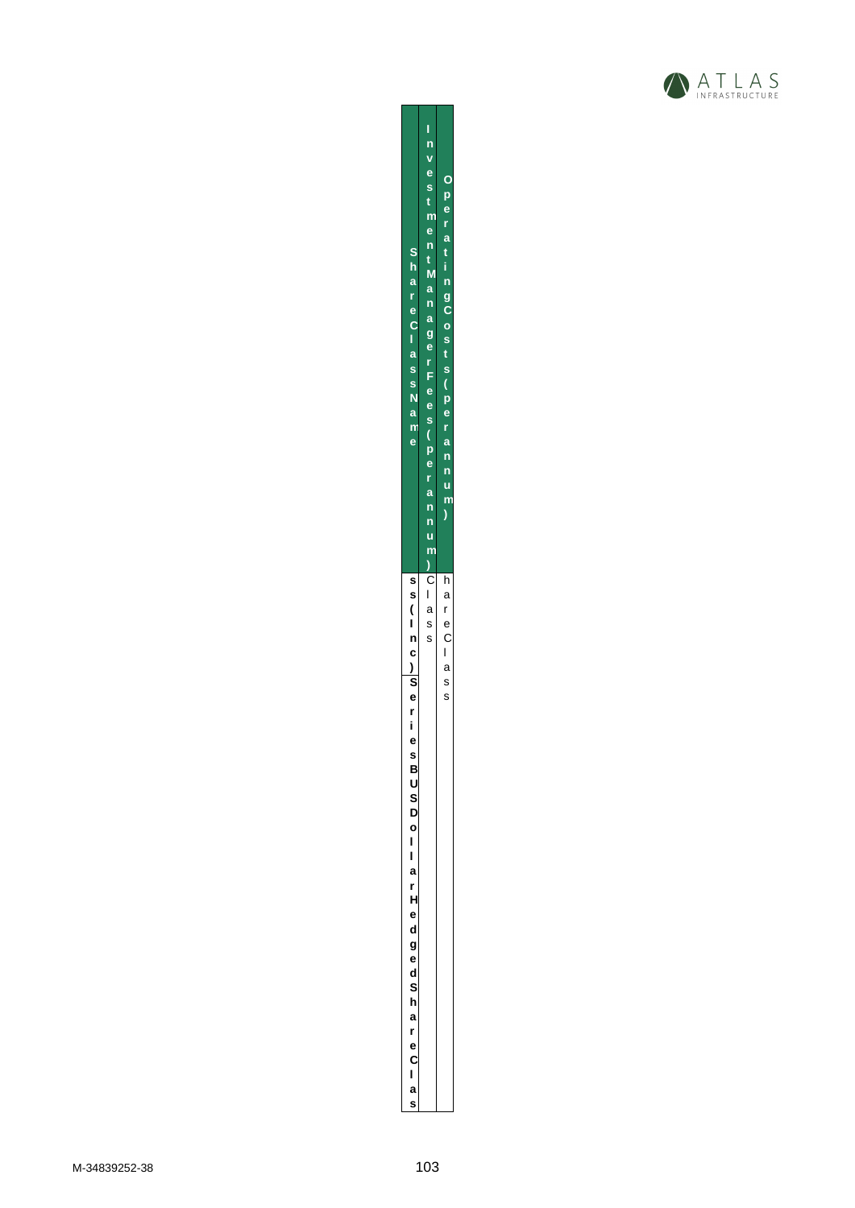| Share Class Name | Investment Manager Fees (per annum) | Operating Costs (per annum) |
| --- | --- | --- |
| ss (Inc) Series B USD Dollar Hedged Share Clas s | Class | hare Class |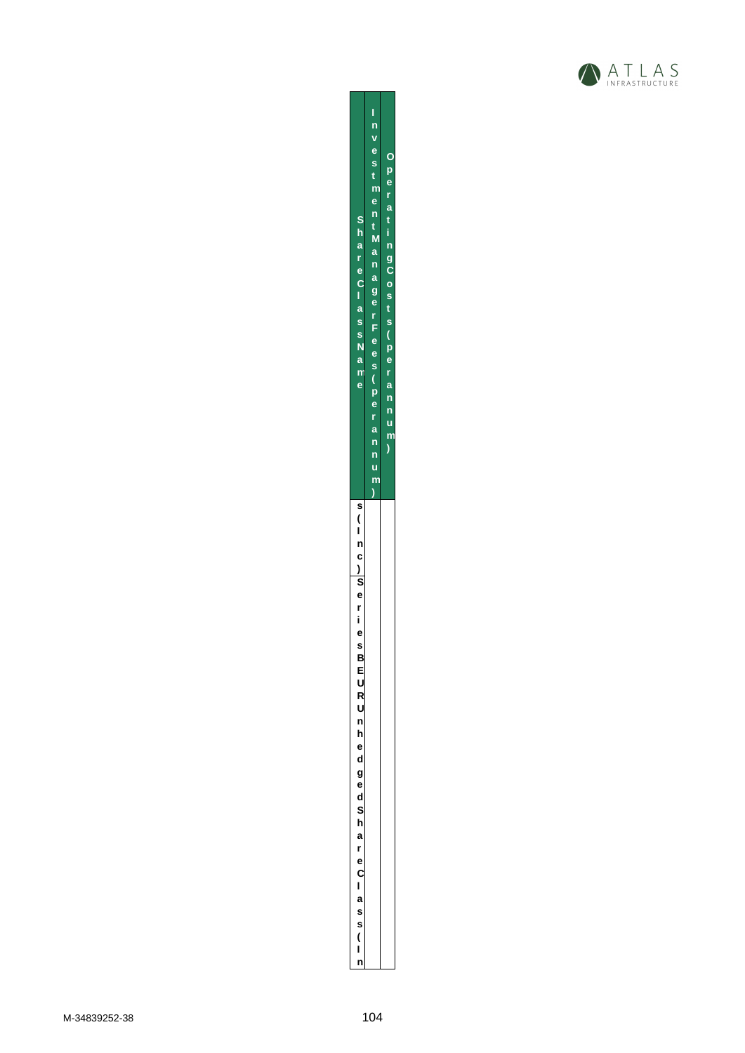| Share Class Name | Investment Manager Fees (per annum) | Operating Costs (per annum) |
| --- | --- | --- |
| s (Inc) | | |
| Series B EUR Unhedged Share Class (In | | |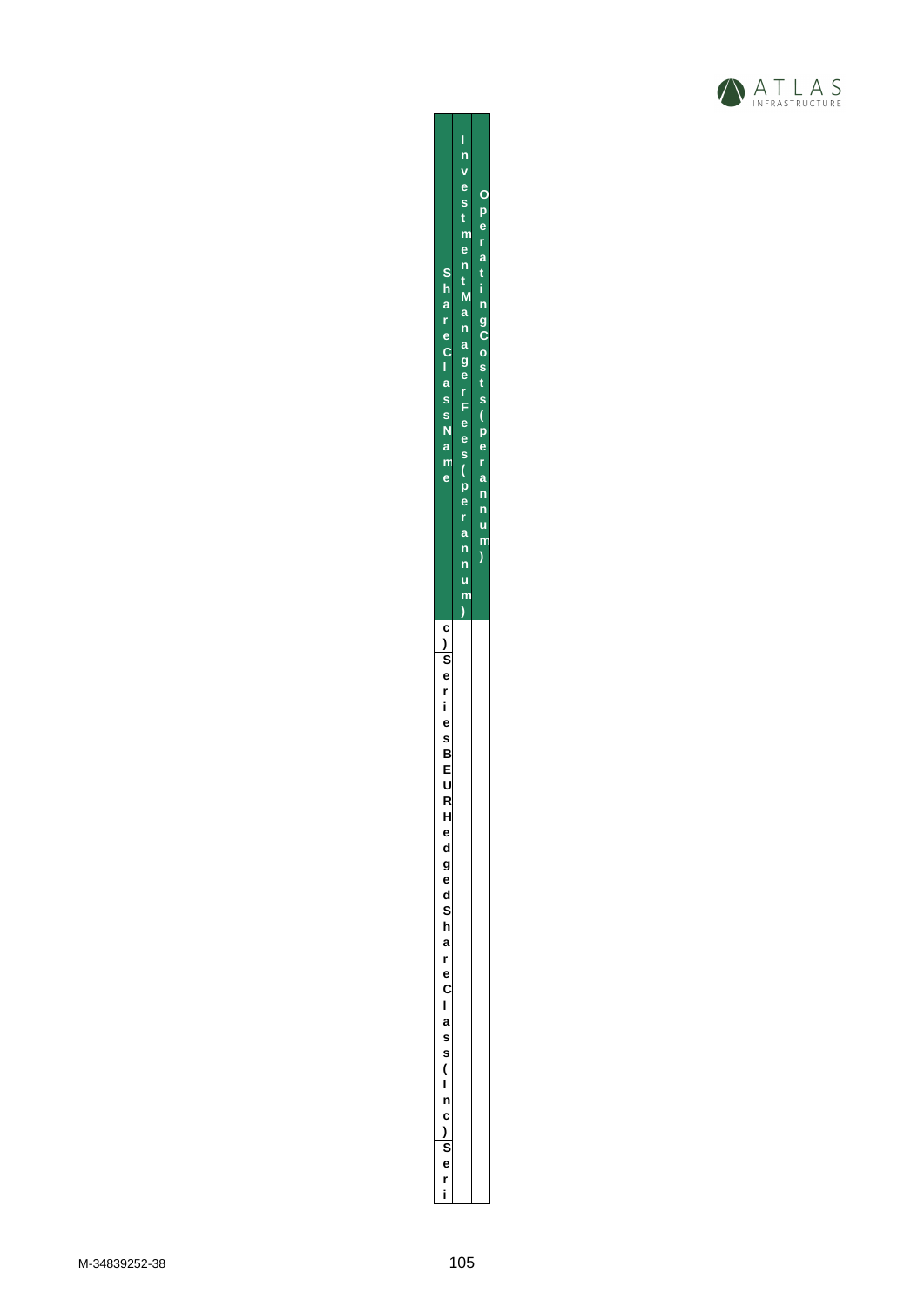| Share Class Name | Investment Manager Fees (per annum) | Operating Costs (per annum) |
|---|---|---|
| c) Series B EUR Hedged Share Class (Inc) | | |
| Seri | | |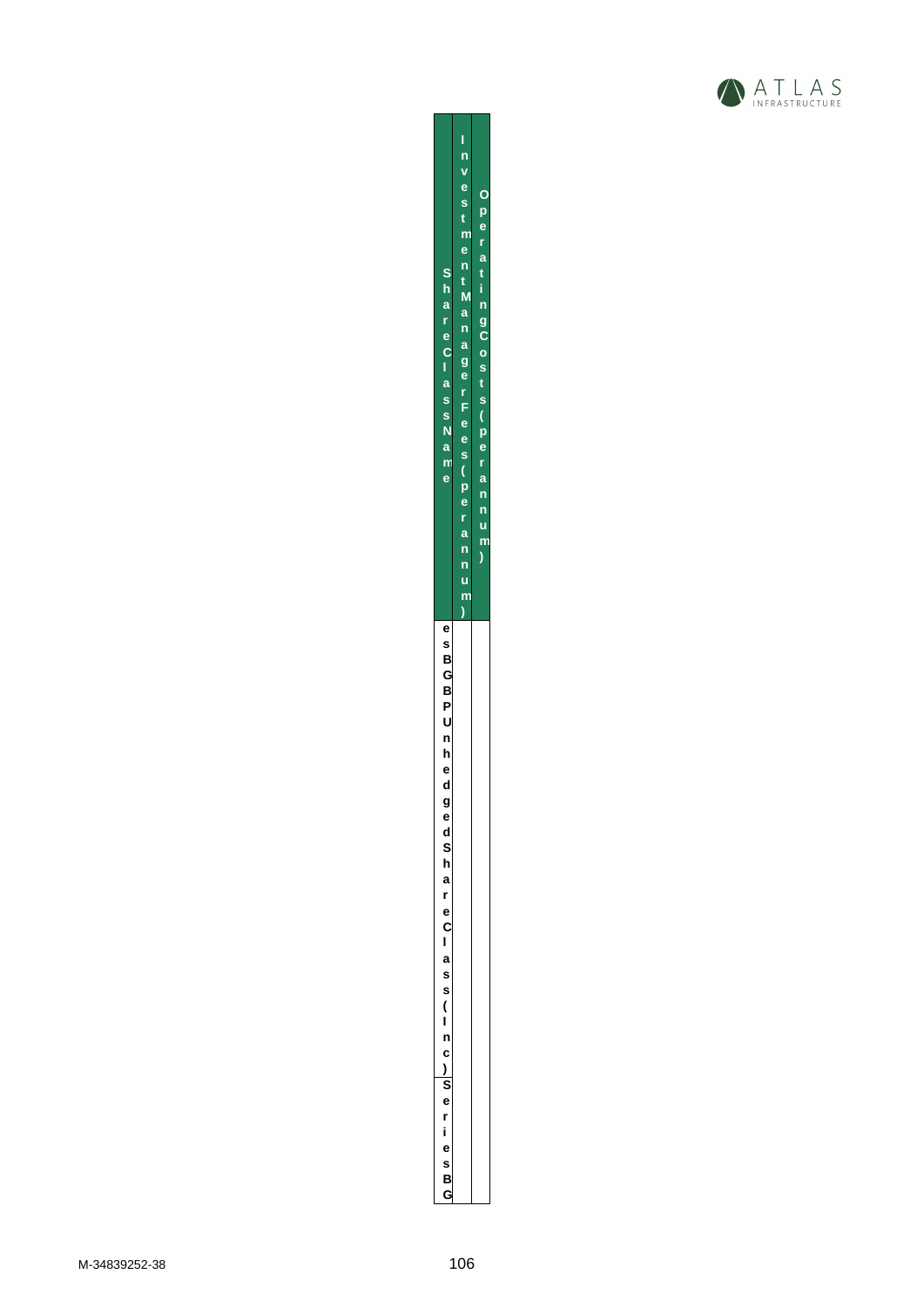| Share Class Name | Investment Manager Fees (per annum) | Operating Costs (per annum) |
|---|---|---|
| es BGBP Unhedged Share Class (Inc) | | |
| Series BG | | |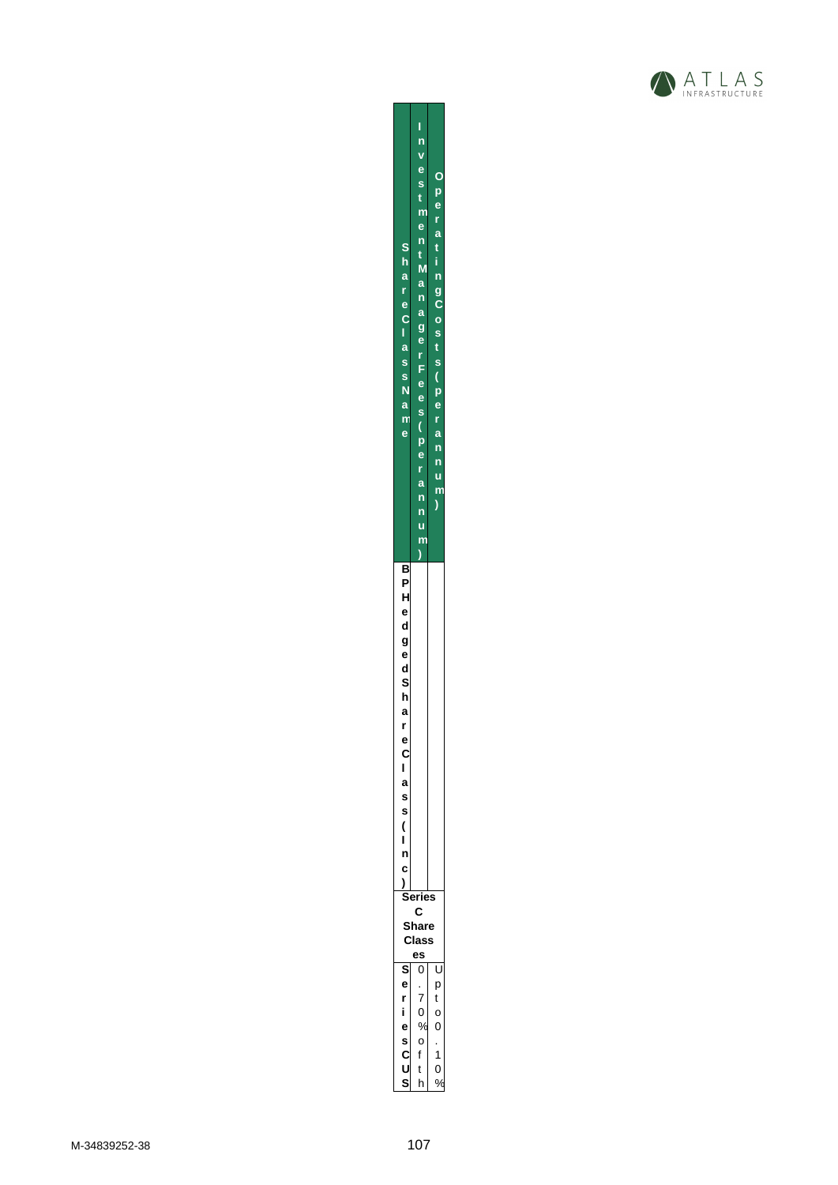| Share Class Name | Investment Manager Fees (per annum) | Operating Costs (per annum) |
| --- | --- | --- |
| BP Hedged Share Class (Inc) | | |
| Series C Share Classes | | |
| Series C US | 0.70% of th | Up to 0.10% |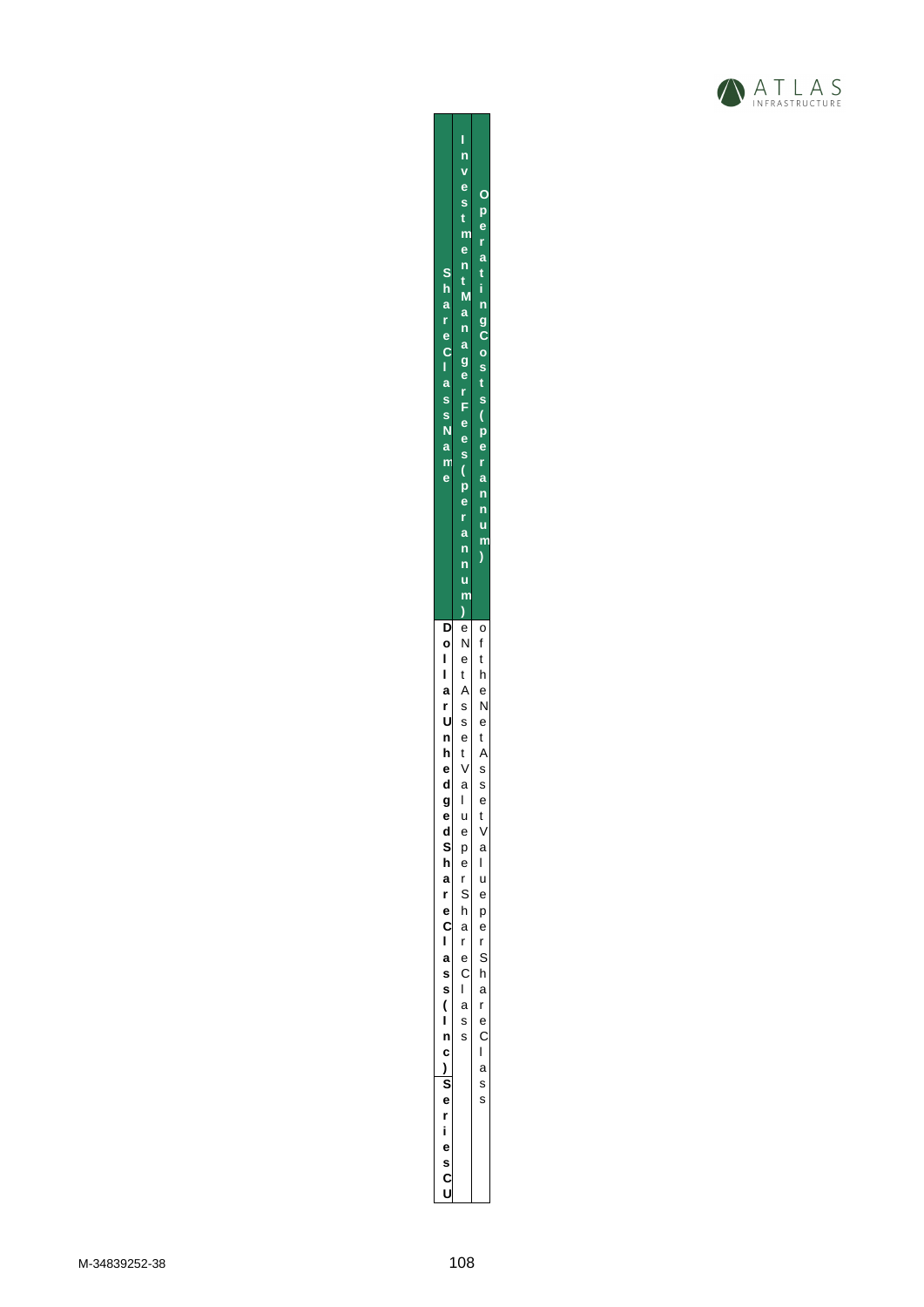| Share Class Name | Investment Manager Fees (per annum) | Operating Costs (per annum) |
| --- | --- | --- |
| Dollar Unhedged Share Class (Inc) Series CU | eNet Asset Value per Share Class | of the Net Asset Value per Share Class |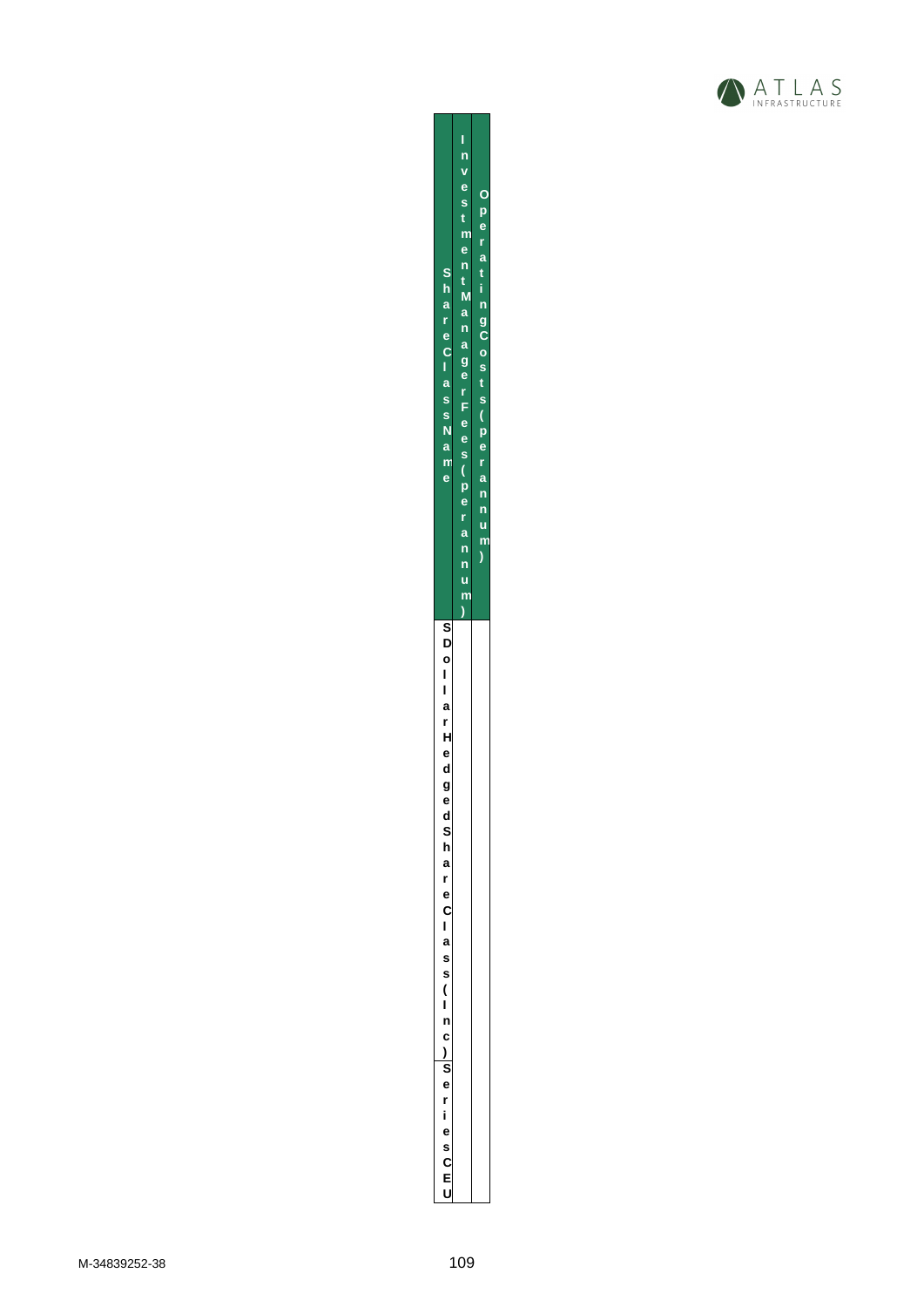| Share Class Name | Investment Manager Fees (per annum) | Operating Costs (per annum) |
|---|---|---|
| SDollar Hedged Share Class (Inc) Series C EU | | |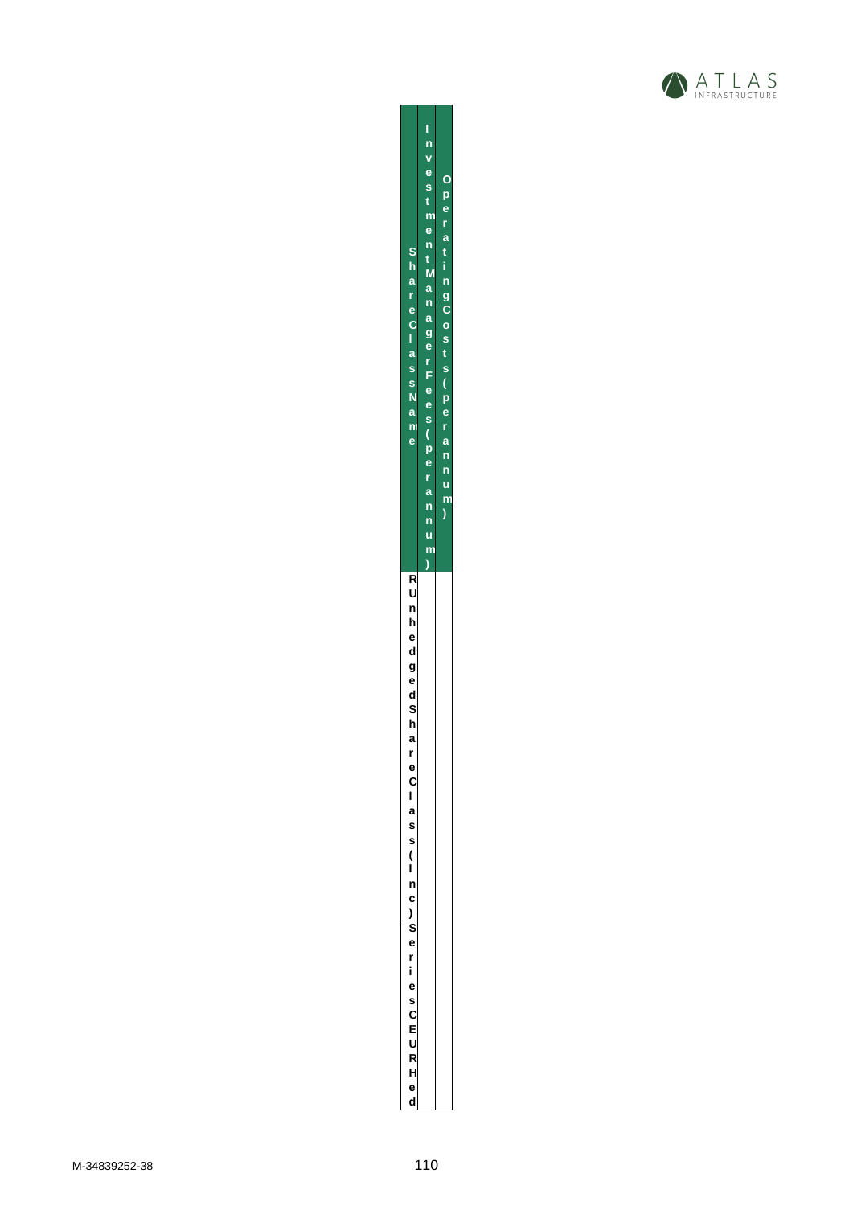| Share Class Name | Investment Manager Fees (per annum) | Operating Costs (per annum) |
| --- | --- | --- |
| R Unhedged Share Class (Inc) | | |
| Series C EUR Hed | | |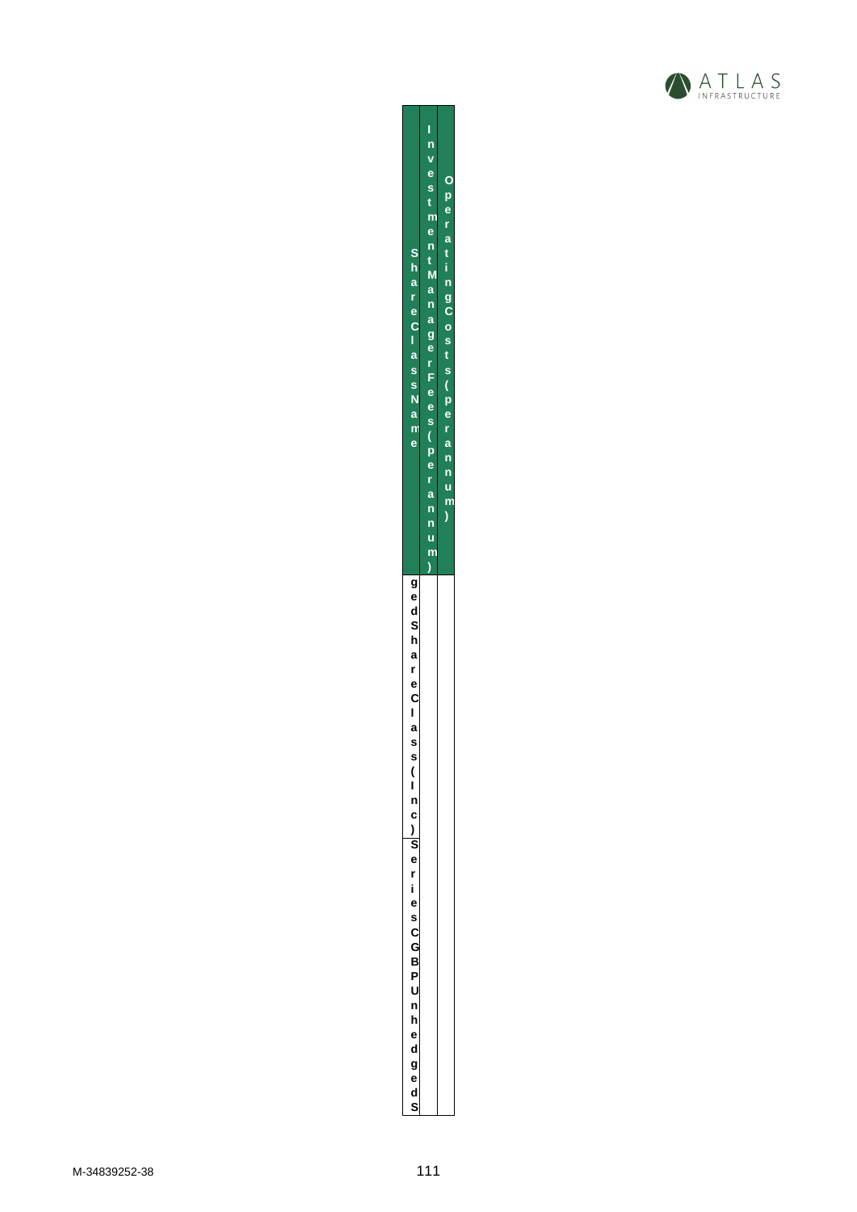| Share Class Name | Investment Manager Fees (per annum) | Operating Costs (per annum) |
|---|---|---|
| gedShareClass(Inc) | | |
| Series C GBP Unhedged S | | |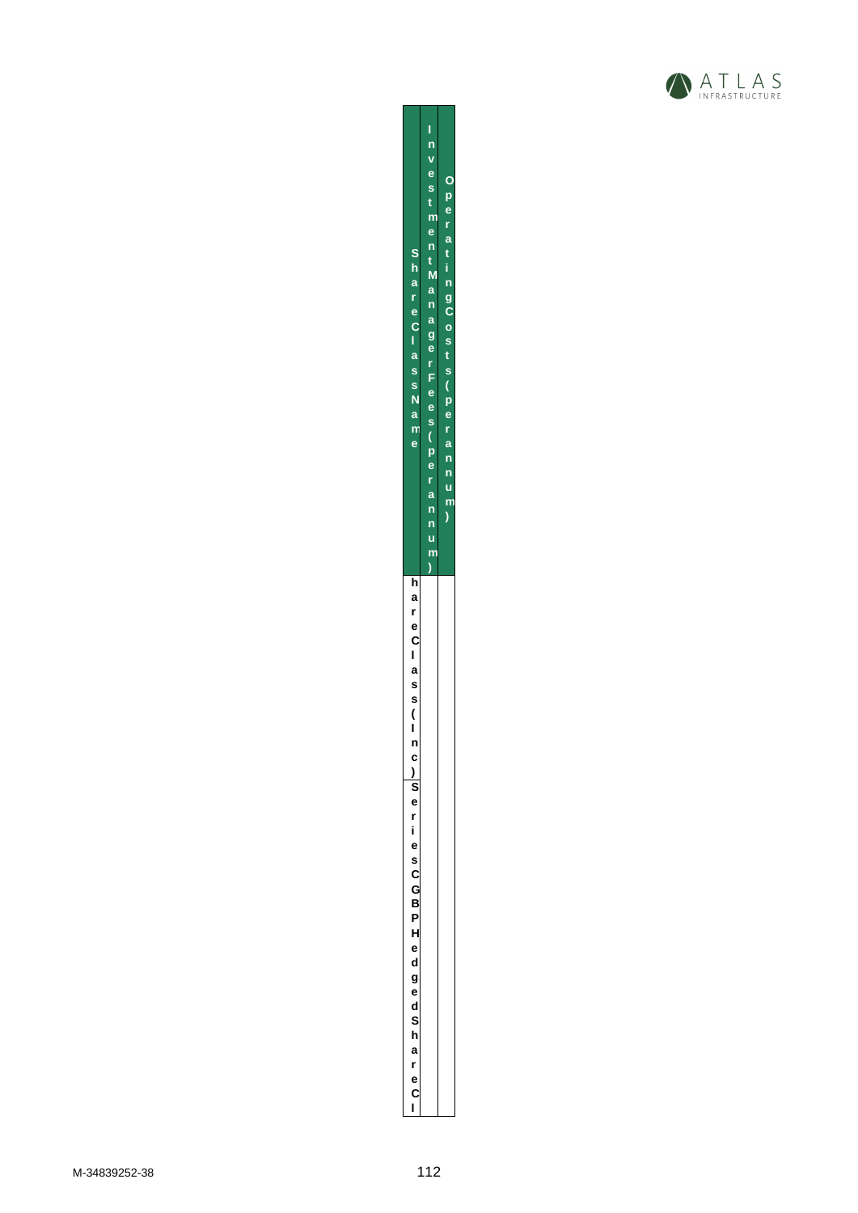| Share Class Name | Investment Manager Fees (per annum) | Operating Costs (per annum) |
|---|---|---|
| hare Class (Inc) Series C GBP Hedged Share Cl | | |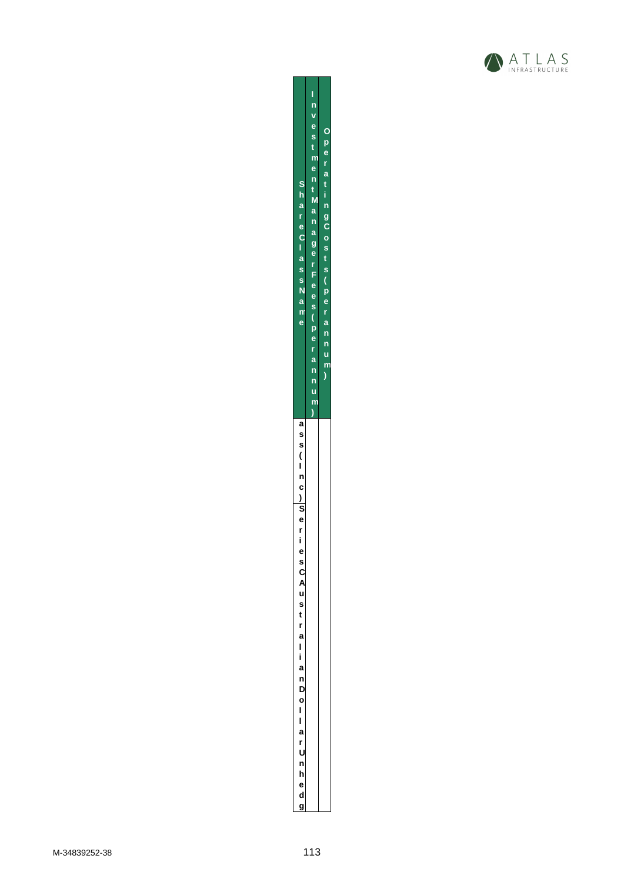| Share Class Name | Investment Manager Fees (per annum) | Operating Costs (per annum) |
| --- | --- | --- |
| ass (Inc) Series C Australian Dollar Unhedg | | |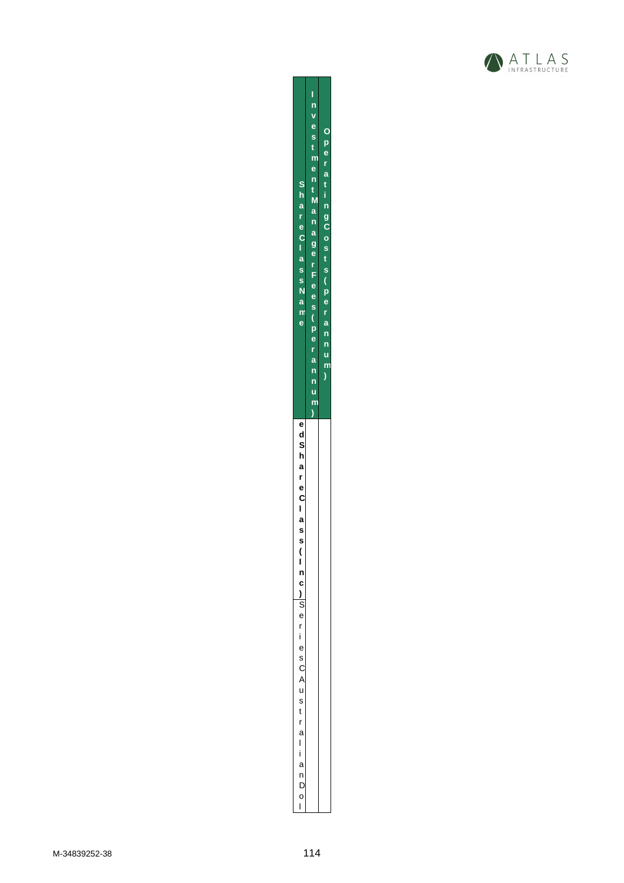| Share Class Name | Investment Manager Fees (per annum) | Operating Costs (per annum) |
|---|---|---|
| **ed Share Class (Inc)** Series C Australian Dol | | |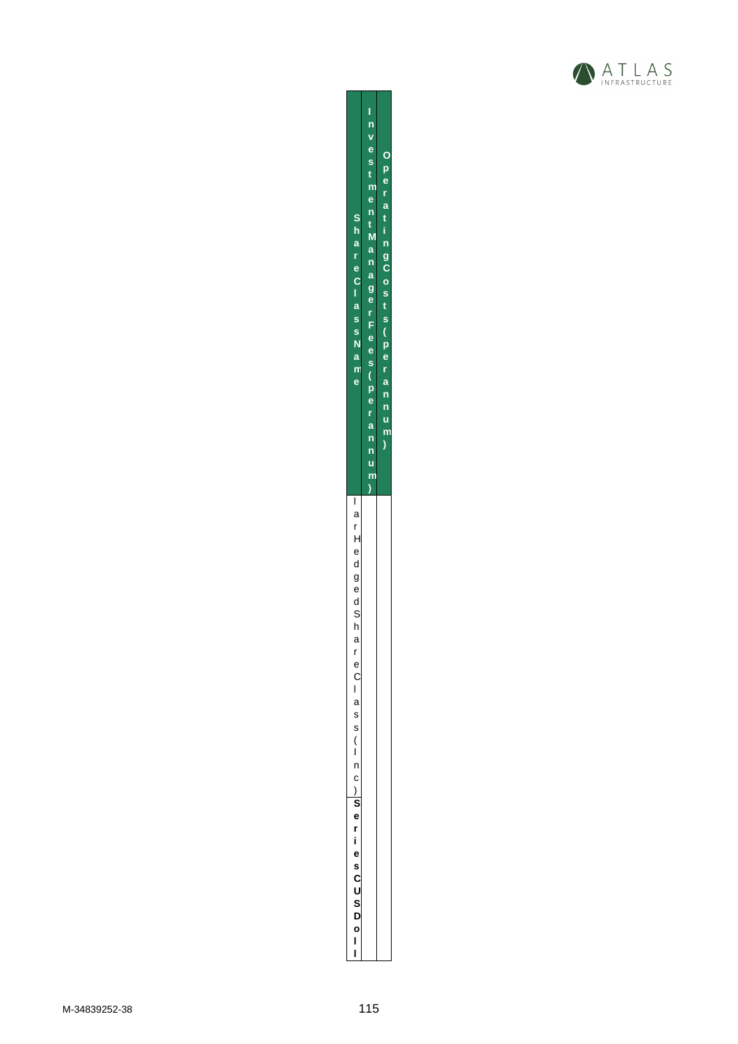| Share Class Name | Investment Manager Fees (per annum) | Operating Costs (per annum) |
| --- | --- | --- |
| Iar Hedged Share Class (Inc) | | |
| **Series C USD oll** | | |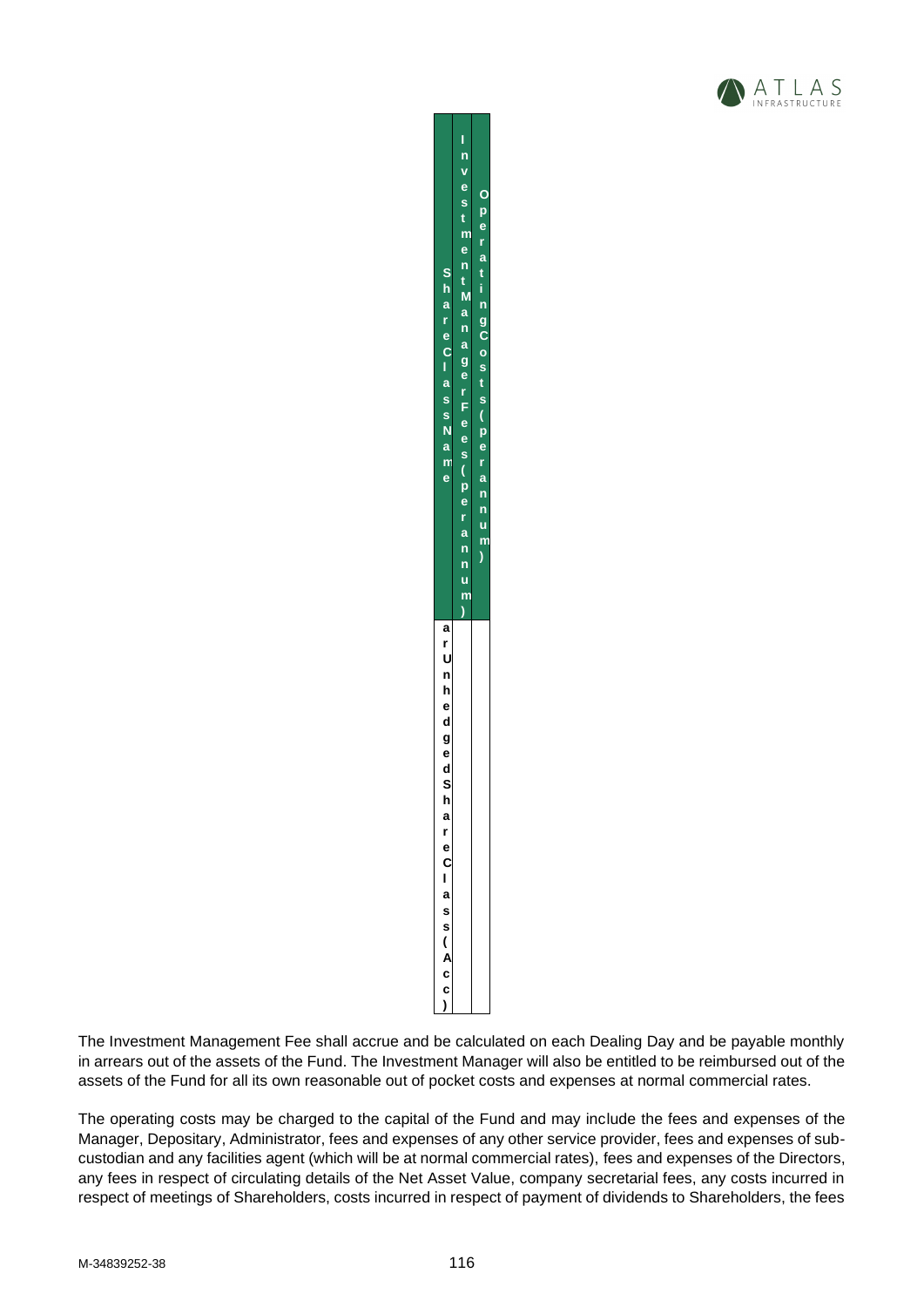| Share Class Name | Investment Manager Fees (per annum) | Operating Costs (per annum) |
|---|---|---|
| ar Unhedged Share Class (Acc) | | |

The Investment Management Fee shall accrue and be calculated on each Dealing Day and be payable monthly in arrears out of the assets of the Fund. The Investment Manager will also be entitled to be reimbursed out of the assets of the Fund for all its own reasonable out of pocket costs and expenses at normal commercial rates.

The operating costs may be charged to the capital of the Fund and may include the fees and expenses of the Manager, Depositary, Administrator, fees and expenses of any other service provider, fees and expenses of sub-custodian and any facilities agent (which will be at normal commercial rates), fees and expenses of the Directors, any fees in respect of circulating details of the Net Asset Value, company secretarial fees, any costs incurred in respect of meetings of Shareholders, costs incurred in respect of payment of dividends to Shareholders, the fees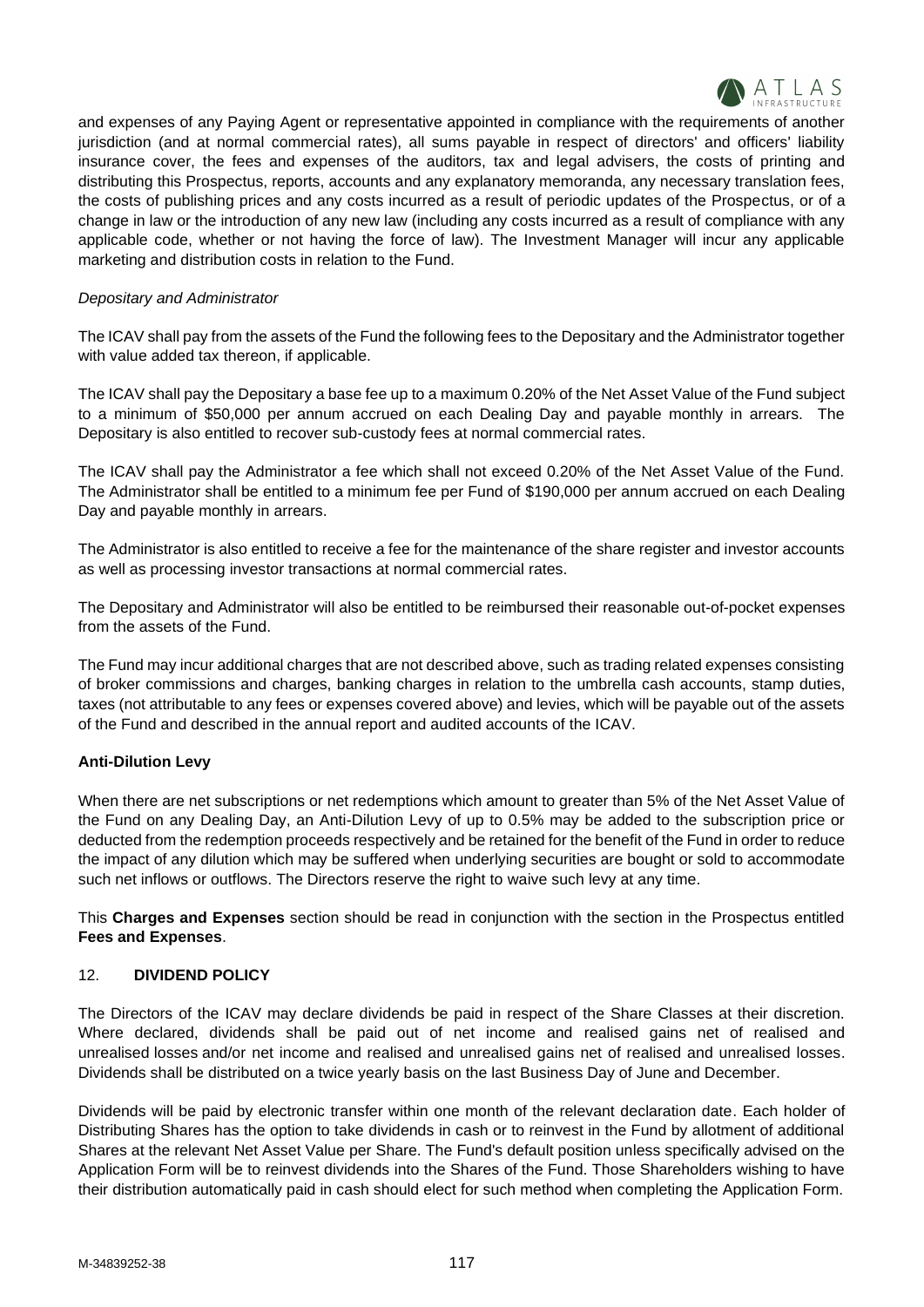and expenses of any Paying Agent or representative appointed in compliance with the requirements of another jurisdiction (and at normal commercial rates), all sums payable in respect of directors' and officers' liability insurance cover, the fees and expenses of the auditors, tax and legal advisers, the costs of printing and distributing this Prospectus, reports, accounts and any explanatory memoranda, any necessary translation fees, the costs of publishing prices and any costs incurred as a result of periodic updates of the Prospectus, or of a change in law or the introduction of any new law (including any costs incurred as a result of compliance with any applicable code, whether or not having the force of law). The Investment Manager will incur any applicable marketing and distribution costs in relation to the Fund.

*Depositary and Administrator*

The ICAV shall pay from the assets of the Fund the following fees to the Depositary and the Administrator together with value added tax thereon, if applicable.

The ICAV shall pay the Depositary a base fee up to a maximum 0.20% of the Net Asset Value of the Fund subject to a minimum of $50,000 per annum accrued on each Dealing Day and payable monthly in arrears. The Depositary is also entitled to recover sub-custody fees at normal commercial rates.

The ICAV shall pay the Administrator a fee which shall not exceed 0.20% of the Net Asset Value of the Fund. The Administrator shall be entitled to a minimum fee per Fund of $190,000 per annum accrued on each Dealing Day and payable monthly in arrears.

The Administrator is also entitled to receive a fee for the maintenance of the share register and investor accounts as well as processing investor transactions at normal commercial rates.

The Depositary and Administrator will also be entitled to be reimbursed their reasonable out-of-pocket expenses from the assets of the Fund.

The Fund may incur additional charges that are not described above, such as trading related expenses consisting of broker commissions and charges, banking charges in relation to the umbrella cash accounts, stamp duties, taxes (not attributable to any fees or expenses covered above) and levies, which will be payable out of the assets of the Fund and described in the annual report and audited accounts of the ICAV.

**Anti-Dilution Levy**

When there are net subscriptions or net redemptions which amount to greater than 5% of the Net Asset Value of the Fund on any Dealing Day, an Anti-Dilution Levy of up to 0.5% may be added to the subscription price or deducted from the redemption proceeds respectively and be retained for the benefit of the Fund in order to reduce the impact of any dilution which may be suffered when underlying securities are bought or sold to accommodate such net inflows or outflows. The Directors reserve the right to waive such levy at any time.

This **Charges and Expenses** section should be read in conjunction with the section in the Prospectus entitled **Fees and Expenses**.

## 12. DIVIDEND POLICY

The Directors of the ICAV may declare dividends be paid in respect of the Share Classes at their discretion. Where declared, dividends shall be paid out of net income and realised gains net of realised and unrealised losses and/or net income and realised and unrealised gains net of realised and unrealised losses. Dividends shall be distributed on a twice yearly basis on the last Business Day of June and December.

Dividends will be paid by electronic transfer within one month of the relevant declaration date. Each holder of Distributing Shares has the option to take dividends in cash or to reinvest in the Fund by allotment of additional Shares at the relevant Net Asset Value per Share. The Fund's default position unless specifically advised on the Application Form will be to reinvest dividends into the Shares of the Fund. Those Shareholders wishing to have their distribution automatically paid in cash should elect for such method when completing the Application Form.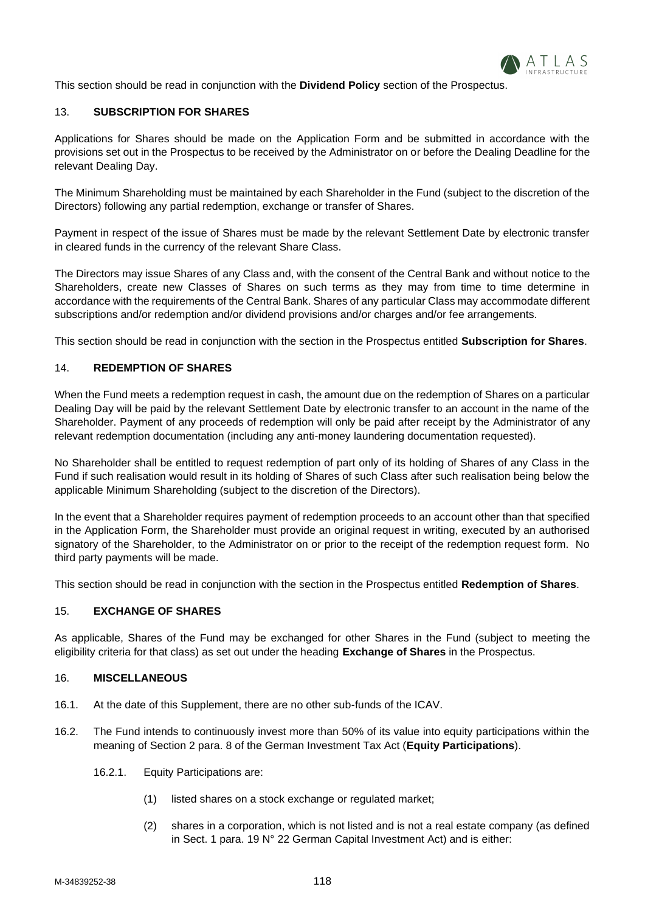This section should be read in conjunction with the **Dividend Policy** section of the Prospectus.

## 13. SUBSCRIPTION FOR SHARES

Applications for Shares should be made on the Application Form and be submitted in accordance with the provisions set out in the Prospectus to be received by the Administrator on or before the Dealing Deadline for the relevant Dealing Day.

The Minimum Shareholding must be maintained by each Shareholder in the Fund (subject to the discretion of the Directors) following any partial redemption, exchange or transfer of Shares.

Payment in respect of the issue of Shares must be made by the relevant Settlement Date by electronic transfer in cleared funds in the currency of the relevant Share Class.

The Directors may issue Shares of any Class and, with the consent of the Central Bank and without notice to the Shareholders, create new Classes of Shares on such terms as they may from time to time determine in accordance with the requirements of the Central Bank. Shares of any particular Class may accommodate different subscriptions and/or redemption and/or dividend provisions and/or charges and/or fee arrangements.

This section should be read in conjunction with the section in the Prospectus entitled **Subscription for Shares**.

## 14. REDEMPTION OF SHARES

When the Fund meets a redemption request in cash, the amount due on the redemption of Shares on a particular Dealing Day will be paid by the relevant Settlement Date by electronic transfer to an account in the name of the Shareholder. Payment of any proceeds of redemption will only be paid after receipt by the Administrator of any relevant redemption documentation (including any anti-money laundering documentation requested).

No Shareholder shall be entitled to request redemption of part only of its holding of Shares of any Class in the Fund if such realisation would result in its holding of Shares of such Class after such realisation being below the applicable Minimum Shareholding (subject to the discretion of the Directors).

In the event that a Shareholder requires payment of redemption proceeds to an account other than that specified in the Application Form, the Shareholder must provide an original request in writing, executed by an authorised signatory of the Shareholder, to the Administrator on or prior to the receipt of the redemption request form. No third party payments will be made.

This section should be read in conjunction with the section in the Prospectus entitled **Redemption of Shares**.

## 15. EXCHANGE OF SHARES

As applicable, Shares of the Fund may be exchanged for other Shares in the Fund (subject to meeting the eligibility criteria for that class) as set out under the heading **Exchange of Shares** in the Prospectus.

## 16. MISCELLANEOUS

16.1. At the date of this Supplement, there are no other sub-funds of the ICAV.

16.2. The Fund intends to continuously invest more than 50% of its value into equity participations within the meaning of Section 2 para. 8 of the German Investment Tax Act (**Equity Participations**).

16.2.1. Equity Participations are:

(1) listed shares on a stock exchange or regulated market;

(2) shares in a corporation, which is not listed and is not a real estate company (as defined in Sect. 1 para. 19 N° 22 German Capital Investment Act) and is either: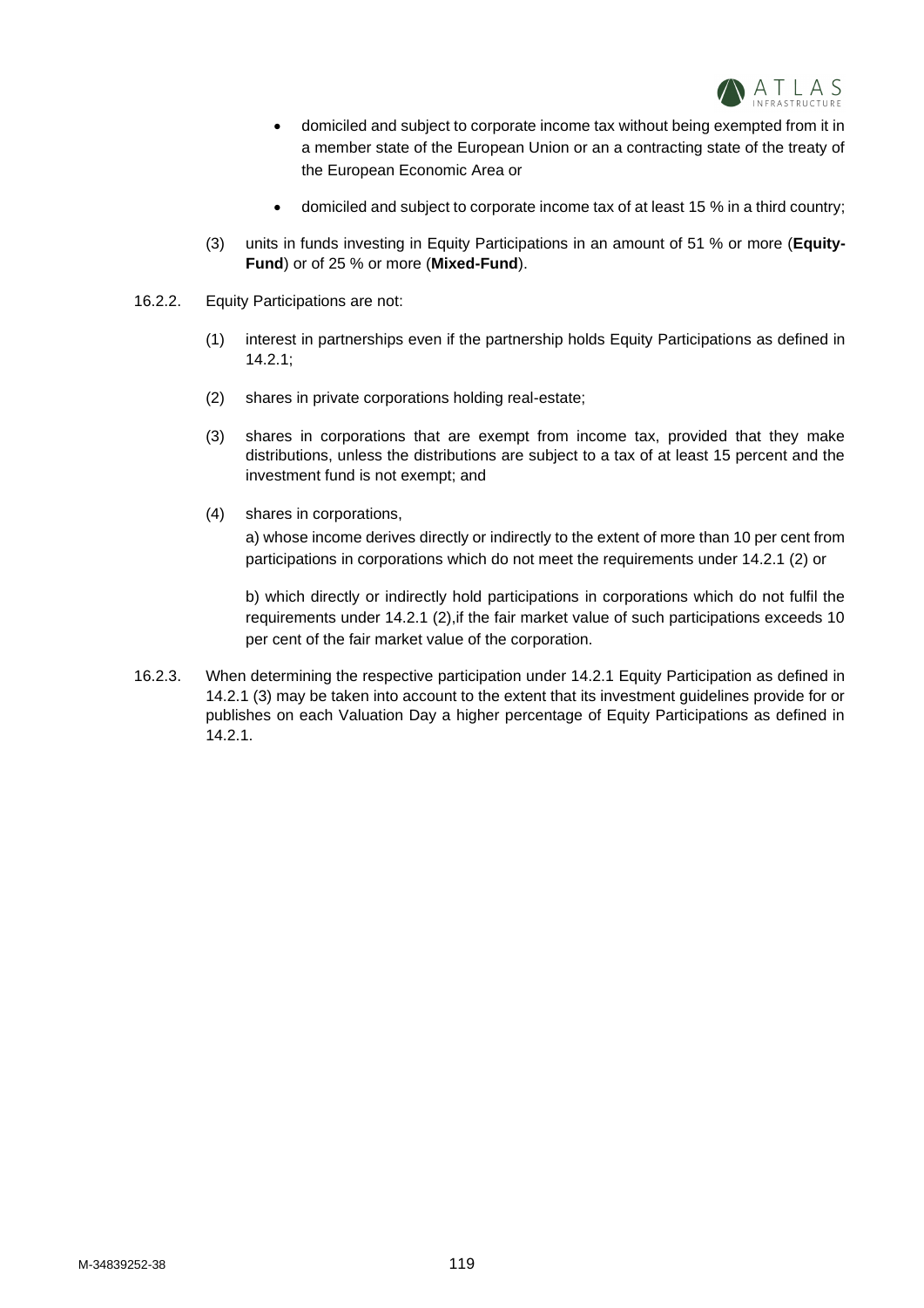- domiciled and subject to corporate income tax without being exempted from it in a member state of the European Union or an a contracting state of the treaty of the European Economic Area or

- domiciled and subject to corporate income tax of at least 15 % in a third country;

(3) units in funds investing in Equity Participations in an amount of 51 % or more (**Equity-Fund**) or of 25 % or more (**Mixed-Fund**).

16.2.2. Equity Participations are not:

(1) interest in partnerships even if the partnership holds Equity Participations as defined in 14.2.1;

(2) shares in private corporations holding real-estate;

(3) shares in corporations that are exempt from income tax, provided that they make distributions, unless the distributions are subject to a tax of at least 15 percent and the investment fund is not exempt; and

(4) shares in corporations,

a) whose income derives directly or indirectly to the extent of more than 10 per cent from participations in corporations which do not meet the requirements under 14.2.1 (2) or

b) which directly or indirectly hold participations in corporations which do not fulfil the requirements under 14.2.1 (2),if the fair market value of such participations exceeds 10 per cent of the fair market value of the corporation.

16.2.3. When determining the respective participation under 14.2.1 Equity Participation as defined in 14.2.1 (3) may be taken into account to the extent that its investment guidelines provide for or publishes on each Valuation Day a higher percentage of Equity Participations as defined in 14.2.1.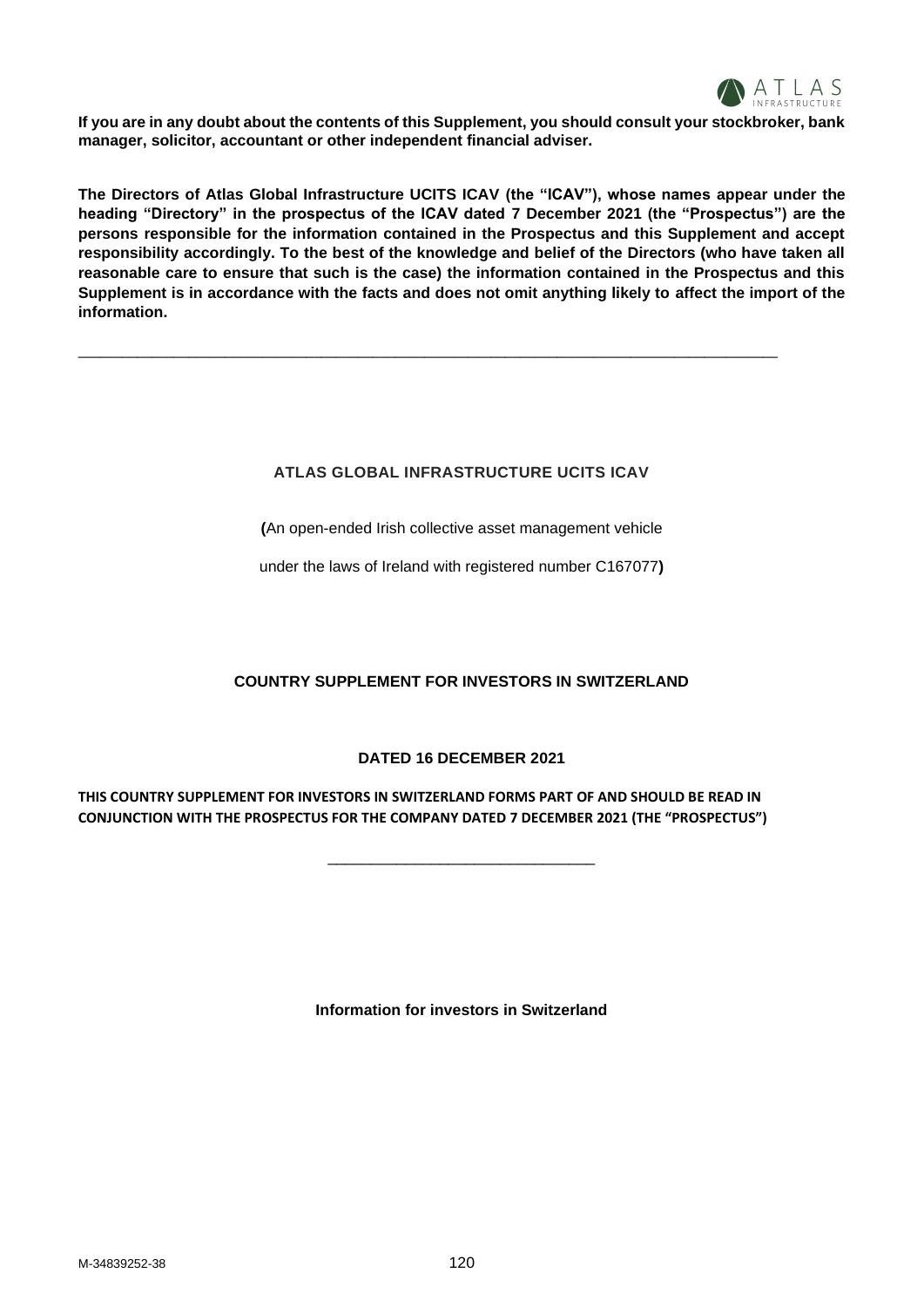**If you are in any doubt about the contents of this Supplement, you should consult your stockbroker, bank manager, solicitor, accountant or other independent financial adviser.**

**The Directors of Atlas Global Infrastructure UCITS ICAV (the "ICAV"), whose names appear under the heading "Directory" in the prospectus of the ICAV dated 7 December 2021 (the "Prospectus") are the persons responsible for the information contained in the Prospectus and this Supplement and accept responsibility accordingly. To the best of the knowledge and belief of the Directors (who have taken all reasonable care to ensure that such is the case) the information contained in the Prospectus and this Supplement is in accordance with the facts and does not omit anything likely to affect the import of the information.**

---

**ATLAS GLOBAL INFRASTRUCTURE UCITS ICAV**

**(**An open-ended Irish collective asset management vehicle

under the laws of Ireland with registered number C167077**)**

**COUNTRY SUPPLEMENT FOR INVESTORS IN SWITZERLAND**

**DATED 16 DECEMBER 2021**

**THIS COUNTRY SUPPLEMENT FOR INVESTORS IN SWITZERLAND FORMS PART OF AND SHOULD BE READ IN CONJUNCTION WITH THE PROSPECTUS FOR THE COMPANY DATED 7 DECEMBER 2021 (THE "PROSPECTUS")**

---

**Information for investors in Switzerland**

M-34839252-38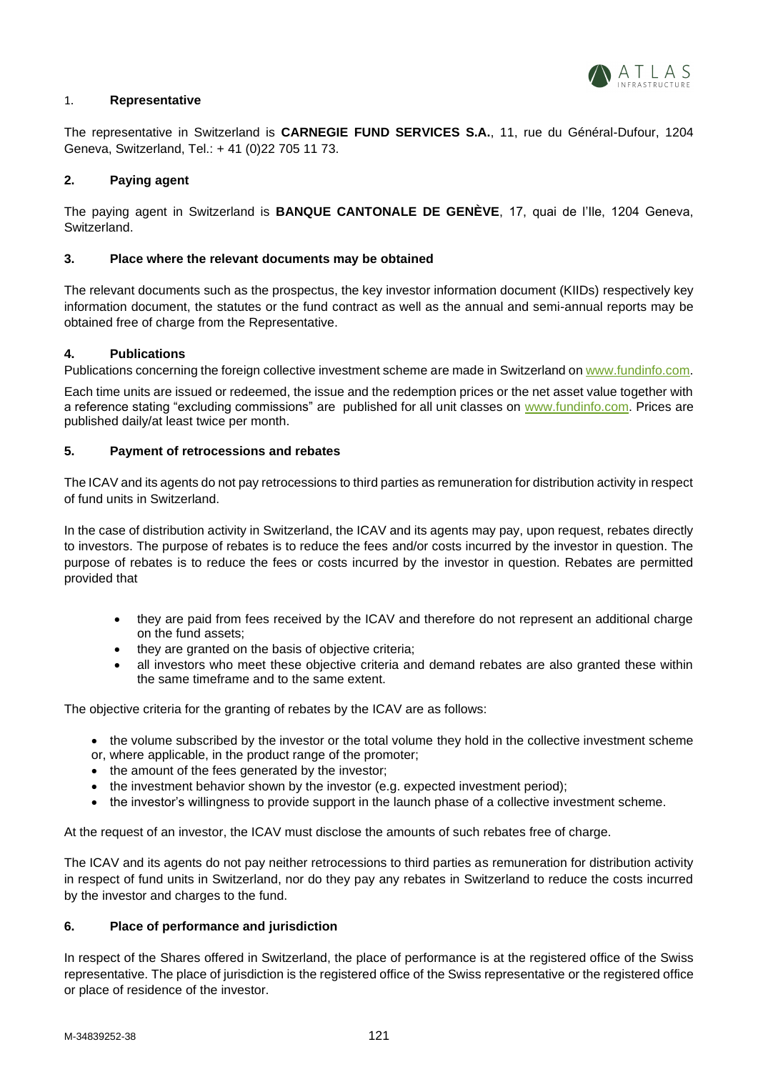## 1. Representative

The representative in Switzerland is **CARNEGIE FUND SERVICES S.A.**, 11, rue du Général-Dufour, 1204 Geneva, Switzerland, Tel.: + 41 (0)22 705 11 73.

## 2. Paying agent

The paying agent in Switzerland is **BANQUE CANTONALE DE GENÈVE**, 17, quai de l'Ile, 1204 Geneva, Switzerland.

## 3. Place where the relevant documents may be obtained

The relevant documents such as the prospectus, the key investor information document (KIIDs) respectively key information document, the statutes or the fund contract as well as the annual and semi-annual reports may be obtained free of charge from the Representative.

## 4. Publications

Publications concerning the foreign collective investment scheme are made in Switzerland on www.fundinfo.com.

Each time units are issued or redeemed, the issue and the redemption prices or the net asset value together with a reference stating "excluding commissions" are published for all unit classes on www.fundinfo.com. Prices are published daily/at least twice per month.

## 5. Payment of retrocessions and rebates

The ICAV and its agents do not pay retrocessions to third parties as remuneration for distribution activity in respect of fund units in Switzerland.

In the case of distribution activity in Switzerland, the ICAV and its agents may pay, upon request, rebates directly to investors. The purpose of rebates is to reduce the fees and/or costs incurred by the investor in question. The purpose of rebates is to reduce the fees or costs incurred by the investor in question. Rebates are permitted provided that

- they are paid from fees received by the ICAV and therefore do not represent an additional charge on the fund assets;
- they are granted on the basis of objective criteria;
- all investors who meet these objective criteria and demand rebates are also granted these within the same timeframe and to the same extent.

The objective criteria for the granting of rebates by the ICAV are as follows:

- the volume subscribed by the investor or the total volume they hold in the collective investment scheme or, where applicable, in the product range of the promoter;
- the amount of the fees generated by the investor;
- the investment behavior shown by the investor (e.g. expected investment period);
- the investor's willingness to provide support in the launch phase of a collective investment scheme.

At the request of an investor, the ICAV must disclose the amounts of such rebates free of charge.

The ICAV and its agents do not pay neither retrocessions to third parties as remuneration for distribution activity in respect of fund units in Switzerland, nor do they pay any rebates in Switzerland to reduce the costs incurred by the investor and charges to the fund.

## 6. Place of performance and jurisdiction

In respect of the Shares offered in Switzerland, the place of performance is at the registered office of the Swiss representative. The place of jurisdiction is the registered office of the Swiss representative or the registered office or place of residence of the investor.